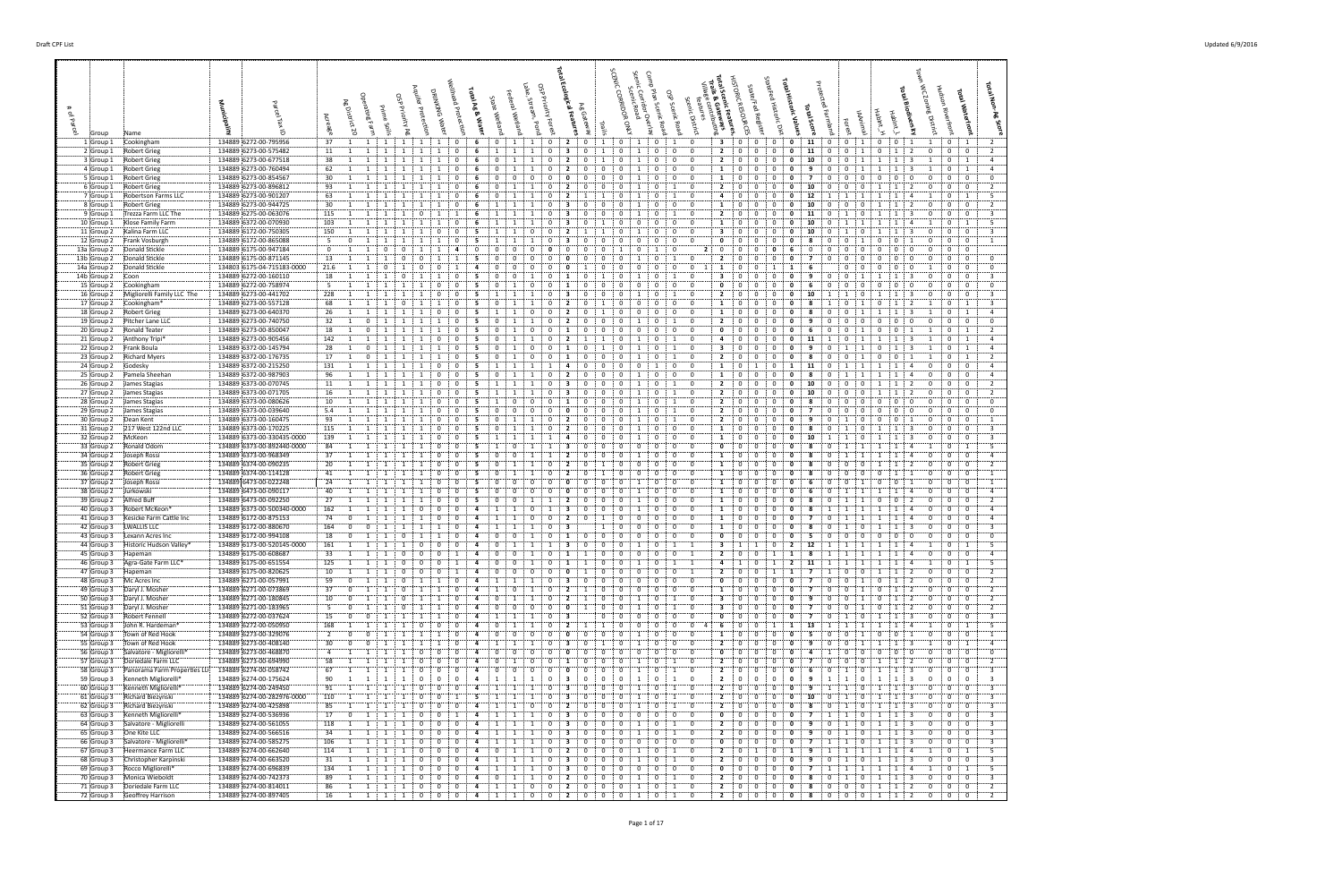| # of Parcel | Group | Name | Municipality | Parcel Tax ID | Acreage | Ag District 20 | Operating Farm | Prime Soils | OSP Priority Ag | Aquifer Protection | Drinking Water | Wellhead Protection | Total Ag & Water | State Wetland | Federal Wetland | Lake, Stream, Pond | OSP Priority Forest | Total Ecological Features | Ag Gateway | Trails | SCENIC CORRIDOR ONLY | Scenic Corridor Overlay | Scenic Road | Camp Plan Scenic Road | OSP Scenic Road | Scenic District | Village community features | Total Scenic Features, Trails & Gateways | HISTORIC RESOURCES | State/Fed Register | Stanford Historic Dist | Total Historic Values | Total Score | Protected Farmland | Forest | iAnimal | Habitat_H | Habitat_L | Total Biodiversity | Town WC Zoning District | Hudson Riverfront | Total Waterfront | Total Non-Ag Score |
|---|---|---|---|---|---|---|---|---|---|---|---|---|---|---|---|---|---|---|---|---|---|---|---|---|---|---|---|---|---|---|---|---|---|---|---|---|---|---|---|---|---|---|---|
| 1 | Group 1 | Cookingham | 134889 | 6272-00-795956 | 37 | 1 | 1 | 1 | 1 | 1 | 1 | 0 | 6 | 0 | 1 | 1 | 0 | 2 | 0 | 1 | 0 | 1 | 0 | 1 | 0 | 0 | | 3 | 0 | 0 | 0 | 0 | 11 | 0 | 0 | 1 | 0 | 0 | 1 | 1 | 0 | 1 | 2 |
| 2 | Group 1 | Robert Grieg | 134889 | 6273-00-575482 | 11 | 1 | 1 | 1 | 1 | 1 | 1 | 0 | 6 | 1 | 1 | 1 | 0 | 3 | 0 | 1 | 0 | 1 | 0 | 0 | 0 | 0 | | 2 | 0 | 0 | 0 | 0 | 11 | 0 | 0 | 1 | 0 | 1 | 2 | 0 | 0 | 0 | 2 |
| 3 | Group 1 | Robert Grieg | 134889 | 6273-00-677518 | 38 | 1 | 1 | 1 | 1 | 1 | 1 | 0 | 6 | 0 | 1 | 1 | 0 | 2 | 0 | 1 | 0 | 1 | 0 | 0 | 0 | 0 | | 2 | 0 | 0 | 0 | 0 | 10 | 0 | 0 | 1 | 1 | 1 | 3 | 1 | 0 | 1 | 4 |
| 4 | Group 1 | Robert Grieg | 134889 | 6273-00-760494 | 62 | 1 | 1 | 1 | 1 | 1 | 1 | 0 | 6 | 0 | 1 | 1 | 0 | 2 | 0 | 0 | 0 | 1 | 0 | 0 | 0 | 0 | | 1 | 0 | 0 | 0 | 0 | 9 | 0 | 0 | 1 | 1 | 1 | 3 | 1 | 0 | 1 | 4 |
| 5 | Group 1 | Robert Grieg | 134889 | 6273-00-854567 | 30 | 1 | 1 | 1 | 1 | 1 | 1 | 0 | 6 | 0 | 0 | 0 | 0 | 0 | 0 | 0 | 0 | 1 | 0 | 0 | 0 | 0 | | 1 | 0 | 0 | 0 | 0 | 7 | 0 | 0 | 0 | 0 | 0 | 0 | 0 | 0 | 0 | 0 |
| 6 | Group 1 | Robert Grieg | 134889 | 6273-00-896812 | 93 | 1 | 1 | 1 | 1 | 1 | 1 | 0 | 6 | 0 | 1 | 1 | 0 | 2 | 0 | 0 | 0 | 1 | 0 | 1 | 0 | 0 | | 2 | 0 | 0 | 0 | 0 | 10 | 0 | 0 | 0 | 1 | 1 | 2 | 0 | 0 | 0 | 2 |
| 7 | Group 1 | Robertson Farms LLC | 134889 | 6273-00-901207 | 63 | 1 | 1 | 1 | 1 | 1 | 1 | 0 | 6 | 0 | 1 | 1 | 0 | 2 | 1 | 1 | 0 | 1 | 0 | 1 | 0 | 0 | | 4 | 0 | 0 | 0 | 0 | 12 | 1 | 1 | 1 | 1 | 1 | 4 | 1 | 0 | 1 | 5 |
| 8 | Group 1 | Robert Grieg | 134889 | 6273-00-944725 | 30 | 1 | 1 | 1 | 1 | 1 | 1 | 0 | 6 | 1 | 1 | 1 | 0 | 3 | 0 | 0 | 0 | 1 | 0 | 0 | 0 | 0 | | 1 | 0 | 0 | 0 | 0 | 10 | 0 | 0 | 0 | 1 | 1 | 2 | 0 | 0 | 0 | 2 |
| 9 | Group 1 | Trezza Farm LLC The | 134889 | 6275-00-063076 | 115 | 1 | 1 | 1 | 1 | 1 | 1 | 0 | 6 | 1 | 1 | 1 | 0 | 3 | 0 | 0 | 0 | 1 | 0 | 1 | 0 | 0 | | 2 | 0 | 0 | 0 | 0 | 11 | 0 | 1 | 0 | 1 | 1 | 3 | 0 | 0 | 0 | 3 |
| 10 | Group 2 | Klose Family Farm | 134889 | 6372-00-070930 | 103 | 1 | 1 | 1 | 1 | 1 | 0 | 0 | 5 | 1 | 1 | 1 | 0 | 3 | 1 | 0 | 0 | 1 | 0 | 0 | 0 | 0 | | 2 | 0 | 0 | 0 | 0 | 10 | 0 | 1 | 1 | 1 | 1 | 4 | 1 | 0 | 1 | 5 |
| 11 | Group 2 | Kalina Farm LLC | 134889 | 6172-00-750305 | 150 | 1 | 1 | 1 | 1 | 1 | 0 | 0 | 5 | 1 | 1 | 0 | 0 | 2 | 1 | 1 | 0 | 1 | 0 | 0 | 0 | 0 | | 3 | 0 | 0 | 0 | 0 | 10 | 0 | 1 | 0 | 1 | 1 | 3 | 0 | 0 | 0 | 3 |
| 12 | Group 2 | Frank Vosburgh | 134889 | 6172-00-865088 | 5 | 0 | 1 | 1 | 1 | 1 | 1 | 0 | 5 | 1 | 1 | 1 | 0 | 3 | 0 | 0 | 0 | 0 | 0 | 0 | 0 | 0 | | 0 | 0 | 0 | 0 | 0 | 8 | 0 | 0 | 1 | 0 | 0 | 1 | 0 | 0 | 0 | 1 |
| 13a | Group 2 | Donald Stickle | 134889 | 6175-00-947184 | 0 | 1 | 1 | 0 | 0 | 1 | 1 | | 4 | 0 | 0 | 0 | 0 | 0 | 0 | 0 | 0 | 0 | 0 | 0 | 0 | 0 | 2 | 2 | 0 | 0 | 0 | 0 | 6 | 0 | 0 | 0 | 0 | 0 | 0 | 0 | 0 | 0 | 0 |
| 13b | Group 2 | Donald Stickle | 134889 | 6175-00-871145 | 13 | 1 | 1 | 0 | 0 | 1 | 1 | 1 | 5 | 0 | 0 | 0 | 0 | 0 | 0 | 0 | 1 | 0 | 1 | 0 | 0 | 0 | | 2 | 0 | 0 | 0 | 0 | 7 | 0 | 0 | 0 | 0 | 0 | 0 | 0 | 0 | 0 | 0 |
| 14a | Group 2 | Donald Stickle | 134803 | 6175-04-715183-0000 | 21.6 | 1 | 0 | 1 | 0 | 0 | 1 | 1 | 4 | 0 | 0 | 0 | 0 | 0 | 0 | 0 | 0 | 0 | 0 | 0 | 0 | 0 | 1 | 1 | 0 | 0 | 1 | 1 | 6 | | 0 | 0 | 0 | 0 | 0 | 1 | 0 | 0 | 0 |
| 14b | Group 2 | Coon | 134889 | 6272-00-160110 | 18 | 1 | 1 | 1 | 0 | 1 | 1 | 0 | 5 | 0 | 1 | 1 | 1 | 3 | 0 | 0 | 0 | 1 | 0 | 0 | 0 | 0 | | 1 | 0 | 0 | 0 | 0 | 9 | 0 | 0 | 1 | 1 | 1 | 3 | 0 | 0 | 0 | 3 |
| 15 | Group 2 | Cookingham | 134889 | 6272-00-758974 | 5 | 1 | 1 | 1 | 1 | 1 | 0 | 0 | 5 | 0 | 1 | 0 | 0 | 1 | 0 | 0 | 0 | 0 | 0 | 0 | 0 | 0 | | 0 | 0 | 0 | 0 | 0 | 6 | 0 | 0 | 0 | 0 | 0 | 0 | 0 | 0 | 0 | 0 |
| 16 | Group 2 | Migliorelli Family LLC The | 134889 | 6273-00-441702 | 228 | 1 | 1 | 1 | 1 | 1 | 0 | 0 | 5 | 1 | 1 | 1 | 0 | 3 | 0 | 0 | 0 | 1 | 0 | 1 | 0 | 0 | | 2 | 0 | 0 | 0 | 0 | 10 | 1 | 1 | 0 | 1 | 1 | 3 | 0 | 0 | 0 | 3 |
| 17 | Group 2 | Cookingham* | 134889 | 6273-00-557128 | 68 | 1 | 1 | 1 | 0 | 1 | 1 | 0 | 5 | 0 | 1 | 1 | 0 | 2 | 0 | 0 | 0 | 1 | 0 | 0 | 0 | 0 | | 1 | 0 | 0 | 0 | 0 | 8 | 1 | 0 | 1 | 0 | 1 | 2 | 1 | 0 | 1 | 3 |
| 18 | Group 2 | Robert Grieg | 134889 | 6273-00-640370 | 26 | 1 | 1 | 1 | 1 | 1 | 0 | 0 | 5 | 1 | 1 | 0 | 0 | 2 | 0 | 1 | 0 | 0 | 0 | 0 | 0 | 0 | | 1 | 0 | 0 | 0 | 0 | 8 | 0 | 0 | 1 | 1 | 1 | 3 | 1 | 0 | 1 | 4 |
| 19 | Group 2 | Pitcher Lane LLC | 134889 | 6273-00-740750 | 32 | 1 | 0 | 1 | 1 | 1 | 1 | 0 | 5 | 0 | 1 | 1 | 0 | 2 | 0 | 0 | 0 | 1 | 0 | 1 | 0 | 0 | | 2 | 0 | 0 | 0 | 0 | 9 | 0 | 0 | 0 | 0 | 0 | 0 | 0 | 0 | 0 | 0 |
| 20 | Group 2 | Ronald Teater | 134889 | 6273-00-850047 | 18 | 1 | 0 | 1 | 1 | 1 | 1 | 0 | 5 | 0 | 1 | 0 | 0 | 1 | 0 | 0 | 0 | 0 | 0 | 0 | 0 | 0 | | 0 | 0 | 0 | 0 | 0 | 6 | 0 | 0 | 1 | 0 | 0 | 1 | 1 | 0 | 1 | 2 |
| 21 | Group 2 | Anthony Tripi* | 134889 | 6273-00-905456 | 142 | 1 | 1 | 1 | 1 | 1 | 0 | 0 | 5 | 0 | 1 | 1 | 0 | 2 | 1 | 1 | 0 | 1 | 0 | 1 | 0 | 0 | | 4 | 0 | 0 | 0 | 0 | 11 | 1 | 0 | 1 | 1 | 1 | 3 | 1 | 0 | 1 | 4 |
| 22 | Group 2 | Frank Boula | 134889 | 6372-00-145794 | 28 | 1 | 0 | 1 | 1 | 1 | 1 | 0 | 5 | 0 | 1 | 0 | 0 | 1 | 0 | 1 | 0 | 1 | 0 | 1 | 0 | 0 | | 3 | 0 | 0 | 0 | 0 | 9 | 0 | 1 | 1 | 0 | 1 | 3 | 1 | 0 | 1 | 4 |
| 23 | Group 2 | Richard Myers | 134889 | 6372-00-176735 | 17 | 1 | 0 | 1 | 1 | 1 | 1 | 0 | 5 | 0 | 1 | 0 | 0 | 1 | 0 | 0 | 0 | 1 | 0 | 1 | 0 | 0 | | 2 | 0 | 0 | 0 | 0 | 8 | 0 | 0 | 1 | 0 | 0 | 1 | 1 | 0 | 1 | 2 |
| 24 | Group 2 | Godesky | 134889 | 6372-00-215250 | 131 | 1 | 1 | 1 | 1 | 1 | 0 | 0 | 5 | 1 | 1 | 1 | 1 | 4 | 0 | 0 | 0 | 1 | 0 | 0 | 0 | 0 | | 1 | 1 | 0 | 0 | 1 | 11 | 0 | 1 | 1 | 1 | 1 | 4 | 0 | 0 | 0 | 4 |
| 25 | Group 2 | Pamela Sheehan | 134889 | 6372-00-987903 | 96 | 1 | 1 | 1 | 1 | 1 | 0 | 0 | 5 | 0 | 1 | 1 | 0 | 2 | 0 | 0 | 0 | 1 | 0 | 0 | 0 | 0 | | 1 | 0 | 0 | 0 | 0 | 8 | 0 | 1 | 1 | 1 | 1 | 4 | 0 | 0 | 0 | 4 |
| 26 | Group 2 | James Stagias | 134889 | 6373-00-070745 | 11 | 1 | 1 | 1 | 1 | 1 | 0 | 0 | 5 | 1 | 1 | 1 | 0 | 3 | 0 | 0 | 0 | 1 | 0 | 1 | 0 | 0 | | 2 | 0 | 0 | 0 | 0 | 10 | 0 | 0 | 0 | 1 | 1 | 2 | 0 | 0 | 0 | 2 |
| 27 | Group 2 | James Stagias | 134889 | 6373-00-071705 | 16 | 1 | 1 | 1 | 1 | 1 | 0 | 0 | 5 | 1 | 1 | 1 | 0 | 3 | 0 | 0 | 0 | 1 | 0 | 1 | 0 | 0 | | 2 | 0 | 0 | 0 | 0 | 10 | 0 | 0 | 0 | 1 | 1 | 2 | 0 | 0 | 0 | 2 |
| 28 | Group 2 | James Stagias | 134889 | 6373-00-080626 | 10 | 1 | 1 | 1 | 1 | 1 | 0 | 0 | 5 | 0 | 1 | 0 | 0 | 1 | 0 | 0 | 0 | 1 | 0 | 1 | 0 | 0 | | 2 | 0 | 0 | 0 | 0 | 8 | 0 | 0 | 0 | 0 | 0 | 0 | 0 | 0 | 0 | 0 |
| 29 | Group 2 | James Stagias | 134889 | 6373-00-039640 | 5.4 | 1 | 1 | 1 | 1 | 1 | 0 | 0 | 5 | 0 | 0 | 0 | 0 | 0 | 0 | 0 | 0 | 1 | 0 | 1 | 0 | 0 | | 2 | 0 | 0 | 0 | 0 | 7 | 0 | 0 | 0 | 0 | 0 | 0 | 0 | 0 | 0 | 0 |
| 30 | Group 2 | Dean Kent | 134889 | 6373-00-160475 | 93 | 1 | 1 | 1 | 1 | 1 | 0 | 0 | 5 | 0 | 1 | 1 | 0 | 2 | 0 | 0 | 0 | 1 | 0 | 1 | 0 | 0 | | 2 | 0 | 0 | 0 | 0 | 9 | 0 | 1 | 0 | 0 | 0 | 1 | 0 | 0 | 0 | 1 |
| 31 | Group 2 | 217 West 122nd LLC | 134889 | 6373-00-170225 | 115 | 1 | 1 | 1 | 1 | 1 | 0 | 0 | 5 | 0 | 1 | 1 | 0 | 2 | 0 | 0 | 0 | 1 | 0 | 0 | 0 | 0 | | 1 | 0 | 0 | 0 | 0 | 8 | 0 | 0 | 1 | 1 | 1 | 3 | 0 | 0 | 0 | 3 |
| 32 | Group 2 | McKeon | 134889 | 6373-00-330435-0000 | 139 | 1 | 1 | 1 | 1 | 1 | 0 | 0 | 5 | 1 | 1 | 1 | 1 | 4 | 0 | 0 | 0 | 1 | 0 | 0 | 0 | 0 | | 1 | 0 | 0 | 0 | 0 | 10 | 1 | 1 | 0 | 1 | 1 | 3 | 0 | 0 | 0 | 3 |
| 33 | Group 2 | Ronald Odom | 134889 | 6373-00-892440-0000 | 84 | 1 | 1 | 1 | 1 | 1 | 0 | 0 | 5 | 1 | 0 | 1 | 1 | 3 | 0 | 0 | 0 | 0 | 0 | 0 | 0 | 0 | | 0 | 0 | 0 | 0 | 0 | 8 | 1 | 1 | 1 | 1 | 1 | 4 | 1 | 0 | 1 | 5 |
| 34 | Group 2 | Joseph Rossi | 134889 | 6373-00-968349 | 37 | 1 | 1 | 1 | 1 | 1 | 0 | 0 | 5 | 0 | 0 | 1 | 1 | 2 | 0 | 0 | 0 | 1 | 0 | 0 | 0 | 0 | | 1 | 0 | 0 | 0 | 0 | 8 | 1 | 1 | 1 | 1 | 1 | 4 | 0 | 0 | 0 | 4 |
| 35 | Group 2 | Robert Grieg | 134889 | 6374-00-090235 | 20 | 1 | 1 | 1 | 1 | 1 | 0 | 0 | 5 | 0 | 1 | 1 | 0 | 2 | 1 | 0 | 0 | 0 | 0 | 0 | 0 | 0 | | 1 | 0 | 0 | 0 | 0 | 8 | 0 | 0 | 0 | 1 | 1 | 2 | 0 | 0 | 0 | 2 |
| 36 | Group 2 | Robert Grieg | 134889 | 6374-00-114128 | 41 | 1 | 1 | 1 | 1 | 1 | 0 | 0 | 5 | 0 | 1 | 1 | 0 | 2 | 1 | 0 | 0 | 0 | 0 | 0 | 0 | 0 | | 1 | 0 | 0 | 0 | 0 | 8 | 0 | 0 | 0 | 0 | 1 | 1 | 0 | 0 | 0 | 1 |
| 37 | Group 2 | Joseph Rossi | 134889 | 6473-00-022248 | 24 | 1 | 1 | 1 | 1 | 1 | 0 | 0 | 5 | 0 | 0 | 0 | 0 | 0 | 0 | 0 | 0 | 1 | 0 | 0 | 0 | 0 | | 1 | 0 | 0 | 0 | 0 | 6 | 0 | 0 | 1 | 0 | 0 | 1 | 0 | 0 | 0 | 1 |
| 38 | Group 2 | Jurkowski | 134889 | 6473-00-090117 | 40 | 1 | 1 | 1 | 1 | 1 | 0 | 0 | 5 | 0 | 0 | 0 | 0 | 0 | 0 | 0 | 0 | 1 | 0 | 0 | 0 | 0 | | 1 | 0 | 0 | 0 | 0 | 6 | 0 | 1 | 1 | 1 | 1 | 4 | 0 | 0 | 0 | 4 |
| 39 | Group 2 | Alfred Buff | 134889 | 6473-00-092250 | 27 | 1 | 1 | 1 | 1 | 1 | 0 | 0 | 5 | 0 | 0 | 1 | 1 | 2 | 0 | 0 | 0 | 1 | 0 | 0 | 0 | 0 | | 1 | 0 | 0 | 0 | 0 | 8 | 0 | 1 | 1 | 0 | 0 | 2 | 0 | 0 | 0 | 2 |
| 40 | Group 3 | Robert McKeon* | 134889 | 6373-00-500340-0000 | 162 | 1 | 1 | 1 | 1 | 0 | 0 | 0 | 4 | 1 | 1 | 0 | 1 | 3 | 0 | 0 | 0 | 1 | 0 | 0 | 0 | 0 | | 1 | 0 | 0 | 0 | 0 | 8 | 1 | 1 | 1 | 1 | 1 | 4 | 0 | 0 | 0 | 4 |
| 41 | Group 3 | Kesicke Farm Cattle Inc | 134889 | 6172-00-875153 | 74 | 0 | 1 | 1 | 1 | 1 | 0 | 0 | 4 | 1 | 1 | 0 | 0 | 2 | 0 | 1 | 0 | 0 | 0 | 0 | 0 | 0 | | 1 | 0 | 0 | 0 | 0 | 7 | 0 | 1 | 1 | 1 | 1 | 4 | 0 | 0 | 0 | 4 |
| 42 | Group 3 | LWALLIS LLC | 134889 | 6172-00-880670 | 164 | 0 | 0 | 1 | 1 | 1 | 1 | 0 | 4 | 1 | 1 | 1 | 0 | 3 | 0 | 1 | 0 | 0 | 0 | 0 | 0 | 0 | | 1 | 0 | 0 | 0 | 0 | 8 | 0 | 1 | 0 | 1 | 1 | 3 | 0 | 0 | 0 | 3 |
| 43 | Group 3 | Lexann Acres Inc | 134889 | 6172-00-994108 | 18 | 0 | 1 | 1 | 1 | 1 | 0 | 0 | 4 | 0 | 0 | 1 | 0 | 1 | 0 | 0 | 0 | 0 | 0 | 0 | 0 | 0 | | 0 | 0 | 0 | 0 | 0 | 5 | 0 | 0 | 0 | 0 | 0 | 0 | 0 | 0 | 0 | 0 |
| 44 | Group 3 | Historic Hudson Valley* | 134889 | 6273-00-520145-0000 | 161 | 1 | 1 | 1 | 1 | 0 | 0 | 0 | 4 | 0 | 1 | 1 | 1 | 3 | 0 | 0 | 0 | 1 | 0 | 1 | 0 | 1 | | 3 | 1 | 1 | 0 | 2 | 12 | 1 | 1 | 1 | 1 | 1 | 4 | 1 | 0 | 1 | 5 |
| 45 | Group 3 | Hapeman | 134889 | 6175-00-608687 | 33 | 1 | 1 | 1 | 0 | 0 | 0 | 1 | 4 | 0 | 0 | 1 | 0 | 1 | 0 | 0 | 0 | 0 | 0 | 0 | 1 | 1 | | 2 | 0 | 0 | 1 | 1 | 8 | 1 | 1 | 1 | 1 | 1 | 4 | 0 | 0 | 0 | 4 |
| 46 | Group 3 | Agra-Gate Farm LLC* | 134889 | 6175-00-651554 | 125 | 1 | 1 | 1 | 0 | 0 | 0 | 1 | 4 | 0 | 1 | 1 | 0 | 2 | 1 | 0 | 0 | 1 | 0 | 1 | 0 | 1 | | 4 | 1 | 0 | 0 | 1 | 11 | 1 | 1 | 1 | 1 | 1 | 4 | 1 | 0 | 1 | 5 |
| 47 | Group 3 | Hapeman | 134889 | 6175-00-820625 | 10 | 1 | 1 | 1 | 0 | 0 | 0 | 1 | 4 | 0 | 0 | 0 | 0 | 0 | 0 | 0 | 0 | 0 | 0 | 0 | 1 | 1 | | 2 | 0 | 0 | 1 | 1 | 7 | 1 | 0 | 0 | 1 | 1 | 2 | 0 | 0 | 0 | 2 |
| 48 | Group 3 | Mc Acres Inc | 134889 | 6271-00-057991 | 59 | 0 | 1 | 1 | 0 | 1 | 1 | 0 | 4 | 1 | 1 | 1 | 0 | 3 | 0 | 0 | 0 | 0 | 0 | 0 | 0 | 0 | | 0 | 0 | 0 | 0 | 0 | 7 | 0 | 0 | 1 | 0 | 1 | 2 | 0 | 0 | 0 | 2 |
| 49 | Group 3 | Daryl J. Mosher | 134889 | 6271-00-073869 | 17 | 0 | 1 | 1 | 0 | 1 | 1 | 0 | 4 | 1 | 0 | 0 | 0 | 1 | 0 | 0 | 0 | 1 | 0 | 1 | 0 | 0 | | 2 | 0 | 0 | 0 | 0 | 7 | 0 | 0 | 0 | 1 | 1 | 2 | 0 | 0 | 0 | 2 |
| 50 | Group 3 | Daryl J. Mosher | 134889 | 6271-00-180845 | 10 | 0 | 1 | 1 | 0 | 1 | 1 | 0 | 4 | 0 | 1 | 1 | 0 | 2 | 0 | 0 | 0 | 1 | 0 | 1 | 0 | 1 | | 3 | 0 | 0 | 0 | 0 | 9 | 0 | 0 | 0 | 1 | 1 | 2 | 0 | 0 | 0 | 2 |
| 51 | Group 3 | Daryl J. Mosher | 134889 | 6271-00-183965 | 5 | 0 | 1 | 1 | 0 | 1 | 1 | 0 | 4 | 0 | 0 | 0 | 0 | 0 | 0 | 0 | 0 | 1 | 0 | 1 | 0 | 1 | | 3 | 0 | 0 | 0 | 0 | 7 | 0 | 0 | 1 | 0 | 1 | 2 | 0 | 0 | 0 | 2 |
| 52 | Group 3 | Robert Fennell | 134889 | 6272-00-037624 | 15 | 0 | 1 | 1 | 1 | 1 | 0 | 0 | 4 | 1 | 1 | 1 | 0 | 3 | 0 | 0 | 0 | 0 | 0 | 0 | 0 | 0 | | 0 | 0 | 0 | 0 | 0 | 7 | 0 | 0 | 1 | 1 | 1 | 3 | 0 | 0 | 0 | 3 |
| 53 | Group 3 | John R. Hardeman* | 134889 | 6272-00-050950 | 168 | 0 | 1 | 1 | 1 | 1 | 0 | 0 | 4 | 1 | 1 | 1 | 1 | 4 | 0 | 0 | 0 | 0 | 0 | 0 | 0 | 0 | 4 | 4 | 1 | 0 | 0 | 1 | 13 | 1 | 1 | 1 | 1 | 1 | 4 | 0 | 1 | 1 | 5 |
| 54 | Group 3 | Town of Red Hook | 134889 | 6273-00-329076 | 2 | 0 | 0 | 1 | 1 | 1 | 1 | 0 | 4 | 0 | 0 | 0 | 0 | 0 | 0 | 0 | 0 | 1 | 0 | 0 | 0 | 0 | | 1 | 0 | 0 | 0 | 0 | 5 | 0 | 0 | 0 | 0 | 1 | 1 | 0 | 0 | 0 | 1 |
| 55 | Group 3 | Town of Red Hook | 134889 | 6273-00-408140 | 30 | 0 | 0 | 1 | 1 | 1 | 1 | 0 | 4 | 1 | 1 | 1 | 0 | 3 | 1 | 0 | 0 | 0 | 0 | 0 | 0 | 1 | | 2 | 0 | 0 | 0 | 0 | 9 | 0 | 1 | 1 | 1 | 1 | 3 | 1 | 0 | 1 | 4 |
| 56 | Group 3 | Salvatore - Migliorelli* | 134889 | 6273-00-468870 | 4 | 1 | 1 | 1 | 1 | 0 | 0 | 0 | 4 | 0 | 0 | 0 | 0 | 0 | 0 | 0 | 0 | 0 | 0 | 0 | 0 | 0 | | 0 | 0 | 0 | 0 | 0 | 4 | 1 | 0 | 0 | 0 | 0 | 0 | 0 | 0 | 0 | 0 |
| 57 | Group 3 | Doriedale Farm LLC | 134889 | 6273-00-494990 | 58 | 1 | 1 | 1 | 1 | 0 | 0 | 0 | 4 | 1 | 0 | 0 | 0 | 1 | 0 | 0 | 0 | 1 | 0 | 1 | 0 | 0 | | 2 | 0 | 0 | 0 | 0 | 7 | 0 | 0 | 1 | 1 | 0 | 2 | 0 | 0 | 0 | 2 |
| 58 | Group 3 | Panorama Farm Properties LLC | 134889 | 6274-00-058742 | 67 | 1 | 1 | 1 | 1 | 0 | 0 | 0 | 4 | 0 | 0 | 0 | 0 | 0 | 0 | 0 | 0 | 1 | 0 | 1 | 0 | 0 | | 2 | 0 | 0 | 0 | 0 | 6 | 0 | 0 | 1 | 1 | 1 | 3 | 0 | 0 | 0 | 3 |
| 59 | Group 3 | Kenneth Migliorelli* | 134889 | 6274-00-175624 | 90 | 1 | 1 | 1 | 1 | 0 | 0 | 0 | 4 | 1 | 1 | 1 | 0 | 3 | 0 | 0 | 0 | 1 | 0 | 1 | 0 | 0 | | 2 | 0 | 0 | 0 | 0 | 9 | 1 | 1 | 0 | 1 | 1 | 3 | 0 | 0 | 0 | 3 |
| 60 | Group 3 | Kenneth Migliorelli* | 134889 | 6274-00-249450 | 61 | 1 | 1 | 1 | 1 | 0 | 0 | 0 | 4 | 1 | 1 | 1 | 0 | 3 | 0 | 0 | 0 | 1 | 0 | 1 | 0 | 0 | | 2 | 0 | 0 | 0 | 0 | 9 | 1 | 1 | 0 | 1 | 1 | 3 | 0 | 0 | 0 | 3 |
| 61 | Group 3 | Richard Biezynski | 134889 | 6274-00-282976-0000 | 110 | 1 | 1 | 1 | 1 | 0 | 0 | 0 | 4 | 1 | 1 | 1 | 1 | 4 | 0 | 0 | 0 | 1 | 0 | 1 | 0 | 0 | | 2 | 0 | 0 | 0 | 0 | 10 | 0 | 1 | 0 | 1 | 1 | 3 | 0 | 0 | 0 | 3 |
| 62 | Group 3 | Richard Biezynski | 134889 | 6274-00-425898 | 85 | 1 | 1 | 1 | 1 | 0 | 0 | 0 | 4 | 1 | 1 | 0 | 0 | 2 | 0 | 0 | 0 | 1 | 0 | 1 | 0 | 0 | | 2 | 0 | 0 | 0 | 0 | 8 | 0 | 1 | 0 | 1 | 1 | 3 | 0 | 0 | 0 | 3 |
| 63 | Group 3 | Kenneth Migliorelli* | 134889 | 6274-00-536936 | 17 | 1 | 1 | 1 | 1 | 0 | 0 | 0 | 4 | 1 | 1 | 1 | 0 | 3 | 0 | 0 | 0 | 0 | 0 | 0 | 0 | 0 | | 0 | 0 | 0 | 0 | 0 | 7 | 1 | 1 | 0 | 1 | 1 | 3 | 0 | 0 | 0 | 3 |
| 64 | Group 3 | Salvatore - Migliorelli | 134889 | 6274-00-561055 | 118 | 1 | 1 | 1 | 1 | 0 | 0 | 0 | 4 | 1 | 1 | 1 | 0 | 3 | 0 | 0 | 0 | 1 | 0 | 1 | 0 | 0 | | 2 | 0 | 0 | 0 | 0 | 9 | 1 | 1 | 0 | 1 | 1 | 3 | 0 | 0 | 0 | 3 |
| 65 | Group 3 | One Kite LLC | 134889 | 6274-00-566516 | 34 | 1 | 1 | 1 | 1 | 0 | 0 | 0 | 4 | 1 | 1 | 1 | 0 | 3 | 0 | 0 | 0 | 1 | 0 | 1 | 0 | 0 | | 2 | 0 | 0 | 0 | 0 | 9 | 0 | 1 | 0 | 1 | 1 | 3 | 0 | 0 | 0 | 3 |
| 66 | Group 3 | Salvatore - Migliorelli* | 134889 | 6274-00-585275 | 106 | 1 | 1 | 1 | 1 | 0 | 0 | 0 | 4 | 1 | 1 | 1 | 0 | 3 | 0 | 0 | 0 | 0 | 0 | 0 | 0 | 0 | | 0 | 0 | 0 | 0 | 0 | 7 | 1 | 1 | 0 | 1 | 1 | 3 | 0 | 0 | 0 | 3 |
| 67 | Group 3 | Heermance Farm LLC | 134889 | 6274-00-662640 | 114 | 1 | 1 | 1 | 1 | 0 | 0 | 0 | 4 | 1 | 1 | 1 | 0 | 3 | 0 | 0 | 0 | 1 | 0 | 0 | 0 | 0 | | 1 | 1 | 0 | 0 | 1 | 9 | 1 | 1 | 0 | 1 | 1 | 3 | 1 | 0 | 1 | 4 |
| 68 | Group 3 | Christopher Karpinski | 134889 | 6274-00-663520 | 31 | 1 | 1 | 1 | 1 | 0 | 0 | 0 | 4 | 1 | 1 | 1 | 0 | 3 | 0 | 0 | 0 | 1 | 0 | 1 | 0 | 0 | | 2 | 0 | 0 | 0 | 0 | 9 | 0 | 1 | 0 | 1 | 1 | 3 | 0 | 0 | 0 | 3 |
| 69 | Group 3 | Rocco Migliorelli* | 134889 | 6274-00-696839 | 134 | 1 | 1 | 1 | 1 | 0 | 0 | 0 | 4 | 1 | 1 | 1 | 0 | 3 | 0 | 0 | 0 | 0 | 0 | 0 | 0 | 0 | | 0 | 0 | 0 | 0 | 0 | 7 | 1 | 1 | 1 | 1 | 1 | 4 | 1 | 0 | 1 | 5 |
| 70 | Group 3 | Monica Wiebold | 134889 | 6274-00-742373 | 89 | 1 | 1 | 1 | 1 | 0 | 0 | 0 | 4 | 0 | 1 | 1 | 0 | 2 | 0 | 0 | 0 | 1 | 0 | 1 | 0 | 0 | | 2 | 0 | 0 | 0 | 0 | 8 | 1 | 0 | 1 | 1 | 1 | 3 | 0 | 0 | 0 | 3 |
| 71 | Group 3 | Doriedale Farm LLC | 134889 | 6274-00-814011 | 86 | 1 | 1 | 1 | 1 | 0 | 0 | 0 | 4 | 0 | 1 | 1 | 0 | 2 | 0 | 0 | 0 | 1 | 0 | 1 | 0 | 0 | | 2 | 0 | 0 | 0 | 0 | 8 | 0 | 0 | 0 | 1 | 1 | 2 | 0 | 0 | 0 | 2 |
| 72 | Group 3 | Geoffrey Harrison | 134889 | 6274-00-897405 | 16 | 1 | 1 | 1 | 1 | 0 | 0 | 0 | 4 | 1 | 1 | 0 | 0 | 2 | 0 | 0 | 0 | 1 | 0 | 1 | 0 | 0 | | 2 | 0 | 0 | 0 | 0 | 8 | 0 | 0 | 0 | 1 | 1 | 2 | 0 | 0 | 0 | 2 |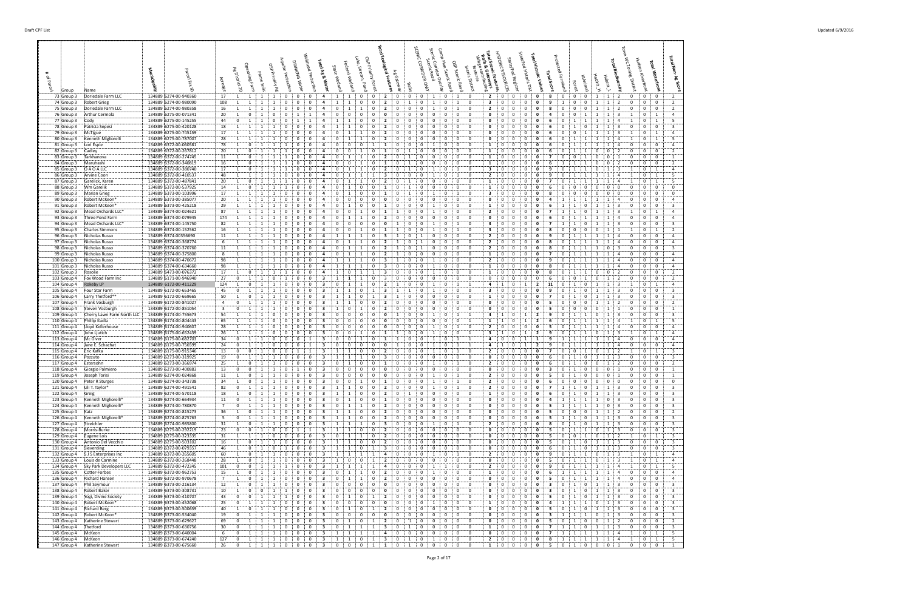| # of Parcel | Group | Name | Municipality | Parcel Tax ID | Acreage | Ag District 20 | Operating Farm | Prime Soils | OSP Priority Ag | Aquifer Protection | Drinking Water | Wellhead Protection | Total Ag & Water | State Wetland | Federal Wetland | Lake, Stream, Pond | OSP Priority Forest | Total Ecological Features | Ag Gateway | Trails | SCENIC CORRIDOR ONLY | Scenic Corridor Overlay | Scenic Road | Camp Plan Scenic Road | OSP Scenic Road | Total Scenic Features, Trails & Gateways | HISTORIC RESOURCES | State/Fed Register | Stanford Historic Dist | Total Historic Values | Total Score | Protected Farmland | Forest | iMammal | Habitat_H | Habitat_L | Total Biodiversity | Town WC Zoning District | Hudson Riverfront | Total Waterfront | Total Non-Ag Score |
|---|---|---|---|---|---|---|---|---|---|---|---|---|---|---|---|---|---|---|---|---|---|---|---|---|---|---|---|---|---|---|---|---|---|---|---|---|---|---|---|---|---|
| 73 | Group 3 | Doriedale Farm LLC | 134889 | 6274-00-940360 | 17 | 1 | 1 | 1 | 1 | 0 | 0 | 0 | 4 | 1 | 1 | 0 | 0 | 2 | 0 | 0 | 0 | 1 | 0 | 1 | 0 | 2 | 0 | 0 | 0 | 0 | 8 | 0 | 0 | 0 | 1 | 1 | 2 | 0 | 0 | 0 | 2 |
| 74 | Group 3 | Robert Grieg | 134889 | 6274-00-980090 | 108 | 1 | 1 | 1 | 1 | 0 | 0 | 0 | 4 | 1 | 1 | 0 | 0 | 2 | 0 | 1 | 0 | 1 | 0 | 1 | 0 | 3 | 0 | 0 | 0 | 0 | 9 | 1 | 0 | 0 | 1 | 1 | 2 | 0 | 0 | 0 | 2 |
| 75 | Group 3 | Doriedale Farm LLC | 134889 | 6274-00-980358 | 16 | 1 | 1 | 1 | 1 | 0 | 0 | 0 | 4 | 0 | 1 | 1 | 0 | 2 | 0 | 0 | 0 | 1 | 0 | 1 | 0 | 2 | 0 | 0 | 0 | 0 | 8 | 0 | 0 | 0 | 1 | 1 | 2 | 0 | 0 | 0 | 2 |
| 76 | Group 3 | Arthur Cermola | 134889 | 6275-00-071341 | 20 | 1 | 0 | 1 | 0 | 0 | 1 | 1 | 4 | 0 | 0 | 0 | 0 | 0 | 0 | 0 | 0 | 0 | 0 | 0 | 0 | 0 | 0 | 0 | 0 | 0 | 4 | 0 | 0 | 1 | 1 | 1 | 3 | 1 | 0 | 1 | 4 |
| 77 | Group 3 | Cody | 134889 | 6275-00-145255 | 44 | 0 | 1 | 1 | 0 | 0 | 1 | 1 | 4 | 1 | 1 | 0 | 0 | 2 | 0 | 0 | 0 | 0 | 0 | 0 | 0 | 0 | 0 | 0 | 0 | 0 | 6 | 0 | 1 | 1 | 1 | 1 | 4 | 1 | 0 | 1 | 5 |
| 78 | Group 3 | Patricia Sepesi | 134889 | 6275-00-420128 | 18 | 1 | 1 | 1 | 1 | 0 | 0 | 0 | 4 | 1 | 1 | 0 | 0 | 2 | 0 | 0 | 0 | 0 | 0 | 0 | 0 | 0 | 0 | 0 | 0 | 0 | 6 | 0 | 1 | 0 | 1 | 1 | 3 | 0 | 0 | 0 | 3 |
| 79 | Group 3 | McTigue | 134889 | 6275-00-745159 | 17 | 1 | 1 | 1 | 1 | 0 | 0 | 0 | 4 | 0 | 1 | 1 | 0 | 2 | 0 | 0 | 0 | 0 | 0 | 0 | 0 | 0 | 0 | 0 | 0 | 0 | 6 | 0 | 0 | 1 | 1 | 1 | 3 | 1 | 0 | 1 | 4 |
| 80 | Group 3 | Kenneth Migliorelli | 134889 | 6275-00-787007 | 28 | 1 | 1 | 1 | 1 | 0 | 0 | 0 | 4 | 0 | 1 | 1 | 0 | 2 | 0 | 0 | 0 | 0 | 0 | 0 | 0 | 0 | 0 | 0 | 0 | 0 | 6 | 0 | 1 | 1 | 1 | 1 | 4 | 1 | 0 | 1 | 5 |
| 81 | Group 3 | Lori Espie | 134889 | 6372-00-060581 | 78 | 1 | 0 | 1 | 1 | 1 | 0 | 0 | 4 | 0 | 1 | 0 | 0 | 1 | 0 | 0 | 0 | 1 | 0 | 0 | 0 | 1 | 0 | 0 | 0 | 0 | 6 | 0 | 1 | 1 | 1 | 1 | 4 | 0 | 0 | 0 | 4 |
| 82 | Group 3 | Cadley | 134889 | 6372-00-267812 | 20 | 1 | 0 | 1 | 1 | 1 | 0 | 0 | 4 | 0 | 1 | 0 | 0 | 1 | 0 | 1 | 0 | 0 | 0 | 0 | 0 | 1 | 0 | 0 | 0 | 0 | 6 | 0 | 1 | 1 | 0 | 0 | 2 | 0 | 0 | 0 | 2 |
| 83 | Group 3 | Tarkhanova | 134889 | 6372-00-274745 | 11 | 1 | 0 | 1 | 1 | 1 | 0 | 0 | 4 | 0 | 1 | 1 | 0 | 2 | 0 | 1 | 0 | 0 | 0 | 0 | 0 | 1 | 0 | 0 | 0 | 0 | 7 | 0 | 0 | 1 | 0 | 0 | 1 | 0 | 0 | 0 | 1 |
| 84 | Group 3 | Maruhashi | 134889 | 6372-00-340819 | 16 | 1 | 0 | 1 | 1 | 1 | 0 | 0 | 4 | 0 | 0 | 1 | 0 | 1 | 0 | 1 | 0 | 0 | 0 | 0 | 0 | 1 | 0 | 0 | 0 | 0 | 6 | 1 | 1 | 1 | 0 | 0 | 2 | 0 | 0 | 0 | 2 |
| 85 | Group 3 | D A O A LLC | 134889 | 6372-00-380740 | 17 | 0 | 1 | 1 | 1 | 1 | 0 | 0 | 4 | 0 | 1 | 1 | 0 | 2 | 0 | 1 | 0 | 1 | 0 | 1 | 0 | 3 | 0 | 0 | 0 | 0 | 9 | 0 | 1 | 1 | 0 | 1 | 3 | 1 | 0 | 1 | 4 |
| 86 | Group 3 | Arvine Coon | 134889 | 6372-00-410537 | 48 | 1 | 1 | 1 | 1 | 0 | 0 | 0 | 4 | 0 | 1 | 1 | 1 | 3 | 0 | 0 | 0 | 1 | 0 | 1 | 0 | 2 | 0 | 0 | 0 | 0 | 9 | 0 | 1 | 1 | 1 | 1 | 4 | 1 | 0 | 1 | 5 |
| 87 | Group 3 | Garelick, Karen | 134889 | 6372-00-487841 | 20 | 1 | 0 | 1 | 1 | 1 | 0 | 0 | 4 | 0 | 1 | 1 | 0 | 2 | 0 | 1 | 0 | 0 | 0 | 0 | 0 | 1 | 0 | 0 | 0 | 0 | 7 | 0 | 1 | 1 | 1 | 1 | 4 | 1 | 0 | 1 | 5 |
| 88 | Group 3 | Wm Garelik | 134889 | 6373-00-537925 | 14 | 1 | 0 | 1 | 1 | 1 | 0 | 0 | 4 | 0 | 1 | 1 | 0 | 2 | 0 | 0 | 0 | 0 | 0 | 0 | 0 | 0 | 0 | 0 | 0 | 0 | 6 | 0 | 0 | 0 | 0 | 0 | 0 | 0 | 0 | 0 | 0 |
| 89 | Group 3 | Marian Grieg | 134889 | 6373-00-103996 | 17 | 1 | 1 | 1 | 1 | 0 | 0 | 0 | 4 | 0 | 1 | 0 | 0 | 1 | 0 | 1 | 0 | 1 | 0 | 1 | 0 | 3 | 0 | 0 | 0 | 0 | 8 | 0 | 0 | 0 | 0 | 0 | 0 | 0 | 0 | 0 | 0 |
| 90 | Group 3 | Robert McKeon* | 134889 | 6373-00-385077 | 20 | 1 | 1 | 1 | 1 | 0 | 0 | 0 | 4 | 0 | 0 | 0 | 0 | 0 | 0 | 0 | 0 | 0 | 0 | 0 | 0 | 0 | 0 | 0 | 0 | 0 | 4 | 1 | 1 | 1 | 1 | 1 | 4 | 0 | 0 | 0 | 4 |
| 91 | Group 3 | Robert McKeon* | 134889 | 6373-00-425218 | 29 | 1 | 1 | 1 | 1 | 0 | 0 | 0 | 4 | 0 | 1 | 0 | 0 | 1 | 0 | 0 | 0 | 1 | 0 | 0 | 0 | 1 | 0 | 0 | 0 | 0 | 6 | 1 | 1 | 0 | 1 | 1 | 3 | 0 | 0 | 0 | 3 |
| 92 | Group 3 | Mead Orchards LLC* | 134889 | 6374-00-024621 | 87 | 1 | 1 | 1 | 1 | 0 | 0 | 0 | 4 | 0 | 0 | 1 | 0 | 1 | 0 | 0 | 0 | 1 | 0 | 1 | 0 | 2 | 0 | 0 | 0 | 0 | 7 | 1 | 1 | 0 | 1 | 1 | 3 | 1 | 0 | 1 | 4 |
| 93 | Group 3 | Three Pond Farm | 134889 | 6374-00-079945 | 174 | 1 | 1 | 1 | 1 | 0 | 0 | 0 | 4 | 0 | 1 | 1 | 0 | 2 | 0 | 0 | 0 | 0 | 0 | 0 | 0 | 0 | 0 | 0 | 0 | 0 | 6 | 0 | 1 | 1 | 1 | 1 | 4 | 0 | 0 | 0 | 4 |
| 94 | Group 3 | Mead Orchards LLC* | 134889 | 6374-00-145750 | 82 | 1 | 1 | 1 | 1 | 0 | 0 | 0 | 4 | 0 | 0 | 0 | 0 | 0 | 0 | 1 | 0 | 1 | 0 | 1 | 0 | 3 | 0 | 0 | 0 | 0 | 7 | 1 | 1 | 0 | 1 | 1 | 3 | 0 | 0 | 0 | 3 |
| 95 | Group 3 | Charles Simmons | 134889 | 6374-00-152562 | 16 | 1 | 1 | 1 | 1 | 0 | 0 | 0 | 4 | 0 | 0 | 1 | 0 | 1 | 1 | 0 | 0 | 1 | 0 | 1 | 0 | 3 | 0 | 0 | 0 | 0 | 8 | 0 | 0 | 0 | 1 | 1 | 1 | 1 | 0 | 1 | 2 |
| 96 | Group 3 | Nicholas Russo | 134889 | 6374-00356690 | 11 | 1 | 1 | 1 | 1 | 0 | 0 | 0 | 4 | 0 | 1 | 1 | 1 | 3 | 1 | 0 | 1 | 0 | 0 | 0 | 0 | 2 | 0 | 0 | 0 | 0 | 9 | 0 | 1 | 1 | 1 | 1 | 4 | 0 | 0 | 0 | 4 |
| 97 | Group 3 | Nicholas Russo | 134889 | 6374-00-368774 | 6 | 1 | 1 | 1 | 1 | 0 | 0 | 0 | 4 | 0 | 1 | 1 | 0 | 2 | 1 | 0 | 1 | 0 | 0 | 0 | 0 | 2 | 0 | 0 | 0 | 0 | 8 | 0 | 1 | 1 | 1 | 1 | 4 | 0 | 0 | 0 | 4 |
| 98 | Group 3 | Nicholas Russo | 134889 | 6374-00-370760 | 11 | 1 | 1 | 1 | 1 | 0 | 0 | 0 | 4 | 0 | 1 | 1 | 0 | 2 | 1 | 1 | 0 | 0 | 0 | 0 | 0 | 2 | 0 | 0 | 0 | 0 | 8 | 0 | 1 | 1 | 1 | 0 | 3 | 0 | 0 | 0 | 3 |
| 99 | Group 3 | Nicholas Russo | 134889 | 6374-00-375800 | 8 | 1 | 1 | 1 | 1 | 0 | 0 | 0 | 4 | 0 | 1 | 1 | 0 | 2 | 1 | 0 | 0 | 0 | 0 | 0 | 0 | 1 | 0 | 0 | 0 | 0 | 7 | 0 | 1 | 1 | 1 | 1 | 4 | 0 | 0 | 0 | 4 |
| 100 | Group 3 | Nicholas Russo | 134889 | 6374-00-470672 | 98 | 1 | 1 | 1 | 1 | 0 | 0 | 0 | 4 | 1 | 1 | 1 | 0 | 3 | 0 | 0 | 0 | 1 | 0 | 1 | 0 | 2 | 0 | 0 | 0 | 0 | 9 | 0 | 1 | 1 | 1 | 1 | 4 | 0 | 0 | 0 | 4 |
| 101 | Group 3 | Nicholas Russo | 134889 | 6374-00-634660 | 98 | 1 | 1 | 1 | 1 | 0 | 0 | 0 | 4 | 1 | 1 | 1 | 0 | 3 | 0 | 0 | 0 | 1 | 0 | 0 | 0 | 1 | 0 | 0 | 0 | 0 | 8 | 0 | 1 | 1 | 1 | 1 | 4 | 0 | 0 | 0 | 4 |
| 102 | Group 3 | Rosolie | 134889 | 6473-00-076372 | 17 | 1 | 0 | 1 | 1 | 1 | 0 | 0 | 4 | 1 | 1 | 1 | 0 | 3 | 0 | 0 | 0 | 1 | 0 | 0 | 0 | 1 | 0 | 0 | 0 | 0 | 8 | 0 | 1 | 1 | 0 | 0 | 2 | 0 | 0 | 0 | 2 |
| 103 | Group 4 | Fox Wood Farm Inc | 134889 | 6171-00-946940 | 27 | 0 | 1 | 1 | 0 | 1 | 0 | 0 | 3 | 0 | 1 | 1 | 1 | 3 | 0 | 0 | 0 | 0 | 0 | 0 | 0 | 0 | 0 | 0 | 0 | 0 | 6 | 0 | 1 | 0 | 1 | 0 | 2 | 0 | 0 | 0 | 2 |
| 104 | Group 4 | Rokeby LP | 134889 | 6172-00-411229 | 124 | 1 | 0 | 1 | 1 | 0 | 0 | 0 | 3 | 0 | 1 | 1 | 0 | 2 | 1 | 0 | 0 | 1 | 0 | 1 | 1 | 4 | 1 | 0 | 1 | 2 | 11 | 0 | 1 | 0 | 1 | 1 | 3 | 1 | 0 | 1 | 4 |
| 105 | Group 4 | Four Star Farm | 134889 | 6172-00-653465 | 45 | 0 | 1 | 1 | 1 | 0 | 0 | 0 | 3 | 1 | 1 | 1 | 0 | 3 | 1 | 0 | 1 | 0 | 0 | 0 | 0 | 3 | 0 | 0 | 0 | 0 | 9 | 0 | 1 | 0 | 1 | 1 | 3 | 0 | 0 | 0 | 3 |
| 106 | Group 4 | Larry Thetford** | 134889 | 6172-00-669665 | 50 | 1 | 0 | 1 | 1 | 0 | 0 | 0 | 3 | 1 | 1 | 1 | 0 | 3 | 0 | 1 | 0 | 0 | 0 | 0 | 0 | 1 | 0 | 0 | 0 | 0 | 7 | 0 | 1 | 1 | 1 | 1 | 3 | 0 | 0 | 0 | 3 |
| 107 | Group 4 | Frank Vosburgh | 134889 | 6172-00-841027 | 4 | 0 | 1 | 1 | 1 | 0 | 0 | 0 | 3 | 1 | 1 | 0 | 0 | 2 | 0 | 0 | 0 | 0 | 0 | 0 | 0 | 0 | 0 | 0 | 0 | 0 | 5 | 0 | 0 | 0 | 1 | 1 | 2 | 0 | 0 | 0 | 2 |
| 108 | Group 4 | Steven Vosburgh | 134889 | 6172-00-851054 | 3 | 0 | 1 | 1 | 1 | 0 | 0 | 0 | 3 | 0 | 1 | 1 | 0 | 2 | 0 | 0 | 0 | 0 | 0 | 0 | 0 | 0 | 0 | 0 | 0 | 0 | 5 | 0 | 0 | 0 | 1 | 1 | 1 | 0 | 0 | 0 | 1 |
| 109 | Group 4 | Cherry Lawn Farm North LLC | 134889 | 6174-00-755673 | 54 | 1 | 1 | 1 | 0 | 0 | 0 | 0 | 3 | 0 | 0 | 0 | 0 | 0 | 1 | 0 | 0 | 1 | 0 | 1 | 1 | 4 | 1 | 0 | 1 | 2 | 9 | 0 | 1 | 1 | 0 | 1 | 3 | 0 | 0 | 0 | 3 |
| 110 | Group 4 | Philip Kudla | 134889 | 6174-00-804443 | 65 | 1 | 1 | 1 | 0 | 0 | 0 | 0 | 3 | 0 | 0 | 0 | 0 | 0 | 0 | 0 | 0 | 0 | 0 | 0 | 1 | 1 | 1 | 1 | 0 | 2 | 6 | 0 | 1 | 1 | 1 | 1 | 4 | 1 | 0 | 1 | 5 |
| 111 | Group 4 | Lloyd Kellerhouse | 134889 | 6174-00-940607 | 28 | 1 | 1 | 1 | 0 | 0 | 0 | 0 | 3 | 0 | 0 | 0 | 0 | 0 | 0 | 0 | 0 | 1 | 0 | 1 | 0 | 2 | 0 | 0 | 0 | 0 | 5 | 0 | 1 | 1 | 1 | 1 | 4 | 0 | 0 | 0 | 4 |
| 112 | Group 4 | John Ljutich | 134889 | 6175-00-652439 | 26 | 1 | 1 | 1 | 0 | 0 | 0 | 0 | 3 | 0 | 0 | 0 | 1 | 1 | 0 | 0 | 1 | 0 | 1 | 0 | 1 | 3 | 1 | 0 | 1 | 2 | 9 | 0 | 1 | 1 | 0 | 1 | 3 | 1 | 0 | 1 | 4 |
| 113 | Group 4 | McGiver | 134889 | 6175-00-682703 | 34 | 0 | 1 | 1 | 1 | 0 | 0 | 0 | 3 | 0 | 1 | 0 | 0 | 1 | 0 | 0 | 1 | 0 | 1 | 1 | 1 | 4 | 0 | 0 | 0 | 1 | 9 | 1 | 1 | 1 | 1 | 1 | 4 | 0 | 0 | 0 | 4 |
| 114 | Group 4 | Jane E. Schachat | 134889 | 6175-00-756599 | 24 | 0 | 1 | 1 | 1 | 0 | 0 | 0 | 3 | 0 | 0 | 0 | 1 | 1 | 0 | 0 | 1 | 0 | 1 | 1 | 1 | 4 | 1 | 0 | 0 | 1 | 9 | 0 | 1 | 1 | 1 | 1 | 4 | 0 | 0 | 0 | 4 |
| 115 | Group 4 | Eric Kafka | 134889 | 6175-00-915346 | 13 | 0 | 1 | 0 | 0 | 0 | 1 | 1 | 3 | 1 | 1 | 0 | 0 | 2 | 0 | 0 | 0 | 1 | 0 | 1 | 0 | 2 | 0 | 0 | 0 | 0 | 7 | 0 | 0 | 1 | 0 | 1 | 2 | 1 | 0 | 1 | 3 |
| 116 | Group 4 | Pozzuto | 134889 | 6273-00-319929 | 19 | 0 | 1 | 1 | 1 | 0 | 0 | 0 | 3 | 1 | 1 | 1 | 0 | 3 | 0 | 0 | 0 | 0 | 0 | 0 | 0 | 0 | 0 | 0 | 0 | 0 | 6 | 1 | 0 | 1 | 1 | 1 | 3 | 0 | 0 | 0 | 3 |
| 117 | Group 4 | Estersohn | 134889 | 6273-00-366974 | 25 | 0 | 1 | 1 | 1 | 0 | 0 | 0 | 3 | 0 | 1 | 0 | 0 | 1 | 0 | 0 | 0 | 1 | 0 | 1 | 0 | 2 | 0 | 0 | 0 | 0 | 6 | 0 | 1 | 1 | 1 | 0 | 2 | 0 | 0 | 0 | 2 |
| 118 | Group 4 | Giorgio Palmiero | 134889 | 6273-00-400883 | 13 | 0 | 1 | 1 | 0 | 1 | 0 | 0 | 3 | 0 | 0 | 0 | 0 | 0 | 0 | 0 | 0 | 0 | 0 | 0 | 0 | 0 | 0 | 0 | 0 | 0 | 3 | 0 | 1 | 0 | 0 | 1 | 1 | 0 | 0 | 0 | 1 |
| 119 | Group 4 | Joseph Torisi | 134889 | 6274-00-024868 | 11 | 0 | 1 | 1 | 1 | 0 | 0 | 0 | 3 | 0 | 0 | 0 | 0 | 0 | 0 | 0 | 0 | 1 | 0 | 1 | 0 | 2 | 0 | 0 | 0 | 0 | 5 | 0 | 1 | 0 | 0 | 1 | 1 | 0 | 0 | 0 | 1 |
| 120 | Group 4 | Peter R Sturges | 134889 | 6274-00-343738 | 34 | 1 | 0 | 1 | 1 | 0 | 0 | 0 | 3 | 0 | 0 | 1 | 0 | 1 | 0 | 0 | 0 | 1 | 0 | 1 | 0 | 2 | 0 | 0 | 0 | 0 | 6 | 0 | 0 | 0 | 0 | 0 | 0 | 0 | 0 | 0 | 0 |
| 121 | Group 4 | Lili T. Taylor* | 134889 | 6274-00-491541 | 82 | 0 | 1 | 1 | 1 | 0 | 0 | 0 | 3 | 1 | 1 | 0 | 0 | 2 | 0 | 0 | 0 | 1 | 0 | 1 | 0 | 2 | 0 | 0 | 0 | 0 | 7 | 1 | 1 | 0 | 1 | 1 | 3 | 0 | 0 | 0 | 3 |
| 122 | Group 4 | Greig | 134889 | 6274-00-570118 | 18 | 1 | 0 | 1 | 1 | 0 | 0 | 0 | 3 | 1 | 1 | 0 | 0 | 2 | 0 | 1 | 0 | 0 | 0 | 0 | 0 | 1 | 0 | 0 | 0 | 0 | 6 | 0 | 1 | 1 | 1 | 1 | 3 | 0 | 0 | 0 | 3 |
| 123 | Group 4 | Kenneth Migliorelli* | 134889 | 6274-00-664934 | 11 | 0 | 1 | 1 | 1 | 0 | 0 | 0 | 3 | 0 | 1 | 0 | 0 | 1 | 0 | 0 | 0 | 0 | 0 | 0 | 0 | 0 | 0 | 0 | 0 | 0 | 4 | 1 | 1 | 1 | 0 | 1 | 3 | 0 | 0 | 0 | 3 |
| 124 | Group 4 | Kenneth Migliorelli* | 134889 | 6274-00-780870 | 7 | 0 | 1 | 1 | 1 | 0 | 0 | 0 | 3 | 0 | 1 | 1 | 0 | 2 | 0 | 0 | 0 | 0 | 0 | 0 | 0 | 0 | 0 | 0 | 0 | 0 | 5 | 1 | 1 | 1 | 0 | 1 | 3 | 0 | 0 | 0 | 3 |
| 125 | Group 4 | Katz | 134889 | 6274-00-815273 | 36 | 1 | 0 | 1 | 1 | 0 | 0 | 0 | 3 | 1 | 1 | 0 | 0 | 2 | 0 | 0 | 0 | 0 | 0 | 0 | 0 | 0 | 0 | 0 | 0 | 0 | 5 | 0 | 0 | 1 | 1 | 1 | 2 | 0 | 0 | 0 | 2 |
| 126 | Group 4 | Kenneth Migliorelli* | 134889 | 6274-00-875763 | 5 | 0 | 1 | 1 | 1 | 0 | 0 | 0 | 3 | 1 | 1 | 0 | 0 | 2 | 0 | 0 | 0 | 0 | 0 | 0 | 0 | 0 | 0 | 0 | 0 | 0 | 5 | 1 | 1 | 1 | 1 | 1 | 3 | 0 | 0 | 0 | 3 |
| 127 | Group 4 | Streichler | 134889 | 6274-00-985800 | 31 | 1 | 0 | 1 | 1 | 0 | 0 | 0 | 3 | 1 | 1 | 1 | 0 | 3 | 0 | 0 | 0 | 1 | 0 | 1 | 0 | 2 | 0 | 0 | 0 | 0 | 8 | 0 | 1 | 1 | 1 | 1 | 3 | 0 | 0 | 0 | 3 |
| 128 | Group 4 | Morris-Burke | 134889 | 6275-00-292219 | 23 | 0 | 0 | 1 | 0 | 0 | 1 | 1 | 3 | 1 | 1 | 0 | 0 | 2 | 0 | 0 | 0 | 0 | 0 | 0 | 0 | 0 | 0 | 0 | 0 | 0 | 5 | 0 | 1 | 1 | 0 | 1 | 3 | 0 | 0 | 0 | 3 |
| 129 | Group 4 | Eugene Lois | 134889 | 6275-00-323335 | 31 | 1 | 1 | 1 | 0 | 0 | 0 | 0 | 3 | 0 | 1 | 1 | 0 | 2 | 0 | 0 | 0 | 0 | 0 | 0 | 0 | 0 | 0 | 0 | 0 | 0 | 5 | 0 | 0 | 1 | 0 | 1 | 2 | 1 | 0 | 1 | 3 |
| 130 | Group 4 | Antonio Del Vecchio | 134889 | 6275-00-503102 | 16 | 1 | 0 | 1 | 1 | 0 | 0 | 0 | 3 | 1 | 1 | 0 | 0 | 2 | 0 | 0 | 0 | 0 | 0 | 0 | 0 | 0 | 0 | 0 | 0 | 0 | 5 | 0 | 1 | 1 | 1 | 1 | 3 | 0 | 0 | 0 | 3 |
| 131 | Group 4 | Sieverding | 134889 | 6372-00-079357 | 46 | 1 | 0 | 1 | 1 | 0 | 0 | 0 | 3 | 1 | 1 | 1 | 0 | 3 | 0 | 0 | 0 | 0 | 0 | 0 | 0 | 0 | 0 | 0 | 0 | 0 | 6 | 0 | 1 | 1 | 1 | 1 | 3 | 0 | 0 | 0 | 3 |
| 132 | Group 4 | S J S Enterprises Inc | 134889 | 6372-00-265605 | 60 | 1 | 0 | 1 | 1 | 0 | 0 | 0 | 3 | 1 | 1 | 1 | 1 | 4 | 0 | 0 | 0 | 1 | 0 | 1 | 0 | 2 | 0 | 0 | 0 | 0 | 9 | 0 | 1 | 1 | 0 | 1 | 3 | 1 | 0 | 1 | 4 |
| 133 | Group 4 | Louis de Carmine | 134889 | 6372-00-268448 | 28 | 1 | 0 | 1 | 1 | 0 | 0 | 0 | 3 | 1 | 0 | 0 | 1 | 2 | 0 | 0 | 0 | 0 | 0 | 0 | 0 | 0 | 0 | 0 | 0 | 0 | 5 | 0 | 1 | 1 | 0 | 1 | 3 | 1 | 0 | 1 | 4 |
| 134 | Group 4 | Sky Park Developers LLC | 134889 | 6372-00-472345 | 101 | 0 | 1 | 1 | 1 | 0 | 0 | 0 | 3 | 1 | 1 | 1 | 1 | 4 | 0 | 0 | 0 | 1 | 0 | 1 | 0 | 2 | 0 | 0 | 0 | 0 | 9 | 0 | 1 | 1 | 1 | 1 | 4 | 1 | 0 | 1 | 5 |
| 135 | Group 4 | Cotter-Forbes | 134889 | 6372-00-962753 | 15 | 0 | 1 | 1 | 1 | 0 | 0 | 0 | 3 | 0 | 1 | 1 | 0 | 2 | 0 | 0 | 0 | 1 | 0 | 0 | 0 | 1 | 0 | 0 | 0 | 0 | 6 | 1 | 1 | 1 | 1 | 1 | 4 | 0 | 0 | 0 | 4 |
| 136 | Group 4 | Richard Hansen | 134889 | 6372-00-970678 | 7 | 0 | 1 | 1 | 1 | 0 | 0 | 0 | 3 | 0 | 1 | 1 | 0 | 2 | 0 | 0 | 0 | 0 | 0 | 0 | 0 | 0 | 0 | 0 | 0 | 0 | 5 | 0 | 1 | 1 | 1 | 1 | 4 | 0 | 0 | 0 | 4 |
| 137 | Group 4 | Phil Seymour | 134889 | 6373-00-216134 | 12 | 0 | 1 | 1 | 1 | 0 | 0 | 0 | 3 | 0 | 0 | 0 | 0 | 0 | 0 | 0 | 0 | 0 | 0 | 0 | 0 | 0 | 0 | 0 | 0 | 0 | 3 | 0 | 1 | 1 | 1 | 1 | 3 | 0 | 0 | 0 | 3 |
| 138 | Group 4 | Robert Baker | 134889 | 6373-00-308731 | 10 | 0 | 0 | 1 | 1 | 1 | 0 | 0 | 3 | 0 | 0 | 0 | 0 | 0 | 0 | 0 | 0 | 0 | 0 | 0 | 0 | 0 | 0 | 0 | 0 | 0 | 3 | 0 | 1 | 1 | 1 | 1 | 3 | 0 | 0 | 0 | 3 |
| 139 | Group 4 | Yogi, Divine Society | 134889 | 6373-00-410707 | 43 | 0 | 0 | 1 | 1 | 1 | 0 | 0 | 3 | 0 | 1 | 0 | 1 | 2 | 0 | 0 | 0 | 0 | 0 | 0 | 0 | 0 | 0 | 0 | 0 | 0 | 5 | 0 | 1 | 0 | 1 | 1 | 3 | 0 | 0 | 0 | 3 |
| 140 | Group 4 | Robert McKeon* | 134889 | 6373-00-452068 | 25 | 0 | 0 | 1 | 1 | 1 | 0 | 0 | 3 | 0 | 0 | 0 | 0 | 0 | 0 | 0 | 0 | 1 | 0 | 0 | 0 | 1 | 0 | 0 | 0 | 0 | 4 | 1 | 1 | 1 | 0 | 1 | 3 | 0 | 0 | 0 | 3 |
| 141 | Group 4 | Richard Berg | 134889 | 6373-00-500659 | 40 | 0 | 1 | 1 | 1 | 0 | 0 | 0 | 3 | 0 | 1 | 0 | 1 | 2 | 0 | 0 | 0 | 0 | 0 | 0 | 0 | 0 | 0 | 0 | 0 | 0 | 5 | 0 | 1 | 1 | 1 | 1 | 3 | 0 | 0 | 0 | 3 |
| 142 | Group 4 | Robert McKeon* | 134889 | 6373-00-534040 | 19 | 0 | 1 | 1 | 1 | 0 | 0 | 0 | 3 | 0 | 0 | 0 | 0 | 0 | 0 | 0 | 0 | 0 | 0 | 0 | 0 | 0 | 0 | 0 | 0 | 0 | 3 | 1 | 1 | 1 | 0 | 1 | 3 | 0 | 0 | 0 | 3 |
| 143 | Group 4 | Katherine Stewart | 134889 | 6373-00-629627 | 69 | 0 | 1 | 1 | 1 | 0 | 0 | 0 | 3 | 0 | 1 | 0 | 1 | 2 | 0 | 0 | 0 | 0 | 0 | 0 | 0 | 0 | 0 | 0 | 0 | 0 | 5 | 0 | 1 | 1 | 0 | 1 | 2 | 0 | 0 | 0 | 2 |
| 144 | Group 4 | Thetford | 134889 | 6373-00-630756 | 30 | 0 | 1 | 1 | 1 | 0 | 0 | 0 | 3 | 0 | 1 | 1 | 1 | 3 | 0 | 0 | 0 | 1 | 0 | 0 | 0 | 1 | 0 | 0 | 0 | 0 | 7 | 1 | 1 | 1 | 0 | 1 | 3 | 0 | 0 | 0 | 3 |
| 145 | Group 4 | McKeon | 134889 | 6373-00-640004 | 6 | 0 | 1 | 1 | 1 | 0 | 0 | 0 | 3 | 1 | 1 | 1 | 1 | 4 | 0 | 0 | 0 | 0 | 0 | 0 | 0 | 0 | 0 | 0 | 0 | 0 | 7 | 1 | 1 | 1 | 1 | 1 | 4 | 1 | 0 | 1 | 5 |
| 146 | Group 4 | McKeon | 134889 | 6373-00-674240 | 127 | 0 | 1 | 1 | 1 | 0 | 0 | 0 | 3 | 1 | 1 | 0 | 1 | 3 | 1 | 0 | 0 | 1 | 0 | 0 | 0 | 2 | 0 | 0 | 0 | 0 | 8 | 1 | 1 | 1 | 1 | 1 | 4 | 1 | 0 | 1 | 5 |
| 147 | Group 4 | Katherine Stewart | 134889 | 6373-00-675660 | 26 | 0 | 1 | 1 | 1 | 0 | 0 | 0 | 3 | 0 | 0 | 0 | 1 | 1 | 0 | 1 | 0 | 0 | 0 | 0 | 0 | 1 | 0 | 0 | 0 | 0 | 5 | 0 | 1 | 1 | 0 | 0 | 1 | 0 | 0 | 0 | 1 |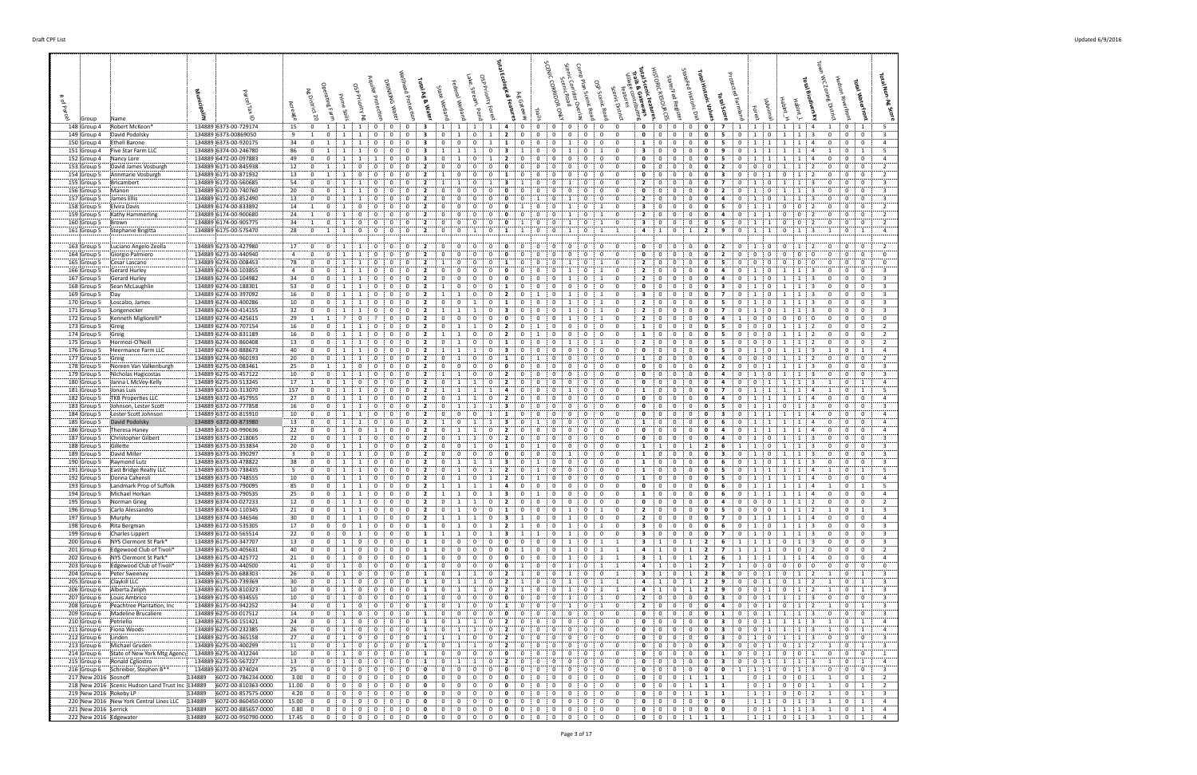| # of Parcel | Group | Name | Municipality | Parcel Tax ID | Acreage | Ag District 20 | Operating Farm | Prime Soils | OSP Priority Ag | Aquifer Protection | Drinking Water | Wellhead Protection | Total Ag & Water | State Wetland | Federal Wetland | Lake, Stream, Pond | OSP Priority Forest | Total Ecological Features | Ag Gateway | Trails | SCENIC CORRIDOR ONLY | Scenic Road | Scenic Corridor Overlook | Camp Plan Scenic Road | OSP Scenic Road | Total Scenic Features, Trails & Gateways | Scenic District | Village connectivity features | HISTORIC RESOURCES | State/Fed Register | Total Historic Values | Total Score | Protected Farmland | Forest | IAnimal | Habitat_H | Habitat_L | Total Biodiversity | Town WC Zoning District | Hudson Riverfront | Total Waterfront | Total Non-Ag Score |
|---|---|---|---|---|---|---|---|---|---|---|---|---|---|---|---|---|---|---|---|---|---|---|---|---|---|---|---|---|---|---|---|---|---|---|---|---|---|---|---|---|---|---|
| 148 | Group 4 | Robert McKeon* | 134889 | 6373-00-729174 | 15 | 0 | 1 | 1 | 1 | 0 | 0 | 0 | 3 | 1 | 1 | 1 | 1 | 4 | 0 | 0 | 0 | 0 | 0 | 0 | 0 | 0 | 0 | 0 | 0 | 0 | 0 | 7 | 1 | 1 | 1 | 1 | 1 | 4 | 1 | 0 | 1 | 5 |
| 149 | Group 4 | David Podolsky | 134889 | 6373-00-869050 | 9 | 1 | 0 | 1 | 1 | 0 | 0 | 0 | 3 | 0 | 1 | 0 | 1 | 2 | 0 | 0 | 0 | 0 | 0 | 0 | 0 | 0 | 0 | 0 | 0 | 0 | 0 | 5 | 0 | 1 | 0 | 1 | 1 | 3 | 0 | 0 | 0 | 3 |
| 150 | Group 4 | Ethell Barone | 134889 | 6373-00-920175 | 34 | 0 | 1 | 1 | 1 | 0 | 0 | 0 | 3 | 1 | 0 | 0 | 0 | 1 | 0 | 0 | 1 | 0 | 0 | 0 | 0 | 1 | 0 | 0 | 0 | 0 | 0 | 5 | 0 | 1 | 1 | 1 | 1 | 4 | 0 | 0 | 0 | 4 |
| 151 | Group 4 | Five Star Farm LLC | 134889 | 6374-00-246780 | 86 | 0 | 1 | 1 | 1 | 0 | 0 | 0 | 3 | 1 | 1 | 1 | 0 | 3 | 1 | 0 | 0 | 1 | 0 | 1 | 0 | 3 | 0 | 0 | 0 | 0 | 0 | 9 | 0 | 1 | 1 | 1 | 1 | 4 | 1 | 0 | 1 | 5 |
| 152 | Group 4 | Nancy Lore | 134889 | 6472-00-097883 | 49 | 0 | 0 | 1 | 1 | 1 | 0 | 0 | 3 | 0 | 1 | 0 | 1 | 2 | 0 | 0 | 0 | 0 | 0 | 0 | 0 | 0 | 0 | 0 | 0 | 0 | 0 | 5 | 1 | 1 | 1 | 1 | 1 | 4 | 0 | 0 | 0 | 4 |
| 153 | Group 5 | David James Vosburgh | 134889 | 6171-00-845938 | 12 | 0 | 1 | 1 | 0 | 0 | 0 | 0 | 2 | 0 | 0 | 0 | 0 | 0 | 0 | 0 | 0 | 0 | 0 | 0 | 0 | 0 | 0 | 0 | 0 | 0 | 0 | 2 | 0 | 0 | 0 | 1 | 1 | 2 | 0 | 0 | 0 | 2 |
| 154 | Group 5 | Annmarie Vosburgh | 134889 | 6171-00-871932 | 13 | 0 | 1 | 1 | 0 | 0 | 0 | 0 | 2 | 1 | 0 | 0 | 0 | 1 | 0 | 0 | 0 | 0 | 0 | 0 | 0 | 0 | 0 | 0 | 0 | 0 | 0 | 3 | 0 | 0 | 1 | 0 | 1 | 2 | 0 | 0 | 0 | 2 |
| 155 | Group 5 | Bricambert | 134889 | 6172-00-560685 | 54 | 0 | 0 | 1 | 1 | 0 | 0 | 0 | 2 | 1 | 1 | 0 | 1 | 3 | 0 | 0 | 1 | 0 | 1 | 0 | 0 | 2 | 0 | 0 | 0 | 0 | 0 | 7 | 0 | 1 | 0 | 1 | 1 | 3 | 0 | 0 | 0 | 3 |
| 156 | Group 5 | Manon | 134889 | 6172-00-740760 | 20 | 0 | 0 | 1 | 1 | 0 | 0 | 0 | 2 | 0 | 0 | 0 | 0 | 0 | 0 | 0 | 0 | 0 | 0 | 0 | 0 | 0 | 0 | 0 | 0 | 0 | 0 | 2 | 0 | 1 | 0 | 1 | 1 | 3 | 0 | 0 | 0 | 3 |
| 157 | Group 5 | James Ellis | 134889 | 6172-00-852490 | 13 | 0 | 0 | 1 | 1 | 0 | 0 | 0 | 2 | 0 | 0 | 0 | 0 | 0 | 1 | 0 | 0 | 1 | 0 | 0 | 0 | 2 | 0 | 0 | 0 | 0 | 0 | 4 | 0 | 1 | 0 | 1 | 1 | 3 | 0 | 0 | 0 | 3 |
| 158 | Group 5 | Elvira Davis | 134889 | 6174-00-833892 | 14 | 1 | 0 | 1 | 0 | 0 | 0 | 0 | 2 | 0 | 0 | 0 | 0 | 0 | 1 | 0 | 0 | 1 | 0 | 1 | 0 | 3 | 0 | 0 | 0 | 0 | 0 | 5 | 0 | 1 | 1 | 0 | 0 | 2 | 0 | 0 | 0 | 2 |
| 159 | Group 5 | Kathy Hammerling | 134889 | 6174-00-900680 | 24 | 1 | 0 | 1 | 0 | 0 | 0 | 0 | 2 | 0 | 0 | 0 | 0 | 0 | 0 | 0 | 0 | 1 | 0 | 1 | 0 | 2 | 0 | 0 | 0 | 0 | 0 | 4 | 0 | 1 | 1 | 0 | 0 | 2 | 0 | 0 | 0 | 2 |
| 160 | Group 5 | Brown | 134889 | 6174-00-905775 | 34 | 1 | 0 | 1 | 0 | 0 | 0 | 0 | 2 | 0 | 0 | 0 | 0 | 0 | 1 | 0 | 0 | 1 | 0 | 1 | 0 | 3 | 0 | 0 | 0 | 0 | 0 | 5 | 0 | 1 | 1 | 0 | 0 | 2 | 0 | 0 | 0 | 2 |
| 161 | Group 5 | Stephanie Brigitta | 134889 | 6175-00-575470 | 28 | 0 | 1 | 1 | 0 | 0 | 0 | 0 | 2 | 0 | 0 | 1 | 0 | 1 | 1 | 0 | 0 | 1 | 0 | 1 | 1 | 4 | 0 | 1 | 0 | 1 | 2 | 9 | 0 | 1 | 1 | 0 | 1 | 3 | 1 | 0 | 1 | 4 |
| 163 | Group 5 | Luciano Angelo Zeolla | 134889 | 6273-00-427980 | 17 | 0 | 0 | 1 | 1 | 0 | 0 | 0 | 2 | 0 | 0 | 0 | 0 | 0 | 0 | 0 | 0 | 0 | 0 | 0 | 0 | 0 | 0 | 0 | 0 | 0 | 0 | 2 | 0 | 1 | 0 | 0 | 1 | 2 | 0 | 0 | 0 | 2 |
| 164 | Group 5 | Giorgio Palmiero | 134889 | 6273-00-440940 | 4 | 0 | 0 | 1 | 1 | 0 | 0 | 0 | 2 | 0 | 0 | 0 | 0 | 0 | 0 | 0 | 0 | 0 | 0 | 0 | 0 | 0 | 0 | 0 | 0 | 0 | 0 | 2 | 0 | 0 | 0 | 0 | 0 | 0 | 0 | 0 | 0 | 0 |
| 165 | Group 5 | Cesar Lascano | 134889 | 6274-00-008453 | 78 | 0 | 0 | 1 | 1 | 0 | 0 | 0 | 2 | 1 | 0 | 0 | 0 | 1 | 0 | 0 | 1 | 0 | 1 | 0 | 0 | 2 | 0 | 0 | 0 | 0 | 0 | 5 | 0 | 0 | 0 | 0 | 0 | 0 | 0 | 0 | 0 | 0 |
| 166 | Group 5 | Gerard Hurley | 134889 | 6274-00-103855 | 4 | 0 | 0 | 1 | 1 | 0 | 0 | 0 | 2 | 0 | 0 | 0 | 0 | 0 | 0 | 0 | 1 | 0 | 1 | 0 | 0 | 2 | 0 | 0 | 0 | 0 | 0 | 4 | 0 | 1 | 0 | 1 | 1 | 3 | 0 | 0 | 0 | 3 |
| 167 | Group 5 | Gerard Hurley | 134889 | 6274-00-104982 | 34 | 0 | 0 | 1 | 1 | 0 | 0 | 0 | 2 | 0 | 0 | 0 | 0 | 0 | 0 | 0 | 1 | 0 | 1 | 0 | 0 | 2 | 0 | 0 | 0 | 0 | 0 | 4 | 0 | 1 | 0 | 1 | 1 | 3 | 0 | 0 | 0 | 3 |
| 168 | Group 5 | Sean McLaughlin | 134889 | 6274-00-188301 | 53 | 0 | 0 | 1 | 1 | 0 | 0 | 0 | 2 | 1 | 0 | 0 | 0 | 1 | 0 | 0 | 0 | 0 | 0 | 0 | 0 | 0 | 0 | 0 | 0 | 0 | 0 | 3 | 0 | 1 | 0 | 1 | 1 | 3 | 0 | 0 | 0 | 3 |
| 169 | Group 5 | Day | 134889 | 6274-00-397092 | 16 | 0 | 0 | 1 | 1 | 0 | 0 | 0 | 2 | 1 | 1 | 0 | 0 | 2 | 1 | 0 | 1 | 0 | 1 | 0 | 0 | 3 | 0 | 0 | 0 | 0 | 0 | 7 | 0 | 1 | 0 | 1 | 1 | 3 | 0 | 0 | 0 | 3 |
| 170 | Group 5 | Loscalzo, James | 134889 | 6274-00-400286 | 10 | 0 | 0 | 1 | 1 | 0 | 0 | 0 | 2 | 0 | 1 | 0 | 0 | 1 | 0 | 0 | 1 | 0 | 1 | 0 | 0 | 2 | 0 | 0 | 0 | 0 | 0 | 5 | 0 | 1 | 0 | 1 | 1 | 3 | 0 | 0 | 0 | 3 |
| 171 | Group 5 | Longenecker | 134889 | 6274-00-414155 | 32 | 0 | 0 | 1 | 1 | 0 | 0 | 0 | 2 | 1 | 1 | 1 | 0 | 3 | 0 | 0 | 1 | 0 | 1 | 0 | 0 | 2 | 0 | 0 | 0 | 0 | 0 | 7 | 0 | 1 | 0 | 1 | 1 | 3 | 0 | 0 | 0 | 3 |
| 172 | Group 5 | Kenneth Migliorelli* | 134889 | 6274-00-425615 | 29 | 1 | 1 | ? | 0 | ? | 0 | 0 | 2 | 0 | 0 | 0 | 0 | 0 | 0 | 0 | 1 | 0 | 1 | 0 | 0 | 2 | 0 | 0 | 0 | 0 | 0 | 4 | 1 | 0 | 0 | 0 | 0 | 0 | 0 | 0 | 0 | 0 |
| 173 | Group 5 | Greig | 134889 | 6274-00-707154 | 16 | 0 | 0 | 1 | 1 | 0 | 0 | 0 | 2 | 1 | 1 | 0 | 0 | 2 | 1 | 0 | 0 | 0 | 0 | 0 | 0 | 1 | 0 | 0 | 0 | 0 | 0 | 5 | 0 | 0 | 0 | 1 | 1 | 2 | 0 | 0 | 0 | 2 |
| 174 | Group 5 | Greig | 134889 | 6274-00-831189 | 16 | 0 | 0 | 1 | 1 | 0 | 0 | 0 | 2 | 1 | 1 | 0 | 0 | 2 | 1 | 0 | 0 | 0 | 0 | 0 | 0 | 1 | 0 | 0 | 0 | 0 | 0 | 5 | 0 | 0 | 0 | 1 | 1 | 2 | 0 | 0 | 0 | 2 |
| 175 | Group 5 | Hormozi-O'Neill | 134889 | 6274-00-860408 | 13 | 0 | 0 | 1 | 1 | 0 | 0 | 0 | 2 | 0 | 1 | 0 | 0 | 1 | 0 | 0 | 1 | 0 | 1 | 0 | 0 | 2 | 0 | 0 | 0 | 0 | 0 | 5 | 0 | 0 | 0 | 1 | 1 | 2 | 0 | 0 | 0 | 2 |
| 176 | Group 5 | Heermance Farm LLC | 134889 | 6274-00-888673 | 40 | 0 | 0 | 1 | 1 | 0 | 0 | 0 | 2 | 1 | 1 | 1 | 0 | 3 | 0 | 0 | 0 | 0 | 0 | 0 | 0 | 0 | 0 | 0 | 0 | 0 | 0 | 5 | 0 | 1 | 0 | 1 | 1 | 3 | 1 | 0 | 1 | 4 |
| 177 | Group 5 | Greig | 134889 | 6274-00-960193 | 20 | 0 | 0 | 1 | 1 | 0 | 0 | 0 | 2 | 0 | 1 | 0 | 0 | 1 | 1 | 0 | 0 | 0 | 0 | 0 | 0 | 1 | 0 | 0 | 0 | 0 | 0 | 4 | 0 | 0 | 0 | 1 | 1 | 2 | 0 | 0 | 0 | 2 |
| 178 | Group 5 | Noreen Van Valkenburgh | 134889 | 6275-00-083461 | 25 | 0 | 0 | 1 | 1 | 0 | 0 | 0 | 2 | 0 | 0 | 0 | 0 | 0 | 0 | 0 | 0 | 0 | 0 | 0 | 0 | 0 | 0 | 0 | 0 | 0 | 0 | 2 | 0 | 1 | 0 | 1 | 1 | 3 | 0 | 0 | 0 | 3 |
| 179 | Group 5 | Nicholas Hagicostas | 134889 | 6275-00-457122 | 10 | 0 | 0 | 1 | 1 | 0 | 0 | 0 | 2 | 1 | 1 | 0 | 0 | 2 | 0 | 0 | 0 | 0 | 0 | 0 | 0 | 0 | 0 | 0 | 0 | 0 | 0 | 4 | 0 | 1 | 0 | 1 | 1 | 3 | 0 | 0 | 0 | 3 |
| 180 | Group 5 | Janna L McVey-Kelly | 134889 | 6275-00-513245 | 17 | 1 | 0 | 1 | 0 | 0 | 0 | 0 | 2 | 0 | 1 | 1 | 0 | 2 | 0 | 0 | 0 | 0 | 0 | 0 | 0 | 0 | 0 | 0 | 0 | 0 | 0 | 4 | 0 | 0 | 1 | 1 | 1 | 3 | 1 | 0 | 1 | 4 |
| 181 | Group 5 | Jonas Luis | 134889 | 6372-00-313070 | 157 | 0 | 0 | 1 | 1 | 0 | 0 | 0 | 2 | 1 | 1 | 1 | 1 | 4 | 0 | 0 | 1 | 0 | 0 | 0 | 0 | 1 | 0 | 0 | 0 | 0 | 0 | 7 | 0 | 1 | 1 | 1 | 1 | 4 | 1 | 0 | 1 | 5 |
| 182 | Group 5 | TKB Properties LLC | 134889 | 6372-00-457955 | 27 | 0 | 0 | 1 | 1 | 0 | 0 | 0 | 2 | 0 | 1 | 1 | 0 | 2 | 0 | 0 | 0 | 0 | 0 | 0 | 0 | 0 | 0 | 0 | 0 | 0 | 0 | 4 | 0 | 1 | 1 | 1 | 1 | 4 | 0 | 0 | 0 | 4 |
| 183 | Group 5 | Johnson, Lester Scott | 134889 | 6372-00-777858 | 16 | 0 | 0 | 1 | 1 | 0 | 0 | 0 | 2 | 1 | 1 | 1 | 0 | 3 | 0 | 0 | 0 | 0 | 0 | 0 | 0 | 0 | 0 | 0 | 0 | 0 | 0 | 5 | 0 | 1 | 0 | 1 | 1 | 3 | 0 | 0 | 0 | 3 |
| 184 | Group 5 | Lester Scott Johnson | 134889 | 6372-00-815910 | 10 | 0 | 0 | 1 | 1 | 0 | 0 | 0 | 2 | 0 | 1 | 0 | 0 | 1 | 0 | 0 | 0 | 0 | 0 | 0 | 0 | 0 | 0 | 0 | 0 | 0 | 0 | 3 | 0 | 1 | 1 | 1 | 1 | 4 | 0 | 0 | 0 | 4 |
| 185 | Group 5 | David Podolsky | 134889 | 6372-00-873980 | 13 | 0 | 0 | 1 | 1 | 0 | 0 | 0 | 2 | 1 | 0 | 1 | 1 | 3 | 1 | 0 | 0 | 0 | 0 | 0 | 0 | 1 | 0 | 0 | 0 | 0 | 0 | 6 | 0 | 1 | 1 | 1 | 1 | 4 | 0 | 0 | 0 | 4 |
| 186 | Group 5 | Theresa Haney | 134889 | 6372-00-990636 | 22 | 0 | 0 | 1 | 0 | 1 | 0 | 0 | 2 | 0 | 1 | 1 | 0 | 2 | 0 | 0 | 0 | 0 | 0 | 0 | 0 | 0 | 0 | 0 | 0 | 0 | 0 | 4 | 0 | 1 | 1 | 1 | 1 | 4 | 0 | 0 | 0 | 4 |
| 187 | Group 5 | Christopher Gilbert | 134889 | 6373-00-218065 | 22 | 0 | 0 | 1 | 1 | 0 | 0 | 0 | 2 | 0 | 1 | 1 | 0 | 2 | 0 | 0 | 0 | 0 | 0 | 0 | 0 | 0 | 0 | 0 | 0 | 0 | 0 | 4 | 0 | 1 | 0 | 1 | 1 | 3 | 0 | 0 | 0 | 3 |
| 188 | Group 5 | Gillette | 134889 | 6373-00-353834 | 20 | 0 | 0 | 1 | 1 | 0 | 0 | 0 | 2 | 0 | 1 | 0 | 0 | 1 | 1 | 0 | 0 | 0 | 0 | 0 | 0 | 1 | 1 | 1 | 0 | 0 | 2 | 6 | 1 | 1 | 0 | 1 | 1 | 3 | 0 | 0 | 0 | 3 |
| 189 | Group 5 | David Miller | 134889 | 6373-00-390297 | 3 | 0 | 0 | 1 | 1 | 0 | 0 | 0 | 2 | 0 | 0 | 0 | 0 | 0 | 1 | 0 | 0 | 0 | 0 | 0 | 0 | 1 | 0 | 0 | 0 | 0 | 0 | 3 | 0 | 1 | 0 | 1 | 1 | 3 | 0 | 0 | 0 | 3 |
| 190 | Group 5 | Raymond Lutz | 134889 | 6373-00-478822 | 38 | 0 | 0 | 1 | 1 | 0 | 0 | 0 | 2 | 0 | 1 | 1 | 1 | 3 | 1 | 0 | 0 | 0 | 0 | 0 | 0 | 1 | 0 | 0 | 0 | 0 | 0 | 6 | 0 | 1 | 0 | 1 | 1 | 3 | 0 | 0 | 0 | 3 |
| 191 | Group 5 | East Bridge Realty LLC | 134889 | 6373-00-738439 | 7 | 0 | 0 | 1 | 1 | 0 | 0 | 0 | 2 | 0 | 1 | 0 | 1 | 2 | 1 | 0 | 0 | 0 | 0 | 0 | 0 | 1 | 0 | 0 | 0 | 0 | 0 | 5 | 0 | 1 | 1 | 1 | 1 | 4 | 1 | 0 | 1 | 5 |
| 192 | Group 5 | Donna Cahensli | 134889 | 6373-00-748555 | 10 | 0 | 0 | 1 | 1 | 0 | 0 | 0 | 2 | 0 | 1 | 0 | 1 | 2 | 1 | 0 | 0 | 0 | 0 | 0 | 0 | 1 | 0 | 0 | 0 | 0 | 0 | 5 | 0 | 1 | 1 | 1 | 1 | 4 | 0 | 0 | 0 | 4 |
| 193 | Group 5 | Landmark Prop of Suffolk | 134889 | 6373-00-790095 | 85 | 0 | 0 | 1 | 1 | 0 | 0 | 0 | 2 | 1 | 1 | 1 | 1 | 4 | 0 | 0 | 0 | 0 | 0 | 0 | 0 | 0 | 0 | 0 | 0 | 0 | 0 | 6 | 0 | 1 | 1 | 1 | 1 | 4 | 1 | 0 | 1 | 5 |
| 194 | Group 5 | Michael Horkan | 134889 | 6373-00-790535 | 25 | 0 | 0 | 1 | 1 | 0 | 0 | 0 | 2 | 1 | 1 | 0 | 1 | 3 | 1 | 0 | 0 | 0 | 0 | 0 | 0 | 1 | 0 | 0 | 0 | 0 | 0 | 6 | 1 | 1 | 1 | 1 | 1 | 4 | 0 | 0 | 0 | 4 |
| 195 | Group 5 | Norman Greig | 134889 | 6374-00-027233 | 12 | 0 | 0 | 1 | 1 | 0 | 0 | 0 | 2 | 0 | 1 | 1 | 0 | 2 | 0 | 0 | 0 | 0 | 0 | 0 | 0 | 0 | 0 | 0 | 0 | 0 | 0 | 4 | 0 | 0 | 0 | 1 | 1 | 2 | 0 | 0 | 0 | 2 |
| 196 | Group 5 | Carlo Alessandro | 134889 | 6374-00-110345 | 21 | 0 | 0 | 1 | 1 | 0 | 0 | 0 | 2 | 0 | 1 | 0 | 0 | 1 | 0 | 0 | 1 | 0 | 1 | 0 | 0 | 2 | 0 | 0 | 0 | 0 | 0 | 5 | 0 | 0 | 0 | 1 | 1 | 2 | 1 | 0 | 1 | 3 |
| 197 | Group 5 | Murphy | 134889 | 6374-00-346546 | 30 | 0 | 0 | 1 | 1 | 0 | 0 | 0 | 2 | 1 | 1 | 1 | 0 | 3 | 1 | 0 | 1 | 0 | 0 | 0 | 0 | 2 | 0 | 0 | 0 | 0 | 0 | 7 | 0 | 1 | 1 | 1 | 1 | 4 | 0 | 0 | 0 | 4 |
| 198 | Group 6 | Rita Bergman | 134889 | 6172-00-535305 | 17 | 0 | 0 | 0 | 1 | 0 | 0 | 0 | 1 | 0 | 1 | 0 | 1 | 2 | 1 | 0 | 1 | 0 | 1 | 0 | 0 | 3 | 0 | 0 | 0 | 0 | 0 | 6 | 0 | 1 | 0 | 1 | 1 | 3 | 0 | 0 | 0 | 3 |
| 199 | Group 6 | Charles Lippert | 134889 | 6172-00-565514 | 22 | 0 | 0 | 0 | 1 | 0 | 0 | 0 | 1 | 1 | 1 | 0 | 1 | 3 | 1 | 0 | 1 | 0 | 1 | 0 | 0 | 3 | 0 | 0 | 0 | 0 | 0 | 7 | 0 | 1 | 0 | 1 | 1 | 3 | 0 | 0 | 0 | 3 |
| 200 | Group 6 | NYS Clermont St Park* | 134889 | 6175-00-347707 | 13 | 0 | 0 | 1 | 0 | 0 | 0 | 0 | 1 | 0 | 0 | 0 | 0 | 0 | 0 | 0 | 1 | 0 | 1 | 0 | 1 | 3 | 0 | 1 | 0 | 1 | 2 | 6 | 1 | 1 | 1 | 0 | 1 | 3 | 0 | 0 | 0 | 3 |
| 201 | Group 6 | Edgewood Club of Tivoli* | 134889 | 6175-00-405631 | 40 | 0 | 0 | 1 | 0 | 0 | 0 | 0 | 1 | 0 | 0 | 0 | 0 | 0 | 0 | 0 | 1 | 0 | 1 | 1 | 1 | 4 | 1 | 0 | 0 | 1 | 2 | 7 | 1 | 1 | 1 | 0 | 0 | 2 | 0 | 0 | 0 | 2 |
| 202 | Group 6 | NYS Clermont St Park* | 134889 | 6175-00-425772 | 21 | 0 | 0 | 1 | 0 | 0 | 0 | 0 | 1 | 0 | 0 | 0 | 0 | 0 | 0 | 0 | 1 | 0 | 1 | 0 | 1 | 3 | 1 | 0 | 0 | 1 | 2 | 6 | 1 | 1 | 1 | 1 | 1 | 4 | 0 | 0 | 0 | 4 |
| 203 | Group 6 | Edgewood Club of Tivoli* | 134889 | 6175-00-440500 | 41 | 0 | 0 | 1 | 0 | 0 | 0 | 0 | 1 | 0 | 0 | 0 | 0 | 0 | 0 | 0 | 1 | 0 | 1 | 1 | 1 | 4 | 1 | 0 | 0 | 1 | 2 | 7 | 1 | 0 | 0 | 0 | 0 | 0 | 0 | 0 | 0 | 0 |
| 204 | Group 6 | Peter Sweeney | 134889 | 6175-00-688303 | 26 | 0 | 0 | 1 | 0 | 0 | 0 | 0 | 1 | 0 | 1 | 1 | 0 | 2 | 0 | 0 | 1 | 0 | 0 | 0 | 1 | 3 | 1 | 0 | 0 | 1 | 2 | 8 | 0 | 0 | 0 | 1 | 1 | 2 | 1 | 0 | 1 | 3 |
| 205 | Group 6 | Claykill LLC | 134889 | 6175-00-739369 | 30 | 0 | 0 | 1 | 0 | 0 | 0 | 0 | 1 | 0 | 1 | 1 | 0 | 2 | 0 | 0 | 1 | 0 | 1 | 1 | 1 | 4 | 1 | 0 | 0 | 1 | 2 | 9 | 0 | 0 | 0 | 1 | 1 | 2 | 1 | 0 | 1 | 3 |
| 206 | Group 6 | Alberta Zeliph | 134889 | 6175-00-810323 | 10 | 0 | 0 | 1 | 0 | 0 | 0 | 0 | 1 | 0 | 1 | 1 | 0 | 2 | 0 | 0 | 1 | 0 | 1 | 1 | 1 | 4 | 1 | 0 | 0 | 1 | 2 | 9 | 0 | 0 | 0 | 1 | 1 | 2 | 1 | 0 | 1 | 3 |
| 207 | Group 6 | Louis Ambrico | 134889 | 6175-00-934555 | 10 | 0 | 0 | 1 | 0 | 0 | 0 | 0 | 1 | 0 | 0 | 0 | 0 | 0 | 0 | 0 | 1 | 0 | 1 | 0 | 0 | 2 | 0 | 0 | 0 | 0 | 0 | 3 | 0 | 1 | 0 | 1 | 1 | 3 | 0 | 0 | 0 | 3 |
| 208 | Group 6 | Peachtree Plantation, Inc | 134889 | 6175-00-942252 | 34 | 0 | 0 | 1 | 0 | 0 | 0 | 0 | 1 | 0 | 1 | 0 | 0 | 1 | 0 | 0 | 1 | 0 | 1 | 0 | 0 | 2 | 0 | 0 | 0 | 0 | 0 | 4 | 0 | 0 | 0 | 1 | 1 | 2 | 1 | 0 | 1 | 3 |
| 209 | Group 6 | Madeline Brucaliere | 134889 | 6275-00-017512 | 14 | 0 | 0 | 1 | 0 | 0 | 0 | 0 | 1 | 0 | 0 | 0 | 0 | 0 | 0 | 0 | 0 | 0 | 0 | 0 | 0 | 0 | 0 | 0 | 0 | 0 | 0 | 1 | 1 | 1 | 0 | 1 | 1 | 3 | 0 | 0 | 0 | 3 |
| 210 | Group 6 | Petriello | 134889 | 6275-00-151421 | 24 | 0 | 0 | 1 | 0 | 0 | 0 | 0 | 1 | 0 | 1 | 1 | 0 | 2 | 0 | 0 | 0 | 0 | 0 | 0 | 0 | 0 | 0 | 0 | 0 | 0 | 0 | 3 | 0 | 1 | 0 | 1 | 1 | 3 | 1 | 0 | 1 | 4 |
| 211 | Group 6 | Fiona Woods | 134889 | 6275-00-232385 | 26 | 0 | 0 | 1 | 0 | 0 | 0 | 0 | 1 | 0 | 1 | 1 | 0 | 2 | 0 | 0 | 0 | 0 | 0 | 0 | 0 | 0 | 0 | 0 | 0 | 0 | 0 | 3 | 0 | 1 | 1 | 1 | 1 | 4 | 0 | 0 | 0 | 4 |
| 212 | Group 6 | Linden | 134889 | 6275-00-365158 | 27 | 0 | 0 | 1 | 0 | 0 | 0 | 0 | 1 | 0 | 1 | 1 | 0 | 2 | 0 | 0 | 0 | 0 | 0 | 0 | 0 | 0 | 0 | 0 | 0 | 0 | 0 | 3 | 0 | 1 | 0 | 1 | 1 | 3 | 0 | 0 | 0 | 3 |
| 213 | Group 6 | Michael Gruden | 134889 | 6275-00-400299 | 11 | 0 | 0 | 1 | 0 | 0 | 0 | 0 | 1 | 0 | 1 | 1 | 0 | 2 | 0 | 0 | 0 | 0 | 0 | 0 | 0 | 0 | 0 | 0 | 0 | 0 | 0 | 3 | 0 | 0 | 0 | 1 | 1 | 2 | 1 | 0 | 1 | 3 |
| 214 | Group 6 | State of New York Mtg Agency | 134889 | 6275-00-432244 | 10 | 0 | 0 | 1 | 0 | 0 | 0 | 0 | 1 | 0 | 0 | 0 | 0 | 0 | 0 | 0 | 0 | 0 | 0 | 0 | 0 | 0 | 0 | 0 | 0 | 0 | 0 | 1 | 0 | 0 | 0 | 1 | 0 | 1 | 0 | 0 | 0 | 1 |
| 215 | Group 6 | Ronald Cgliostro | 134889 | 6275-00-567227 | 13 | 0 | 0 | 1 | 0 | 0 | 0 | 0 | 1 | 0 | 1 | 1 | 0 | 2 | 0 | 0 | 0 | 0 | 0 | 0 | 0 | 0 | 0 | 0 | 0 | 0 | 0 | 3 | 0 | 1 | 0 | 1 | 1 | 3 | 1 | 0 | 1 | 4 |
| 216 | Group 6 | Schreiber, Stephen B** | 134889 | 6372-00-874024 | 25 | 0 | 0 | 0 | 0 | 0 | 0 | 0 | 0 | 0 | 0 | 0 | 0 | 0 | 0 | 0 | 0 | 0 | 0 | 0 | 0 | 0 | 0 | 0 | 0 | 0 | 0 | 0 | 1 | 1 | 0 | 1 | 1 | 3 | 0 | 0 | 0 | 3 |
| 217 | New 2016 | Sosnoff | 134889 | 6072-00-786234-0000 | 3.00 | 0 | 0 | 0 | 0 | 0 | 0 | 0 | 0 | 0 | 0 | 0 | 0 | 0 | 0 | 0 | 0 | 0 | 0 | 0 | 0 | 0 | 0 | 0 | 0 | 1 | 1 | 1 | 0 | 0 | 0 | 0 | 1 | 1 | 1 | 0 | 1 | 2 |
| 218 | New 2016 | Scenic Hudson Land Trust Inc | 134889 | 6072-00-810363-0000 | 11.00 | 0 | 0 | 0 | 0 | 0 | 0 | 0 | 0 | 0 | 0 | 0 | 0 | 0 | 0 | 0 | 0 | 0 | 0 | 0 | 0 | 0 | 0 | 0 | 0 | 1 | 1 | 1 | 0 | 0 | 0 | 0 | 1 | 1 | 1 | 0 | 1 | 2 |
| 219 | New 2016 | Rokeby LP | 134889 | 6072-00-857575-0000 | 4.20 | 0 | 0 | 0 | 0 | 0 | 0 | 0 | 0 | 0 | 0 | 0 | 0 | 0 | 0 | 0 | 0 | 0 | 0 | 0 | 0 | 0 | 0 | 0 | 0 | 1 | 1 | 1 | 1 | 1 | 0 | 0 | 1 | 2 | 1 | 0 | 1 | 3 |
| 220 | New 2016 | New York Central Lines LLC | 134889 | 6072-00-860450-0000 | 15.00 | 0 | 0 | 0 | 0 | 0 | 0 | 0 | 0 | 0 | 0 | 0 | 0 | 0 | 0 | 0 | 0 | 0 | 0 | 0 | 0 | 0 | 0 | 0 | 0 | 0 | 0 | 0 | 1 | 1 | 0 | 1 | 1 | 3 | 1 | 0 | 1 | 4 |
| 221 | New 2016 | Lerrick | 134889 | 6072-00-885657-0000 | 0.80 | 0 | 0 | 0 | 0 | 0 | 0 | 0 | 0 | 0 | 0 | 0 | 0 | 0 | 0 | 0 | 0 | 0 | 0 | 0 | 0 | 0 | 0 | 0 | 0 | 0 | 0 | 0 | 0 | 1 | 1 | 0 | 1 | 3 | 1 | 0 | 1 | 4 |
| 222 | New 2016 | Edgewater | 134889 | 6072-00-950790-0000 | 17.45 | 0 | 0 | 0 | 0 | 0 | 0 | 0 | 0 | 0 | 0 | 0 | 0 | 0 | 0 | 0 | 0 | 0 | 0 | 0 | 0 | 0 | 0 | 0 | 0 | 1 | 1 | 1 | 1 | 1 | 0 | 1 | 1 | 3 | 1 | 0 | 1 | 4 |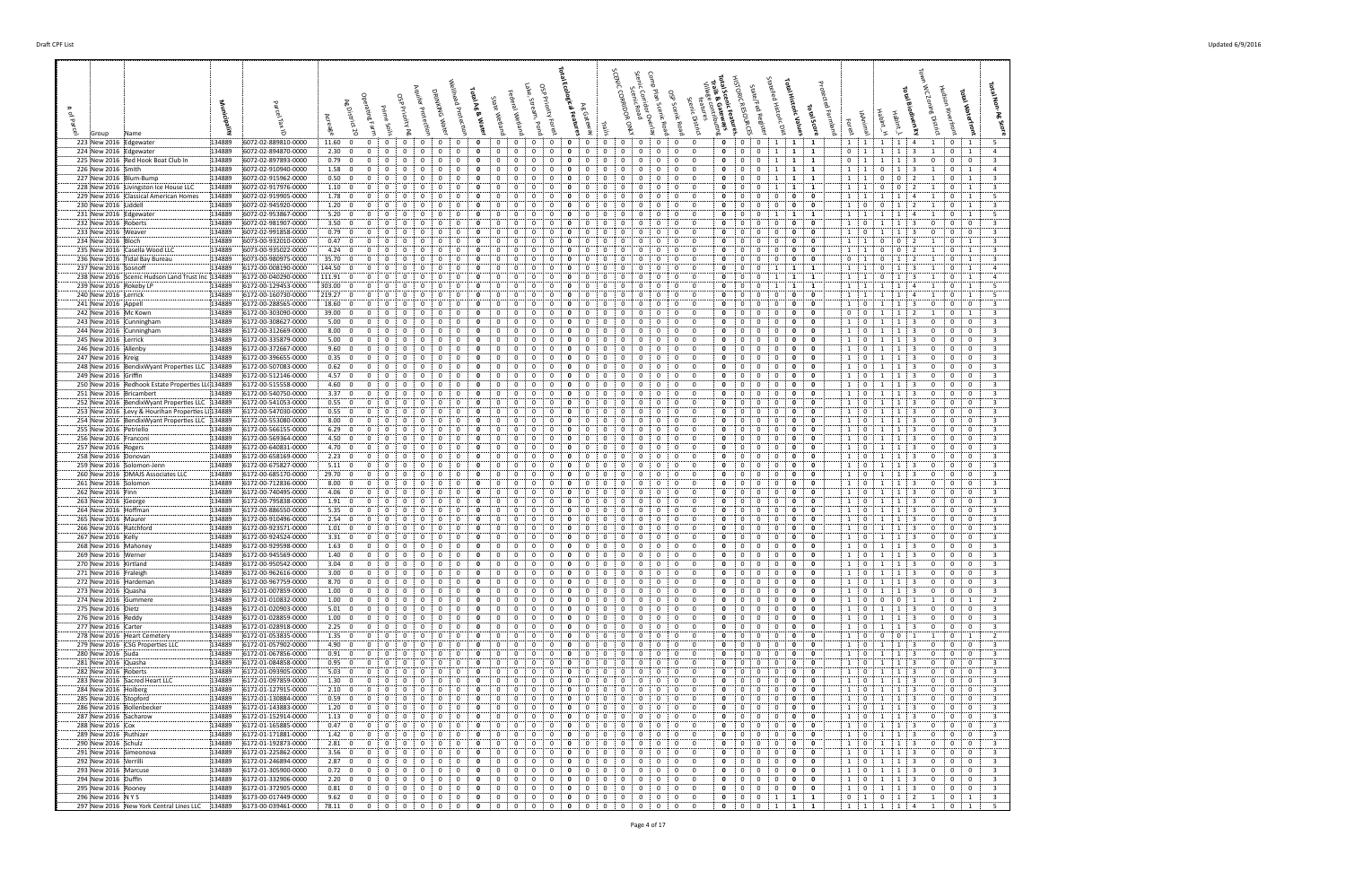Draft CPF List

Updated 6/9/2016

| # of Parcel | Group | Name | Municipality | Parcel Tax ID | Acreage | Ag District 20 | Operating Farm | Prime Soils | OSP Priority Ag | Aquifer Protection | Drinking Water | Wellhead Protection | Total Ag & Water | State Wetland | Federal Wetland | Lake, Stream, Pond | OSP Priority Forest | Total Ecological Features | Ag Gateway | Trails | SCENIC CORRIDOR ONLY | Scenic Corridor Overlay | Scenic Road | Camp Plan Scenic Road | OSP Scenic Road | Scenic District | Village communities features | Total Scenic Features, Trails & Gateways | HISTORIC RESOURCES | State Register | State/Fed Register | Historic Dist | Total Historic Values | Total Score | Protected Farmland | Forest | lAnimal | Habitat_H | Habitat_I | Total Biodiversity | Town WC Zoning District | Hudson Riverfront | Total Waterfront | Total Non-Ag Score |
|---|---|---|---|---|---|---|---|---|---|---|---|---|---|---|---|---|---|---|---|---|---|---|---|---|---|---|---|---|---|---|---|---|---|---|---|---|---|---|---|---|---|---|---|---|
| 223 | New 2016 | Edgewater | 134889 | 6072-02-889810-0000 | 11.60 | 0 | 0 | 0 | 0 | 0 | 0 | 0 | 0 | 0 | 0 | 0 | 0 | 0 | 0 | 0 | 0 | 0 | 0 | 0 | 0 | 0 | 0 | 0 | 0 | 0 | 0 | 1 | 1 | 1 | | 1 | 1 | 1 | 1 | 4 | 1 | 0 | 1 | 5 |
| 224 | New 2016 | Edgewater | 134889 | 6072-02-894870-0000 | 2.30 | 0 | 0 | 0 | 0 | 0 | 0 | 0 | 0 | 0 | 0 | 0 | 0 | 0 | 0 | 0 | 0 | 0 | 0 | 0 | 0 | 0 | 0 | 0 | 0 | 0 | 0 | 1 | 1 | 1 | | 0 | 1 | 1 | 1 | 3 | 1 | 0 | 1 | 4 |
| 225 | New 2016 | Red Hook Boat Club In | 134889 | 6072-02-897893-0000 | 0.79 | 0 | 0 | 0 | 0 | 0 | 0 | 0 | 0 | 0 | 0 | 0 | 0 | 0 | 0 | 0 | 0 | 0 | 0 | 0 | 0 | 0 | 0 | 0 | 0 | 0 | 0 | 1 | 1 | 1 | | 0 | 1 | 1 | 1 | 3 | 0 | 0 | 0 | 3 |
| 226 | New 2016 | Smith | 134889 | 6072-02-910940-0000 | 1.58 | 0 | 0 | 0 | 0 | 0 | 0 | 0 | 0 | 0 | 0 | 0 | 0 | 0 | 0 | 0 | 0 | 0 | 0 | 0 | 0 | 0 | 0 | 0 | 0 | 0 | 0 | 1 | 1 | 1 | | 1 | 1 | 0 | 1 | 3 | 1 | 0 | 1 | 4 |
| 227 | New 2016 | Blum-Bump | 134889 | 6072-02-915962-0000 | 0.50 | 0 | 0 | 0 | 0 | 0 | 0 | 0 | 0 | 0 | 0 | 0 | 0 | 0 | 0 | 0 | 0 | 0 | 0 | 0 | 0 | 0 | 0 | 0 | 0 | 0 | 0 | 1 | 1 | 1 | | 1 | 1 | 0 | 0 | 2 | 1 | 0 | 1 | 3 |
| 228 | New 2016 | Livingston Ice House LLC | 134889 | 6072-02-917976-0000 | 1.10 | 0 | 0 | 0 | 0 | 0 | 0 | 0 | 0 | 0 | 0 | 0 | 0 | 0 | 0 | 0 | 0 | 0 | 0 | 0 | 0 | 0 | 0 | 0 | 0 | 0 | 0 | 1 | 1 | 1 | | 1 | 1 | 0 | 0 | 2 | 1 | 0 | 1 | 3 |
| 229 | New 2016 | Classical American Homes | 134889 | 6072-02-919905-0000 | 1.78 | 0 | 0 | 0 | 0 | 0 | 0 | 0 | 0 | 0 | 0 | 0 | 0 | 0 | 0 | 0 | 0 | 0 | 0 | 0 | 0 | 0 | 0 | 0 | 0 | 0 | 0 | 0 | 0 | 0 | | 1 | 1 | 1 | 1 | 4 | 1 | 0 | 1 | 5 |
| 230 | New 2016 | Liddell | 134889 | 6072-02-945920-0000 | 1.20 | 0 | 0 | 0 | 0 | 0 | 0 | 0 | 0 | 0 | 0 | 0 | 0 | 0 | 0 | 0 | 0 | 0 | 0 | 0 | 0 | 0 | 0 | 0 | 0 | 0 | 0 | 0 | 0 | 0 | | 1 | 0 | 0 | 1 | 2 | 1 | 0 | 1 | 3 |
| 231 | New 2016 | Edgewater | 134889 | 6072-02-953867-0000 | 5.20 | 0 | 0 | 0 | 0 | 0 | 0 | 0 | 0 | 0 | 0 | 0 | 0 | 0 | 0 | 0 | 0 | 0 | 0 | 0 | 0 | 0 | 0 | 0 | 0 | 0 | 0 | 1 | 1 | 1 | | 1 | 1 | 1 | 1 | 4 | 1 | 0 | 1 | 5 |
| 232 | New 2016 | Roberts | 134889 | 6072-02-981907-0000 | 3.50 | 0 | 0 | 0 | 0 | 0 | 0 | 0 | 0 | 0 | 0 | 0 | 0 | 0 | 0 | 0 | 0 | 0 | 0 | 0 | 0 | 0 | 0 | 0 | 0 | 0 | 0 | 0 | 0 | 0 | | 1 | 0 | 1 | 1 | 3 | 0 | 0 | 0 | 3 |
| 233 | New 2016 | Weaver | 134889 | 6072-02-991858-0000 | 0.79 | 0 | 0 | 0 | 0 | 0 | 0 | 0 | 0 | 0 | 0 | 0 | 0 | 0 | 0 | 0 | 0 | 0 | 0 | 0 | 0 | 0 | 0 | 0 | 0 | 0 | 0 | 0 | 0 | 0 | | 1 | 0 | 1 | 1 | 3 | 0 | 0 | 0 | 3 |
| 234 | New 2016 | Bloch | 134889 | 6073-00-932010-0000 | 0.47 | 0 | 0 | 0 | 0 | 0 | 0 | 0 | 0 | 0 | 0 | 0 | 0 | 0 | 0 | 0 | 0 | 0 | 0 | 0 | 0 | 0 | 0 | 0 | 0 | 0 | 0 | 0 | 0 | 0 | | 1 | 1 | 0 | 0 | 2 | 1 | 0 | 1 | 3 |
| 235 | New 2016 | Casella Wood LLC | 134889 | 6073-00-935022-0000 | 4.24 | 0 | 0 | 0 | 0 | 0 | 0 | 0 | 0 | 0 | 0 | 0 | 0 | 0 | 0 | 0 | 0 | 0 | 0 | 0 | 0 | 0 | 0 | 0 | 0 | 0 | 0 | 0 | 0 | 0 | | 1 | 1 | 0 | 0 | 2 | 1 | 0 | 1 | 3 |
| 236 | New 2016 | Tidal Bay Bureau | 134889 | 6073-00-980975-0000 | 35.70 | 0 | 0 | 0 | 0 | 0 | 0 | 0 | 0 | 0 | 0 | 0 | 0 | 0 | 0 | 0 | 0 | 0 | 0 | 0 | 0 | 0 | 0 | 0 | 0 | 0 | 0 | 0 | 0 | 0 | | 0 | 1 | 0 | 1 | 2 | 1 | 0 | 1 | 3 |
| 237 | New 2016 | Sosnoff | 134889 | 6172-00-008190-0000 | 144.50 | 0 | 0 | 0 | 0 | 0 | 0 | 0 | 0 | 0 | 0 | 0 | 0 | 0 | 0 | 0 | 0 | 0 | 0 | 0 | 0 | 0 | 0 | 0 | 0 | 0 | 0 | 1 | 1 | 1 | | 1 | 1 | 0 | 1 | 3 | 1 | 0 | 1 | 4 |
| 238 | New 2016 | Scenic Hudson Land Trust Inc | 134889 | 6172-00-040290-0000 | 111.91 | 0 | 0 | 0 | 0 | 0 | 0 | 0 | 0 | 0 | 0 | 0 | 0 | 0 | 0 | 0 | 0 | 0 | 0 | 0 | 0 | 0 | 0 | 0 | 0 | 0 | 0 | 1 | 1 | 1 | | 1 | 1 | 0 | 1 | 3 | 1 | 0 | 1 | 4 |
| 239 | New 2016 | Rokeby LP | 134889 | 6172-00-129453-0000 | 303.00 | 0 | 0 | 0 | 0 | 0 | 0 | 0 | 0 | 0 | 0 | 0 | 0 | 0 | 0 | 0 | 0 | 0 | 0 | 0 | 0 | 0 | 0 | 0 | 0 | 0 | 0 | 1 | 1 | 1 | | 1 | 1 | 1 | 1 | 4 | 1 | 0 | 1 | 5 |
| 240 | New 2016 | Lerrick | 134889 | 6172-00-160730-0000 | 219.27 | 0 | 0 | 0 | 0 | 0 | 0 | 0 | 0 | 0 | 0 | 0 | 0 | 0 | 0 | 0 | 0 | 0 | 0 | 0 | 0 | 0 | 0 | 0 | 0 | 0 | 0 | 0 | 0 | 0 | | 1 | 1 | 1 | 1 | 4 | 1 | 0 | 1 | 5 |
| 241 | New 2016 | Appell | 134889 | 6172-00-288565-0000 | 18.60 | 0 | 0 | 0 | 0 | 0 | 0 | 0 | 0 | 0 | 0 | 0 | 0 | 0 | 0 | 0 | 0 | 0 | 0 | 0 | 0 | 0 | 0 | 0 | 0 | 0 | 0 | 0 | 0 | 0 | | 1 | 0 | 1 | 1 | 3 | 0 | 0 | 0 | 3 |
| 242 | New 2016 | Mc Kown | 134889 | 6172-00-303090-0000 | 39.00 | 0 | 0 | 0 | 0 | 0 | 0 | 0 | 0 | 0 | 0 | 0 | 0 | 0 | 0 | 0 | 0 | 0 | 0 | 0 | 0 | 0 | 0 | 0 | 0 | 0 | 0 | 0 | 0 | 0 | | 0 | 0 | 1 | 1 | 2 | 1 | 0 | 1 | 3 |
| 243 | New 2016 | Cunningham | 134889 | 6172-00-308627-0000 | 5.00 | 0 | 0 | 0 | 0 | 0 | 0 | 0 | 0 | 0 | 0 | 0 | 0 | 0 | 0 | 0 | 0 | 0 | 0 | 0 | 0 | 0 | 0 | 0 | 0 | 0 | 0 | 0 | 0 | 0 | | 1 | 0 | 1 | 1 | 3 | 0 | 0 | 0 | 3 |
| 244 | New 2016 | Cunningham | 134889 | 6172-00-312669-0000 | 8.00 | 0 | 0 | 0 | 0 | 0 | 0 | 0 | 0 | 0 | 0 | 0 | 0 | 0 | 0 | 0 | 0 | 0 | 0 | 0 | 0 | 0 | 0 | 0 | 0 | 0 | 0 | 0 | 0 | 0 | | 1 | 0 | 1 | 1 | 3 | 0 | 0 | 0 | 3 |
| 245 | New 2016 | Lerrick | 134889 | 6172-00-335879-0000 | 5.00 | 0 | 0 | 0 | 0 | 0 | 0 | 0 | 0 | 0 | 0 | 0 | 0 | 0 | 0 | 0 | 0 | 0 | 0 | 0 | 0 | 0 | 0 | 0 | 0 | 0 | 0 | 0 | 0 | 0 | | 1 | 0 | 1 | 1 | 3 | 0 | 0 | 0 | 3 |
| 246 | New 2016 | Allenby | 134889 | 6172-00-372667-0000 | 9.60 | 0 | 0 | 0 | 0 | 0 | 0 | 0 | 0 | 0 | 0 | 0 | 0 | 0 | 0 | 0 | 0 | 0 | 0 | 0 | 0 | 0 | 0 | 0 | 0 | 0 | 0 | 0 | 0 | 0 | | 1 | 0 | 1 | 1 | 3 | 0 | 0 | 0 | 3 |
| 247 | New 2016 | Kreig | 134889 | 6172-00-396655-0000 | 0.35 | 0 | 0 | 0 | 0 | 0 | 0 | 0 | 0 | 0 | 0 | 0 | 0 | 0 | 0 | 0 | 0 | 0 | 0 | 0 | 0 | 0 | 0 | 0 | 0 | 0 | 0 | 0 | 0 | 0 | | 1 | 0 | 1 | 1 | 3 | 0 | 0 | 0 | 3 |
| 248 | New 2016 | BendixWyant Properties LLC | 134889 | 6172-00-507083-0000 | 0.62 | 0 | 0 | 0 | 0 | 0 | 0 | 0 | 0 | 0 | 0 | 0 | 0 | 0 | 0 | 0 | 0 | 0 | 0 | 0 | 0 | 0 | 0 | 0 | 0 | 0 | 0 | 0 | 0 | 0 | | 1 | 0 | 1 | 1 | 3 | 0 | 0 | 0 | 3 |
| 249 | New 2016 | Griffin | 134889 | 6172-00-512146-0000 | 4.57 | 0 | 0 | 0 | 0 | 0 | 0 | 0 | 0 | 0 | 0 | 0 | 0 | 0 | 0 | 0 | 0 | 0 | 0 | 0 | 0 | 0 | 0 | 0 | 0 | 0 | 0 | 0 | 0 | 0 | | 1 | 0 | 1 | 1 | 3 | 0 | 0 | 0 | 3 |
| 250 | New 2016 | Redhook Estate Properties LLC | 134889 | 6172-00-515558-0000 | 4.60 | 0 | 0 | 0 | 0 | 0 | 0 | 0 | 0 | 0 | 0 | 0 | 0 | 0 | 0 | 0 | 0 | 0 | 0 | 0 | 0 | 0 | 0 | 0 | 0 | 0 | 0 | 0 | 0 | 0 | | 1 | 0 | 1 | 1 | 3 | 0 | 0 | 0 | 3 |
| 251 | New 2016 | Bricambert | 134889 | 6172-00-540750-0000 | 3.37 | 0 | 0 | 0 | 0 | 0 | 0 | 0 | 0 | 0 | 0 | 0 | 0 | 0 | 0 | 0 | 0 | 0 | 0 | 0 | 0 | 0 | 0 | 0 | 0 | 0 | 0 | 0 | 0 | 0 | | 1 | 0 | 1 | 1 | 3 | 0 | 0 | 0 | 3 |
| 252 | New 2016 | BendixWyant Properties LLC | 134889 | 6172-00-541053-0000 | 0.55 | 0 | 0 | 0 | 0 | 0 | 0 | 0 | 0 | 0 | 0 | 0 | 0 | 0 | 0 | 0 | 0 | 0 | 0 | 0 | 0 | 0 | 0 | 0 | 0 | 0 | 0 | 0 | 0 | 0 | | 1 | 0 | 1 | 1 | 3 | 0 | 0 | 0 | 3 |
| 253 | New 2016 | Levy & Hourihan Properties LL | 134889 | 6172-00-547030-0000 | 0.55 | 0 | 0 | 0 | 0 | 0 | 0 | 0 | 0 | 0 | 0 | 0 | 0 | 0 | 0 | 0 | 0 | 0 | 0 | 0 | 0 | 0 | 0 | 0 | 0 | 0 | 0 | 0 | 0 | 0 | | 1 | 0 | 1 | 1 | 3 | 0 | 0 | 0 | 3 |
| 254 | New 2016 | BendixWyant Properties LLC | 134889 | 6172-00-553080-0000 | 8.00 | 0 | 0 | 0 | 0 | 0 | 0 | 0 | 0 | 0 | 0 | 0 | 0 | 0 | 0 | 0 | 0 | 0 | 0 | 0 | 0 | 0 | 0 | 0 | 0 | 0 | 0 | 0 | 0 | 0 | | 1 | 0 | 1 | 1 | 3 | 0 | 0 | 0 | 3 |
| 255 | New 2016 | Petriello | 134889 | 6172-00-566155-0000 | 6.29 | 0 | 0 | 0 | 0 | 0 | 0 | 0 | 0 | 0 | 0 | 0 | 0 | 0 | 0 | 0 | 0 | 0 | 0 | 0 | 0 | 0 | 0 | 0 | 0 | 0 | 0 | 0 | 0 | 0 | | 1 | 0 | 1 | 1 | 3 | 0 | 0 | 0 | 3 |
| 256 | New 2016 | Franconi | 134889 | 6172-00-569364-0000 | 4.50 | 0 | 0 | 0 | 0 | 0 | 0 | 0 | 0 | 0 | 0 | 0 | 0 | 0 | 0 | 0 | 0 | 0 | 0 | 0 | 0 | 0 | 0 | 0 | 0 | 0 | 0 | 0 | 0 | 0 | | 1 | 0 | 1 | 1 | 3 | 0 | 0 | 0 | 3 |
| 257 | New 2016 | Rogers | 134889 | 6172-00-640831-0000 | 4.70 | 0 | 0 | 0 | 0 | 0 | 0 | 0 | 0 | 0 | 0 | 0 | 0 | 0 | 0 | 0 | 0 | 0 | 0 | 0 | 0 | 0 | 0 | 0 | 0 | 0 | 0 | 0 | 0 | 0 | | 1 | 0 | 1 | 1 | 3 | 0 | 0 | 0 | 3 |
| 258 | New 2016 | Donovan | 134889 | 6172-00-658169-0000 | 2.23 | 0 | 0 | 0 | 0 | 0 | 0 | 0 | 0 | 0 | 0 | 0 | 0 | 0 | 0 | 0 | 0 | 0 | 0 | 0 | 0 | 0 | 0 | 0 | 0 | 0 | 0 | 0 | 0 | 0 | | 1 | 0 | 1 | 1 | 3 | 0 | 0 | 0 | 3 |
| 259 | New 2016 | Solomon-Jenn | 134889 | 6172-00-675827-0000 | 5.11 | 0 | 0 | 0 | 0 | 0 | 0 | 0 | 0 | 0 | 0 | 0 | 0 | 0 | 0 | 0 | 0 | 0 | 0 | 0 | 0 | 0 | 0 | 0 | 0 | 0 | 0 | 0 | 0 | 0 | | 1 | 0 | 1 | 1 | 3 | 0 | 0 | 0 | 3 |
| 260 | New 2016 | DMAJS Associates LLC | 134889 | 6172-00-685170-0000 | 29.70 | 0 | 0 | 0 | 0 | 0 | 0 | 0 | 0 | 0 | 0 | 0 | 0 | 0 | 0 | 0 | 0 | 0 | 0 | 0 | 0 | 0 | 0 | 0 | 0 | 0 | 0 | 0 | 0 | 0 | | 1 | 0 | 1 | 1 | 3 | 0 | 0 | 0 | 3 |
| 261 | New 2016 | Solomon | 134889 | 6172-00-712836-0000 | 8.00 | 0 | 0 | 0 | 0 | 0 | 0 | 0 | 0 | 0 | 0 | 0 | 0 | 0 | 0 | 0 | 0 | 0 | 0 | 0 | 0 | 0 | 0 | 0 | 0 | 0 | 0 | 0 | 0 | 0 | | 1 | 0 | 1 | 1 | 3 | 0 | 0 | 0 | 3 |
| 262 | New 2016 | Finn | 134889 | 6172-00-740495-0000 | 4.06 | 0 | 0 | 0 | 0 | 0 | 0 | 0 | 0 | 0 | 0 | 0 | 0 | 0 | 0 | 0 | 0 | 0 | 0 | 0 | 0 | 0 | 0 | 0 | 0 | 0 | 0 | 0 | 0 | 0 | | 1 | 0 | 1 | 1 | 3 | 0 | 0 | 0 | 3 |
| 263 | New 2016 | George | 134889 | 6172-00-795838-0000 | 1.91 | 0 | 0 | 0 | 0 | 0 | 0 | 0 | 0 | 0 | 0 | 0 | 0 | 0 | 0 | 0 | 0 | 0 | 0 | 0 | 0 | 0 | 0 | 0 | 0 | 0 | 0 | 0 | 0 | 0 | | 1 | 0 | 1 | 1 | 3 | 0 | 0 | 0 | 3 |
| 264 | New 2016 | Hoffman | 134889 | 6172-00-886550-0000 | 5.35 | 0 | 0 | 0 | 0 | 0 | 0 | 0 | 0 | 0 | 0 | 0 | 0 | 0 | 0 | 0 | 0 | 0 | 0 | 0 | 0 | 0 | 0 | 0 | 0 | 0 | 0 | 0 | 0 | 0 | | 1 | 0 | 1 | 1 | 3 | 0 | 0 | 0 | 3 |
| 265 | New 2016 | Maurer | 134889 | 6172-00-910496-0000 | 2.54 | 0 | 0 | 0 | 0 | 0 | 0 | 0 | 0 | 0 | 0 | 0 | 0 | 0 | 0 | 0 | 0 | 0 | 0 | 0 | 0 | 0 | 0 | 0 | 0 | 0 | 0 | 0 | 0 | 0 | | 1 | 0 | 1 | 1 | 3 | 0 | 0 | 0 | 3 |
| 266 | New 2016 | Ratchford | 134889 | 6172-00-923571-0000 | 1.01 | 0 | 0 | 0 | 0 | 0 | 0 | 0 | 0 | 0 | 0 | 0 | 0 | 0 | 0 | 0 | 0 | 0 | 0 | 0 | 0 | 0 | 0 | 0 | 0 | 0 | 0 | 0 | 0 | 0 | | 1 | 0 | 1 | 1 | 3 | 0 | 0 | 0 | 3 |
| 267 | New 2016 | Kelly | 134889 | 6172-00-924524-0000 | 3.31 | 0 | 0 | 0 | 0 | 0 | 0 | 0 | 0 | 0 | 0 | 0 | 0 | 0 | 0 | 0 | 0 | 0 | 0 | 0 | 0 | 0 | 0 | 0 | 0 | 0 | 0 | 0 | 0 | 0 | | 1 | 0 | 1 | 1 | 3 | 0 | 0 | 0 | 3 |
| 268 | New 2016 | Mahoney | 134889 | 6172-00-929598-0000 | 1.63 | 0 | 0 | 0 | 0 | 0 | 0 | 0 | 0 | 0 | 0 | 0 | 0 | 0 | 0 | 0 | 0 | 0 | 0 | 0 | 0 | 0 | 0 | 0 | 0 | 0 | 0 | 0 | 0 | 0 | | 1 | 0 | 1 | 1 | 3 | 0 | 0 | 0 | 3 |
| 269 | New 2016 | Werner | 134889 | 6172-00-945569-0000 | 1.40 | 0 | 0 | 0 | 0 | 0 | 0 | 0 | 0 | 0 | 0 | 0 | 0 | 0 | 0 | 0 | 0 | 0 | 0 | 0 | 0 | 0 | 0 | 0 | 0 | 0 | 0 | 0 | 0 | 0 | | 1 | 0 | 1 | 1 | 3 | 0 | 0 | 0 | 3 |
| 270 | New 2016 | Kirtland | 134889 | 6172-00-950542-0000 | 3.04 | 0 | 0 | 0 | 0 | 0 | 0 | 0 | 0 | 0 | 0 | 0 | 0 | 0 | 0 | 0 | 0 | 0 | 0 | 0 | 0 | 0 | 0 | 0 | 0 | 0 | 0 | 0 | 0 | 0 | | 1 | 0 | 1 | 1 | 3 | 0 | 0 | 0 | 3 |
| 271 | New 2016 | Fraleigh | 134889 | 6172-00-962616-0000 | 3.00 | 0 | 0 | 0 | 0 | 0 | 0 | 0 | 0 | 0 | 0 | 0 | 0 | 0 | 0 | 0 | 0 | 0 | 0 | 0 | 0 | 0 | 0 | 0 | 0 | 0 | 0 | 0 | 0 | 0 | | 1 | 0 | 1 | 1 | 3 | 0 | 0 | 0 | 3 |
| 272 | New 2016 | Hardeman | 134889 | 6172-00-967759-0000 | 8.70 | 0 | 0 | 0 | 0 | 0 | 0 | 0 | 0 | 0 | 0 | 0 | 0 | 0 | 0 | 0 | 0 | 0 | 0 | 0 | 0 | 0 | 0 | 0 | 0 | 0 | 0 | 0 | 0 | 0 | | 1 | 0 | 1 | 1 | 3 | 0 | 0 | 0 | 3 |
| 273 | New 2016 | Quasha | 134889 | 6172-01-007859-0000 | 1.00 | 0 | 0 | 0 | 0 | 0 | 0 | 0 | 0 | 0 | 0 | 0 | 0 | 0 | 0 | 0 | 0 | 0 | 0 | 0 | 0 | 0 | 0 | 0 | 0 | 0 | 0 | 0 | 0 | 0 | | 1 | 0 | 1 | 1 | 3 | 0 | 0 | 0 | 3 |
| 274 | New 2016 | Gummere | 134889 | 6172-01-010832-0000 | 1.00 | 0 | 0 | 0 | 0 | 0 | 0 | 0 | 0 | 0 | 0 | 0 | 0 | 0 | 0 | 0 | 0 | 0 | 0 | 0 | 0 | 0 | 0 | 0 | 0 | 0 | 0 | 0 | 0 | 0 | | 1 | 0 | 0 | 0 | 1 | 1 | 0 | 1 | 2 |
| 275 | New 2016 | Dietz | 134889 | 6172-01-020903-0000 | 5.01 | 0 | 0 | 0 | 0 | 0 | 0 | 0 | 0 | 0 | 0 | 0 | 0 | 0 | 0 | 0 | 0 | 0 | 0 | 0 | 0 | 0 | 0 | 0 | 0 | 0 | 0 | 0 | 0 | 0 | | 1 | 0 | 1 | 1 | 3 | 0 | 0 | 0 | 3 |
| 276 | New 2016 | Reddy | 134889 | 6172-01-028859-0000 | 1.00 | 0 | 0 | 0 | 0 | 0 | 0 | 0 | 0 | 0 | 0 | 0 | 0 | 0 | 0 | 0 | 0 | 0 | 0 | 0 | 0 | 0 | 0 | 0 | 0 | 0 | 0 | 0 | 0 | 0 | | 1 | 0 | 1 | 1 | 3 | 0 | 0 | 0 | 3 |
| 277 | New 2016 | Carter | 134889 | 6172-01-028918-0000 | 2.25 | 0 | 0 | 0 | 0 | 0 | 0 | 0 | 0 | 0 | 0 | 0 | 0 | 0 | 0 | 0 | 0 | 0 | 0 | 0 | 0 | 0 | 0 | 0 | 0 | 0 | 0 | 0 | 0 | 0 | | 1 | 0 | 1 | 1 | 3 | 0 | 0 | 0 | 3 |
| 278 | New 2016 | Heart Cemetery | 134889 | 6172-01-053835-0000 | 1.35 | 0 | 0 | 0 | 0 | 0 | 0 | 0 | 0 | 0 | 0 | 0 | 0 | 0 | 0 | 0 | 0 | 0 | 0 | 0 | 0 | 0 | 0 | 0 | 0 | 0 | 0 | 0 | 0 | 0 | | 1 | 0 | 0 | 0 | 1 | 1 | 0 | 1 | 2 |
| 279 | New 2016 | CSG Properties LLC | 134889 | 6172-01-057902-0000 | 4.90 | 0 | 0 | 0 | 0 | 0 | 0 | 0 | 0 | 0 | 0 | 0 | 0 | 0 | 0 | 0 | 0 | 0 | 0 | 0 | 0 | 0 | 0 | 0 | 0 | 0 | 0 | 0 | 0 | 0 | | 1 | 0 | 1 | 1 | 3 | 0 | 0 | 0 | 3 |
| 280 | New 2016 | Suda | 134889 | 6172-01-067856-0000 | 0.91 | 0 | 0 | 0 | 0 | 0 | 0 | 0 | 0 | 0 | 0 | 0 | 0 | 0 | 0 | 0 | 0 | 0 | 0 | 0 | 0 | 0 | 0 | 0 | 0 | 0 | 0 | 0 | 0 | 0 | | 1 | 0 | 1 | 1 | 3 | 0 | 0 | 0 | 3 |
| 281 | New 2016 | Quasha | 134889 | 6172-01-084858-0000 | 0.95 | 0 | 0 | 0 | 0 | 0 | 0 | 0 | 0 | 0 | 0 | 0 | 0 | 0 | 0 | 0 | 0 | 0 | 0 | 0 | 0 | 0 | 0 | 0 | 0 | 0 | 0 | 0 | 0 | 0 | | 1 | 0 | 1 | 1 | 3 | 0 | 0 | 0 | 3 |
| 282 | New 2016 | Roberts | 134889 | 6172-01-093905-0000 | 5.03 | 0 | 0 | 0 | 0 | 0 | 0 | 0 | 0 | 0 | 0 | 0 | 0 | 0 | 0 | 0 | 0 | 0 | 0 | 0 | 0 | 0 | 0 | 0 | 0 | 0 | 0 | 0 | 0 | 0 | | 1 | 0 | 1 | 1 | 3 | 0 | 0 | 0 | 3 |
| 283 | New 2016 | Sacred Heart LLC | 134889 | 6172-01-097859-0000 | 1.30 | 0 | 0 | 0 | 0 | 0 | 0 | 0 | 0 | 0 | 0 | 0 | 0 | 0 | 0 | 0 | 0 | 0 | 0 | 0 | 0 | 0 | 0 | 0 | 0 | 0 | 0 | 0 | 0 | 0 | | 1 | 0 | 1 | 1 | 3 | 0 | 0 | 0 | 3 |
| 284 | New 2016 | Holberg | 134889 | 6172-01-127915-0000 | 2.10 | 0 | 0 | 0 | 0 | 0 | 0 | 0 | 0 | 0 | 0 | 0 | 0 | 0 | 0 | 0 | 0 | 0 | 0 | 0 | 0 | 0 | 0 | 0 | 0 | 0 | 0 | 0 | 0 | 0 | | 1 | 0 | 1 | 1 | 3 | 0 | 0 | 0 | 3 |
| 285 | New 2016 | Stopford | 134889 | 6172-01-130884-0000 | 0.59 | 0 | 0 | 0 | 0 | 0 | 0 | 0 | 0 | 0 | 0 | 0 | 0 | 0 | 0 | 0 | 0 | 0 | 0 | 0 | 0 | 0 | 0 | 0 | 0 | 0 | 0 | 0 | 0 | 0 | | 1 | 0 | 1 | 1 | 3 | 0 | 0 | 0 | 3 |
| 286 | New 2016 | Bollenbecker | 134889 | 6172-01-143883-0000 | 1.20 | 0 | 0 | 0 | 0 | 0 | 0 | 0 | 0 | 0 | 0 | 0 | 0 | 0 | 0 | 0 | 0 | 0 | 0 | 0 | 0 | 0 | 0 | 0 | 0 | 0 | 0 | 0 | 0 | 0 | | 1 | 0 | 1 | 1 | 3 | 0 | 0 | 0 | 3 |
| 287 | New 2016 | Sacharow | 134889 | 6172-01-152914-0000 | 1.13 | 0 | 0 | 0 | 0 | 0 | 0 | 0 | 0 | 0 | 0 | 0 | 0 | 0 | 0 | 0 | 0 | 0 | 0 | 0 | 0 | 0 | 0 | 0 | 0 | 0 | 0 | 0 | 0 | 0 | | 1 | 0 | 1 | 1 | 3 | 0 | 0 | 0 | 3 |
| 288 | New 2016 | Cox | 134889 | 6172-01-165885-0000 | 0.47 | 0 | 0 | 0 | 0 | 0 | 0 | 0 | 0 | 0 | 0 | 0 | 0 | 0 | 0 | 0 | 0 | 0 | 0 | 0 | 0 | 0 | 0 | 0 | 0 | 0 | 0 | 0 | 0 | 0 | | 1 | 0 | 1 | 1 | 3 | 0 | 0 | 0 | 3 |
| 289 | New 2016 | Ruthizer | 134889 | 6172-01-171881-0000 | 1.42 | 0 | 0 | 0 | 0 | 0 | 0 | 0 | 0 | 0 | 0 | 0 | 0 | 0 | 0 | 0 | 0 | 0 | 0 | 0 | 0 | 0 | 0 | 0 | 0 | 0 | 0 | 0 | 0 | 0 | | 1 | 0 | 1 | 1 | 3 | 0 | 0 | 0 | 3 |
| 290 | New 2016 | Schulz | 134889 | 6172-01-192873-0000 | 2.81 | 0 | 0 | 0 | 0 | 0 | 0 | 0 | 0 | 0 | 0 | 0 | 0 | 0 | 0 | 0 | 0 | 0 | 0 | 0 | 0 | 0 | 0 | 0 | 0 | 0 | 0 | 0 | 0 | 0 | | 1 | 0 | 1 | 1 | 3 | 0 | 0 | 0 | 3 |
| 291 | New 2016 | Simeonova | 134889 | 6172-01-225862-0000 | 3.56 | 0 | 0 | 0 | 0 | 0 | 0 | 0 | 0 | 0 | 0 | 0 | 0 | 0 | 0 | 0 | 0 | 0 | 0 | 0 | 0 | 0 | 0 | 0 | 0 | 0 | 0 | 0 | 0 | 0 | | 1 | 0 | 1 | 1 | 3 | 0 | 0 | 0 | 3 |
| 292 | New 2016 | Merrilli | 134889 | 6172-01-246894-0000 | 2.87 | 0 | 0 | 0 | 0 | 0 | 0 | 0 | 0 | 0 | 0 | 0 | 0 | 0 | 0 | 0 | 0 | 0 | 0 | 0 | 0 | 0 | 0 | 0 | 0 | 0 | 0 | 0 | 0 | 0 | | 1 | 0 | 1 | 1 | 3 | 0 | 0 | 0 | 3 |
| 293 | New 2016 | Marcuse | 134889 | 6172-01-305900-0000 | 0.72 | 0 | 0 | 0 | 0 | 0 | 0 | 0 | 0 | 0 | 0 | 0 | 0 | 0 | 0 | 0 | 0 | 0 | 0 | 0 | 0 | 0 | 0 | 0 | 0 | 0 | 0 | 0 | 0 | 0 | | 1 | 0 | 1 | 1 | 3 | 0 | 0 | 0 | 3 |
| 294 | New 2016 | Duffin | 134889 | 6172-01-332906-0000 | 2.20 | 0 | 0 | 0 | 0 | 0 | 0 | 0 | 0 | 0 | 0 | 0 | 0 | 0 | 0 | 0 | 0 | 0 | 0 | 0 | 0 | 0 | 0 | 0 | 0 | 0 | 0 | 0 | 0 | 0 | | 1 | 0 | 1 | 1 | 3 | 0 | 0 | 0 | 3 |
| 295 | New 2016 | Rooney | 134889 | 6172-01-372905-0000 | 0.81 | 0 | 0 | 0 | 0 | 0 | 0 | 0 | 0 | 0 | 0 | 0 | 0 | 0 | 0 | 0 | 0 | 0 | 0 | 0 | 0 | 0 | 0 | 0 | 0 | 0 | 0 | 0 | 0 | 0 | | 1 | 0 | 1 | 1 | 3 | 0 | 0 | 0 | 3 |
| 296 | New 2016 | N Y S | 134889 | 6173-00-017449-0000 | 9.62 | 0 | 0 | 0 | 0 | 0 | 0 | 0 | 0 | 0 | 0 | 0 | 0 | 0 | 0 | 0 | 0 | 0 | 0 | 0 | 0 | 0 | 0 | 0 | 0 | 0 | 0 | 1 | 1 | 1 | | 0 | 1 | 0 | 1 | 2 | 1 | 0 | 1 | 3 |
| 297 | New 2016 | New York Central Lines LLC | 134889 | 6173-00-039461-0000 | 78.11 | 0 | 0 | 0 | 0 | 0 | 0 | 0 | 0 | 0 | 0 | 0 | 0 | 0 | 0 | 0 | 0 | 0 | 0 | 0 | 0 | 0 | 0 | 0 | 0 | 0 | 0 | 1 | 1 | 1 | | 1 | 1 | 1 | 1 | 4 | 1 | 0 | 1 | 5 |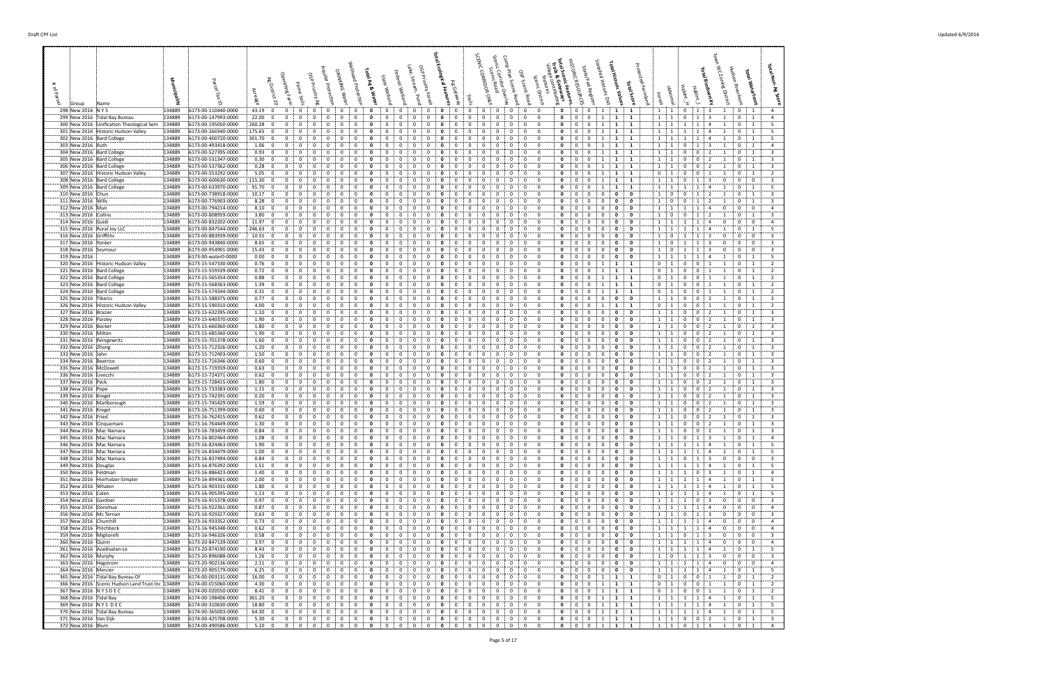| # of Parcel | Group | Name | Municipality | Parcel Tax ID | Acreage | Ag District 20 | Operating Farm | Prime Soils | OSP Priority Ag | Aquifer Protection | Drinking Water | Wellhead Protection | Total Ag & Water | State Wetland | Federal Wetland | Lake, Stream, Pond | OSP Priority Forest | Total Ecological Features | Ag Gateway | Trails | SCENIC CORRIDOR ONLY | Scenic Corridor Overlay | Scenic Road | Camp Plan Scenic Road | OSP Scenic Road | Scenic District | Village communities & features | Total Scenic Features, Trails & Gateways | HISTORIC RESOURCES | State Fed Register | Stanford Historic Dist | Total Historic Values | Total Score | Protected Farmland | Forest | IAAnimal | Habitat_H | Habitat_L | Total Biodiversity | Town WC Zoning District | Hudson Riverfront | Total Waterfront | Total Non-Ag Score |
|---|---|---|---|---|---|---|---|---|---|---|---|---|---|---|---|---|---|---|---|---|---|---|---|---|---|---|---|---|---|---|---|---|---|---|---|---|---|---|---|---|---|---|---|
| 298 | New 2016 | N Y S | 134889 | 6173-00-110440-0000 | 43.19 | 0 | 0 | 0 | 0 | 0 | 0 | 0 | 0 | 0 | 0 | 0 | 0 | 0 | 0 | 0 | 0 | 0 | 0 | 0 | 0 | 0 | 0 | 0 | 0 | 0 | 1 | 1 | 1 | | 1 | 1 | 0 | 1 | 3 | 1 | 0 | 1 | 4 |
| 299 | New 2016 | Tidal Bay Bureau | 134889 | 6173-00-147993-0000 | 22.00 | 0 | 0 | 0 | 0 | 0 | 0 | 0 | 0 | 0 | 0 | 0 | 0 | 0 | 0 | 0 | 0 | 0 | 0 | 0 | 0 | 0 | 0 | 0 | 0 | 0 | 1 | 1 | 1 | | 1 | 1 | 0 | 1 | 3 | 1 | 0 | 1 | 4 |
| 300 | New 2016 | Unification Theological Sem | 134889 | 6173-00-195050-0000 | 260.28 | 0 | 0 | 0 | 0 | 0 | 0 | 0 | 0 | 0 | 0 | 0 | 0 | 0 | 0 | 0 | 0 | 0 | 0 | 0 | 0 | 0 | 0 | 0 | 0 | 0 | 1 | 1 | 1 | | 1 | 1 | 1 | 1 | 4 | 1 | 0 | 1 | 5 |
| 301 | New 2016 | Historic Hudson Valley | 134889 | 6173-00-260340-0000 | 175.65 | 0 | 0 | 0 | 0 | 0 | 0 | 0 | 0 | 0 | 0 | 0 | 0 | 0 | 0 | 0 | 0 | 0 | 0 | 0 | 0 | 0 | 0 | 0 | 0 | 0 | 1 | 1 | 1 | | 1 | 1 | 1 | 1 | 4 | 1 | 0 | 1 | 5 |
| 302 | New 2016 | Bard College | 134889 | 6173-00-400720-0000 | 301.70 | 0 | 0 | 0 | 0 | 0 | 0 | 0 | 0 | 0 | 0 | 0 | 0 | 0 | 0 | 0 | 0 | 0 | 0 | 0 | 0 | 0 | 0 | 0 | 0 | 0 | 1 | 1 | 1 | | 1 | 1 | 1 | 1 | 4 | 1 | 0 | 1 | 5 |
| 303 | New 2016 | Ruth | 134889 | 6173-00-493418-0000 | 1.06 | 0 | 0 | 0 | 0 | 0 | 0 | 0 | 0 | 0 | 0 | 0 | 0 | 0 | 0 | 0 | 0 | 0 | 0 | 0 | 0 | 0 | 0 | 0 | 0 | 0 | 1 | 1 | 1 | | 1 | 1 | 0 | 1 | 3 | 1 | 0 | 1 | 4 |
| 304 | New 2016 | Bard College | 134889 | 6173-00-527395-0000 | 0.93 | 0 | 0 | 0 | 0 | 0 | 0 | 0 | 0 | 0 | 0 | 0 | 0 | 0 | 0 | 0 | 0 | 0 | 0 | 0 | 0 | 0 | 0 | 0 | 0 | 0 | 1 | 1 | 1 | | 1 | 1 | 0 | 0 | 2 | 1 | 0 | 1 | 3 |
| 305 | New 2016 | Bard College | 134889 | 6173-00-531347-0000 | 0.30 | 0 | 0 | 0 | 0 | 0 | 0 | 0 | 0 | 0 | 0 | 0 | 0 | 0 | 0 | 0 | 0 | 0 | 0 | 0 | 0 | 0 | 0 | 0 | 0 | 0 | 1 | 1 | 1 | | 1 | 1 | 0 | 0 | 2 | 1 | 0 | 1 | 3 |
| 306 | New 2016 | Bard College | 134889 | 6173-00-537362-0000 | 0.28 | 0 | 0 | 0 | 0 | 0 | 0 | 0 | 0 | 0 | 0 | 0 | 0 | 0 | 0 | 0 | 0 | 0 | 0 | 0 | 0 | 0 | 0 | 0 | 0 | 0 | 1 | 1 | 1 | | 1 | 1 | 0 | 0 | 2 | 1 | 0 | 1 | 3 |
| 307 | New 2016 | Historic Hudson Valley | 134889 | 6173-00-553292-0000 | 5.05 | 0 | 0 | 0 | 0 | 0 | 0 | 0 | 0 | 0 | 0 | 0 | 0 | 0 | 0 | 0 | 0 | 0 | 0 | 0 | 0 | 0 | 0 | 0 | 0 | 0 | 1 | 1 | 1 | | 0 | 1 | 0 | 0 | 1 | 1 | 0 | 1 | 2 |
| 308 | New 2016 | Bard College | 134889 | 6173-00-600630-0000 | 115.30 | 0 | 0 | 0 | 0 | 0 | 0 | 0 | 0 | 0 | 0 | 0 | 0 | 0 | 0 | 0 | 0 | 0 | 0 | 0 | 0 | 0 | 0 | 0 | 0 | 0 | 1 | 1 | 1 | | 1 | 1 | 0 | 1 | 3 | 0 | 0 | 0 | 3 |
| 309 | New 2016 | Bard College | 134889 | 6173-00-633970-0000 | 91.70 | 0 | 0 | 0 | 0 | 0 | 0 | 0 | 0 | 0 | 0 | 0 | 0 | 0 | 0 | 0 | 0 | 0 | 0 | 0 | 0 | 0 | 0 | 0 | 0 | 0 | 1 | 1 | 1 | | 1 | 1 | 1 | 1 | 4 | 1 | 0 | 1 | 5 |
| 310 | New 2016 | Chun | 134889 | 6173-00-738918-0000 | 10.17 | 0 | 0 | 0 | 0 | 0 | 0 | 0 | 0 | 0 | 0 | 0 | 0 | 0 | 0 | 0 | 0 | 0 | 0 | 0 | 0 | 0 | 0 | 0 | 0 | 0 | 0 | 0 | 0 | | 1 | 0 | 0 | 1 | 2 | 1 | 0 | 1 | 3 |
| 311 | New 2016 | Wills | 134889 | 6173-00-776903-0000 | 8.28 | 0 | 0 | 0 | 0 | 0 | 0 | 0 | 0 | 0 | 0 | 0 | 0 | 0 | 0 | 0 | 0 | 0 | 0 | 0 | 0 | 0 | 0 | 0 | 0 | 0 | 0 | 0 | 0 | | 1 | 0 | 0 | 1 | 2 | 1 | 0 | 1 | 3 |
| 312 | New 2016 | Mun | 134889 | 6173-00-794214-0000 | 8.10 | 0 | 0 | 0 | 0 | 0 | 0 | 0 | 0 | 0 | 0 | 0 | 0 | 0 | 0 | 0 | 0 | 0 | 0 | 0 | 0 | 0 | 0 | 0 | 0 | 0 | 0 | 0 | 0 | | 1 | 1 | 1 | 1 | 4 | 0 | 0 | 0 | 4 |
| 313 | New 2016 | Collins | 134889 | 6173-00-808959-0000 | 3.80 | 0 | 0 | 0 | 0 | 0 | 0 | 0 | 0 | 0 | 0 | 0 | 0 | 0 | 0 | 0 | 0 | 0 | 0 | 0 | 0 | 0 | 0 | 0 | 0 | 0 | 0 | 0 | 0 | | 1 | 0 | 0 | 1 | 2 | 1 | 0 | 1 | 3 |
| 314 | New 2016 | Guidi | 134889 | 6173-00-832202-0000 | 11.97 | 0 | 0 | 0 | 0 | 0 | 0 | 0 | 0 | 0 | 0 | 0 | 0 | 0 | 0 | 0 | 0 | 0 | 0 | 0 | 0 | 0 | 0 | 0 | 0 | 0 | 0 | 0 | 0 | | 1 | 1 | 1 | 1 | 4 | 0 | 0 | 0 | 4 |
| 315 | New 2016 | Rural Joy LLC | 134889 | 6173-00-847544-0000 | 246.63 | 0 | 0 | 0 | 0 | 0 | 0 | 0 | 0 | 0 | 0 | 0 | 0 | 0 | 0 | 0 | 0 | 0 | 0 | 0 | 0 | 0 | 0 | 0 | 0 | 0 | 0 | 0 | 0 | | 1 | 1 | 1 | 1 | 4 | 1 | 0 | 1 | 5 |
| 316 | New 2016 | Griffiths | 134889 | 6173-00-883939-0000 | 10.55 | 0 | 0 | 0 | 0 | 0 | 0 | 0 | 0 | 0 | 0 | 0 | 0 | 0 | 0 | 0 | 0 | 0 | 0 | 0 | 0 | 0 | 0 | 0 | 0 | 0 | 0 | 0 | 0 | | 1 | 0 | 1 | 1 | 3 | 0 | 0 | 0 | 3 |
| 317 | New 2016 | Yonker | 134889 | 6173-00-943840-0000 | 8.65 | 0 | 0 | 0 | 0 | 0 | 0 | 0 | 0 | 0 | 0 | 0 | 0 | 0 | 0 | 0 | 0 | 0 | 0 | 0 | 0 | 0 | 0 | 0 | 0 | 0 | 0 | 0 | 0 | | 1 | 0 | 1 | 1 | 3 | 0 | 0 | 0 | 3 |
| 318 | New 2016 | Seymour | 134889 | 6173-00-954901-0000 | 15.43 | 0 | 0 | 0 | 0 | 0 | 0 | 0 | 0 | 0 | 0 | 0 | 0 | 0 | 0 | 0 | 0 | 0 | 0 | 0 | 0 | 0 | 0 | 0 | 0 | 0 | 0 | 0 | 0 | | 1 | 0 | 1 | 1 | 3 | 0 | 0 | 0 | 3 |
| 319 | New 2016 | | 134889 | 6173-00-water0-0000 | 0.00 | 0 | 0 | 0 | 0 | 0 | 0 | 0 | 0 | 0 | 0 | 0 | 0 | 0 | 0 | 0 | 0 | 0 | 0 | 0 | 0 | 0 | 0 | 0 | 0 | 0 | 0 | 0 | 0 | | 1 | 1 | 1 | 1 | 4 | 1 | 0 | 1 | 5 |
| 320 | New 2016 | Historic Hudson Valley | 134889 | 6173-15-547330-0000 | 0.76 | 0 | 0 | 0 | 0 | 0 | 0 | 0 | 0 | 0 | 0 | 0 | 0 | 0 | 0 | 0 | 0 | 0 | 0 | 0 | 0 | 0 | 0 | 0 | 0 | 0 | 1 | 1 | 1 | | 0 | 1 | 0 | 0 | 1 | 1 | 0 | 1 | 2 |
| 321 | New 2016 | Bard College | 134889 | 6173-15-559339-0000 | 0.72 | 0 | 0 | 0 | 0 | 0 | 0 | 0 | 0 | 0 | 0 | 0 | 0 | 0 | 0 | 0 | 0 | 0 | 0 | 0 | 0 | 0 | 0 | 0 | 0 | 0 | 1 | 1 | 1 | | 0 | 1 | 0 | 0 | 1 | 1 | 0 | 1 | 2 |
| 322 | New 2016 | Bard College | 134889 | 6173-15-565354-0000 | 0.88 | 0 | 0 | 0 | 0 | 0 | 0 | 0 | 0 | 0 | 0 | 0 | 0 | 0 | 0 | 0 | 0 | 0 | 0 | 0 | 0 | 0 | 0 | 0 | 0 | 0 | 1 | 1 | 1 | | 0 | 1 | 0 | 0 | 1 | 1 | 0 | 1 | 2 |
| 323 | New 2016 | Bard College | 134889 | 6173-15-568363-0000 | 1.39 | 0 | 0 | 0 | 0 | 0 | 0 | 0 | 0 | 0 | 0 | 0 | 0 | 0 | 0 | 0 | 0 | 0 | 0 | 0 | 0 | 0 | 0 | 0 | 0 | 0 | 1 | 1 | 1 | | 0 | 1 | 0 | 0 | 1 | 1 | 0 | 1 | 2 |
| 324 | New 2016 | Bard College | 134889 | 6173-15-574344-0000 | 0.31 | 0 | 0 | 0 | 0 | 0 | 0 | 0 | 0 | 0 | 0 | 0 | 0 | 0 | 0 | 0 | 0 | 0 | 0 | 0 | 0 | 0 | 0 | 0 | 0 | 0 | 1 | 1 | 1 | | 0 | 1 | 0 | 0 | 1 | 1 | 0 | 1 | 2 |
| 325 | New 2016 | Tiberio | 134889 | 6173-15-588375-0000 | 0.77 | 0 | 0 | 0 | 0 | 0 | 0 | 0 | 0 | 0 | 0 | 0 | 0 | 0 | 0 | 0 | 0 | 0 | 0 | 0 | 0 | 0 | 0 | 0 | 0 | 0 | 0 | 0 | 0 | | 1 | 1 | 0 | 0 | 2 | 1 | 0 | 1 | 3 |
| 326 | New 2016 | Historic Hudson Valley | 134889 | 6173-15-590310-0000 | 4.00 | 0 | 0 | 0 | 0 | 0 | 0 | 0 | 0 | 0 | 0 | 0 | 0 | 0 | 0 | 0 | 0 | 0 | 0 | 0 | 0 | 0 | 0 | 0 | 0 | 0 | 1 | 1 | 1 | | 0 | 1 | 0 | 0 | 1 | 1 | 0 | 1 | 2 |
| 327 | New 2016 | Brazier | 134889 | 6173-15-632395-0000 | 1.10 | 0 | 0 | 0 | 0 | 0 | 0 | 0 | 0 | 0 | 0 | 0 | 0 | 0 | 0 | 0 | 0 | 0 | 0 | 0 | 0 | 0 | 0 | 0 | 0 | 0 | 0 | 0 | 0 | | 1 | 1 | 0 | 0 | 2 | 1 | 0 | 1 | 3 |
| 328 | New 2016 | Paisley | 134889 | 6173-15-640370-0000 | 1.90 | 0 | 0 | 0 | 0 | 0 | 0 | 0 | 0 | 0 | 0 | 0 | 0 | 0 | 0 | 0 | 0 | 0 | 0 | 0 | 0 | 0 | 0 | 0 | 0 | 0 | 0 | 0 | 0 | | 1 | 1 | 0 | 0 | 2 | 1 | 0 | 1 | 3 |
| 329 | New 2016 | Becker | 134889 | 6173-15-660360-0000 | 1.80 | 0 | 0 | 0 | 0 | 0 | 0 | 0 | 0 | 0 | 0 | 0 | 0 | 0 | 0 | 0 | 0 | 0 | 0 | 0 | 0 | 0 | 0 | 0 | 0 | 0 | 0 | 0 | 0 | | 1 | 1 | 0 | 0 | 2 | 1 | 0 | 1 | 3 |
| 330 | New 2016 | Milton | 134889 | 6173-15-685360-0000 | 1.90 | 0 | 0 | 0 | 0 | 0 | 0 | 0 | 0 | 0 | 0 | 0 | 0 | 0 | 0 | 0 | 0 | 0 | 0 | 0 | 0 | 0 | 0 | 0 | 0 | 0 | 0 | 0 | 0 | | 1 | 1 | 0 | 0 | 2 | 1 | 0 | 1 | 3 |
| 331 | New 2016 | Reingewirtz | 134889 | 6173-15-701378-0000 | 1.60 | 0 | 0 | 0 | 0 | 0 | 0 | 0 | 0 | 0 | 0 | 0 | 0 | 0 | 0 | 0 | 0 | 0 | 0 | 0 | 0 | 0 | 0 | 0 | 0 | 0 | 0 | 0 | 0 | | 1 | 1 | 0 | 0 | 2 | 1 | 0 | 1 | 3 |
| 332 | New 2016 | Zhong | 134889 | 6173-15-712326-0000 | 1.20 | 0 | 0 | 0 | 0 | 0 | 0 | 0 | 0 | 0 | 0 | 0 | 0 | 0 | 0 | 0 | 0 | 0 | 0 | 0 | 0 | 0 | 0 | 0 | 0 | 0 | 0 | 0 | 0 | | 1 | 1 | 0 | 0 | 2 | 1 | 0 | 1 | 3 |
| 333 | New 2016 | Jahn | 134889 | 6173-15-712403-0000 | 1.50 | 0 | 0 | 0 | 0 | 0 | 0 | 0 | 0 | 0 | 0 | 0 | 0 | 0 | 0 | 0 | 0 | 0 | 0 | 0 | 0 | 0 | 0 | 0 | 0 | 0 | 0 | 0 | 0 | | 1 | 1 | 0 | 0 | 2 | 1 | 0 | 1 | 3 |
| 334 | New 2016 | Beatrice | 134889 | 6173-15-716346-0000 | 0.60 | 0 | 0 | 0 | 0 | 0 | 0 | 0 | 0 | 0 | 0 | 0 | 0 | 0 | 0 | 0 | 0 | 0 | 0 | 0 | 0 | 0 | 0 | 0 | 0 | 0 | 0 | 0 | 0 | | 1 | 1 | 0 | 0 | 2 | 1 | 0 | 1 | 3 |
| 335 | New 2016 | McDowell | 134889 | 6173-15-719359-0000 | 0.63 | 0 | 0 | 0 | 0 | 0 | 0 | 0 | 0 | 0 | 0 | 0 | 0 | 0 | 0 | 0 | 0 | 0 | 0 | 0 | 0 | 0 | 0 | 0 | 0 | 0 | 0 | 0 | 0 | | 1 | 1 | 0 | 0 | 2 | 1 | 0 | 1 | 3 |
| 336 | New 2016 | Livecchi | 134889 | 6173-15-724371-0000 | 0.62 | 0 | 0 | 0 | 0 | 0 | 0 | 0 | 0 | 0 | 0 | 0 | 0 | 0 | 0 | 0 | 0 | 0 | 0 | 0 | 0 | 0 | 0 | 0 | 0 | 0 | 0 | 0 | 0 | | 1 | 1 | 0 | 0 | 2 | 1 | 0 | 1 | 3 |
| 337 | New 2016 | Pack | 134889 | 6173-15-728415-0000 | 1.80 | 0 | 0 | 0 | 0 | 0 | 0 | 0 | 0 | 0 | 0 | 0 | 0 | 0 | 0 | 0 | 0 | 0 | 0 | 0 | 0 | 0 | 0 | 0 | 0 | 0 | 0 | 0 | 0 | | 1 | 1 | 0 | 0 | 2 | 1 | 0 | 1 | 3 |
| 338 | New 2016 | Pope | 134889 | 6173-15-733383-0000 | 1.15 | 0 | 0 | 0 | 0 | 0 | 0 | 0 | 0 | 0 | 0 | 0 | 0 | 0 | 0 | 0 | 0 | 0 | 0 | 0 | 0 | 0 | 0 | 0 | 0 | 0 | 0 | 0 | 0 | | 1 | 1 | 0 | 0 | 2 | 1 | 0 | 1 | 3 |
| 339 | New 2016 | Kregel | 134889 | 6173-15-742391-0000 | 0.20 | 0 | 0 | 0 | 0 | 0 | 0 | 0 | 0 | 0 | 0 | 0 | 0 | 0 | 0 | 0 | 0 | 0 | 0 | 0 | 0 | 0 | 0 | 0 | 0 | 0 | 0 | 0 | 0 | | 1 | 1 | 0 | 0 | 2 | 1 | 0 | 1 | 3 |
| 340 | New 2016 | Marlborough | 134889 | 6173-15-745429-0000 | 1.59 | 0 | 0 | 0 | 0 | 0 | 0 | 0 | 0 | 0 | 0 | 0 | 0 | 0 | 0 | 0 | 0 | 0 | 0 | 0 | 0 | 0 | 0 | 0 | 0 | 0 | 0 | 0 | 0 | | 1 | 1 | 0 | 0 | 2 | 1 | 0 | 1 | 3 |
| 341 | New 2016 | Kregel | 134889 | 6173-16-751399-0000 | 0.60 | 0 | 0 | 0 | 0 | 0 | 0 | 0 | 0 | 0 | 0 | 0 | 0 | 0 | 0 | 0 | 0 | 0 | 0 | 0 | 0 | 0 | 0 | 0 | 0 | 0 | 0 | 0 | 0 | | 1 | 1 | 0 | 0 | 2 | 1 | 0 | 1 | 3 |
| 342 | New 2016 | Fried | 134889 | 6173-16-762415-0000 | 0.62 | 0 | 0 | 0 | 0 | 0 | 0 | 0 | 0 | 0 | 0 | 0 | 0 | 0 | 0 | 0 | 0 | 0 | 0 | 0 | 0 | 0 | 0 | 0 | 0 | 0 | 0 | 0 | 0 | | 1 | 1 | 0 | 0 | 2 | 1 | 0 | 1 | 3 |
| 343 | New 2016 | Cinquemani | 134889 | 6173-16-764449-0000 | 1.30 | 0 | 0 | 0 | 0 | 0 | 0 | 0 | 0 | 0 | 0 | 0 | 0 | 0 | 0 | 0 | 0 | 0 | 0 | 0 | 0 | 0 | 0 | 0 | 0 | 0 | 0 | 0 | 0 | | 1 | 1 | 0 | 0 | 2 | 1 | 0 | 1 | 3 |
| 344 | New 2016 | Mac Namara | 134889 | 6173-16-783459-0000 | 0.84 | 0 | 0 | 0 | 0 | 0 | 0 | 0 | 0 | 0 | 0 | 0 | 0 | 0 | 0 | 0 | 0 | 0 | 0 | 0 | 0 | 0 | 0 | 0 | 0 | 0 | 0 | 0 | 0 | | 1 | 1 | 0 | 0 | 2 | 1 | 0 | 1 | 3 |
| 345 | New 2016 | Mac Namara | 134889 | 6173-16-802464-0000 | 1.08 | 0 | 0 | 0 | 0 | 0 | 0 | 0 | 0 | 0 | 0 | 0 | 0 | 0 | 0 | 0 | 0 | 0 | 0 | 0 | 0 | 0 | 0 | 0 | 0 | 0 | 0 | 0 | 0 | | 1 | 1 | 0 | 1 | 3 | 1 | 0 | 1 | 4 |
| 346 | New 2016 | Mac Namara | 134889 | 6173-16-824463-0000 | 1.90 | 0 | 0 | 0 | 0 | 0 | 0 | 0 | 0 | 0 | 0 | 0 | 0 | 0 | 0 | 0 | 0 | 0 | 0 | 0 | 0 | 0 | 0 | 0 | 0 | 0 | 0 | 0 | 0 | | 1 | 1 | 1 | 1 | 4 | 1 | 0 | 1 | 5 |
| 347 | New 2016 | Mac Namara | 134889 | 6173-16-834479-0000 | 1.00 | 0 | 0 | 0 | 0 | 0 | 0 | 0 | 0 | 0 | 0 | 0 | 0 | 0 | 0 | 0 | 0 | 0 | 0 | 0 | 0 | 0 | 0 | 0 | 0 | 0 | 0 | 0 | 0 | | 1 | 1 | 1 | 1 | 4 | 1 | 0 | 1 | 5 |
| 348 | New 2016 | Mac Namara | 134889 | 6173-16-837494-0000 | 0.84 | 0 | 0 | 0 | 0 | 0 | 0 | 0 | 0 | 0 | 0 | 0 | 0 | 0 | 0 | 0 | 0 | 0 | 0 | 0 | 0 | 0 | 0 | 0 | 0 | 0 | 0 | 0 | 0 | | 1 | 1 | 0 | 1 | 3 | 0 | 0 | 0 | 3 |
| 349 | New 2016 | Douglas | 134889 | 6173-16-876392-0000 | 1.51 | 0 | 0 | 0 | 0 | 0 | 0 | 0 | 0 | 0 | 0 | 0 | 0 | 0 | 0 | 0 | 0 | 0 | 0 | 0 | 0 | 0 | 0 | 0 | 0 | 0 | 0 | 0 | 0 | | 1 | 1 | 1 | 1 | 4 | 1 | 0 | 1 | 5 |
| 350 | New 2016 | Feldman | 134889 | 6173-16-886423-0000 | 1.40 | 0 | 0 | 0 | 0 | 0 | 0 | 0 | 0 | 0 | 0 | 0 | 0 | 0 | 0 | 0 | 0 | 0 | 0 | 0 | 0 | 0 | 0 | 0 | 0 | 0 | 0 | 0 | 0 | | 1 | 1 | 0 | 1 | 3 | 1 | 0 | 1 | 4 |
| 351 | New 2016 | Hierholzer-Simpler | 134889 | 6173-16-894361-0000 | 2.00 | 0 | 0 | 0 | 0 | 0 | 0 | 0 | 0 | 0 | 0 | 0 | 0 | 0 | 0 | 0 | 0 | 0 | 0 | 0 | 0 | 0 | 0 | 0 | 0 | 0 | 0 | 0 | 0 | | 1 | 1 | 1 | 1 | 4 | 1 | 0 | 1 | 5 |
| 352 | New 2016 | Whalen | 134889 | 6173-16-903331-0000 | 1.80 | 0 | 0 | 0 | 0 | 0 | 0 | 0 | 0 | 0 | 0 | 0 | 0 | 0 | 0 | 0 | 0 | 0 | 0 | 0 | 0 | 0 | 0 | 0 | 0 | 0 | 0 | 0 | 0 | | 1 | 1 | 1 | 1 | 4 | 1 | 0 | 1 | 5 |
| 353 | New 2016 | Calen | 134889 | 6173-16-905395-0000 | 1.13 | 0 | 0 | 0 | 0 | 0 | 0 | 0 | 0 | 0 | 0 | 0 | 0 | 0 | 0 | 0 | 0 | 0 | 0 | 0 | 0 | 0 | 0 | 0 | 0 | 0 | 0 | 0 | 0 | | 1 | 1 | 1 | 1 | 4 | 1 | 0 | 1 | 5 |
| 354 | New 2016 | Gardner | 134889 | 6173-16-915378-0000 | 0.97 | 0 | 0 | 0 | 0 | 0 | 0 | 0 | 0 | 0 | 0 | 0 | 0 | 0 | 0 | 0 | 0 | 0 | 0 | 0 | 0 | 0 | 0 | 0 | 0 | 0 | 0 | 0 | 0 | | 1 | 1 | 0 | 1 | 3 | 0 | 0 | 0 | 3 |
| 355 | New 2016 | Donohue | 134889 | 6173-16-922361-0000 | 0.87 | 0 | 0 | 0 | 0 | 0 | 0 | 0 | 0 | 0 | 0 | 0 | 0 | 0 | 0 | 0 | 0 | 0 | 0 | 0 | 0 | 0 | 0 | 0 | 0 | 0 | 0 | 0 | 0 | | 1 | 1 | 1 | 1 | 4 | 0 | 0 | 0 | 4 |
| 356 | New 2016 | Mc Ternan | 134889 | 6173-16-929327-0000 | 0.63 | 0 | 0 | 0 | 0 | 0 | 0 | 0 | 0 | 0 | 0 | 0 | 0 | 0 | 0 | 0 | 0 | 0 | 0 | 0 | 0 | 0 | 0 | 0 | 0 | 0 | 0 | 0 | 0 | | 1 | 1 | 0 | 1 | 3 | 0 | 0 | 0 | 3 |
| 357 | New 2016 | Churchill | 134889 | 6173-16-933352-0000 | 0.73 | 0 | 0 | 0 | 0 | 0 | 0 | 0 | 0 | 0 | 0 | 0 | 0 | 0 | 0 | 0 | 0 | 0 | 0 | 0 | 0 | 0 | 0 | 0 | 0 | 0 | 0 | 0 | 0 | | 1 | 1 | 1 | 1 | 4 | 0 | 0 | 0 | 4 |
| 358 | New 2016 | Pinchbeck | 134889 | 6173-16-945348-0000 | 0.62 | 0 | 0 | 0 | 0 | 0 | 0 | 0 | 0 | 0 | 0 | 0 | 0 | 0 | 0 | 0 | 0 | 0 | 0 | 0 | 0 | 0 | 0 | 0 | 0 | 0 | 0 | 0 | 0 | | 1 | 1 | 1 | 1 | 4 | 0 | 0 | 0 | 4 |
| 359 | New 2016 | Migliorelli | 134889 | 6173-16-946326-0000 | 0.58 | 0 | 0 | 0 | 0 | 0 | 0 | 0 | 0 | 0 | 0 | 0 | 0 | 0 | 0 | 0 | 0 | 0 | 0 | 0 | 0 | 0 | 0 | 0 | 0 | 0 | 0 | 0 | 0 | | 1 | 1 | 0 | 1 | 3 | 0 | 0 | 0 | 3 |
| 360 | New 2016 | Quinn | 134889 | 6173-20-847139-0000 | 3.97 | 0 | 0 | 0 | 0 | 0 | 0 | 0 | 0 | 0 | 0 | 0 | 0 | 0 | 0 | 0 | 0 | 0 | 0 | 0 | 0 | 0 | 0 | 0 | 0 | 0 | 0 | 0 | 0 | | 1 | 1 | 1 | 1 | 4 | 0 | 0 | 0 | 4 |
| 361 | New 2016 | Azadivatan-Le | 134889 | 6173-20-874190-0000 | 8.43 | 0 | 0 | 0 | 0 | 0 | 0 | 0 | 0 | 0 | 0 | 0 | 0 | 0 | 0 | 0 | 0 | 0 | 0 | 0 | 0 | 0 | 0 | 0 | 0 | 0 | 0 | 0 | 0 | | 1 | 1 | 1 | 1 | 4 | 1 | 0 | 1 | 5 |
| 362 | New 2016 | Murphy | 134889 | 6173-20-896088-0000 | 1.26 | 0 | 0 | 0 | 0 | 0 | 0 | 0 | 0 | 0 | 0 | 0 | 0 | 0 | 0 | 0 | 0 | 0 | 0 | 0 | 0 | 0 | 0 | 0 | 0 | 0 | 0 | 0 | 0 | | 1 | 0 | 1 | 1 | 3 | 0 | 0 | 0 | 3 |
| 363 | New 2016 | Hagstrom | 134889 | 6173-20-902136-0000 | 2.11 | 0 | 0 | 0 | 0 | 0 | 0 | 0 | 0 | 0 | 0 | 0 | 0 | 0 | 0 | 0 | 0 | 0 | 0 | 0 | 0 | 0 | 0 | 0 | 0 | 0 | 0 | 0 | 0 | | 1 | 1 | 1 | 1 | 4 | 0 | 0 | 0 | 4 |
| 364 | New 2016 | Mercier | 134889 | 6173-20-905179-0000 | 6.25 | 0 | 0 | 0 | 0 | 0 | 0 | 0 | 0 | 0 | 0 | 0 | 0 | 0 | 0 | 0 | 0 | 0 | 0 | 0 | 0 | 0 | 0 | 0 | 0 | 0 | 0 | 0 | 0 | | 1 | 1 | 1 | 1 | 4 | 1 | 0 | 1 | 5 |
| 365 | New 2016 | Tidal Bay Bureau Of | 134889 | 6174-00-003131-0000 | 16.00 | 0 | 0 | 0 | 0 | 0 | 0 | 0 | 0 | 0 | 0 | 0 | 0 | 0 | 0 | 0 | 0 | 0 | 0 | 0 | 0 | 0 | 0 | 0 | 0 | 0 | 1 | 1 | 1 | | 0 | 1 | 0 | 0 | 1 | 1 | 0 | 1 | 2 |
| 366 | New 2016 | Scenic Hudson Land Trust Inc | 134889 | 6174-00-015060-0000 | 4.30 | 0 | 0 | 0 | 0 | 0 | 0 | 0 | 0 | 0 | 0 | 0 | 0 | 0 | 0 | 0 | 0 | 0 | 0 | 0 | 0 | 0 | 0 | 0 | 0 | 0 | 1 | 1 | 1 | | 0 | 1 | 0 | 0 | 1 | 1 | 0 | 1 | 2 |
| 367 | New 2016 | N Y S D E C | 134889 | 6174-00-020550-0000 | 8.41 | 0 | 0 | 0 | 0 | 0 | 0 | 0 | 0 | 0 | 0 | 0 | 0 | 0 | 0 | 0 | 0 | 0 | 0 | 0 | 0 | 0 | 0 | 0 | 0 | 0 | 1 | 1 | 1 | | 0 | 1 | 0 | 0 | 1 | 1 | 0 | 1 | 2 |
| 368 | New 2016 | Tidal Bay | 134889 | 6174-00-198406-0000 | 361.20 | 0 | 0 | 0 | 0 | 0 | 0 | 0 | 0 | 0 | 0 | 0 | 0 | 0 | 0 | 0 | 0 | 0 | 0 | 0 | 0 | 0 | 0 | 0 | 0 | 0 | 1 | 1 | 1 | | 1 | 1 | 1 | 1 | 4 | 1 | 0 | 1 | 5 |
| 369 | New 2016 | N Y S D E C | 134889 | 6174-00-310630-0000 | 18.80 | 0 | 0 | 0 | 0 | 0 | 0 | 0 | 0 | 0 | 0 | 0 | 0 | 0 | 0 | 0 | 0 | 0 | 0 | 0 | 0 | 0 | 0 | 0 | 0 | 0 | 1 | 1 | 1 | | 1 | 1 | 1 | 1 | 4 | 1 | 0 | 1 | 5 |
| 370 | New 2016 | Tidal Bay Bureau | 134889 | 6174-00-365003-0000 | 64.30 | 0 | 0 | 0 | 0 | 0 | 0 | 0 | 0 | 0 | 0 | 0 | 0 | 0 | 0 | 0 | 0 | 0 | 0 | 0 | 0 | 0 | 0 | 0 | 0 | 0 | 1 | 1 | 1 | | 1 | 1 | 1 | 1 | 4 | 1 | 0 | 1 | 5 |
| 371 | New 2016 | Van Dijk | 134889 | 6174-00-425708-0000 | 5.30 | 0 | 0 | 0 | 0 | 0 | 0 | 0 | 0 | 0 | 0 | 0 | 0 | 0 | 0 | 0 | 0 | 0 | 0 | 0 | 0 | 0 | 0 | 0 | 0 | 0 | 1 | 1 | 1 | | 1 | 1 | 0 | 0 | 2 | 1 | 0 | 1 | 3 |
| 372 | New 2016 | Blum | 134889 | 6174-00-490586-0000 | 5.10 | 0 | 0 | 0 | 0 | 0 | 0 | 0 | 0 | 0 | 0 | 0 | 0 | 0 | 0 | 0 | 0 | 0 | 0 | 0 | 0 | 0 | 0 | 0 | 0 | 0 | 1 | 1 | 1 | | 1 | 1 | 0 | 1 | 3 | 1 | 0 | 1 | 4 |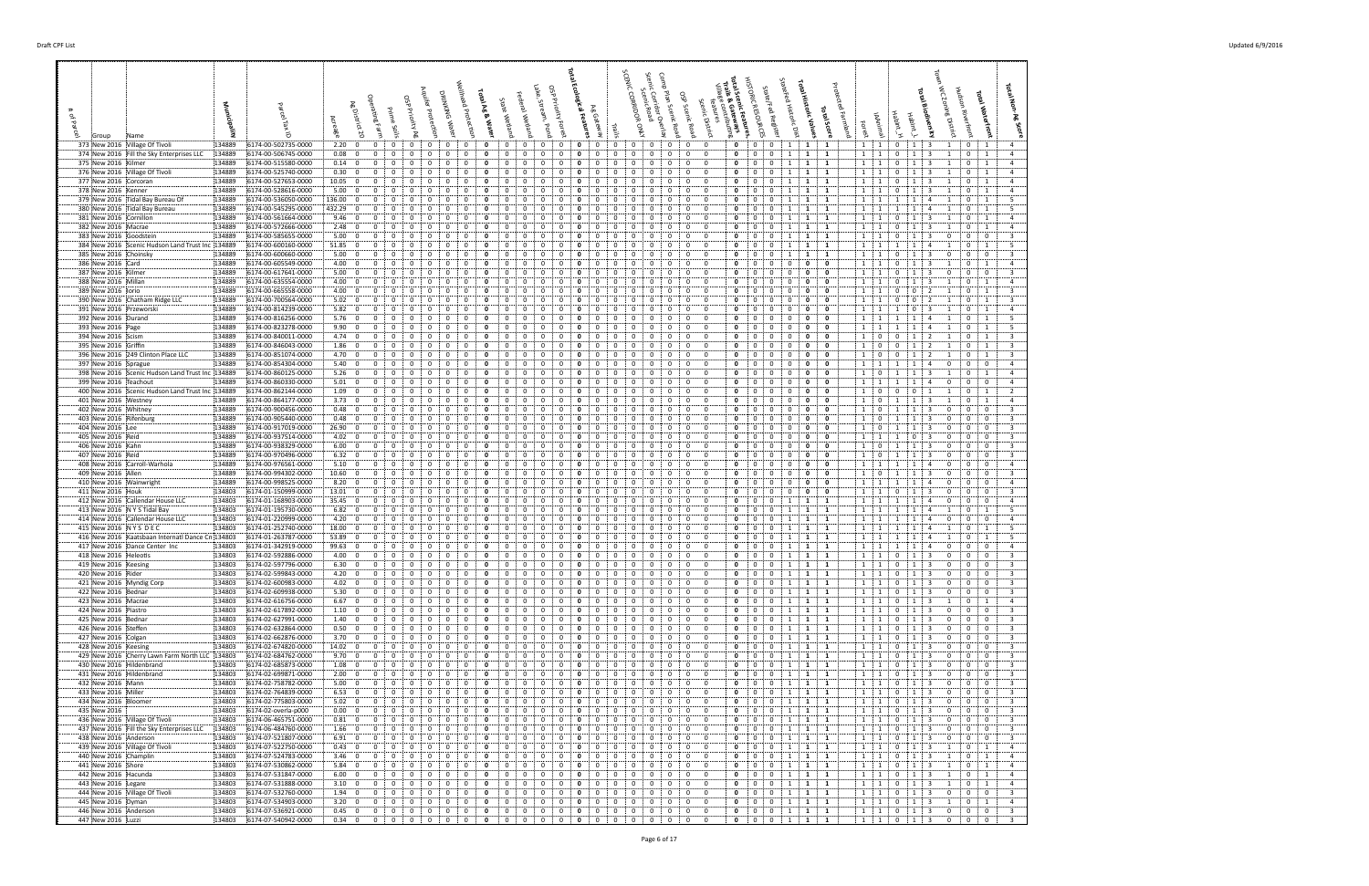| # of Parcel | Group | Name | Municipality | Parcel Tax ID | Acreage | Ag District 20 | Operating Farm | Prime Soils | OSP Priority Ag | Aquifer Protection | Drinking Water | Wellhead Protection | Total Ag & Water | State Wetland | Federal Wetland | Lake, Stream, Pond | OSP Priority Forest | Total Ecological Features | Ag Gateway | Trails | SCENIC CORRIDOR ONLY | Scenic Corridor Overlay | Scenic Road | Camp Plan Scenic Road | OSP Scenic Road | Scenic District | Village communities features | Total Scenic Features, Trails & Gateways | HISTORIC RESOURCES | State/Fed Register | Stateled Historic Dist | Total Historic Values | Total Score | Protected Farmland | Forest | iAnimal | Habitat_H | Habitat_L | Total Biodiversity | Town WC Zoning District | Hudson Riverfront | Total Waterfront | Total Non-Ag Score |
|---|---|---|---|---|---|---|---|---|---|---|---|---|---|---|---|---|---|---|---|---|---|---|---|---|---|---|---|---|---|---|---|---|---|---|---|---|---|---|---|---|---|---|---|
| 373 | New 2016 | Village Of Tivoli | 134889 | 6174-00-502735-0000 | 2.20 | 0 | 0 | 0 | 0 | 0 | 0 | 0 | 0 | 0 | 0 | 0 | 0 | 0 | 0 | 0 | 0 | 0 | 0 | 0 | 0 | 0 | 0 | 0 | 0 | 0 | 1 | 1 | 1 | | 1 | 1 | 0 | 1 | 3 | 1 | 0 | 1 | 4 |
| 374 | New 2016 | Fill the Sky Enterprises LLC | 134889 | 6174-00-506745-0000 | 0.08 | 0 | 0 | 0 | 0 | 0 | 0 | 0 | 0 | 0 | 0 | 0 | 0 | 0 | 0 | 0 | 0 | 0 | 0 | 0 | 0 | 0 | 0 | 0 | 0 | 0 | 1 | 1 | 1 | | 1 | 1 | 0 | 1 | 3 | 1 | 0 | 1 | 4 |
| 375 | New 2016 | Kilmer | 134889 | 6174-00-515580-0000 | 0.14 | 0 | 0 | 0 | 0 | 0 | 0 | 0 | 0 | 0 | 0 | 0 | 0 | 0 | 0 | 0 | 0 | 0 | 0 | 0 | 0 | 0 | 0 | 0 | 0 | 0 | 1 | 1 | 1 | | 1 | 1 | 0 | 1 | 3 | 1 | 0 | 1 | 4 |
| 376 | New 2016 | Village Of Tivoli | 134889 | 6174-00-525740-0000 | 0.30 | 0 | 0 | 0 | 0 | 0 | 0 | 0 | 0 | 0 | 0 | 0 | 0 | 0 | 0 | 0 | 0 | 0 | 0 | 0 | 0 | 0 | 0 | 0 | 0 | 0 | 1 | 1 | 1 | | 1 | 1 | 0 | 1 | 3 | 1 | 0 | 1 | 4 |
| 377 | New 2016 | Corcoran | 134889 | 6174-00-527653-0000 | 10.05 | 0 | 0 | 0 | 0 | 0 | 0 | 0 | 0 | 0 | 0 | 0 | 0 | 0 | 0 | 0 | 0 | 0 | 0 | 0 | 0 | 0 | 0 | 0 | 0 | 0 | 1 | 1 | 1 | | 1 | 1 | 0 | 1 | 3 | 1 | 0 | 1 | 4 |
| 378 | New 2016 | Kenner | 134889 | 6174-00-528616-0000 | 5.00 | 0 | 0 | 0 | 0 | 0 | 0 | 0 | 0 | 0 | 0 | 0 | 0 | 0 | 0 | 0 | 0 | 0 | 0 | 0 | 0 | 0 | 0 | 0 | 0 | 0 | 1 | 1 | 1 | | 1 | 1 | 0 | 1 | 3 | 1 | 0 | 1 | 4 |
| 379 | New 2016 | Tidal Bay Bureau Of | 134889 | 6174-00-536050-0000 | 136.00 | 0 | 0 | 0 | 0 | 0 | 0 | 0 | 0 | 0 | 0 | 0 | 0 | 0 | 0 | 0 | 0 | 0 | 0 | 0 | 0 | 0 | 0 | 0 | 0 | 0 | 1 | 1 | 1 | | 1 | 1 | 1 | 1 | 4 | 1 | 0 | 1 | 5 |
| 380 | New 2016 | Tidal Bay Bureau | 134889 | 6174-00-545295-0000 | 432.29 | 0 | 0 | 0 | 0 | 0 | 0 | 0 | 0 | 0 | 0 | 0 | 0 | 0 | 0 | 0 | 0 | 0 | 0 | 0 | 0 | 0 | 0 | 0 | 0 | 0 | 1 | 1 | 1 | | 1 | 1 | 1 | 1 | 4 | 1 | 0 | 1 | 5 |
| 381 | New 2016 | Cornillon | 134889 | 6174-00-561664-0000 | 9.46 | 0 | 0 | 0 | 0 | 0 | 0 | 0 | 0 | 0 | 0 | 0 | 0 | 0 | 0 | 0 | 0 | 0 | 0 | 0 | 0 | 0 | 0 | 0 | 0 | 0 | 1 | 1 | 1 | | 1 | 1 | 0 | 1 | 3 | 1 | 0 | 1 | 4 |
| 382 | New 2016 | Macrae | 134889 | 6174-00-572666-0000 | 2.48 | 0 | 0 | 0 | 0 | 0 | 0 | 0 | 0 | 0 | 0 | 0 | 0 | 0 | 0 | 0 | 0 | 0 | 0 | 0 | 0 | 0 | 0 | 0 | 0 | 0 | 1 | 1 | 1 | | 1 | 1 | 0 | 1 | 3 | 1 | 0 | 1 | 4 |
| 383 | New 2016 | Goodstein | 134889 | 6174-00-585655-0000 | 5.00 | 0 | 0 | 0 | 0 | 0 | 0 | 0 | 0 | 0 | 0 | 0 | 0 | 0 | 0 | 0 | 0 | 0 | 0 | 0 | 0 | 0 | 0 | 0 | 0 | 0 | 1 | 1 | 1 | | 1 | 1 | 0 | 1 | 3 | 0 | 0 | 0 | 3 |
| 384 | New 2016 | Scenic Hudson Land Trust Inc | 134889 | 6174-00-600160-0000 | 51.85 | 0 | 0 | 0 | 0 | 0 | 0 | 0 | 0 | 0 | 0 | 0 | 0 | 0 | 0 | 0 | 0 | 0 | 0 | 0 | 0 | 0 | 0 | 0 | 0 | 0 | 1 | 1 | 1 | | 1 | 1 | 1 | 1 | 4 | 1 | 0 | 1 | 5 |
| 385 | New 2016 | Choinsky | 134889 | 6174-00-600600-0000 | 5.00 | 0 | 0 | 0 | 0 | 0 | 0 | 0 | 0 | 0 | 0 | 0 | 0 | 0 | 0 | 0 | 0 | 0 | 0 | 0 | 0 | 0 | 0 | 0 | 0 | 0 | 1 | 1 | 1 | | 1 | 1 | 0 | 1 | 3 | 0 | 0 | 0 | 3 |
| 386 | New 2016 | Card | 134889 | 6174-00-605549-0000 | 4.00 | 0 | 0 | 0 | 0 | 0 | 0 | 0 | 0 | 0 | 0 | 0 | 0 | 0 | 0 | 0 | 0 | 0 | 0 | 0 | 0 | 0 | 0 | 0 | 0 | 0 | 0 | 0 | 0 | | 1 | 1 | 0 | 1 | 3 | 1 | 0 | 1 | 4 |
| 387 | New 2016 | Kilmer | 134889 | 6174-00-617641-0000 | 5.00 | 0 | 0 | 0 | 0 | 0 | 0 | 0 | 0 | 0 | 0 | 0 | 0 | 0 | 0 | 0 | 0 | 0 | 0 | 0 | 0 | 0 | 0 | 0 | 0 | 0 | 0 | 0 | 0 | | 1 | 1 | 0 | 1 | 3 | 0 | 0 | 0 | 3 |
| 388 | New 2016 | Millan | 134889 | 6174-00-635554-0000 | 4.00 | 0 | 0 | 0 | 0 | 0 | 0 | 0 | 0 | 0 | 0 | 0 | 0 | 0 | 0 | 0 | 0 | 0 | 0 | 0 | 0 | 0 | 0 | 0 | 0 | 0 | 0 | 0 | 0 | | 1 | 1 | 0 | 1 | 3 | 1 | 0 | 1 | 4 |
| 389 | New 2016 | Iorio | 134889 | 6174-00-665558-0000 | 4.00 | 0 | 0 | 0 | 0 | 0 | 0 | 0 | 0 | 0 | 0 | 0 | 0 | 0 | 0 | 0 | 0 | 0 | 0 | 0 | 0 | 0 | 0 | 0 | 0 | 0 | 0 | 0 | 0 | | 1 | 1 | 0 | 0 | 2 | 1 | 0 | 1 | 3 |
| 390 | New 2016 | Chatham Ridge LLC | 134889 | 6174-00-700564-0000 | 5.02 | 0 | 0 | 0 | 0 | 0 | 0 | 0 | 0 | 0 | 0 | 0 | 0 | 0 | 0 | 0 | 0 | 0 | 0 | 0 | 0 | 0 | 0 | 0 | 0 | 0 | 0 | 0 | 0 | | 1 | 1 | 0 | 0 | 2 | 1 | 0 | 1 | 3 |
| 391 | New 2016 | Przeworski | 134889 | 6174-00-814239-0000 | 5.82 | 0 | 0 | 0 | 0 | 0 | 0 | 0 | 0 | 0 | 0 | 0 | 0 | 0 | 0 | 0 | 0 | 0 | 0 | 0 | 0 | 0 | 0 | 0 | 0 | 0 | 0 | 0 | 0 | | 1 | 1 | 1 | 0 | 3 | 1 | 0 | 1 | 4 |
| 392 | New 2016 | Durand | 134889 | 6174-00-816256-0000 | 5.76 | 0 | 0 | 0 | 0 | 0 | 0 | 0 | 0 | 0 | 0 | 0 | 0 | 0 | 0 | 0 | 0 | 0 | 0 | 0 | 0 | 0 | 0 | 0 | 0 | 0 | 0 | 0 | 0 | | 1 | 1 | 1 | 1 | 4 | 1 | 0 | 1 | 5 |
| 393 | New 2016 | Page | 134889 | 6174-00-823278-0000 | 9.90 | 0 | 0 | 0 | 0 | 0 | 0 | 0 | 0 | 0 | 0 | 0 | 0 | 0 | 0 | 0 | 0 | 0 | 0 | 0 | 0 | 0 | 0 | 0 | 0 | 0 | 0 | 0 | 0 | | 1 | 1 | 1 | 1 | 4 | 1 | 0 | 1 | 5 |
| 394 | New 2016 | Scism | 134889 | 6174-00-840011-0000 | 4.74 | 0 | 0 | 0 | 0 | 0 | 0 | 0 | 0 | 0 | 0 | 0 | 0 | 0 | 0 | 0 | 0 | 0 | 0 | 0 | 0 | 0 | 0 | 0 | 0 | 0 | 0 | 0 | 0 | | 1 | 0 | 0 | 1 | 2 | 1 | 0 | 1 | 3 |
| 395 | New 2016 | Griffin | 134889 | 6174-00-846043-0000 | 1.86 | 0 | 0 | 0 | 0 | 0 | 0 | 0 | 0 | 0 | 0 | 0 | 0 | 0 | 0 | 0 | 0 | 0 | 0 | 0 | 0 | 0 | 0 | 0 | 0 | 0 | 0 | 0 | 0 | | 1 | 0 | 0 | 1 | 2 | 1 | 0 | 1 | 3 |
| 396 | New 2016 | 249 Clinton Place LLC | 134889 | 6174-00-851074-0000 | 4.70 | 0 | 0 | 0 | 0 | 0 | 0 | 0 | 0 | 0 | 0 | 0 | 0 | 0 | 0 | 0 | 0 | 0 | 0 | 0 | 0 | 0 | 0 | 0 | 0 | 0 | 0 | 0 | 0 | | 1 | 0 | 0 | 1 | 2 | 1 | 0 | 1 | 3 |
| 397 | New 2016 | Sprague | 134889 | 6174-00-854304-0000 | 5.40 | 0 | 0 | 0 | 0 | 0 | 0 | 0 | 0 | 0 | 0 | 0 | 0 | 0 | 0 | 0 | 0 | 0 | 0 | 0 | 0 | 0 | 0 | 0 | 0 | 0 | 0 | 0 | 0 | | 1 | 1 | 1 | 1 | 4 | 0 | 0 | 0 | 4 |
| 398 | New 2016 | Scenic Hudson Land Trust Inc | 134889 | 6174-00-860125-0000 | 5.26 | 0 | 0 | 0 | 0 | 0 | 0 | 0 | 0 | 0 | 0 | 0 | 0 | 0 | 0 | 0 | 0 | 0 | 0 | 0 | 0 | 0 | 0 | 0 | 0 | 0 | 0 | 0 | 0 | | 1 | 0 | 1 | 1 | 3 | 1 | 0 | 1 | 4 |
| 399 | New 2016 | Teachout | 134889 | 6174-00-860330-0000 | 5.01 | 0 | 0 | 0 | 0 | 0 | 0 | 0 | 0 | 0 | 0 | 0 | 0 | 0 | 0 | 0 | 0 | 0 | 0 | 0 | 0 | 0 | 0 | 0 | 0 | 0 | 0 | 0 | 0 | | 1 | 1 | 1 | 1 | 4 | 0 | 0 | 0 | 4 |
| 400 | New 2016 | Scenic Hudson Land Trust Inc | 134889 | 6174-00-862144-0000 | 1.09 | 0 | 0 | 0 | 0 | 0 | 0 | 0 | 0 | 0 | 0 | 0 | 0 | 0 | 0 | 0 | 0 | 0 | 0 | 0 | 0 | 0 | 0 | 0 | 0 | 0 | 0 | 0 | 0 | | 1 | 0 | 0 | 0 | 1 | 1 | 0 | 1 | 2 |
| 401 | New 2016 | Westney | 134889 | 6174-00-864177-0000 | 3.73 | 0 | 0 | 0 | 0 | 0 | 0 | 0 | 0 | 0 | 0 | 0 | 0 | 0 | 0 | 0 | 0 | 0 | 0 | 0 | 0 | 0 | 0 | 0 | 0 | 0 | 0 | 0 | 0 | | 1 | 0 | 1 | 1 | 3 | 1 | 0 | 1 | 4 |
| 402 | New 2016 | Whitney | 134889 | 6174-00-900456-0000 | 0.48 | 0 | 0 | 0 | 0 | 0 | 0 | 0 | 0 | 0 | 0 | 0 | 0 | 0 | 0 | 0 | 0 | 0 | 0 | 0 | 0 | 0 | 0 | 0 | 0 | 0 | 0 | 0 | 0 | | 1 | 0 | 1 | 1 | 3 | 0 | 0 | 0 | 3 |
| 403 | New 2016 | Rittenburg | 134889 | 6174-00-905440-0000 | 0.48 | 0 | 0 | 0 | 0 | 0 | 0 | 0 | 0 | 0 | 0 | 0 | 0 | 0 | 0 | 0 | 0 | 0 | 0 | 0 | 0 | 0 | 0 | 0 | 0 | 0 | 0 | 0 | 0 | | 1 | 0 | 1 | 1 | 3 | 0 | 0 | 0 | 3 |
| 404 | New 2016 | Lee | 134889 | 6174-00-917019-0000 | 26.90 | 0 | 0 | 0 | 0 | 0 | 0 | 0 | 0 | 0 | 0 | 0 | 0 | 0 | 0 | 0 | 0 | 0 | 0 | 0 | 0 | 0 | 0 | 0 | 0 | 0 | 0 | 0 | 0 | | 1 | 0 | 1 | 1 | 3 | 0 | 0 | 0 | 3 |
| 405 | New 2016 | Reid | 134889 | 6174-00-937514-0000 | 4.02 | 0 | 0 | 0 | 0 | 0 | 0 | 0 | 0 | 0 | 0 | 0 | 0 | 0 | 0 | 0 | 0 | 0 | 0 | 0 | 0 | 0 | 0 | 0 | 0 | 0 | 0 | 0 | 0 | | 1 | 1 | 1 | 0 | 3 | 0 | 0 | 0 | 3 |
| 406 | New 2016 | Kahn | 134889 | 6174-00-938329-0000 | 6.00 | 0 | 0 | 0 | 0 | 0 | 0 | 0 | 0 | 0 | 0 | 0 | 0 | 0 | 0 | 0 | 0 | 0 | 0 | 0 | 0 | 0 | 0 | 0 | 0 | 0 | 0 | 0 | 0 | | 1 | 0 | 1 | 1 | 3 | 0 | 0 | 0 | 3 |
| 407 | New 2016 | Reid | 134889 | 6174-00-970496-0000 | 6.32 | 0 | 0 | 0 | 0 | 0 | 0 | 0 | 0 | 0 | 0 | 0 | 0 | 0 | 0 | 0 | 0 | 0 | 0 | 0 | 0 | 0 | 0 | 0 | 0 | 0 | 0 | 0 | 0 | | 1 | 0 | 1 | 1 | 3 | 0 | 0 | 0 | 3 |
| 408 | New 2016 | Carroll-Warhola | 134889 | 6174-00-976561-0000 | 5.10 | 0 | 0 | 0 | 0 | 0 | 0 | 0 | 0 | 0 | 0 | 0 | 0 | 0 | 0 | 0 | 0 | 0 | 0 | 0 | 0 | 0 | 0 | 0 | 0 | 0 | 0 | 0 | 0 | | 1 | 1 | 1 | 1 | 4 | 0 | 0 | 0 | 4 |
| 409 | New 2016 | Allen | 134889 | 6174-00-994302-0000 | 10.60 | 0 | 0 | 0 | 0 | 0 | 0 | 0 | 0 | 0 | 0 | 0 | 0 | 0 | 0 | 0 | 0 | 0 | 0 | 0 | 0 | 0 | 0 | 0 | 0 | 0 | 0 | 0 | 0 | | 1 | 0 | 1 | 1 | 3 | 0 | 0 | 0 | 3 |
| 410 | New 2016 | Wainwright | 134889 | 6174-00-998525-0000 | 8.20 | 0 | 0 | 0 | 0 | 0 | 0 | 0 | 0 | 0 | 0 | 0 | 0 | 0 | 0 | 0 | 0 | 0 | 0 | 0 | 0 | 0 | 0 | 0 | 0 | 0 | 0 | 0 | 0 | | 1 | 1 | 1 | 1 | 4 | 0 | 0 | 0 | 4 |
| 411 | New 2016 | Houk | 134803 | 6174-01-150999-0000 | 13.01 | 0 | 0 | 0 | 0 | 0 | 0 | 0 | 0 | 0 | 0 | 0 | 0 | 0 | 0 | 0 | 0 | 0 | 0 | 0 | 0 | 0 | 0 | 0 | 0 | 0 | 0 | 0 | 0 | | 1 | 1 | 0 | 1 | 3 | 0 | 0 | 0 | 3 |
| 412 | New 2016 | Callendar House LLC | 134803 | 6174-01-168903-0000 | 35.45 | 0 | 0 | 0 | 0 | 0 | 0 | 0 | 0 | 0 | 0 | 0 | 0 | 0 | 0 | 0 | 0 | 0 | 0 | 0 | 0 | 0 | 0 | 0 | 0 | 0 | 1 | 1 | 1 | | 1 | 1 | 1 | 1 | 4 | 0 | 0 | 0 | 4 |
| 413 | New 2016 | N Y S Tidal Bay | 134803 | 6174-01-195730-0000 | 6.82 | 0 | 0 | 0 | 0 | 0 | 0 | 0 | 0 | 0 | 0 | 0 | 0 | 0 | 0 | 0 | 0 | 0 | 0 | 0 | 0 | 0 | 0 | 0 | 0 | 0 | 1 | 1 | 1 | | 1 | 1 | 1 | 1 | 4 | 1 | 0 | 1 | 5 |
| 414 | New 2016 | Callendar House LLC | 134803 | 6174-01-220999-0000 | 4.20 | 0 | 0 | 0 | 0 | 0 | 0 | 0 | 0 | 0 | 0 | 0 | 0 | 0 | 0 | 0 | 0 | 0 | 0 | 0 | 0 | 0 | 0 | 0 | 0 | 0 | 1 | 1 | 1 | | 1 | 1 | 1 | 1 | 4 | 0 | 0 | 0 | 4 |
| 415 | New 2016 | N Y S D E C | 134803 | 6174-01-252740-0000 | 18.00 | 0 | 0 | 0 | 0 | 0 | 0 | 0 | 0 | 0 | 0 | 0 | 0 | 0 | 0 | 0 | 0 | 0 | 0 | 0 | 0 | 0 | 0 | 0 | 0 | 0 | 1 | 1 | 1 | | 1 | 1 | 1 | 1 | 4 | 1 | 0 | 1 | 5 |
| 416 | New 2016 | Kaatsbaan Internatl Dance Ctr | 134803 | 6174-01-263787-0000 | 53.89 | 0 | 0 | 0 | 0 | 0 | 0 | 0 | 0 | 0 | 0 | 0 | 0 | 0 | 0 | 0 | 0 | 0 | 0 | 0 | 0 | 0 | 0 | 0 | 0 | 0 | 1 | 1 | 1 | | 1 | 1 | 1 | 1 | 4 | 1 | 0 | 1 | 5 |
| 417 | New 2016 | Dance Center Inc | 134803 | 6174-01-342919-0000 | 99.63 | 0 | 0 | 0 | 0 | 0 | 0 | 0 | 0 | 0 | 0 | 0 | 0 | 0 | 0 | 0 | 0 | 0 | 0 | 0 | 0 | 0 | 0 | 0 | 0 | 0 | 1 | 1 | 1 | | 1 | 1 | 1 | 1 | 4 | 0 | 0 | 0 | 4 |
| 418 | New 2016 | Heleotis | 134803 | 6174-02-592886-0000 | 4.00 | 0 | 0 | 0 | 0 | 0 | 0 | 0 | 0 | 0 | 0 | 0 | 0 | 0 | 0 | 0 | 0 | 0 | 0 | 0 | 0 | 0 | 0 | 0 | 0 | 0 | 1 | 1 | 1 | | 1 | 1 | 0 | 1 | 3 | 0 | 0 | 0 | 3 |
| 419 | New 2016 | Keesing | 134803 | 6174-02-597796-0000 | 6.30 | 0 | 0 | 0 | 0 | 0 | 0 | 0 | 0 | 0 | 0 | 0 | 0 | 0 | 0 | 0 | 0 | 0 | 0 | 0 | 0 | 0 | 0 | 0 | 0 | 0 | 1 | 1 | 1 | | 1 | 1 | 0 | 1 | 3 | 0 | 0 | 0 | 3 |
| 420 | New 2016 | Rider | 134803 | 6174-02-599843-0000 | 4.20 | 0 | 0 | 0 | 0 | 0 | 0 | 0 | 0 | 0 | 0 | 0 | 0 | 0 | 0 | 0 | 0 | 0 | 0 | 0 | 0 | 0 | 0 | 0 | 0 | 0 | 1 | 1 | 1 | | 1 | 1 | 0 | 1 | 3 | 0 | 0 | 0 | 3 |
| 421 | New 2016 | Myndig Corp | 134803 | 6174-02-600983-0000 | 4.02 | 0 | 0 | 0 | 0 | 0 | 0 | 0 | 0 | 0 | 0 | 0 | 0 | 0 | 0 | 0 | 0 | 0 | 0 | 0 | 0 | 0 | 0 | 0 | 0 | 0 | 1 | 1 | 1 | | 1 | 1 | 0 | 1 | 3 | 0 | 0 | 0 | 3 |
| 422 | New 2016 | Bednar | 134803 | 6174-02-609938-0000 | 5.30 | 0 | 0 | 0 | 0 | 0 | 0 | 0 | 0 | 0 | 0 | 0 | 0 | 0 | 0 | 0 | 0 | 0 | 0 | 0 | 0 | 0 | 0 | 0 | 0 | 0 | 1 | 1 | 1 | | 1 | 1 | 0 | 1 | 3 | 0 | 0 | 0 | 3 |
| 423 | New 2016 | Macrae | 134803 | 6174-02-616756-0000 | 6.67 | 0 | 0 | 0 | 0 | 0 | 0 | 0 | 0 | 0 | 0 | 0 | 0 | 0 | 0 | 0 | 0 | 0 | 0 | 0 | 0 | 0 | 0 | 0 | 0 | 0 | 1 | 1 | 1 | | 1 | 1 | 0 | 1 | 3 | 1 | 0 | 1 | 4 |
| 424 | New 2016 | Piastro | 134803 | 6174-02-617892-0000 | 1.10 | 0 | 0 | 0 | 0 | 0 | 0 | 0 | 0 | 0 | 0 | 0 | 0 | 0 | 0 | 0 | 0 | 0 | 0 | 0 | 0 | 0 | 0 | 0 | 0 | 0 | 1 | 1 | 1 | | 1 | 1 | 0 | 1 | 3 | 0 | 0 | 0 | 3 |
| 425 | New 2016 | Bednar | 134803 | 6174-02-627991-0000 | 1.40 | 0 | 0 | 0 | 0 | 0 | 0 | 0 | 0 | 0 | 0 | 0 | 0 | 0 | 0 | 0 | 0 | 0 | 0 | 0 | 0 | 0 | 0 | 0 | 0 | 0 | 1 | 1 | 1 | | 1 | 1 | 0 | 1 | 3 | 0 | 0 | 0 | 3 |
| 426 | New 2016 | Steffen | 134803 | 6174-02-632864-0000 | 0.50 | 0 | 0 | 0 | 0 | 0 | 0 | 0 | 0 | 0 | 0 | 0 | 0 | 0 | 0 | 0 | 0 | 0 | 0 | 0 | 0 | 0 | 0 | 0 | 0 | 0 | 1 | 1 | 1 | | 1 | 1 | 0 | 1 | 3 | 0 | 0 | 0 | 3 |
| 427 | New 2016 | Colgan | 134803 | 6174-02-662876-0000 | 3.70 | 0 | 0 | 0 | 0 | 0 | 0 | 0 | 0 | 0 | 0 | 0 | 0 | 0 | 0 | 0 | 0 | 0 | 0 | 0 | 0 | 0 | 0 | 0 | 0 | 0 | 1 | 1 | 1 | | 1 | 1 | 0 | 1 | 3 | 0 | 0 | 0 | 3 |
| 428 | New 2016 | Keesing | 134803 | 6174-02-674820-0000 | 14.02 | 0 | 0 | 0 | 0 | 0 | 0 | 0 | 0 | 0 | 0 | 0 | 0 | 0 | 0 | 0 | 0 | 0 | 0 | 0 | 0 | 0 | 0 | 0 | 0 | 0 | 1 | 1 | 1 | | 1 | 1 | 0 | 1 | 3 | 0 | 0 | 0 | 3 |
| 429 | New 2016 | Cherry Lawn Farm North LLC | 134803 | 6174-02-684762-0000 | 9.70 | 0 | 0 | 0 | 0 | 0 | 0 | 0 | 0 | 0 | 0 | 0 | 0 | 0 | 0 | 0 | 0 | 0 | 0 | 0 | 0 | 0 | 0 | 0 | 0 | 0 | 1 | 1 | 1 | | 1 | 1 | 0 | 1 | 3 | 0 | 0 | 0 | 3 |
| 430 | New 2016 | Hildenbrand | 134803 | 6174-02-685873-0000 | 1.08 | 0 | 0 | 0 | 0 | 0 | 0 | 0 | 0 | 0 | 0 | 0 | 0 | 0 | 0 | 0 | 0 | 0 | 0 | 0 | 0 | 0 | 0 | 0 | 0 | 0 | 1 | 1 | 1 | | 1 | 1 | 0 | 1 | 3 | 0 | 0 | 0 | 3 |
| 431 | New 2016 | Hildenbrand | 134803 | 6174-02-699871-0000 | 2.00 | 0 | 0 | 0 | 0 | 0 | 0 | 0 | 0 | 0 | 0 | 0 | 0 | 0 | 0 | 0 | 0 | 0 | 0 | 0 | 0 | 0 | 0 | 0 | 0 | 0 | 1 | 1 | 1 | | 1 | 1 | 0 | 1 | 3 | 0 | 0 | 0 | 3 |
| 432 | New 2016 | Mann | 134803 | 6174-02-758782-0000 | 5.00 | 0 | 0 | 0 | 0 | 0 | 0 | 0 | 0 | 0 | 0 | 0 | 0 | 0 | 0 | 0 | 0 | 0 | 0 | 0 | 0 | 0 | 0 | 0 | 0 | 0 | 1 | 1 | 1 | | 1 | 1 | 0 | 1 | 3 | 0 | 0 | 0 | 3 |
| 433 | New 2016 | Miller | 134803 | 6174-02-764839-0000 | 6.53 | 0 | 0 | 0 | 0 | 0 | 0 | 0 | 0 | 0 | 0 | 0 | 0 | 0 | 0 | 0 | 0 | 0 | 0 | 0 | 0 | 0 | 0 | 0 | 0 | 0 | 1 | 1 | 1 | | 1 | 1 | 0 | 1 | 3 | 0 | 0 | 0 | 3 |
| 434 | New 2016 | Bloomer | 134803 | 6174-02-775803-0000 | 5.02 | 0 | 0 | 0 | 0 | 0 | 0 | 0 | 0 | 0 | 0 | 0 | 0 | 0 | 0 | 0 | 0 | 0 | 0 | 0 | 0 | 0 | 0 | 0 | 0 | 0 | 1 | 1 | 1 | | 1 | 1 | 0 | 1 | 3 | 0 | 0 | 0 | 3 |
| 435 | New 2016 | | 134803 | 6174-02-overla-p000 | 0.00 | 0 | 0 | 0 | 0 | 0 | 0 | 0 | 0 | 0 | 0 | 0 | 0 | 0 | 0 | 0 | 0 | 0 | 0 | 0 | 0 | 0 | 0 | 0 | 0 | 0 | 1 | 1 | 1 | | 1 | 1 | 0 | 1 | 3 | 0 | 0 | 0 | 3 |
| 436 | New 2016 | Village Of Tivoli | 134803 | 6174-06-465751-0000 | 0.81 | 0 | 0 | 0 | 0 | 0 | 0 | 0 | 0 | 0 | 0 | 0 | 0 | 0 | 0 | 0 | 0 | 0 | 0 | 0 | 0 | 0 | 0 | 0 | 0 | 0 | 1 | 1 | 1 | | 1 | 1 | 0 | 1 | 3 | 0 | 0 | 0 | 3 |
| 437 | New 2016 | Fill the Sky Enterprises LLC | 134803 | 6174-06-484760-0000 | 1.66 | 0 | 0 | 0 | 0 | 0 | 0 | 0 | 0 | 0 | 0 | 0 | 0 | 0 | 0 | 0 | 0 | 0 | 0 | 0 | 0 | 0 | 0 | 0 | 0 | 0 | 1 | 1 | 1 | | 1 | 1 | 0 | 1 | 3 | 0 | 0 | 0 | 3 |
| 438 | New 2016 | Anderson | 134803 | 6174-07-521807-0000 | 6.91 | 0 | 0 | 0 | 0 | 0 | 0 | 0 | 0 | 0 | 0 | 0 | 0 | 0 | 0 | 0 | 0 | 0 | 0 | 0 | 0 | 0 | 0 | 0 | 0 | 0 | 1 | 1 | 1 | | 1 | 1 | 0 | 1 | 3 | 0 | 0 | 0 | 3 |
| 439 | New 2016 | Village Of Tivoli | 134803 | 6174-07-522750-0000 | 0.43 | 0 | 0 | 0 | 0 | 0 | 0 | 0 | 0 | 0 | 0 | 0 | 0 | 0 | 0 | 0 | 0 | 0 | 0 | 0 | 0 | 0 | 0 | 0 | 0 | 0 | 1 | 1 | 1 | | 1 | 1 | 0 | 1 | 3 | 1 | 0 | 1 | 4 |
| 440 | New 2016 | Champlin | 134803 | 6174-07-524783-0000 | 3.46 | 0 | 0 | 0 | 0 | 0 | 0 | 0 | 0 | 0 | 0 | 0 | 0 | 0 | 0 | 0 | 0 | 0 | 0 | 0 | 0 | 0 | 0 | 0 | 0 | 0 | 1 | 1 | 1 | | 1 | 1 | 0 | 1 | 3 | 1 | 0 | 1 | 4 |
| 441 | New 2016 | Shore | 134803 | 6174-07-530862-0000 | 5.84 | 0 | 0 | 0 | 0 | 0 | 0 | 0 | 0 | 0 | 0 | 0 | 0 | 0 | 0 | 0 | 0 | 0 | 0 | 0 | 0 | 0 | 0 | 0 | 0 | 0 | 1 | 1 | 1 | | 1 | 1 | 0 | 1 | 3 | 1 | 0 | 1 | 4 |
| 442 | New 2016 | Hacunda | 134803 | 6174-07-531847-0000 | 6.00 | 0 | 0 | 0 | 0 | 0 | 0 | 0 | 0 | 0 | 0 | 0 | 0 | 0 | 0 | 0 | 0 | 0 | 0 | 0 | 0 | 0 | 0 | 0 | 0 | 0 | 1 | 1 | 1 | | 1 | 1 | 0 | 1 | 3 | 1 | 0 | 1 | 4 |
| 443 | New 2016 | Legare | 134803 | 6174-07-531888-0000 | 3.10 | 0 | 0 | 0 | 0 | 0 | 0 | 0 | 0 | 0 | 0 | 0 | 0 | 0 | 0 | 0 | 0 | 0 | 0 | 0 | 0 | 0 | 0 | 0 | 0 | 0 | 1 | 1 | 1 | | 1 | 1 | 0 | 1 | 3 | 1 | 0 | 1 | 4 |
| 444 | New 2016 | Village Of Tivoli | 134803 | 6174-07-532760-0000 | 1.94 | 0 | 0 | 0 | 0 | 0 | 0 | 0 | 0 | 0 | 0 | 0 | 0 | 0 | 0 | 0 | 0 | 0 | 0 | 0 | 0 | 0 | 0 | 0 | 0 | 0 | 1 | 1 | 1 | | 1 | 1 | 0 | 1 | 3 | 0 | 0 | 0 | 3 |
| 445 | New 2016 | Dyman | 134803 | 6174-07-534903-0000 | 3.20 | 0 | 0 | 0 | 0 | 0 | 0 | 0 | 0 | 0 | 0 | 0 | 0 | 0 | 0 | 0 | 0 | 0 | 0 | 0 | 0 | 0 | 0 | 0 | 0 | 0 | 1 | 1 | 1 | | 1 | 1 | 0 | 1 | 3 | 1 | 0 | 1 | 4 |
| 446 | New 2016 | Anderson | 134803 | 6174-07-536921-0000 | 0.45 | 0 | 0 | 0 | 0 | 0 | 0 | 0 | 0 | 0 | 0 | 0 | 0 | 0 | 0 | 0 | 0 | 0 | 0 | 0 | 0 | 0 | 0 | 0 | 0 | 0 | 1 | 1 | 1 | | 1 | 1 | 0 | 1 | 3 | 0 | 0 | 0 | 3 |
| 447 | New 2016 | Luzzi | 134803 | 6174-07-540942-0000 | 0.34 | 0 | 0 | 0 | 0 | 0 | 0 | 0 | 0 | 0 | 0 | 0 | 0 | 0 | 0 | 0 | 0 | 0 | 0 | 0 | 0 | 0 | 0 | 0 | 0 | 0 | 1 | 1 | 1 | | 1 | 1 | 0 | 1 | 3 | 0 | 0 | 0 | 3 |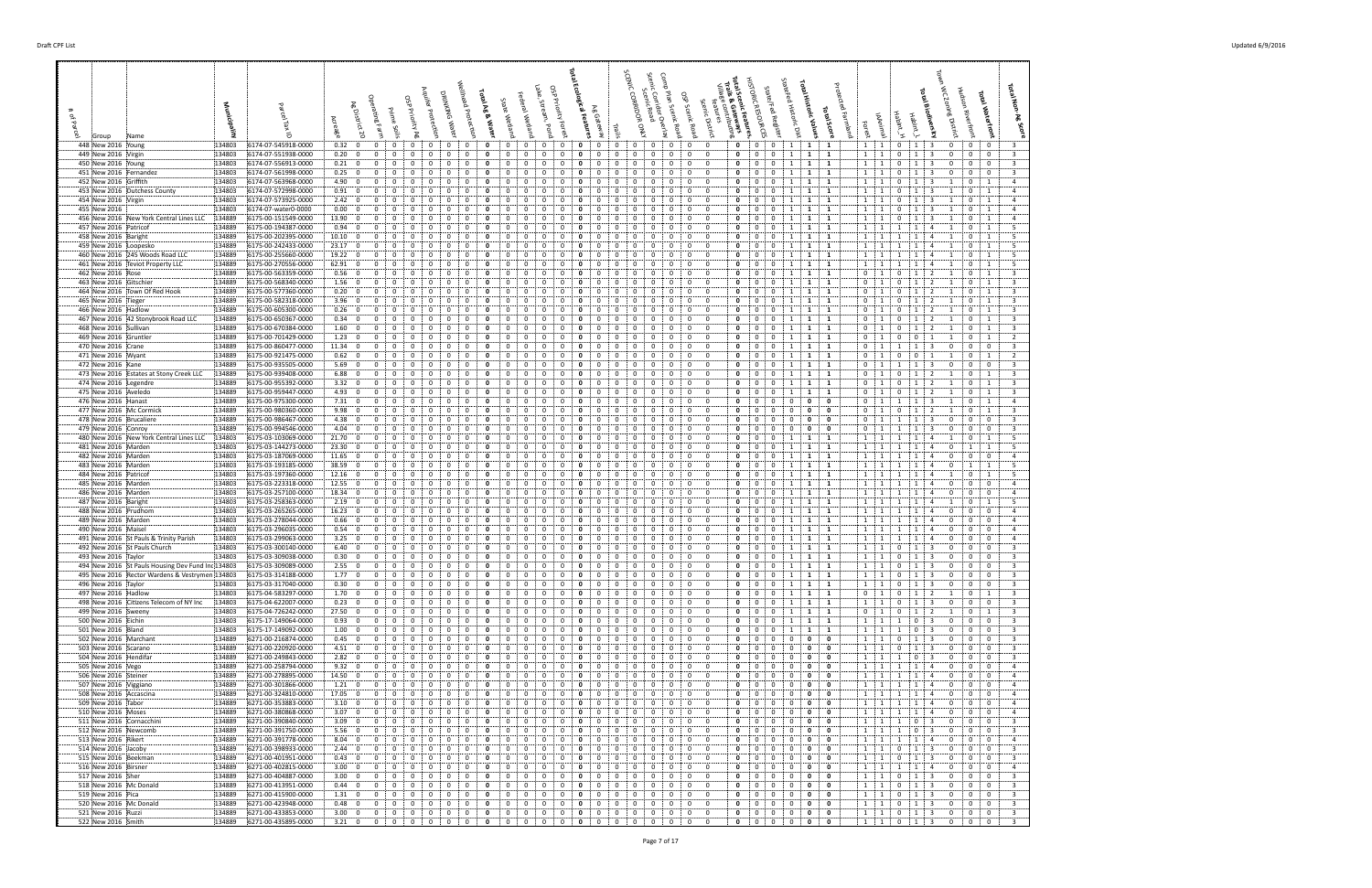| # of Parcel | Group | Name | Municipality | Parcel Tax ID | Acreage | Ag District 20 | Operating Farm | Prime Soils | OSP Priority Ag | Aquifer Protection | Drinking Water | Wellhead Protection | Total Ag & Water | State Wetland | Federal Wetland | Lake, Stream, Pond | OSP Priority Forest | Total Ecological Features | Ag Gateway | Trails | SCENIC CORRIDOR ONLY | Scenic Corridor Overlay | Scenic Road | Camp Plan Scenic Road | OSP Scenic Road | Scenic District | Village connections features | Total Scenic Features, Trails & Gateways | HISTORIC RESOURCES | State/Fed Register | Stanford Historic Dist | Total Historic Values | Total Score | Protected Farmland | Forest | IAnimal | Habitat_H | Habitat_L | Total Biodiversity | Town WC Zoning District | Hudson Riverfront | Total Waterfront | Total Non-Ag Score |
|---|---|---|---|---|---|---|---|---|---|---|---|---|---|---|---|---|---|---|---|---|---|---|---|---|---|---|---|---|---|---|---|---|---|---|---|---|---|---|---|---|---|---|---|
| 448 | New 2016 | Young | 134803 | 6174-07-545918-0000 | 0.32 | 0 | 0 | 0 | 0 | 0 | 0 | 0 | 0 | 0 | 0 | 0 | 0 | 0 | 0 | 0 | 0 | 0 | 0 | 0 | 0 | 0 | 0 | 0 | 0 | 0 | 1 | 1 | 1 | | 1 | 1 | 0 | 1 | 3 | 0 | 0 | 0 | 3 |
| 449 | New 2016 | Virgin | 134803 | 6174-07-551938-0000 | 0.20 | 0 | 0 | 0 | 0 | 0 | 0 | 0 | 0 | 0 | 0 | 0 | 0 | 0 | 0 | 0 | 0 | 0 | 0 | 0 | 0 | 0 | 0 | 0 | 0 | 0 | 1 | 1 | 1 | | 1 | 1 | 0 | 1 | 3 | 0 | 0 | 0 | 3 |
| 450 | New 2016 | Young | 134803 | 6174-07-556913-0000 | 0.21 | 0 | 0 | 0 | 0 | 0 | 0 | 0 | 0 | 0 | 0 | 0 | 0 | 0 | 0 | 0 | 0 | 0 | 0 | 0 | 0 | 0 | 0 | 0 | 0 | 0 | 1 | 1 | 1 | | 1 | 1 | 0 | 1 | 3 | 0 | 0 | 0 | 3 |
| 451 | New 2016 | Fernandez | 134803 | 6174-07-561998-0000 | 0.25 | 0 | 0 | 0 | 0 | 0 | 0 | 0 | 0 | 0 | 0 | 0 | 0 | 0 | 0 | 0 | 0 | 0 | 0 | 0 | 0 | 0 | 0 | 0 | 0 | 0 | 1 | 1 | 1 | | 1 | 1 | 0 | 1 | 3 | 0 | 0 | 0 | 3 |
| 452 | New 2016 | Griffith | 134803 | 6174-07-563968-0000 | 4.90 | 0 | 0 | 0 | 0 | 0 | 0 | 0 | 0 | 0 | 0 | 0 | 0 | 0 | 0 | 0 | 0 | 0 | 0 | 0 | 0 | 0 | 0 | 0 | 0 | 0 | 1 | 1 | 1 | | 1 | 1 | 0 | 1 | 3 | 1 | 0 | 1 | 4 |
| 453 | New 2016 | Dutchess County | 134803 | 6174-07-572998-0000 | 0.91 | 0 | 0 | 0 | 0 | 0 | 0 | 0 | 0 | 0 | 0 | 0 | 0 | 0 | 0 | 0 | 0 | 0 | 0 | 0 | 0 | 0 | 0 | 0 | 0 | 0 | 1 | 1 | 1 | | 1 | 1 | 0 | 1 | 3 | 1 | 0 | 1 | 4 |
| 454 | New 2016 | Virgin | 134803 | 6174-07-573925-0000 | 2.42 | 0 | 0 | 0 | 0 | 0 | 0 | 0 | 0 | 0 | 0 | 0 | 0 | 0 | 0 | 0 | 0 | 0 | 0 | 0 | 0 | 0 | 0 | 0 | 0 | 0 | 1 | 1 | 1 | | 1 | 1 | 0 | 1 | 3 | 1 | 0 | 1 | 4 |
| 455 | New 2016 | | 134803 | 6174-07-water0-0000 | 0.00 | 0 | 0 | 0 | 0 | 0 | 0 | 0 | 0 | 0 | 0 | 0 | 0 | 0 | 0 | 0 | 0 | 0 | 0 | 0 | 0 | 0 | 0 | 0 | 0 | 0 | 1 | 1 | 1 | | 1 | 1 | 0 | 1 | 3 | 1 | 0 | 1 | 4 |
| 456 | New 2016 | New York Central Lines LLC | 134889 | 6175-00-151549-0000 | 13.90 | 0 | 0 | 0 | 0 | 0 | 0 | 0 | 0 | 0 | 0 | 0 | 0 | 0 | 0 | 0 | 0 | 0 | 0 | 0 | 0 | 0 | 0 | 0 | 0 | 0 | 1 | 1 | 1 | | 1 | 1 | 0 | 1 | 3 | 1 | 0 | 1 | 4 |
| 457 | New 2016 | Patricof | 134889 | 6175-00-194387-0000 | 0.94 | 0 | 0 | 0 | 0 | 0 | 0 | 0 | 0 | 0 | 0 | 0 | 0 | 0 | 0 | 0 | 0 | 0 | 0 | 0 | 0 | 0 | 0 | 0 | 0 | 0 | 1 | 1 | 1 | | 1 | 1 | 1 | 1 | 4 | 1 | 0 | 1 | 5 |
| 458 | New 2016 | Baright | 134889 | 6175-00-202395-0000 | 10.10 | 0 | 0 | 0 | 0 | 0 | 0 | 0 | 0 | 0 | 0 | 0 | 0 | 0 | 0 | 0 | 0 | 0 | 0 | 0 | 0 | 0 | 0 | 0 | 0 | 0 | 1 | 1 | 1 | | 1 | 1 | 1 | 1 | 4 | 1 | 0 | 1 | 5 |
| 459 | New 2016 | Loopesko | 134889 | 6175-00-242433-0000 | 23.17 | 0 | 0 | 0 | 0 | 0 | 0 | 0 | 0 | 0 | 0 | 0 | 0 | 0 | 0 | 0 | 0 | 0 | 0 | 0 | 0 | 0 | 0 | 0 | 0 | 0 | 1 | 1 | 1 | | 1 | 1 | 1 | 1 | 4 | 1 | 0 | 1 | 5 |
| 460 | New 2016 | 245 Woods Road LLC | 134889 | 6175-00-255660-0000 | 19.22 | 0 | 0 | 0 | 0 | 0 | 0 | 0 | 0 | 0 | 0 | 0 | 0 | 0 | 0 | 0 | 0 | 0 | 0 | 0 | 0 | 0 | 0 | 0 | 0 | 0 | 1 | 1 | 1 | | 1 | 1 | 1 | 1 | 4 | 1 | 0 | 1 | 5 |
| 461 | New 2016 | Reviot Property LLC | 134889 | 6175-00-270556-0000 | 62.91 | 0 | 0 | 0 | 0 | 0 | 0 | 0 | 0 | 0 | 0 | 0 | 0 | 0 | 0 | 0 | 0 | 0 | 0 | 0 | 0 | 0 | 0 | 0 | 0 | 0 | 1 | 1 | 1 | | 1 | 1 | 1 | 1 | 4 | 1 | 0 | 1 | 5 |
| 462 | New 2016 | Rose | 134889 | 6175-00-563359-0000 | 0.56 | 0 | 0 | 0 | 0 | 0 | 0 | 0 | 0 | 0 | 0 | 0 | 0 | 0 | 0 | 0 | 0 | 0 | 0 | 0 | 0 | 0 | 0 | 0 | 0 | 0 | 1 | 1 | 1 | | 0 | 1 | 0 | 1 | 2 | 1 | 0 | 1 | 3 |
| 463 | New 2016 | Gitschier | 134889 | 6175-00-568340-0000 | 1.56 | 0 | 0 | 0 | 0 | 0 | 0 | 0 | 0 | 0 | 0 | 0 | 0 | 0 | 0 | 0 | 0 | 0 | 0 | 0 | 0 | 0 | 0 | 0 | 0 | 0 | 1 | 1 | 1 | | 0 | 1 | 0 | 1 | 2 | 1 | 0 | 1 | 3 |
| 464 | New 2016 | Town Of Red Hook | 134889 | 6175-00-577360-0000 | 0.20 | 0 | 0 | 0 | 0 | 0 | 0 | 0 | 0 | 0 | 0 | 0 | 0 | 0 | 0 | 0 | 0 | 0 | 0 | 0 | 0 | 0 | 0 | 0 | 0 | 0 | 1 | 1 | 1 | | 0 | 1 | 0 | 1 | 2 | 1 | 0 | 1 | 3 |
| 465 | New 2016 | Fieger | 134889 | 6175-00-582318-0000 | 3.96 | 0 | 0 | 0 | 0 | 0 | 0 | 0 | 0 | 0 | 0 | 0 | 0 | 0 | 0 | 0 | 0 | 0 | 0 | 0 | 0 | 0 | 0 | 0 | 0 | 0 | 1 | 1 | 1 | | 0 | 1 | 0 | 1 | 2 | 1 | 0 | 1 | 3 |
| 466 | New 2016 | Hadlow | 134889 | 6175-00-605300-0000 | 0.26 | 0 | 0 | 0 | 0 | 0 | 0 | 0 | 0 | 0 | 0 | 0 | 0 | 0 | 0 | 0 | 0 | 0 | 0 | 0 | 0 | 0 | 0 | 0 | 0 | 0 | 1 | 1 | 1 | | 0 | 1 | 0 | 1 | 2 | 1 | 0 | 1 | 3 |
| 467 | New 2016 | 42 Stonybrook Road LLC | 134889 | 6175-00-650367-0000 | 0.34 | 0 | 0 | 0 | 0 | 0 | 0 | 0 | 0 | 0 | 0 | 0 | 0 | 0 | 0 | 0 | 0 | 0 | 0 | 0 | 0 | 0 | 0 | 0 | 0 | 0 | 1 | 1 | 1 | | 0 | 1 | 0 | 1 | 2 | 1 | 0 | 1 | 3 |
| 468 | New 2016 | Sullivan | 134889 | 6175-00-670384-0000 | 1.60 | 0 | 0 | 0 | 0 | 0 | 0 | 0 | 0 | 0 | 0 | 0 | 0 | 0 | 0 | 0 | 0 | 0 | 0 | 0 | 0 | 0 | 0 | 0 | 0 | 0 | 1 | 1 | 1 | | 0 | 1 | 0 | 1 | 2 | 1 | 0 | 1 | 3 |
| 469 | New 2016 | Gruntler | 134889 | 6175-00-701429-0000 | 1.23 | 0 | 0 | 0 | 0 | 0 | 0 | 0 | 0 | 0 | 0 | 0 | 0 | 0 | 0 | 0 | 0 | 0 | 0 | 0 | 0 | 0 | 0 | 0 | 0 | 0 | 1 | 1 | 1 | | 0 | 1 | 0 | 0 | 1 | 1 | 0 | 1 | 2 |
| 470 | New 2016 | Crane | 134889 | 6175-00-860477-0000 | 11.34 | 0 | 0 | 0 | 0 | 0 | 0 | 0 | 0 | 0 | 0 | 0 | 0 | 0 | 0 | 0 | 0 | 0 | 0 | 0 | 0 | 0 | 0 | 0 | 0 | 0 | 1 | 1 | 1 | | 0 | 1 | 1 | 1 | 3 | 0 | 0 | 0 | 3 |
| 471 | New 2016 | Wyant | 134889 | 6175-00-921475-0000 | 0.62 | 0 | 0 | 0 | 0 | 0 | 0 | 0 | 0 | 0 | 0 | 0 | 0 | 0 | 0 | 0 | 0 | 0 | 0 | 0 | 0 | 0 | 0 | 0 | 0 | 0 | 1 | 1 | 1 | | 0 | 1 | 0 | 0 | 1 | 1 | 0 | 1 | 2 |
| 472 | New 2016 | Kane | 134889 | 6175-00-935505-0000 | 5.69 | 0 | 0 | 0 | 0 | 0 | 0 | 0 | 0 | 0 | 0 | 0 | 0 | 0 | 0 | 0 | 0 | 0 | 0 | 0 | 0 | 0 | 0 | 0 | 0 | 0 | 1 | 1 | 1 | | 0 | 1 | 1 | 1 | 3 | 0 | 0 | 0 | 3 |
| 473 | New 2016 | Estates at Stony Creek LLC | 134889 | 6175-00-939408-0000 | 6.88 | 0 | 0 | 0 | 0 | 0 | 0 | 0 | 0 | 0 | 0 | 0 | 0 | 0 | 0 | 0 | 0 | 0 | 0 | 0 | 0 | 0 | 0 | 0 | 0 | 0 | 1 | 1 | 1 | | 0 | 1 | 0 | 1 | 2 | 1 | 0 | 1 | 3 |
| 474 | New 2016 | Legendre | 134889 | 6175-00-955392-0000 | 3.32 | 0 | 0 | 0 | 0 | 0 | 0 | 0 | 0 | 0 | 0 | 0 | 0 | 0 | 0 | 0 | 0 | 0 | 0 | 0 | 0 | 0 | 0 | 0 | 0 | 0 | 1 | 1 | 1 | | 0 | 1 | 0 | 1 | 2 | 1 | 0 | 1 | 3 |
| 475 | New 2016 | Aveledo | 134889 | 6175-00-959447-0000 | 4.93 | 0 | 0 | 0 | 0 | 0 | 0 | 0 | 0 | 0 | 0 | 0 | 0 | 0 | 0 | 0 | 0 | 0 | 0 | 0 | 0 | 0 | 0 | 0 | 0 | 0 | 1 | 1 | 1 | | 0 | 1 | 0 | 1 | 2 | 1 | 0 | 1 | 3 |
| 476 | New 2016 | Hanast | 134889 | 6175-00-975300-0000 | 7.31 | 0 | 0 | 0 | 0 | 0 | 0 | 0 | 0 | 0 | 0 | 0 | 0 | 0 | 0 | 0 | 0 | 0 | 0 | 0 | 0 | 0 | 0 | 0 | 0 | 0 | 0 | 0 | 0 | | 0 | 1 | 1 | 1 | 3 | 1 | 0 | 1 | 4 |
| 477 | New 2016 | Mc Cormick | 134889 | 6175-00-980360-0000 | 9.98 | 0 | 0 | 0 | 0 | 0 | 0 | 0 | 0 | 0 | 0 | 0 | 0 | 0 | 0 | 0 | 0 | 0 | 0 | 0 | 0 | 0 | 0 | 0 | 0 | 0 | 0 | 0 | 0 | | 0 | 1 | 0 | 1 | 2 | 1 | 0 | 1 | 3 |
| 478 | New 2016 | Brucaliere | 134889 | 6175-00-986467-0000 | 4.38 | 0 | 0 | 0 | 0 | 0 | 0 | 0 | 0 | 0 | 0 | 0 | 0 | 0 | 0 | 0 | 0 | 0 | 0 | 0 | 0 | 0 | 0 | 0 | 0 | 0 | 0 | 0 | 0 | | 0 | 1 | 1 | 1 | 3 | 0 | 0 | 0 | 3 |
| 479 | New 2016 | Conroy | 134889 | 6175-00-994546-0000 | 4.04 | 0 | 0 | 0 | 0 | 0 | 0 | 0 | 0 | 0 | 0 | 0 | 0 | 0 | 0 | 0 | 0 | 0 | 0 | 0 | 0 | 0 | 0 | 0 | 0 | 0 | 0 | 0 | 0 | | 0 | 1 | 1 | 1 | 3 | 0 | 0 | 0 | 3 |
| 480 | New 2016 | New York Central Lines LLC | 134803 | 6175-03-103069-0000 | 21.70 | 0 | 0 | 0 | 0 | 0 | 0 | 0 | 0 | 0 | 0 | 0 | 0 | 0 | 0 | 0 | 0 | 0 | 0 | 0 | 0 | 0 | 0 | 0 | 0 | 0 | 1 | 1 | 1 | | 1 | 1 | 1 | 1 | 4 | 1 | 0 | 1 | 5 |
| 481 | New 2016 | Marden | 134803 | 6175-03-144273-0000 | 23.30 | 0 | 0 | 0 | 0 | 0 | 0 | 0 | 0 | 0 | 0 | 0 | 0 | 0 | 0 | 0 | 0 | 0 | 0 | 0 | 0 | 0 | 0 | 0 | 0 | 0 | 1 | 1 | 1 | | 1 | 1 | 1 | 1 | 4 | 0 | 1 | 1 | 5 |
| 482 | New 2016 | Marden | 134803 | 6175-03-187069-0000 | 11.65 | 0 | 0 | 0 | 0 | 0 | 0 | 0 | 0 | 0 | 0 | 0 | 0 | 0 | 0 | 0 | 0 | 0 | 0 | 0 | 0 | 0 | 0 | 0 | 0 | 0 | 1 | 1 | 1 | | 1 | 1 | 1 | 1 | 4 | 0 | 0 | 0 | 4 |
| 483 | New 2016 | Marden | 134803 | 6175-03-193185-0000 | 38.59 | 0 | 0 | 0 | 0 | 0 | 0 | 0 | 0 | 0 | 0 | 0 | 0 | 0 | 0 | 0 | 0 | 0 | 0 | 0 | 0 | 0 | 0 | 0 | 0 | 0 | 1 | 1 | 1 | | 1 | 1 | 1 | 1 | 4 | 0 | 1 | 1 | 5 |
| 484 | New 2016 | Patricof | 134803 | 6175-03-197360-0000 | 12.16 | 0 | 0 | 0 | 0 | 0 | 0 | 0 | 0 | 0 | 0 | 0 | 0 | 0 | 0 | 0 | 0 | 0 | 0 | 0 | 0 | 0 | 0 | 0 | 0 | 0 | 1 | 1 | 1 | | 1 | 1 | 1 | 1 | 4 | 1 | 0 | 1 | 5 |
| 485 | New 2016 | Marden | 134803 | 6175-03-223318-0000 | 12.55 | 0 | 0 | 0 | 0 | 0 | 0 | 0 | 0 | 0 | 0 | 0 | 0 | 0 | 0 | 0 | 0 | 0 | 0 | 0 | 0 | 0 | 0 | 0 | 0 | 0 | 1 | 1 | 1 | | 1 | 1 | 1 | 1 | 4 | 0 | 0 | 0 | 4 |
| 486 | New 2016 | Marden | 134803 | 6175-03-257100-0000 | 18.34 | 0 | 0 | 0 | 0 | 0 | 0 | 0 | 0 | 0 | 0 | 0 | 0 | 0 | 0 | 0 | 0 | 0 | 0 | 0 | 0 | 0 | 0 | 0 | 0 | 0 | 1 | 1 | 1 | | 1 | 1 | 1 | 1 | 4 | 0 | 0 | 0 | 4 |
| 487 | New 2016 | Baright | 134803 | 6175-03-258363-0000 | 2.19 | 0 | 0 | 0 | 0 | 0 | 0 | 0 | 0 | 0 | 0 | 0 | 0 | 0 | 0 | 0 | 0 | 0 | 0 | 0 | 0 | 0 | 0 | 0 | 0 | 0 | 1 | 1 | 1 | | 1 | 1 | 1 | 1 | 4 | 1 | 0 | 1 | 5 |
| 488 | New 2016 | Prudhom | 134803 | 6175-03-265265-0000 | 16.23 | 0 | 0 | 0 | 0 | 0 | 0 | 0 | 0 | 0 | 0 | 0 | 0 | 0 | 0 | 0 | 0 | 0 | 0 | 0 | 0 | 0 | 0 | 0 | 0 | 0 | 1 | 1 | 1 | | 1 | 1 | 1 | 1 | 4 | 0 | 0 | 0 | 4 |
| 489 | New 2016 | Marden | 134803 | 6175-03-278044-0000 | 0.66 | 0 | 0 | 0 | 0 | 0 | 0 | 0 | 0 | 0 | 0 | 0 | 0 | 0 | 0 | 0 | 0 | 0 | 0 | 0 | 0 | 0 | 0 | 0 | 0 | 0 | 1 | 1 | 1 | | 1 | 1 | 1 | 1 | 4 | 0 | 0 | 0 | 4 |
| 490 | New 2016 | Maisel | 134803 | 6175-03-296035-0000 | 0.54 | 0 | 0 | 0 | 0 | 0 | 0 | 0 | 0 | 0 | 0 | 0 | 0 | 0 | 0 | 0 | 0 | 0 | 0 | 0 | 0 | 0 | 0 | 0 | 0 | 0 | 1 | 1 | 1 | | 1 | 1 | 1 | 1 | 4 | 0 | 0 | 0 | 4 |
| 491 | New 2016 | St Pauls & Trinity Parish | 134803 | 6175-03-299063-0000 | 3.25 | 0 | 0 | 0 | 0 | 0 | 0 | 0 | 0 | 0 | 0 | 0 | 0 | 0 | 0 | 0 | 0 | 0 | 0 | 0 | 0 | 0 | 0 | 0 | 0 | 0 | 1 | 1 | 1 | | 1 | 1 | 1 | 1 | 4 | 0 | 0 | 0 | 4 |
| 492 | New 2016 | St Pauls Church | 134803 | 6175-03-300140-0000 | 6.40 | 0 | 0 | 0 | 0 | 0 | 0 | 0 | 0 | 0 | 0 | 0 | 0 | 0 | 0 | 0 | 0 | 0 | 0 | 0 | 0 | 0 | 0 | 0 | 0 | 0 | 1 | 1 | 1 | | 1 | 1 | 0 | 1 | 3 | 0 | 0 | 0 | 3 |
| 493 | New 2016 | Taylor | 134803 | 6175-03-309038-0000 | 0.30 | 0 | 0 | 0 | 0 | 0 | 0 | 0 | 0 | 0 | 0 | 0 | 0 | 0 | 0 | 0 | 0 | 0 | 0 | 0 | 0 | 0 | 0 | 0 | 0 | 0 | 1 | 1 | 1 | | 1 | 1 | 0 | 1 | 3 | 0 | 0 | 0 | 3 |
| 494 | New 2016 | St Pauls Housing Dev Fund Inc | 134803 | 6175-03-309089-0000 | 2.55 | 0 | 0 | 0 | 0 | 0 | 0 | 0 | 0 | 0 | 0 | 0 | 0 | 0 | 0 | 0 | 0 | 0 | 0 | 0 | 0 | 0 | 0 | 0 | 0 | 0 | 1 | 1 | 1 | | 1 | 1 | 0 | 1 | 3 | 0 | 0 | 0 | 3 |
| 495 | New 2016 | Rector Wardens & Vestrymen | 134803 | 6175-03-314188-0000 | 1.77 | 0 | 0 | 0 | 0 | 0 | 0 | 0 | 0 | 0 | 0 | 0 | 0 | 0 | 0 | 0 | 0 | 0 | 0 | 0 | 0 | 0 | 0 | 0 | 0 | 0 | 1 | 1 | 1 | | 1 | 1 | 0 | 1 | 3 | 0 | 0 | 0 | 3 |
| 496 | New 2016 | Taylor | 134803 | 6175-03-317040-0000 | 0.30 | 0 | 0 | 0 | 0 | 0 | 0 | 0 | 0 | 0 | 0 | 0 | 0 | 0 | 0 | 0 | 0 | 0 | 0 | 0 | 0 | 0 | 0 | 0 | 0 | 0 | 1 | 1 | 1 | | 1 | 1 | 0 | 1 | 3 | 0 | 0 | 0 | 3 |
| 497 | New 2016 | Hadlow | 134889 | 6175-04-583297-0000 | 1.70 | 0 | 0 | 0 | 0 | 0 | 0 | 0 | 0 | 0 | 0 | 0 | 0 | 0 | 0 | 0 | 0 | 0 | 0 | 0 | 0 | 0 | 0 | 0 | 0 | 0 | 1 | 1 | 1 | | 0 | 1 | 0 | 1 | 2 | 1 | 0 | 1 | 3 |
| 498 | New 2016 | Citizens Telecom of NY Inc | 134803 | 6175-04-622007-0000 | 0.23 | 0 | 0 | 0 | 0 | 0 | 0 | 0 | 0 | 0 | 0 | 0 | 0 | 0 | 0 | 0 | 0 | 0 | 0 | 0 | 0 | 0 | 0 | 0 | 0 | 0 | 1 | 1 | 1 | | 1 | 1 | 0 | 1 | 3 | 0 | 0 | 0 | 3 |
| 499 | New 2016 | Sweeny | 134889 | 6175-04-726242-0000 | 27.50 | 0 | 0 | 0 | 0 | 0 | 0 | 0 | 0 | 0 | 0 | 0 | 0 | 0 | 0 | 0 | 0 | 0 | 0 | 0 | 0 | 0 | 0 | 0 | 0 | 0 | 1 | 1 | 1 | | 0 | 1 | 0 | 1 | 2 | 1 | 0 | 1 | 3 |
| 500 | New 2016 | Eichin | 134803 | 6175-17-149064-0000 | 0.93 | 0 | 0 | 0 | 0 | 0 | 0 | 0 | 0 | 0 | 0 | 0 | 0 | 0 | 0 | 0 | 0 | 0 | 0 | 0 | 0 | 0 | 0 | 0 | 0 | 0 | 1 | 1 | 1 | | 1 | 1 | 0 | 1 | 3 | 0 | 0 | 0 | 3 |
| 501 | New 2016 | Bland | 134803 | 6175-17-149092-0000 | 1.00 | 0 | 0 | 0 | 0 | 0 | 0 | 0 | 0 | 0 | 0 | 0 | 0 | 0 | 0 | 0 | 0 | 0 | 0 | 0 | 0 | 0 | 0 | 0 | 0 | 0 | 1 | 1 | 1 | | 1 | 1 | 1 | 0 | 3 | 0 | 0 | 0 | 3 |
| 502 | New 2016 | Marchant | 134889 | 6271-00-216874-0000 | 0.45 | 0 | 0 | 0 | 0 | 0 | 0 | 0 | 0 | 0 | 0 | 0 | 0 | 0 | 0 | 0 | 0 | 0 | 0 | 0 | 0 | 0 | 0 | 0 | 0 | 0 | 0 | 0 | 0 | | 1 | 1 | 0 | 1 | 3 | 0 | 0 | 0 | 3 |
| 503 | New 2016 | Scarano | 134889 | 6271-00-220920-0000 | 4.51 | 0 | 0 | 0 | 0 | 0 | 0 | 0 | 0 | 0 | 0 | 0 | 0 | 0 | 0 | 0 | 0 | 0 | 0 | 0 | 0 | 0 | 0 | 0 | 0 | 0 | 0 | 0 | 0 | | 1 | 1 | 0 | 1 | 3 | 0 | 0 | 0 | 3 |
| 504 | New 2016 | Hendifar | 134889 | 6271-00-249843-0000 | 2.82 | 0 | 0 | 0 | 0 | 0 | 0 | 0 | 0 | 0 | 0 | 0 | 0 | 0 | 0 | 0 | 0 | 0 | 0 | 0 | 0 | 0 | 0 | 0 | 0 | 0 | 0 | 0 | 0 | | 1 | 1 | 1 | 0 | 3 | 0 | 0 | 0 | 3 |
| 505 | New 2016 | Nego | 134889 | 6271-00-258794-0000 | 9.32 | 0 | 0 | 0 | 0 | 0 | 0 | 0 | 0 | 0 | 0 | 0 | 0 | 0 | 0 | 0 | 0 | 0 | 0 | 0 | 0 | 0 | 0 | 0 | 0 | 0 | 0 | 0 | 0 | | 1 | 1 | 1 | 1 | 4 | 0 | 0 | 0 | 4 |
| 506 | New 2016 | Steiner | 134889 | 6271-00-278895-0000 | 14.50 | 0 | 0 | 0 | 0 | 0 | 0 | 0 | 0 | 0 | 0 | 0 | 0 | 0 | 0 | 0 | 0 | 0 | 0 | 0 | 0 | 0 | 0 | 0 | 0 | 0 | 0 | 0 | 0 | | 1 | 1 | 1 | 1 | 4 | 0 | 0 | 0 | 4 |
| 507 | New 2016 | Viggiano | 134889 | 6271-00-301866-0000 | 1.21 | 0 | 0 | 0 | 0 | 0 | 0 | 0 | 0 | 0 | 0 | 0 | 0 | 0 | 0 | 0 | 0 | 0 | 0 | 0 | 0 | 0 | 0 | 0 | 0 | 0 | 0 | 0 | 0 | | 1 | 1 | 1 | 1 | 4 | 0 | 0 | 0 | 4 |
| 508 | New 2016 | Accascina | 134889 | 6271-00-324810-0000 | 17.05 | 0 | 0 | 0 | 0 | 0 | 0 | 0 | 0 | 0 | 0 | 0 | 0 | 0 | 0 | 0 | 0 | 0 | 0 | 0 | 0 | 0 | 0 | 0 | 0 | 0 | 0 | 0 | 0 | | 1 | 1 | 1 | 1 | 4 | 0 | 0 | 0 | 4 |
| 509 | New 2016 | Tabor | 134889 | 6271-00-353883-0000 | 3.10 | 0 | 0 | 0 | 0 | 0 | 0 | 0 | 0 | 0 | 0 | 0 | 0 | 0 | 0 | 0 | 0 | 0 | 0 | 0 | 0 | 0 | 0 | 0 | 0 | 0 | 0 | 0 | 0 | | 1 | 1 | 1 | 1 | 4 | 0 | 0 | 0 | 4 |
| 510 | New 2016 | Moses | 134889 | 6271-00-380868-0000 | 3.07 | 0 | 0 | 0 | 0 | 0 | 0 | 0 | 0 | 0 | 0 | 0 | 0 | 0 | 0 | 0 | 0 | 0 | 0 | 0 | 0 | 0 | 0 | 0 | 0 | 0 | 0 | 0 | 0 | | 1 | 1 | 1 | 1 | 4 | 0 | 0 | 0 | 4 |
| 511 | New 2016 | Cornacchini | 134889 | 6271-00-390840-0000 | 3.09 | 0 | 0 | 0 | 0 | 0 | 0 | 0 | 0 | 0 | 0 | 0 | 0 | 0 | 0 | 0 | 0 | 0 | 0 | 0 | 0 | 0 | 0 | 0 | 0 | 0 | 0 | 0 | 0 | | 1 | 1 | 1 | 0 | 3 | 0 | 0 | 0 | 3 |
| 512 | New 2016 | Newcomb | 134889 | 6271-00-391750-0000 | 5.56 | 0 | 0 | 0 | 0 | 0 | 0 | 0 | 0 | 0 | 0 | 0 | 0 | 0 | 0 | 0 | 0 | 0 | 0 | 0 | 0 | 0 | 0 | 0 | 0 | 0 | 0 | 0 | 0 | | 1 | 1 | 1 | 0 | 3 | 0 | 0 | 0 | 3 |
| 513 | New 2016 | Rikert | 134889 | 6271-00-391778-0000 | 8.04 | 0 | 0 | 0 | 0 | 0 | 0 | 0 | 0 | 0 | 0 | 0 | 0 | 0 | 0 | 0 | 0 | 0 | 0 | 0 | 0 | 0 | 0 | 0 | 0 | 0 | 0 | 0 | 0 | | 1 | 1 | 1 | 1 | 4 | 0 | 0 | 0 | 4 |
| 514 | New 2016 | Jacoby | 134889 | 6271-00-398933-0000 | 2.44 | 0 | 0 | 0 | 0 | 0 | 0 | 0 | 0 | 0 | 0 | 0 | 0 | 0 | 0 | 0 | 0 | 0 | 0 | 0 | 0 | 0 | 0 | 0 | 0 | 0 | 0 | 0 | 0 | | 1 | 1 | 0 | 1 | 3 | 0 | 0 | 0 | 3 |
| 515 | New 2016 | Beekman | 134889 | 6271-00-401951-0000 | 0.43 | 0 | 0 | 0 | 0 | 0 | 0 | 0 | 0 | 0 | 0 | 0 | 0 | 0 | 0 | 0 | 0 | 0 | 0 | 0 | 0 | 0 | 0 | 0 | 0 | 0 | 0 | 0 | 0 | | 1 | 1 | 0 | 1 | 3 | 0 | 0 | 0 | 3 |
| 516 | New 2016 | Birsner | 134889 | 6271-00-402815-0000 | 3.00 | 0 | 0 | 0 | 0 | 0 | 0 | 0 | 0 | 0 | 0 | 0 | 0 | 0 | 0 | 0 | 0 | 0 | 0 | 0 | 0 | 0 | 0 | 0 | 0 | 0 | 0 | 0 | 0 | | 1 | 1 | 1 | 1 | 4 | 0 | 0 | 0 | 4 |
| 517 | New 2016 | Sher | 134889 | 6271-00-404887-0000 | 3.00 | 0 | 0 | 0 | 0 | 0 | 0 | 0 | 0 | 0 | 0 | 0 | 0 | 0 | 0 | 0 | 0 | 0 | 0 | 0 | 0 | 0 | 0 | 0 | 0 | 0 | 0 | 0 | 0 | | 1 | 1 | 0 | 1 | 3 | 0 | 0 | 0 | 3 |
| 518 | New 2016 | Mc Donald | 134889 | 6271-00-413951-0000 | 0.44 | 0 | 0 | 0 | 0 | 0 | 0 | 0 | 0 | 0 | 0 | 0 | 0 | 0 | 0 | 0 | 0 | 0 | 0 | 0 | 0 | 0 | 0 | 0 | 0 | 0 | 0 | 0 | 0 | | 1 | 1 | 0 | 1 | 3 | 0 | 0 | 0 | 3 |
| 519 | New 2016 | Pica | 134889 | 6271-00-415900-0000 | 1.31 | 0 | 0 | 0 | 0 | 0 | 0 | 0 | 0 | 0 | 0 | 0 | 0 | 0 | 0 | 0 | 0 | 0 | 0 | 0 | 0 | 0 | 0 | 0 | 0 | 0 | 0 | 0 | 0 | | 1 | 1 | 0 | 1 | 3 | 0 | 0 | 0 | 3 |
| 520 | New 2016 | Mc Donald | 134889 | 6271-00-423948-0000 | 0.48 | 0 | 0 | 0 | 0 | 0 | 0 | 0 | 0 | 0 | 0 | 0 | 0 | 0 | 0 | 0 | 0 | 0 | 0 | 0 | 0 | 0 | 0 | 0 | 0 | 0 | 0 | 0 | 0 | | 1 | 1 | 0 | 1 | 3 | 0 | 0 | 0 | 3 |
| 521 | New 2016 | Ruzzi | 134889 | 6271-00-433853-0000 | 3.00 | 0 | 0 | 0 | 0 | 0 | 0 | 0 | 0 | 0 | 0 | 0 | 0 | 0 | 0 | 0 | 0 | 0 | 0 | 0 | 0 | 0 | 0 | 0 | 0 | 0 | 0 | 0 | 0 | | 1 | 1 | 0 | 1 | 3 | 0 | 0 | 0 | 3 |
| 522 | New 2016 | Smith | 134889 | 6271-00-435895-0000 | 3.21 | 0 | 0 | 0 | 0 | 0 | 0 | 0 | 0 | 0 | 0 | 0 | 0 | 0 | 0 | 0 | 0 | 0 | 0 | 0 | 0 | 0 | 0 | 0 | 0 | 0 | 0 | 0 | 0 | | 1 | 1 | 0 | 1 | 3 | 0 | 0 | 0 | 3 |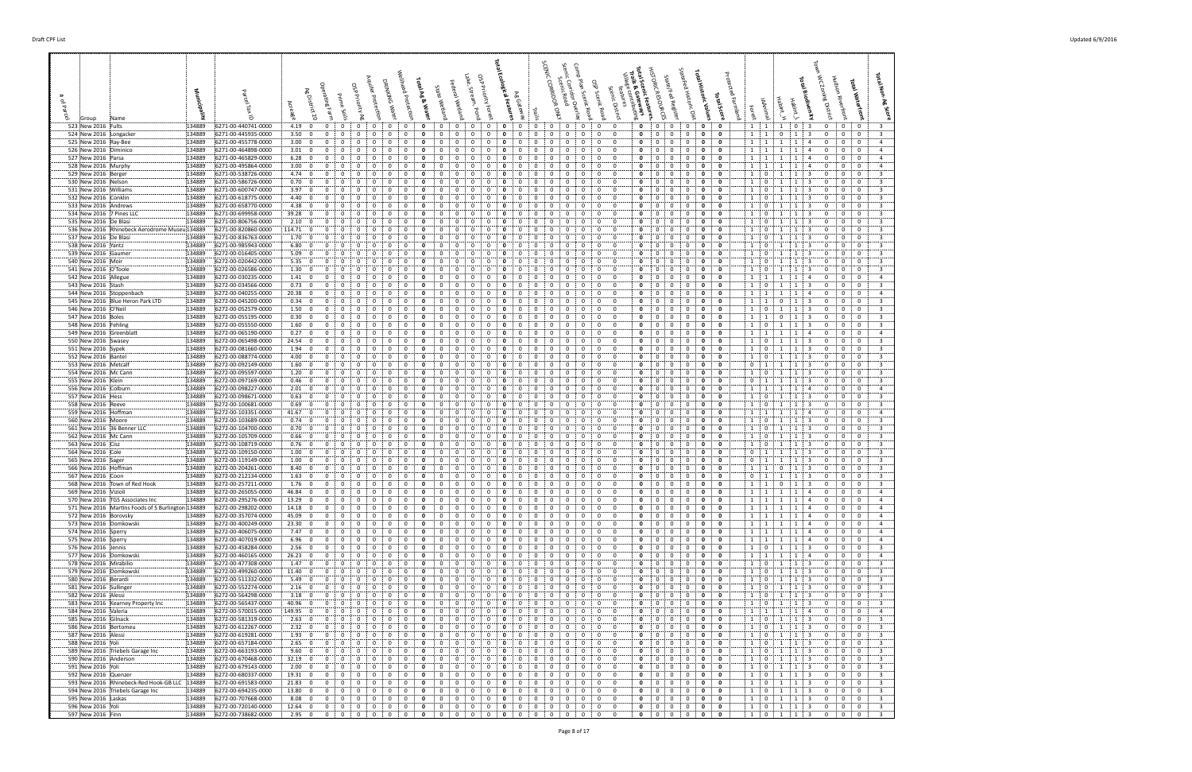| # of Parcel | Group | Name | Municipality | Parcel Tax ID | Acreage | Ag District 20 | Operating Farm | Prime Soils | OSP Priority Ag | Aquifer Protection | Drinking Water | Wellhead Protection | Total Ag & Water | State Wetland | Federal Wetland | Lake, Stream, Pond | OSP Priority Forest | Total Ecological Features | Ag Gateway | Trails | SCENIC CORRIDOR ONLY | Scenic Road | Scenic Corridor Overlay | Comp Plan Scenic Road | OSP Scenic Road | Scenic District | Village communities features | Total Scenic Features, Trails & Gateways | HISTORIC RESOURCES | State/Fed Register | State/Fed Historic Dist | Total Historic Values | Total Score | Protected Farmland | Forest | IAAnimal | Habitat_H | Habitat_L | Total Biodiversity | Town WC Zoning District | Hudson Riverfront | Total Waterfront | Total Non-Ag Score |
|---|---|---|---|---|---|---|---|---|---|---|---|---|---|---|---|---|---|---|---|---|---|---|---|---|---|---|---|---|---|---|---|---|---|---|---|---|---|---|---|---|---|---|---|
| 523 | New 2016 | Fults | 134889 | 6271-00-440741-0000 | 4.19 | 0 | 0 | 0 | 0 | 0 | 0 | 0 | **0** | 0 | 0 | 0 | 0 | **0** | 0 | 0 | 0 | 0 | 0 | 0 | 0 | 0 | 0 | **0** | 0 | 0 | 0 | **0** | **0** | 0 | 1 | 1 | 1 | 0 | 3 | 0 | 0 | 0 | 3 |
| 524 | New 2016 | Longacker | 134889 | 6271-00-445935-0000 | 3.50 | 0 | 0 | 0 | 0 | 0 | 0 | 0 | **0** | 0 | 0 | 0 | 0 | **0** | 0 | 0 | 0 | 0 | 0 | 0 | 0 | 0 | 0 | **0** | 0 | 0 | 0 | **0** | **0** | 0 | 1 | 1 | 0 | 1 | 3 | 0 | 0 | 0 | 3 |
| 525 | New 2016 | Ray-Bee | 134889 | 6271-00-455778-0000 | 3.00 | 0 | 0 | 0 | 0 | 0 | 0 | 0 | **0** | 0 | 0 | 0 | 0 | **0** | 0 | 0 | 0 | 0 | 0 | 0 | 0 | 0 | 0 | **0** | 0 | 0 | 0 | **0** | **0** | 0 | 1 | 1 | 1 | 1 | 4 | 0 | 0 | 0 | 4 |
| 526 | New 2016 | Diminico | 134889 | 6271-00-464898-0000 | 3.01 | 0 | 0 | 0 | 0 | 0 | 0 | 0 | **0** | 0 | 0 | 0 | 0 | **0** | 0 | 0 | 0 | 0 | 0 | 0 | 0 | 0 | 0 | **0** | 0 | 0 | 0 | **0** | **0** | 0 | 1 | 1 | 1 | 1 | 4 | 0 | 0 | 0 | 4 |
| 527 | New 2016 | Parsa | 134889 | 6271-00-465829-0000 | 6.28 | 0 | 0 | 0 | 0 | 0 | 0 | 0 | **0** | 0 | 0 | 0 | 0 | **0** | 0 | 0 | 0 | 0 | 0 | 0 | 0 | 0 | 0 | **0** | 0 | 0 | 0 | **0** | **0** | 0 | 1 | 1 | 1 | 1 | 4 | 0 | 0 | 0 | 4 |
| 528 | New 2016 | Murphy | 134889 | 6271-00-495864-0000 | 3.00 | 0 | 0 | 0 | 0 | 0 | 0 | 0 | **0** | 0 | 0 | 0 | 0 | **0** | 0 | 0 | 0 | 0 | 0 | 0 | 0 | 0 | 0 | **0** | 0 | 0 | 0 | **0** | **0** | 0 | 1 | 1 | 1 | 1 | 4 | 0 | 0 | 0 | 4 |
| 529 | New 2016 | Berger | 134889 | 6271-00-538726-0000 | 4.74 | 0 | 0 | 0 | 0 | 0 | 0 | 0 | **0** | 0 | 0 | 0 | 0 | **0** | 0 | 0 | 0 | 0 | 0 | 0 | 0 | 0 | 0 | **0** | 0 | 0 | 0 | **0** | **0** | 0 | 1 | 0 | 1 | 1 | 3 | 0 | 0 | 0 | 3 |
| 530 | New 2016 | Nelson | 134889 | 6271-00-586726-0000 | 0.70 | 0 | 0 | 0 | 0 | 0 | 0 | 0 | **0** | 0 | 0 | 0 | 0 | **0** | 0 | 0 | 0 | 0 | 0 | 0 | 0 | 0 | 0 | **0** | 0 | 0 | 0 | **0** | **0** | 0 | 1 | 0 | 1 | 1 | 3 | 0 | 0 | 0 | 3 |
| 531 | New 2016 | Williams | 134889 | 6271-00-600747-0000 | 3.97 | 0 | 0 | 0 | 0 | 0 | 0 | 0 | **0** | 0 | 0 | 0 | 0 | **0** | 0 | 0 | 0 | 0 | 0 | 0 | 0 | 0 | 0 | **0** | 0 | 0 | 0 | **0** | **0** | 0 | 1 | 0 | 1 | 1 | 3 | 0 | 0 | 0 | 3 |
| 532 | New 2016 | Conklin | 134889 | 6271-00-618775-0000 | 4.40 | 0 | 0 | 0 | 0 | 0 | 0 | 0 | **0** | 0 | 0 | 0 | 0 | **0** | 0 | 0 | 0 | 0 | 0 | 0 | 0 | 0 | 0 | **0** | 0 | 0 | 0 | **0** | **0** | 0 | 1 | 0 | 1 | 1 | 3 | 0 | 0 | 0 | 3 |
| 533 | New 2016 | Andrews | 134889 | 6271-00-658770-0000 | 4.38 | 0 | 0 | 0 | 0 | 0 | 0 | 0 | **0** | 0 | 0 | 0 | 0 | **0** | 0 | 0 | 0 | 0 | 0 | 0 | 0 | 0 | 0 | **0** | 0 | 0 | 0 | **0** | **0** | 0 | 1 | 0 | 1 | 1 | 3 | 0 | 0 | 0 | 3 |
| 534 | New 2016 | 7 Pines LLC | 134889 | 6271-00-699958-0000 | 39.28 | 0 | 0 | 0 | 0 | 0 | 0 | 0 | **0** | 0 | 0 | 0 | 0 | **0** | 0 | 0 | 0 | 0 | 0 | 0 | 0 | 0 | 0 | **0** | 0 | 0 | 0 | **0** | **0** | 0 | 1 | 0 | 1 | 1 | 3 | 0 | 0 | 0 | 3 |
| 535 | New 2016 | De Blasi | 134889 | 6271-00-806756-0000 | 2.10 | 0 | 0 | 0 | 0 | 0 | 0 | 0 | **0** | 0 | 0 | 0 | 0 | **0** | 0 | 0 | 0 | 0 | 0 | 0 | 0 | 0 | 0 | **0** | 0 | 0 | 0 | **0** | **0** | 0 | 1 | 0 | 1 | 1 | 3 | 0 | 0 | 0 | 3 |
| 536 | New 2016 | Rhinebeck Aerodrome Museu | 134889 | 6271-00-820860-0000 | 114.71 | 0 | 0 | 0 | 0 | 0 | 0 | 0 | **0** | 0 | 0 | 0 | 0 | **0** | 0 | 0 | 0 | 0 | 0 | 0 | 0 | 0 | 0 | **0** | 0 | 0 | 0 | **0** | **0** | 0 | 1 | 0 | 1 | 1 | 3 | 0 | 0 | 0 | 3 |
| 537 | New 2016 | De Blasi | 134889 | 6271-00-836763-0000 | 1.70 | 0 | 0 | 0 | 0 | 0 | 0 | 0 | **0** | 0 | 0 | 0 | 0 | **0** | 0 | 0 | 0 | 0 | 0 | 0 | 0 | 0 | 0 | **0** | 0 | 0 | 0 | **0** | **0** | 0 | 1 | 0 | 1 | 1 | 3 | 0 | 0 | 0 | 3 |
| 538 | New 2016 | Yantz | 134889 | 6271-00-985943-0000 | 6.80 | 0 | 0 | 0 | 0 | 0 | 0 | 0 | **0** | 0 | 0 | 0 | 0 | **0** | 0 | 0 | 0 | 0 | 0 | 0 | 0 | 0 | 0 | **0** | 0 | 0 | 0 | **0** | **0** | 0 | 1 | 0 | 1 | 1 | 3 | 0 | 0 | 0 | 3 |
| 539 | New 2016 | Gaumer | 134889 | 6272-00-016405-0000 | 5.09 | 0 | 0 | 0 | 0 | 0 | 0 | 0 | **0** | 0 | 0 | 0 | 0 | **0** | 0 | 0 | 0 | 0 | 0 | 0 | 0 | 0 | 0 | **0** | 0 | 0 | 0 | **0** | **0** | 0 | 1 | 0 | 1 | 1 | 3 | 0 | 0 | 0 | 3 |
| 540 | New 2016 | Moir | 134889 | 6272-00-020442-0000 | 5.35 | 0 | 0 | 0 | 0 | 0 | 0 | 0 | **0** | 0 | 0 | 0 | 0 | **0** | 0 | 0 | 0 | 0 | 0 | 0 | 0 | 0 | 0 | **0** | 0 | 0 | 0 | **0** | **0** | 0 | 1 | 0 | 1 | 1 | 3 | 0 | 0 | 0 | 3 |
| 541 | New 2016 | O'Toole | 134889 | 6272-00-026586-0000 | 1.30 | 0 | 0 | 0 | 0 | 0 | 0 | 0 | **0** | 0 | 0 | 0 | 0 | **0** | 0 | 0 | 0 | 0 | 0 | 0 | 0 | 0 | 0 | **0** | 0 | 0 | 0 | **0** | **0** | 0 | 1 | 0 | 1 | 1 | 3 | 0 | 0 | 0 | 3 |
| 542 | New 2016 | Allegue | 134889 | 6272-00-030235-0000 | 1.41 | 0 | 0 | 0 | 0 | 0 | 0 | 0 | **0** | 0 | 0 | 0 | 0 | **0** | 0 | 0 | 0 | 0 | 0 | 0 | 0 | 0 | 0 | **0** | 0 | 0 | 0 | **0** | **0** | 0 | 1 | 1 | 1 | 1 | 4 | 0 | 0 | 0 | 4 |
| 543 | New 2016 | Stash | 134889 | 6272-00-034566-0000 | 0.73 | 0 | 0 | 0 | 0 | 0 | 0 | 0 | **0** | 0 | 0 | 0 | 0 | **0** | 0 | 0 | 0 | 0 | 0 | 0 | 0 | 0 | 0 | **0** | 0 | 0 | 0 | **0** | **0** | 0 | 1 | 0 | 1 | 1 | 3 | 0 | 0 | 0 | 3 |
| 544 | New 2016 | Stoppenbach | 134889 | 6272-00-040255-0000 | 20.38 | 0 | 0 | 0 | 0 | 0 | 0 | 0 | **0** | 0 | 0 | 0 | 0 | **0** | 0 | 0 | 0 | 0 | 0 | 0 | 0 | 0 | 0 | **0** | 0 | 0 | 0 | **0** | **0** | 0 | 1 | 1 | 1 | 1 | 4 | 0 | 0 | 0 | 4 |
| 545 | New 2016 | Blue Heron Park LTD | 134889 | 6272-00-045200-0000 | 0.34 | 0 | 0 | 0 | 0 | 0 | 0 | 0 | **0** | 0 | 0 | 0 | 0 | **0** | 0 | 0 | 0 | 0 | 0 | 0 | 0 | 0 | 0 | **0** | 0 | 0 | 0 | **0** | **0** | 0 | 1 | 1 | 0 | 1 | 3 | 0 | 0 | 0 | 3 |
| 546 | New 2016 | O'Neil | 134889 | 6272-00-052579-0000 | 1.50 | 0 | 0 | 0 | 0 | 0 | 0 | 0 | **0** | 0 | 0 | 0 | 0 | **0** | 0 | 0 | 0 | 0 | 0 | 0 | 0 | 0 | 0 | **0** | 0 | 0 | 0 | **0** | **0** | 0 | 1 | 0 | 1 | 1 | 3 | 0 | 0 | 0 | 3 |
| 547 | New 2016 | Boles | 134889 | 6272-00-055195-0000 | 0.30 | 0 | 0 | 0 | 0 | 0 | 0 | 0 | **0** | 0 | 0 | 0 | 0 | **0** | 0 | 0 | 0 | 0 | 0 | 0 | 0 | 0 | 0 | **0** | 0 | 0 | 0 | **0** | **0** | 0 | 1 | 1 | 0 | 1 | 3 | 0 | 0 | 0 | 3 |
| 548 | New 2016 | Fehling | 134889 | 6272-00-055550-0000 | 1.60 | 0 | 0 | 0 | 0 | 0 | 0 | 0 | **0** | 0 | 0 | 0 | 0 | **0** | 0 | 0 | 0 | 0 | 0 | 0 | 0 | 0 | 0 | **0** | 0 | 0 | 0 | **0** | **0** | 0 | 1 | 0 | 1 | 1 | 3 | 0 | 0 | 0 | 3 |
| 549 | New 2016 | Greenblatt | 134889 | 6272-00-065190-0000 | 0.27 | 0 | 0 | 0 | 0 | 0 | 0 | 0 | **0** | 0 | 0 | 0 | 0 | **0** | 0 | 0 | 0 | 0 | 0 | 0 | 0 | 0 | 0 | **0** | 0 | 0 | 0 | **0** | **0** | 0 | 1 | 1 | 1 | 1 | 4 | 0 | 0 | 0 | 4 |
| 550 | New 2016 | Swasey | 134889 | 6272-00-065498-0000 | 24.54 | 0 | 0 | 0 | 0 | 0 | 0 | 0 | **0** | 0 | 0 | 0 | 0 | **0** | 0 | 0 | 0 | 0 | 0 | 0 | 0 | 0 | 0 | **0** | 0 | 0 | 0 | **0** | **0** | 0 | 1 | 0 | 1 | 1 | 3 | 0 | 0 | 0 | 3 |
| 551 | New 2016 | Sypek | 134889 | 6272-00-081660-0000 | 1.94 | 0 | 0 | 0 | 0 | 0 | 0 | 0 | **0** | 0 | 0 | 0 | 0 | **0** | 0 | 0 | 0 | 0 | 0 | 0 | 0 | 0 | 0 | **0** | 0 | 0 | 0 | **0** | **0** | 0 | 1 | 0 | 1 | 1 | 3 | 0 | 0 | 0 | 3 |
| 552 | New 2016 | Bantel | 134889 | 6272-00-088774-0000 | 4.00 | 0 | 0 | 0 | 0 | 0 | 0 | 0 | **0** | 0 | 0 | 0 | 0 | **0** | 0 | 0 | 0 | 0 | 0 | 0 | 0 | 0 | 0 | **0** | 0 | 0 | 0 | **0** | **0** | 0 | 1 | 0 | 1 | 1 | 3 | 0 | 0 | 0 | 3 |
| 553 | New 2016 | Metcalf | 134889 | 6272-00-092149-0000 | 1.60 | 0 | 0 | 0 | 0 | 0 | 0 | 0 | **0** | 0 | 0 | 0 | 0 | **0** | 0 | 0 | 0 | 0 | 0 | 0 | 0 | 0 | 0 | **0** | 0 | 0 | 0 | **0** | **0** | 0 | 0 | 1 | 1 | 1 | 3 | 0 | 0 | 0 | 3 |
| 554 | New 2016 | Mc Cann | 134889 | 6272-00-095597-0000 | 1.20 | 0 | 0 | 0 | 0 | 0 | 0 | 0 | **0** | 0 | 0 | 0 | 0 | **0** | 0 | 0 | 0 | 0 | 0 | 0 | 0 | 0 | 0 | **0** | 0 | 0 | 0 | **0** | **0** | 0 | 1 | 0 | 1 | 1 | 3 | 0 | 0 | 0 | 3 |
| 555 | New 2016 | Klein | 134889 | 6272-00-097169-0000 | 0.46 | 0 | 0 | 0 | 0 | 0 | 0 | 0 | **0** | 0 | 0 | 0 | 0 | **0** | 0 | 0 | 0 | 0 | 0 | 0 | 0 | 0 | 0 | **0** | 0 | 0 | 0 | **0** | **0** | 0 | 0 | 1 | 1 | 1 | 3 | 0 | 0 | 0 | 3 |
| 556 | New 2016 | Colburn | 134889 | 6272-00-098227-0000 | 2.01 | 0 | 0 | 0 | 0 | 0 | 0 | 0 | **0** | 0 | 0 | 0 | 0 | **0** | 0 | 0 | 0 | 0 | 0 | 0 | 0 | 0 | 0 | **0** | 0 | 0 | 0 | **0** | **0** | 0 | 1 | 1 | 1 | 1 | 4 | 0 | 0 | 0 | 4 |
| 557 | New 2016 | Hess | 134889 | 6272-00-098671-0000 | 0.63 | 0 | 0 | 0 | 0 | 0 | 0 | 0 | **0** | 0 | 0 | 0 | 0 | **0** | 0 | 0 | 0 | 0 | 0 | 0 | 0 | 0 | 0 | **0** | 0 | 0 | 0 | **0** | **0** | 0 | 1 | 0 | 1 | 1 | 3 | 0 | 0 | 0 | 3 |
| 558 | New 2016 | Reeve | 134889 | 6272-00-100681-0000 | 0.69 | 0 | 0 | 0 | 0 | 0 | 0 | 0 | **0** | 0 | 0 | 0 | 0 | **0** | 0 | 0 | 0 | 0 | 0 | 0 | 0 | 0 | 0 | **0** | 0 | 0 | 0 | **0** | **0** | 0 | 1 | 0 | 1 | 1 | 3 | 0 | 0 | 0 | 3 |
| 559 | New 2016 | Hoffman | 134889 | 6272-00-103351-0000 | 41.67 | 0 | 0 | 0 | 0 | 0 | 0 | 0 | **0** | 0 | 0 | 0 | 0 | **0** | 0 | 0 | 0 | 0 | 0 | 0 | 0 | 0 | 0 | **0** | 0 | 0 | 0 | **0** | **0** | 0 | 1 | 1 | 1 | 1 | 4 | 0 | 0 | 0 | 4 |
| 560 | New 2016 | Moore | 134889 | 6272-00-103689-0000 | 0.74 | 0 | 0 | 0 | 0 | 0 | 0 | 0 | **0** | 0 | 0 | 0 | 0 | **0** | 0 | 0 | 0 | 0 | 0 | 0 | 0 | 0 | 0 | **0** | 0 | 0 | 0 | **0** | **0** | 0 | 1 | 0 | 1 | 1 | 3 | 0 | 0 | 0 | 3 |
| 561 | New 2016 | 36 Benner LLC | 134889 | 6272-00-104700-0000 | 0.70 | 0 | 0 | 0 | 0 | 0 | 0 | 0 | **0** | 0 | 0 | 0 | 0 | **0** | 0 | 0 | 0 | 0 | 0 | 0 | 0 | 0 | 0 | **0** | 0 | 0 | 0 | **0** | **0** | 0 | 1 | 0 | 1 | 1 | 3 | 0 | 0 | 0 | 3 |
| 562 | New 2016 | Mc Cann | 134889 | 6272-00-105709-0000 | 0.66 | 0 | 0 | 0 | 0 | 0 | 0 | 0 | **0** | 0 | 0 | 0 | 0 | **0** | 0 | 0 | 0 | 0 | 0 | 0 | 0 | 0 | 0 | **0** | 0 | 0 | 0 | **0** | **0** | 0 | 1 | 0 | 1 | 1 | 3 | 0 | 0 | 0 | 3 |
| 563 | New 2016 | Cisz | 134889 | 6272-00-108719-0000 | 0.76 | 0 | 0 | 0 | 0 | 0 | 0 | 0 | **0** | 0 | 0 | 0 | 0 | **0** | 0 | 0 | 0 | 0 | 0 | 0 | 0 | 0 | 0 | **0** | 0 | 0 | 0 | **0** | **0** | 0 | 1 | 0 | 1 | 1 | 3 | 0 | 0 | 0 | 3 |
| 564 | New 2016 | Cole | 134889 | 6272-00-109150-0000 | 1.00 | 0 | 0 | 0 | 0 | 0 | 0 | 0 | **0** | 0 | 0 | 0 | 0 | **0** | 0 | 0 | 0 | 0 | 0 | 0 | 0 | 0 | 0 | **0** | 0 | 0 | 0 | **0** | **0** | 0 | 0 | 1 | 1 | 1 | 3 | 0 | 0 | 0 | 3 |
| 565 | New 2016 | Sager | 134889 | 6272-00-119149-0000 | 1.00 | 0 | 0 | 0 | 0 | 0 | 0 | 0 | **0** | 0 | 0 | 0 | 0 | **0** | 0 | 0 | 0 | 0 | 0 | 0 | 0 | 0 | 0 | **0** | 0 | 0 | 0 | **0** | **0** | 0 | 0 | 1 | 1 | 1 | 3 | 0 | 0 | 0 | 3 |
| 566 | New 2016 | Hoffman | 134889 | 6272-00-204261-0000 | 8.40 | 0 | 0 | 0 | 0 | 0 | 0 | 0 | **0** | 0 | 0 | 0 | 0 | **0** | 0 | 0 | 0 | 0 | 0 | 0 | 0 | 0 | 0 | **0** | 0 | 0 | 0 | **0** | **0** | 0 | 1 | 1 | 0 | 1 | 3 | 0 | 0 | 0 | 3 |
| 567 | New 2016 | Coon | 134889 | 6272-00-212134-0000 | 1.63 | 0 | 0 | 0 | 0 | 0 | 0 | 0 | **0** | 0 | 0 | 0 | 0 | **0** | 0 | 0 | 0 | 0 | 0 | 0 | 0 | 0 | 0 | **0** | 0 | 0 | 0 | **0** | **0** | 0 | 0 | 1 | 1 | 1 | 3 | 0 | 0 | 0 | 3 |
| 568 | New 2016 | Town of Red Hook | 134889 | 6272-00-257211-0000 | 1.76 | 0 | 0 | 0 | 0 | 0 | 0 | 0 | **0** | 0 | 0 | 0 | 0 | **0** | 0 | 0 | 0 | 0 | 0 | 0 | 0 | 0 | 0 | **0** | 0 | 0 | 0 | **0** | **0** | 0 | 1 | 1 | 0 | 1 | 3 | 0 | 0 | 0 | 3 |
| 569 | New 2016 | Vizioli | 134889 | 6272-00-265055-0000 | 46.84 | 0 | 0 | 0 | 0 | 0 | 0 | 0 | **0** | 0 | 0 | 0 | 0 | **0** | 0 | 0 | 0 | 0 | 0 | 0 | 0 | 0 | 0 | **0** | 0 | 0 | 0 | **0** | **0** | 0 | 1 | 1 | 1 | 1 | 4 | 0 | 0 | 0 | 4 |
| 570 | New 2016 | TGS Associates Inc | 134889 | 6272-00-295276-0000 | 13.29 | 0 | 0 | 0 | 0 | 0 | 0 | 0 | **0** | 0 | 0 | 0 | 0 | **0** | 0 | 0 | 0 | 0 | 0 | 0 | 0 | 0 | 0 | **0** | 0 | 0 | 0 | **0** | **0** | 0 | 1 | 1 | 1 | 1 | 4 | 0 | 0 | 0 | 4 |
| 571 | New 2016 | Martins Foods of S Burlington | 134889 | 6272-00-298202-0000 | 14.18 | 0 | 0 | 0 | 0 | 0 | 0 | 0 | **0** | 0 | 0 | 0 | 0 | **0** | 0 | 0 | 0 | 0 | 0 | 0 | 0 | 0 | 0 | **0** | 0 | 0 | 0 | **0** | **0** | 0 | 1 | 1 | 1 | 1 | 4 | 0 | 0 | 0 | 4 |
| 572 | New 2016 | Borovsky | 134889 | 6272-00-357074-0000 | 45.09 | 0 | 0 | 0 | 0 | 0 | 0 | 0 | **0** | 0 | 0 | 0 | 0 | **0** | 0 | 0 | 0 | 0 | 0 | 0 | 0 | 0 | 0 | **0** | 0 | 0 | 0 | **0** | **0** | 0 | 1 | 1 | 1 | 1 | 4 | 0 | 0 | 0 | 4 |
| 573 | New 2016 | Domkowski | 134889 | 6272-00-400249-0000 | 23.30 | 0 | 0 | 0 | 0 | 0 | 0 | 0 | **0** | 0 | 0 | 0 | 0 | **0** | 0 | 0 | 0 | 0 | 0 | 0 | 0 | 0 | 0 | **0** | 0 | 0 | 0 | **0** | **0** | 0 | 1 | 1 | 1 | 1 | 4 | 0 | 0 | 0 | 4 |
| 574 | New 2016 | Sperry | 134889 | 6272-00-406075-0000 | 7.47 | 0 | 0 | 0 | 0 | 0 | 0 | 0 | **0** | 0 | 0 | 0 | 0 | **0** | 0 | 0 | 0 | 0 | 0 | 0 | 0 | 0 | 0 | **0** | 0 | 0 | 0 | **0** | **0** | 0 | 1 | 1 | 1 | 1 | 4 | 0 | 0 | 0 | 4 |
| 575 | New 2016 | Sperry | 134889 | 6272-00-407019-0000 | 6.96 | 0 | 0 | 0 | 0 | 0 | 0 | 0 | **0** | 0 | 0 | 0 | 0 | **0** | 0 | 0 | 0 | 0 | 0 | 0 | 0 | 0 | 0 | **0** | 0 | 0 | 0 | **0** | **0** | 0 | 1 | 1 | 1 | 1 | 4 | 0 | 0 | 0 | 4 |
| 576 | New 2016 | Jennis | 134889 | 6272-00-458284-0000 | 2.56 | 0 | 0 | 0 | 0 | 0 | 0 | 0 | **0** | 0 | 0 | 0 | 0 | **0** | 0 | 0 | 0 | 0 | 0 | 0 | 0 | 0 | 0 | **0** | 0 | 0 | 0 | **0** | **0** | 0 | 1 | 0 | 1 | 1 | 3 | 0 | 0 | 0 | 3 |
| 577 | New 2016 | Domkowski | 134889 | 6272-00-460165-0000 | 26.23 | 0 | 0 | 0 | 0 | 0 | 0 | 0 | **0** | 0 | 0 | 0 | 0 | **0** | 0 | 0 | 0 | 0 | 0 | 0 | 0 | 0 | 0 | **0** | 0 | 0 | 0 | **0** | **0** | 0 | 1 | 1 | 1 | 1 | 4 | 0 | 0 | 0 | 4 |
| 578 | New 2016 | Mirabilio | 134889 | 6272-00-477308-0000 | 1.47 | 0 | 0 | 0 | 0 | 0 | 0 | 0 | **0** | 0 | 0 | 0 | 0 | **0** | 0 | 0 | 0 | 0 | 0 | 0 | 0 | 0 | 0 | **0** | 0 | 0 | 0 | **0** | **0** | 0 | 1 | 0 | 1 | 1 | 3 | 0 | 0 | 0 | 3 |
| 579 | New 2016 | Domkowski | 134889 | 6272-00-499260-0000 | 11.40 | 0 | 0 | 0 | 0 | 0 | 0 | 0 | **0** | 0 | 0 | 0 | 0 | **0** | 0 | 0 | 0 | 0 | 0 | 0 | 0 | 0 | 0 | **0** | 0 | 0 | 0 | **0** | **0** | 0 | 1 | 0 | 1 | 1 | 3 | 0 | 0 | 0 | 3 |
| 580 | New 2016 | Berardi | 134889 | 6272-00-511332-0000 | 5.49 | 0 | 0 | 0 | 0 | 0 | 0 | 0 | **0** | 0 | 0 | 0 | 0 | **0** | 0 | 0 | 0 | 0 | 0 | 0 | 0 | 0 | 0 | **0** | 0 | 0 | 0 | **0** | **0** | 0 | 1 | 0 | 1 | 1 | 3 | 0 | 0 | 0 | 3 |
| 581 | New 2016 | Sullinger | 134889 | 6272-00-552274-0000 | 2.16 | 0 | 0 | 0 | 0 | 0 | 0 | 0 | **0** | 0 | 0 | 0 | 0 | **0** | 0 | 0 | 0 | 0 | 0 | 0 | 0 | 0 | 0 | **0** | 0 | 0 | 0 | **0** | **0** | 0 | 1 | 0 | 1 | 1 | 3 | 0 | 0 | 0 | 3 |
| 582 | New 2016 | Alessi | 134889 | 6272-00-564298-0000 | 3.18 | 0 | 0 | 0 | 0 | 0 | 0 | 0 | **0** | 0 | 0 | 0 | 0 | **0** | 0 | 0 | 0 | 0 | 0 | 0 | 0 | 0 | 0 | **0** | 0 | 0 | 0 | **0** | **0** | 0 | 1 | 0 | 1 | 1 | 3 | 0 | 0 | 0 | 3 |
| 583 | New 2016 | Kearney Property Inc | 134889 | 6272-00-565437-0000 | 40.96 | 0 | 0 | 0 | 0 | 0 | 0 | 0 | **0** | 0 | 0 | 0 | 0 | **0** | 0 | 0 | 0 | 0 | 0 | 0 | 0 | 0 | 0 | **0** | 0 | 0 | 0 | **0** | **0** | 0 | 1 | 0 | 1 | 1 | 3 | 0 | 0 | 0 | 3 |
| 584 | New 2016 | Valeria | 134889 | 6272-00-570015-0000 | 149.95 | 0 | 0 | 0 | 0 | 0 | 0 | 0 | **0** | 0 | 0 | 0 | 0 | **0** | 0 | 0 | 0 | 0 | 0 | 0 | 0 | 0 | 0 | **0** | 0 | 0 | 0 | **0** | **0** | 0 | 1 | 1 | 1 | 1 | 4 | 0 | 0 | 0 | 4 |
| 585 | New 2016 | Gilnack | 134889 | 6272-00-581319-0000 | 2.63 | 0 | 0 | 0 | 0 | 0 | 0 | 0 | **0** | 0 | 0 | 0 | 0 | **0** | 0 | 0 | 0 | 0 | 0 | 0 | 0 | 0 | 0 | **0** | 0 | 0 | 0 | **0** | **0** | 0 | 1 | 0 | 1 | 1 | 3 | 0 | 0 | 0 | 3 |
| 586 | New 2016 | Bertomeu | 134889 | 6272-00-612267-0000 | 2.32 | 0 | 0 | 0 | 0 | 0 | 0 | 0 | **0** | 0 | 0 | 0 | 0 | **0** | 0 | 0 | 0 | 0 | 0 | 0 | 0 | 0 | 0 | **0** | 0 | 0 | 0 | **0** | **0** | 0 | 1 | 0 | 1 | 1 | 3 | 0 | 0 | 0 | 3 |
| 587 | New 2016 | Alessi | 134889 | 6272-00-619281-0000 | 1.93 | 0 | 0 | 0 | 0 | 0 | 0 | 0 | **0** | 0 | 0 | 0 | 0 | **0** | 0 | 0 | 0 | 0 | 0 | 0 | 0 | 0 | 0 | **0** | 0 | 0 | 0 | **0** | **0** | 0 | 1 | 0 | 1 | 1 | 3 | 0 | 0 | 0 | 3 |
| 588 | New 2016 | Yoli | 134889 | 6272-00-657184-0000 | 2.65 | 0 | 0 | 0 | 0 | 0 | 0 | 0 | **0** | 0 | 0 | 0 | 0 | **0** | 0 | 0 | 0 | 0 | 0 | 0 | 0 | 0 | 0 | **0** | 0 | 0 | 0 | **0** | **0** | 0 | 1 | 0 | 1 | 1 | 3 | 0 | 0 | 0 | 3 |
| 589 | New 2016 | Triebels Garage Inc | 134889 | 6272-00-663193-0000 | 9.60 | 0 | 0 | 0 | 0 | 0 | 0 | 0 | **0** | 0 | 0 | 0 | 0 | **0** | 0 | 0 | 0 | 0 | 0 | 0 | 0 | 0 | 0 | **0** | 0 | 0 | 0 | **0** | **0** | 0 | 1 | 0 | 1 | 1 | 3 | 0 | 0 | 0 | 3 |
| 590 | New 2016 | Anderson | 134889 | 6272-00-670468-0000 | 32.19 | 0 | 0 | 0 | 0 | 0 | 0 | 0 | **0** | 0 | 0 | 0 | 0 | **0** | 0 | 0 | 0 | 0 | 0 | 0 | 0 | 0 | 0 | **0** | 0 | 0 | 0 | **0** | **0** | 0 | 1 | 0 | 1 | 1 | 3 | 0 | 0 | 0 | 3 |
| 591 | New 2016 | Yoli | 134889 | 6272-00-679143-0000 | 2.00 | 0 | 0 | 0 | 0 | 0 | 0 | 0 | **0** | 0 | 0 | 0 | 0 | **0** | 0 | 0 | 0 | 0 | 0 | 0 | 0 | 0 | 0 | **0** | 0 | 0 | 0 | **0** | **0** | 0 | 1 | 0 | 1 | 1 | 3 | 0 | 0 | 0 | 3 |
| 592 | New 2016 | Quenzer | 134889 | 6272-00-680337-0000 | 19.31 | 0 | 0 | 0 | 0 | 0 | 0 | 0 | **0** | 0 | 0 | 0 | 0 | **0** | 0 | 0 | 0 | 0 | 0 | 0 | 0 | 0 | 0 | **0** | 0 | 0 | 0 | **0** | **0** | 0 | 1 | 0 | 1 | 1 | 3 | 0 | 0 | 0 | 3 |
| 593 | New 2016 | Rhinebeck-Red Hook-GB LLC | 134889 | 6272-00-691583-0000 | 21.83 | 0 | 0 | 0 | 0 | 0 | 0 | 0 | **0** | 0 | 0 | 0 | 0 | **0** | 0 | 0 | 0 | 0 | 0 | 0 | 0 | 0 | 0 | **0** | 0 | 0 | 0 | **0** | **0** | 0 | 1 | 0 | 1 | 1 | 3 | 0 | 0 | 0 | 3 |
| 594 | New 2016 | Triebels Garage Inc | 134889 | 6272-00-694235-0000 | 13.80 | 0 | 0 | 0 | 0 | 0 | 0 | 0 | **0** | 0 | 0 | 0 | 0 | **0** | 0 | 0 | 0 | 0 | 0 | 0 | 0 | 0 | 0 | **0** | 0 | 0 | 0 | **0** | **0** | 0 | 1 | 0 | 1 | 1 | 3 | 0 | 0 | 0 | 3 |
| 595 | New 2016 | Laskas | 134889 | 6272-00-707668-0000 | 8.08 | 0 | 0 | 0 | 0 | 0 | 0 | 0 | **0** | 0 | 0 | 0 | 0 | **0** | 0 | 0 | 0 | 0 | 0 | 0 | 0 | 0 | 0 | **0** | 0 | 0 | 0 | **0** | **0** | 0 | 1 | 0 | 1 | 1 | 3 | 0 | 0 | 0 | 3 |
| 596 | New 2016 | Yoli | 134889 | 6272-00-720140-0000 | 12.64 | 0 | 0 | 0 | 0 | 0 | 0 | 0 | **0** | 0 | 0 | 0 | 0 | **0** | 0 | 0 | 0 | 0 | 0 | 0 | 0 | 0 | 0 | **0** | 0 | 0 | 0 | **0** | **0** | 0 | 1 | 0 | 1 | 1 | 3 | 0 | 0 | 0 | 3 |
| 597 | New 2016 | Finn | 134889 | 6272-00-738682-0000 | 2.95 | 0 | 0 | 0 | 0 | 0 | 0 | 0 | **0** | 0 | 0 | 0 | 0 | **0** | 0 | 0 | 0 | 0 | 0 | 0 | 0 | 0 | 0 | **0** | 0 | 0 | 0 | **0** | **0** | 0 | 1 | 0 | 1 | 1 | 3 | 0 | 0 | 0 | 3 |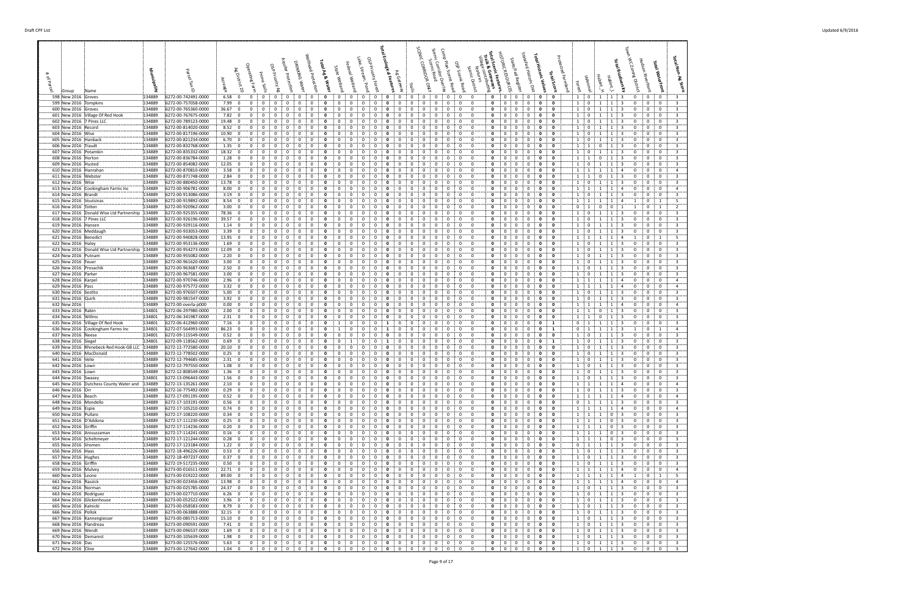| # of Parcel | Group | Name | Municipality | Parcel Tax ID | Acreage | Ag District 20 | Operating Farm | Prime Soils | OSP Priority Ag | Aquifer Protection | Drinking Water | Wellhead Protection | Total Ag & Water | State Wetland | Federal Wetland | Lake, Stream, Pond | OSP Priority Forest | Total Ecological Features | Ag Gateway | Trails | SCENIC CORRIDOR ONLY | Scenic Road | Scenic Corridor Overlay | Camp Plan Scenic Road | OSP Scenic Road | Scenic District | Village connection features | Total Scenic Features, Trails & Gateways | HISTORIC RESOURCES | State/Fed Register | Stissing Historic Dist | Total Historic Values | Total Score | Protected Farmland | Forest | iMammal | Habitat_H | Habitat_L | Total Biodiversity | Town WC Zoning District | Hudson Riverfront | Total Waterfront | Total Non-Ag Score |
|---|---|---|---|---|---|---|---|---|---|---|---|---|---|---|---|---|---|---|---|---|---|---|---|---|---|---|---|---|---|---|---|---|---|---|---|---|---|---|---|---|---|---|---|
| 598 | New 2016 | Groves | 134889 | 6272-00-742491-0000 | 6.58 | 0 | 0 | 0 | 0 | 0 | 0 | 0 | 0 | 0 | 0 | 0 | 0 | 0 | 0 | 0 | 0 | 0 | 0 | 0 | 0 | 0 | 0 | 0 | 0 | 0 | 0 | 0 | 0 | | 1 | 0 | 1 | 1 | 3 | 0 | 0 | 0 | 3 |
| 599 | New 2016 | Tompkins | 134889 | 6272-00-757058-0000 | 7.99 | 0 | 0 | 0 | 0 | 0 | 0 | 0 | 0 | 0 | 0 | 0 | 0 | 0 | 0 | 0 | 0 | 0 | 0 | 0 | 0 | 0 | 0 | 0 | 0 | 0 | 0 | 0 | 0 | | 1 | 0 | 1 | 1 | 3 | 0 | 0 | 0 | 3 |
| 600 | New 2016 | Groves | 134889 | 6272-00-765360-0000 | 36.67 | 0 | 0 | 0 | 0 | 0 | 0 | 0 | 0 | 0 | 0 | 0 | 0 | 0 | 0 | 0 | 0 | 0 | 0 | 0 | 0 | 0 | 0 | 0 | 0 | 0 | 0 | 0 | 0 | | 1 | 0 | 1 | 1 | 3 | 0 | 0 | 0 | 3 |
| 601 | New 2016 | Village Of Red Hook | 134889 | 6272-00-767675-0000 | 7.82 | 0 | 0 | 0 | 0 | 0 | 0 | 0 | 0 | 0 | 0 | 0 | 0 | 0 | 0 | 0 | 0 | 0 | 0 | 0 | 0 | 0 | 0 | 0 | 0 | 0 | 0 | 0 | 0 | | 1 | 0 | 1 | 1 | 3 | 0 | 0 | 0 | 3 |
| 602 | New 2016 | 7 Pines LLC | 134889 | 6272-00-789123-0000 | 19.48 | 0 | 0 | 0 | 0 | 0 | 0 | 0 | 0 | 0 | 0 | 0 | 0 | 0 | 0 | 0 | 0 | 0 | 0 | 0 | 0 | 0 | 0 | 0 | 0 | 0 | 0 | 0 | 0 | | 1 | 0 | 1 | 1 | 3 | 0 | 0 | 0 | 3 |
| 603 | New 2016 | Record | 134889 | 6272-00-814020-0000 | 8.52 | 0 | 0 | 0 | 0 | 0 | 0 | 0 | 0 | 0 | 0 | 0 | 0 | 0 | 0 | 0 | 0 | 0 | 0 | 0 | 0 | 0 | 0 | 0 | 0 | 0 | 0 | 0 | 0 | | 1 | 0 | 1 | 1 | 3 | 0 | 0 | 0 | 3 |
| 604 | New 2016 | Wise | 134889 | 6272-00-817196-0000 | 10.90 | 0 | 0 | 0 | 0 | 0 | 0 | 0 | 0 | 0 | 0 | 0 | 0 | 0 | 0 | 0 | 0 | 0 | 0 | 0 | 0 | 0 | 0 | 0 | 0 | 0 | 0 | 0 | 0 | | 1 | 0 | 1 | 1 | 3 | 0 | 0 | 0 | 3 |
| 605 | New 2016 | Hanback | 134889 | 6272-00-821234-0000 | 6.70 | 0 | 0 | 0 | 0 | 0 | 0 | 0 | 0 | 0 | 0 | 0 | 0 | 0 | 0 | 0 | 0 | 0 | 0 | 0 | 0 | 0 | 0 | 0 | 0 | 0 | 0 | 0 | 0 | | 1 | 0 | 1 | 1 | 3 | 0 | 0 | 0 | 3 |
| 606 | New 2016 | Fraudt | 134889 | 6272-00-832768-0000 | 1.35 | 0 | 0 | 0 | 0 | 0 | 0 | 0 | 0 | 0 | 0 | 0 | 0 | 0 | 0 | 0 | 0 | 0 | 0 | 0 | 0 | 0 | 0 | 0 | 0 | 0 | 0 | 0 | 0 | | 1 | 1 | 0 | 1 | 3 | 0 | 0 | 0 | 3 |
| 607 | New 2016 | Potamkin | 134889 | 6272-00-835332-0000 | 18.32 | 0 | 0 | 0 | 0 | 0 | 0 | 0 | 0 | 0 | 0 | 0 | 0 | 0 | 0 | 0 | 0 | 0 | 0 | 0 | 0 | 0 | 0 | 0 | 0 | 0 | 0 | 0 | 0 | | 1 | 0 | 1 | 1 | 3 | 0 | 0 | 0 | 3 |
| 608 | New 2016 | Horton | 134889 | 6272-00-836784-0000 | 1.28 | 0 | 0 | 0 | 0 | 0 | 0 | 0 | 0 | 0 | 0 | 0 | 0 | 0 | 0 | 0 | 0 | 0 | 0 | 0 | 0 | 0 | 0 | 0 | 0 | 0 | 0 | 0 | 0 | | 1 | 1 | 0 | 1 | 3 | 0 | 0 | 0 | 3 |
| 609 | New 2016 | Husted | 134889 | 6272-00-854082-0000 | 12.05 | 0 | 0 | 0 | 0 | 0 | 0 | 0 | 0 | 0 | 0 | 0 | 0 | 0 | 0 | 0 | 0 | 0 | 0 | 0 | 0 | 0 | 0 | 0 | 0 | 0 | 0 | 0 | 0 | | 1 | 0 | 1 | 1 | 3 | 0 | 0 | 0 | 3 |
| 610 | New 2016 | Hanrahan | 134889 | 6272-00-870810-0000 | 3.58 | 0 | 0 | 0 | 0 | 0 | 0 | 0 | 0 | 0 | 0 | 0 | 0 | 0 | 0 | 0 | 0 | 0 | 0 | 0 | 0 | 0 | 0 | 0 | 0 | 0 | 0 | 0 | 0 | | 1 | 1 | 1 | 1 | 4 | 0 | 0 | 0 | 4 |
| 611 | New 2016 | Webster | 134889 | 6272-00-871748-0000 | 2.84 | 0 | 0 | 0 | 0 | 0 | 0 | 0 | 0 | 0 | 0 | 0 | 0 | 0 | 0 | 0 | 0 | 0 | 0 | 0 | 0 | 0 | 0 | 0 | 0 | 0 | 0 | 0 | 0 | | 1 | 1 | 0 | 1 | 3 | 0 | 0 | 0 | 3 |
| 612 | New 2016 | Wise | 134889 | 6272-00-880450-0000 | 13.78 | 0 | 0 | 0 | 0 | 0 | 0 | 0 | 0 | 0 | 0 | 0 | 0 | 0 | 0 | 0 | 0 | 0 | 0 | 0 | 0 | 0 | 0 | 0 | 0 | 0 | 0 | 0 | 0 | | 1 | 0 | 1 | 1 | 3 | 0 | 0 | 0 | 3 |
| 613 | New 2016 | Cookingham Farms Inc | 134889 | 6272-00-906781-0000 | 8.00 | 0 | 0 | 0 | 0 | 0 | 0 | 0 | 0 | 0 | 0 | 0 | 0 | 0 | 0 | 0 | 0 | 0 | 0 | 0 | 0 | 0 | 0 | 0 | 0 | 0 | 0 | 0 | 0 | | 1 | 1 | 1 | 1 | 4 | 0 | 0 | 0 | 4 |
| 614 | New 2016 | Brandt | 134889 | 6272-00-913086-0000 | 3.19 | 0 | 0 | 0 | 0 | 0 | 0 | 0 | 0 | 0 | 0 | 0 | 0 | 0 | 0 | 0 | 0 | 0 | 0 | 0 | 0 | 0 | 0 | 0 | 0 | 0 | 0 | 0 | 0 | | 1 | 0 | 1 | 1 | 3 | 0 | 0 | 0 | 3 |
| 615 | New 2016 | Voutsinas | 134889 | 6272-00-919892-0000 | 8.54 | 0 | 0 | 0 | 0 | 0 | 0 | 0 | 0 | 0 | 0 | 0 | 0 | 0 | 0 | 0 | 0 | 0 | 0 | 0 | 0 | 0 | 0 | 0 | 0 | 0 | 0 | 0 | 0 | | 1 | 1 | 1 | 1 | 4 | 1 | 0 | 1 | 5 |
| 616 | New 2016 | Totten | 134889 | 6272-00-920962-0000 | 3.00 | 0 | 0 | 0 | 0 | 0 | 0 | 0 | 0 | 0 | 0 | 0 | 0 | 0 | 0 | 0 | 0 | 0 | 0 | 0 | 0 | 0 | 0 | 0 | 0 | 0 | 0 | 0 | 0 | | 0 | 1 | 0 | 0 | 1 | 1 | 0 | 1 | 2 |
| 617 | New 2016 | Donald Wise Ltd Partnership | 134889 | 6272-00-925355-0000 | 78.36 | 0 | 0 | 0 | 0 | 0 | 0 | 0 | 0 | 0 | 0 | 0 | 0 | 0 | 0 | 0 | 0 | 0 | 0 | 0 | 0 | 0 | 0 | 0 | 0 | 0 | 0 | 0 | 0 | | 1 | 0 | 1 | 1 | 3 | 0 | 0 | 0 | 3 |
| 618 | New 2016 | 7 Pines LLC | 134889 | 6272-00-926196-0000 | 39.57 | 0 | 0 | 0 | 0 | 0 | 0 | 0 | 0 | 0 | 0 | 0 | 0 | 0 | 0 | 0 | 0 | 0 | 0 | 0 | 0 | 0 | 0 | 0 | 0 | 0 | 0 | 0 | 0 | | 1 | 0 | 1 | 1 | 3 | 0 | 0 | 0 | 3 |
| 619 | New 2016 | Hansen | 134889 | 6272-00-929116-0000 | 1.14 | 0 | 0 | 0 | 0 | 0 | 0 | 0 | 0 | 0 | 0 | 0 | 0 | 0 | 0 | 0 | 0 | 0 | 0 | 0 | 0 | 0 | 0 | 0 | 0 | 0 | 0 | 0 | 0 | | 1 | 0 | 1 | 1 | 3 | 0 | 0 | 0 | 3 |
| 620 | New 2016 | Meddaugh | 134889 | 6272-00-933053-0000 | 3.39 | 0 | 0 | 0 | 0 | 0 | 0 | 0 | 0 | 0 | 0 | 0 | 0 | 0 | 0 | 0 | 0 | 0 | 0 | 0 | 0 | 0 | 0 | 0 | 0 | 0 | 0 | 0 | 0 | | 1 | 0 | 1 | 1 | 3 | 0 | 0 | 0 | 3 |
| 621 | New 2016 | Benedict | 134889 | 6272-00-940828-0000 | 13.95 | 0 | 0 | 0 | 0 | 0 | 0 | 0 | 0 | 0 | 0 | 0 | 0 | 0 | 0 | 0 | 0 | 0 | 0 | 0 | 0 | 0 | 0 | 0 | 0 | 0 | 0 | 0 | 0 | | 1 | 1 | 1 | 1 | 4 | 1 | 0 | 1 | 5 |
| 622 | New 2016 | Haley | 134889 | 6272-00-953136-0000 | 1.69 | 0 | 0 | 0 | 0 | 0 | 0 | 0 | 0 | 0 | 0 | 0 | 0 | 0 | 0 | 0 | 0 | 0 | 0 | 0 | 0 | 0 | 0 | 0 | 0 | 0 | 0 | 0 | 0 | | 1 | 0 | 1 | 1 | 3 | 0 | 0 | 0 | 3 |
| 623 | New 2016 | Donald Wise Ltd Partnership | 134889 | 6272-00-954273-0000 | 12.09 | 0 | 0 | 0 | 0 | 0 | 0 | 0 | 0 | 0 | 0 | 0 | 0 | 0 | 0 | 0 | 0 | 0 | 0 | 0 | 0 | 0 | 0 | 0 | 0 | 0 | 0 | 0 | 0 | | 1 | 0 | 1 | 1 | 3 | 0 | 0 | 0 | 3 |
| 624 | New 2016 | Putnam | 134889 | 6272-00-955082-0000 | 2.20 | 0 | 0 | 0 | 0 | 0 | 0 | 0 | 0 | 0 | 0 | 0 | 0 | 0 | 0 | 0 | 0 | 0 | 0 | 0 | 0 | 0 | 0 | 0 | 0 | 0 | 0 | 0 | 0 | | 1 | 0 | 1 | 1 | 3 | 0 | 0 | 0 | 3 |
| 625 | New 2016 | Feuer | 134889 | 6272-00-961620-0000 | 3.00 | 0 | 0 | 0 | 0 | 0 | 0 | 0 | 0 | 0 | 0 | 0 | 0 | 0 | 0 | 0 | 0 | 0 | 0 | 0 | 0 | 0 | 0 | 0 | 0 | 0 | 0 | 0 | 0 | | 1 | 0 | 1 | 1 | 3 | 0 | 0 | 0 | 3 |
| 626 | New 2016 | Prosachik | 134889 | 6272-00-963687-0000 | 2.50 | 0 | 0 | 0 | 0 | 0 | 0 | 0 | 0 | 0 | 0 | 0 | 0 | 0 | 0 | 0 | 0 | 0 | 0 | 0 | 0 | 0 | 0 | 0 | 0 | 0 | 0 | 0 | 0 | | 1 | 0 | 1 | 1 | 3 | 0 | 0 | 0 | 3 |
| 627 | New 2016 | Parker | 134889 | 6272-00-967581-0000 | 3.00 | 0 | 0 | 0 | 0 | 0 | 0 | 0 | 0 | 0 | 0 | 0 | 0 | 0 | 0 | 0 | 0 | 0 | 0 | 0 | 0 | 0 | 0 | 0 | 0 | 0 | 0 | 0 | 0 | | 1 | 0 | 1 | 1 | 3 | 0 | 0 | 0 | 3 |
| 628 | New 2016 | Karpel | 134889 | 6272-00-970746-0000 | 2.96 | 0 | 0 | 0 | 0 | 0 | 0 | 0 | 0 | 0 | 0 | 0 | 0 | 0 | 0 | 0 | 0 | 0 | 0 | 0 | 0 | 0 | 0 | 0 | 0 | 0 | 0 | 0 | 0 | | 1 | 1 | 1 | 1 | 4 | 0 | 0 | 0 | 4 |
| 629 | New 2016 | Pass | 134889 | 6272-00-975772-0000 | 3.32 | 0 | 0 | 0 | 0 | 0 | 0 | 0 | 0 | 0 | 0 | 0 | 0 | 0 | 0 | 0 | 0 | 0 | 0 | 0 | 0 | 0 | 0 | 0 | 0 | 0 | 0 | 0 | 0 | | 1 | 1 | 1 | 1 | 4 | 0 | 0 | 0 | 4 |
| 630 | New 2016 | Sestito | 134889 | 6272-00-976507-0000 | 5.00 | 0 | 0 | 0 | 0 | 0 | 0 | 0 | 0 | 0 | 0 | 0 | 0 | 0 | 0 | 0 | 0 | 0 | 0 | 0 | 0 | 0 | 0 | 0 | 0 | 0 | 0 | 0 | 0 | | 1 | 0 | 1 | 1 | 3 | 0 | 0 | 0 | 3 |
| 631 | New 2016 | Quirk | 134889 | 6272-00-981547-0000 | 3.92 | 0 | 0 | 0 | 0 | 0 | 0 | 0 | 0 | 0 | 0 | 0 | 0 | 0 | 0 | 0 | 0 | 0 | 0 | 0 | 0 | 0 | 0 | 0 | 0 | 0 | 0 | 0 | 0 | | 1 | 0 | 1 | 1 | 3 | 0 | 0 | 0 | 3 |
| 632 | New 2016 | | 134889 | 6272-00-overla-p000 | 0.00 | 0 | 0 | 0 | 0 | 0 | 0 | 0 | 0 | 0 | 0 | 0 | 0 | 0 | 0 | 0 | 0 | 0 | 0 | 0 | 0 | 0 | 0 | 0 | 0 | 0 | 0 | 0 | 0 | | 1 | 1 | 1 | 1 | 4 | 0 | 0 | 0 | 4 |
| 633 | New 2016 | Rabin | 134801 | 6272-06-297980-0000 | 2.00 | 0 | 0 | 0 | 0 | 0 | 0 | 0 | 0 | 0 | 0 | 0 | 0 | 0 | 0 | 0 | 0 | 0 | 0 | 0 | 0 | 0 | 0 | 0 | 0 | 0 | 0 | 0 | 0 | | 1 | 1 | 0 | 1 | 3 | 0 | 0 | 0 | 3 |
| 634 | New 2016 | Willms | 134801 | 6272-06-341987-0000 | 2.31 | 0 | 0 | 0 | 0 | 0 | 0 | 0 | 0 | 0 | 0 | 0 | 0 | 0 | 0 | 0 | 0 | 0 | 0 | 0 | 0 | 0 | 0 | 0 | 0 | 0 | 0 | 0 | 0 | | 1 | 1 | 0 | 1 | 3 | 0 | 0 | 0 | 3 |
| 635 | New 2016 | Village Of Red Hook | 134801 | 6272-06-412960-0000 | 7.16 | 0 | 0 | 0 | 0 | 0 | 0 | 0 | 0 | 0 | 0 | 1 | 0 | 1 | 0 | 0 | 0 | 0 | 0 | 0 | 0 | 0 | 0 | 0 | 0 | 0 | 0 | 0 | 1 | | 0 | 1 | 1 | 1 | 3 | 0 | 0 | 0 | 3 |
| 636 | New 2016 | Cookingham Farms Inc | 134801 | 6272-07-564993-0000 | 86.23 | 0 | 0 | 0 | 0 | 0 | 0 | 0 | 0 | 1 | 0 | 0 | 0 | 1 | 0 | 0 | 0 | 0 | 0 | 0 | 0 | 0 | 0 | 0 | 0 | 0 | 0 | 0 | 1 | | 0 | 1 | 1 | 1 | 3 | 1 | 0 | 1 | 4 |
| 637 | New 2016 | Neese | 134801 | 6272-09-115549-0000 | 0.52 | 0 | 0 | 0 | 0 | 0 | 0 | 0 | 0 | 0 | 0 | 0 | 0 | 0 | 0 | 0 | 0 | 0 | 0 | 0 | 0 | 0 | 0 | 0 | 0 | 0 | 0 | 0 | 0 | | 1 | 0 | 1 | 1 | 3 | 0 | 0 | 0 | 3 |
| 638 | New 2016 | Siegel | 134801 | 6272-09-118562-0000 | 0.69 | 0 | 0 | 0 | 0 | 0 | 0 | 0 | 0 | 0 | 1 | 0 | 0 | 1 | 0 | 0 | 0 | 0 | 0 | 0 | 0 | 0 | 0 | 0 | 0 | 0 | 0 | 0 | 1 | | 1 | 0 | 1 | 1 | 3 | 0 | 0 | 0 | 3 |
| 639 | New 2016 | Rhinebeck-Red Hook-GB LLC | 134889 | 6272-12-772580-0000 | 20.10 | 0 | 0 | 0 | 0 | 0 | 0 | 0 | 0 | 0 | 0 | 0 | 0 | 0 | 0 | 0 | 0 | 0 | 0 | 0 | 0 | 0 | 0 | 0 | 0 | 0 | 0 | 0 | 0 | | 1 | 0 | 1 | 1 | 3 | 0 | 0 | 0 | 3 |
| 640 | New 2016 | MacDonald | 134889 | 6272-12-778502-0000 | 0.25 | 0 | 0 | 0 | 0 | 0 | 0 | 0 | 0 | 0 | 0 | 0 | 0 | 0 | 0 | 0 | 0 | 0 | 0 | 0 | 0 | 0 | 0 | 0 | 0 | 0 | 0 | 0 | 0 | | 1 | 0 | 1 | 1 | 3 | 0 | 0 | 0 | 3 |
| 641 | New 2016 | Velie | 134889 | 6272-12-794685-0000 | 2.31 | 0 | 0 | 0 | 0 | 0 | 0 | 0 | 0 | 0 | 0 | 0 | 0 | 0 | 0 | 0 | 0 | 0 | 0 | 0 | 0 | 0 | 0 | 0 | 0 | 0 | 0 | 0 | 0 | | 1 | 0 | 1 | 1 | 3 | 0 | 0 | 0 | 3 |
| 642 | New 2016 | Lown | 134889 | 6272-12-797550-0000 | 1.08 | 0 | 0 | 0 | 0 | 0 | 0 | 0 | 0 | 0 | 0 | 0 | 0 | 0 | 0 | 0 | 0 | 0 | 0 | 0 | 0 | 0 | 0 | 0 | 0 | 0 | 0 | 0 | 0 | | 1 | 0 | 1 | 1 | 3 | 0 | 0 | 0 | 3 |
| 643 | New 2016 | Lown | 134889 | 6272-12-808549-0000 | 1.36 | 0 | 0 | 0 | 0 | 0 | 0 | 0 | 0 | 0 | 0 | 0 | 0 | 0 | 0 | 0 | 0 | 0 | 0 | 0 | 0 | 0 | 0 | 0 | 0 | 0 | 0 | 0 | 0 | | 1 | 0 | 1 | 1 | 3 | 0 | 0 | 0 | 3 |
| 644 | New 2016 | Swasey | 134801 | 6272-13-096443-0000 | 1.56 | 0 | 0 | 0 | 0 | 0 | 0 | 0 | 0 | 0 | 0 | 0 | 0 | 0 | 0 | 0 | 0 | 0 | 0 | 0 | 0 | 0 | 0 | 0 | 0 | 0 | 0 | 0 | 0 | | 1 | 0 | 1 | 1 | 3 | 0 | 0 | 0 | 3 |
| 645 | New 2016 | Dutchess County Water and | 134889 | 6272-13-135261-0000 | 2.10 | 0 | 0 | 0 | 0 | 0 | 0 | 0 | 0 | 0 | 0 | 0 | 0 | 0 | 0 | 0 | 0 | 0 | 0 | 0 | 0 | 0 | 0 | 0 | 0 | 0 | 0 | 0 | 0 | | 1 | 1 | 1 | 1 | 4 | 0 | 0 | 0 | 4 |
| 646 | New 2016 | Orr | 134889 | 6272-16-775492-0000 | 0.29 | 0 | 0 | 0 | 0 | 0 | 0 | 0 | 0 | 0 | 0 | 0 | 0 | 0 | 0 | 0 | 0 | 0 | 0 | 0 | 0 | 0 | 0 | 0 | 0 | 0 | 0 | 0 | 0 | | 1 | 0 | 1 | 1 | 3 | 0 | 0 | 0 | 3 |
| 647 | New 2016 | Beach | 134889 | 6272-17-091195-0000 | 0.52 | 0 | 0 | 0 | 0 | 0 | 0 | 0 | 0 | 0 | 0 | 0 | 0 | 0 | 0 | 0 | 0 | 0 | 0 | 0 | 0 | 0 | 0 | 0 | 0 | 0 | 0 | 0 | 0 | | 1 | 1 | 1 | 1 | 4 | 0 | 0 | 0 | 4 |
| 648 | New 2016 | Mondello | 134889 | 6272-17-103191-0000 | 0.56 | 0 | 0 | 0 | 0 | 0 | 0 | 0 | 0 | 0 | 0 | 0 | 0 | 0 | 0 | 0 | 0 | 0 | 0 | 0 | 0 | 0 | 0 | 0 | 0 | 0 | 0 | 0 | 0 | | 0 | 1 | 1 | 1 | 3 | 0 | 0 | 0 | 3 |
| 649 | New 2016 | Espie | 134889 | 6272-17-105210-0000 | 0.74 | 0 | 0 | 0 | 0 | 0 | 0 | 0 | 0 | 0 | 0 | 0 | 0 | 0 | 0 | 0 | 0 | 0 | 0 | 0 | 0 | 0 | 0 | 0 | 0 | 0 | 0 | 0 | 0 | | 1 | 1 | 1 | 1 | 4 | 0 | 0 | 0 | 4 |
| 650 | New 2016 | Pullaro | 134889 | 6272-17-108220-0000 | 0.34 | 0 | 0 | 0 | 0 | 0 | 0 | 0 | 0 | 0 | 0 | 0 | 0 | 0 | 0 | 0 | 0 | 0 | 0 | 0 | 0 | 0 | 0 | 0 | 0 | 0 | 0 | 0 | 0 | | 1 | 1 | 1 | 0 | 3 | 0 | 0 | 0 | 3 |
| 651 | New 2016 | D'Addona | 134889 | 6272-17-111230-0000 | 0.25 | 0 | 0 | 0 | 0 | 0 | 0 | 0 | 0 | 0 | 0 | 0 | 0 | 0 | 0 | 0 | 0 | 0 | 0 | 0 | 0 | 0 | 0 | 0 | 0 | 0 | 0 | 0 | 0 | | 1 | 1 | 1 | 0 | 3 | 0 | 0 | 0 | 3 |
| 652 | New 2016 | Griffin | 134889 | 6272-17-114236-0000 | 0.20 | 0 | 0 | 0 | 0 | 0 | 0 | 0 | 0 | 0 | 0 | 0 | 0 | 0 | 0 | 0 | 0 | 0 | 0 | 0 | 0 | 0 | 0 | 0 | 0 | 0 | 0 | 0 | 0 | | 1 | 1 | 1 | 0 | 3 | 0 | 0 | 0 | 3 |
| 653 | New 2016 | Anisuzzaman | 134889 | 6272-17-114241-0000 | 0.16 | 0 | 0 | 0 | 0 | 0 | 0 | 0 | 0 | 0 | 0 | 0 | 0 | 0 | 0 | 0 | 0 | 0 | 0 | 0 | 0 | 0 | 0 | 0 | 0 | 0 | 0 | 0 | 0 | | 1 | 1 | 1 | 0 | 3 | 0 | 0 | 0 | 3 |
| 654 | New 2016 | Scheltmeyer | 134889 | 6272-17-121244-0000 | 0.28 | 0 | 0 | 0 | 0 | 0 | 0 | 0 | 0 | 0 | 0 | 0 | 0 | 0 | 0 | 0 | 0 | 0 | 0 | 0 | 0 | 0 | 0 | 0 | 0 | 0 | 0 | 0 | 0 | | 1 | 1 | 1 | 0 | 3 | 0 | 0 | 0 | 3 |
| 655 | New 2016 | Vromen | 134889 | 6272-17-123184-0000 | 1.22 | 0 | 0 | 0 | 0 | 0 | 0 | 0 | 0 | 0 | 0 | 0 | 0 | 0 | 0 | 0 | 0 | 0 | 0 | 0 | 0 | 0 | 0 | 0 | 0 | 0 | 0 | 0 | 0 | | 0 | 1 | 1 | 1 | 3 | 0 | 0 | 0 | 3 |
| 656 | New 2016 | Haas | 134889 | 6272-18-496226-0000 | 0.53 | 0 | 0 | 0 | 0 | 0 | 0 | 0 | 0 | 0 | 0 | 0 | 0 | 0 | 0 | 0 | 0 | 0 | 0 | 0 | 0 | 0 | 0 | 0 | 0 | 0 | 0 | 0 | 0 | | 1 | 0 | 1 | 1 | 3 | 0 | 0 | 0 | 3 |
| 657 | New 2016 | Hughes | 134889 | 6272-18-497237-0000 | 0.37 | 0 | 0 | 0 | 0 | 0 | 0 | 0 | 0 | 0 | 0 | 0 | 0 | 0 | 0 | 0 | 0 | 0 | 0 | 0 | 0 | 0 | 0 | 0 | 0 | 0 | 0 | 0 | 0 | | 1 | 0 | 1 | 1 | 3 | 0 | 0 | 0 | 3 |
| 658 | New 2016 | Griffin | 134889 | 6272-19-512235-0000 | 0.50 | 0 | 0 | 0 | 0 | 0 | 0 | 0 | 0 | 0 | 0 | 0 | 0 | 0 | 0 | 0 | 0 | 0 | 0 | 0 | 0 | 0 | 0 | 0 | 0 | 0 | 0 | 0 | 0 | | 1 | 0 | 1 | 1 | 3 | 0 | 0 | 0 | 3 |
| 659 | New 2016 | Mulvey | 134889 | 6273-00-016511-0000 | 22.71 | 0 | 0 | 0 | 0 | 0 | 0 | 0 | 0 | 0 | 0 | 0 | 0 | 0 | 0 | 0 | 0 | 0 | 0 | 0 | 0 | 0 | 0 | 0 | 0 | 0 | 0 | 0 | 0 | | 1 | 1 | 1 | 1 | 4 | 0 | 0 | 0 | 4 |
| 660 | New 2016 | Leone | 134889 | 6273-00-019222-0000 | 89.00 | 0 | 0 | 0 | 0 | 0 | 0 | 0 | 0 | 0 | 0 | 0 | 0 | 0 | 0 | 0 | 0 | 0 | 0 | 0 | 0 | 0 | 0 | 0 | 0 | 0 | 0 | 0 | 0 | | 1 | 1 | 1 | 1 | 4 | 1 | 0 | 1 | 5 |
| 661 | New 2016 | Raszick | 134889 | 6273-00-023456-0000 | 13.98 | 0 | 0 | 0 | 0 | 0 | 0 | 0 | 0 | 0 | 0 | 0 | 0 | 0 | 0 | 0 | 0 | 0 | 0 | 0 | 0 | 0 | 0 | 0 | 0 | 0 | 0 | 0 | 0 | | 1 | 1 | 1 | 1 | 4 | 0 | 0 | 0 | 4 |
| 662 | New 2016 | Norman | 134889 | 6273-00-025785-0000 | 24.37 | 0 | 0 | 0 | 0 | 0 | 0 | 0 | 0 | 0 | 0 | 0 | 0 | 0 | 0 | 0 | 0 | 0 | 0 | 0 | 0 | 0 | 0 | 0 | 0 | 0 | 0 | 0 | 0 | | 1 | 0 | 1 | 1 | 3 | 0 | 0 | 0 | 3 |
| 663 | New 2016 | Rodriguez | 134889 | 6273-00-027710-0000 | 6.26 | 0 | 0 | 0 | 0 | 0 | 0 | 0 | 0 | 0 | 0 | 0 | 0 | 0 | 0 | 0 | 0 | 0 | 0 | 0 | 0 | 0 | 0 | 0 | 0 | 0 | 0 | 0 | 0 | | 1 | 0 | 1 | 1 | 3 | 0 | 0 | 0 | 3 |
| 664 | New 2016 | Glickenhouse | 134889 | 6273-00-052522-0000 | 3.96 | 0 | 0 | 0 | 0 | 0 | 0 | 0 | 0 | 0 | 0 | 0 | 0 | 0 | 0 | 0 | 0 | 0 | 0 | 0 | 0 | 0 | 0 | 0 | 0 | 0 | 0 | 0 | 0 | | 1 | 0 | 1 | 1 | 3 | 0 | 0 | 0 | 3 |
| 665 | New 2016 | Kalnicki | 134889 | 6273-00-058583-0000 | 8.79 | 0 | 0 | 0 | 0 | 0 | 0 | 0 | 0 | 0 | 0 | 0 | 0 | 0 | 0 | 0 | 0 | 0 | 0 | 0 | 0 | 0 | 0 | 0 | 0 | 0 | 0 | 0 | 0 | | 1 | 0 | 1 | 1 | 3 | 0 | 0 | 0 | 3 |
| 666 | New 2016 | Pollok | 134889 | 6273-00-063888-0000 | 32.15 | 0 | 0 | 0 | 0 | 0 | 0 | 0 | 0 | 0 | 0 | 0 | 0 | 0 | 0 | 0 | 0 | 0 | 0 | 0 | 0 | 0 | 0 | 0 | 0 | 0 | 0 | 0 | 0 | | 1 | 0 | 1 | 1 | 3 | 0 | 0 | 0 | 3 |
| 667 | New 2016 | Kannengiesser | 134889 | 6273-00-085713-0000 | 15.10 | 0 | 0 | 0 | 0 | 0 | 0 | 0 | 0 | 0 | 0 | 0 | 0 | 0 | 0 | 0 | 0 | 0 | 0 | 0 | 0 | 0 | 0 | 0 | 0 | 0 | 0 | 0 | 0 | | 1 | 0 | 1 | 1 | 3 | 0 | 0 | 0 | 3 |
| 668 | New 2016 | Flandreau | 134889 | 6273-00-090591-0000 | 7.41 | 0 | 0 | 0 | 0 | 0 | 0 | 0 | 0 | 0 | 0 | 0 | 0 | 0 | 0 | 0 | 0 | 0 | 0 | 0 | 0 | 0 | 0 | 0 | 0 | 0 | 0 | 0 | 0 | | 1 | 0 | 1 | 1 | 3 | 0 | 0 | 0 | 3 |
| 669 | New 2016 | Wendt | 134889 | 6273-00-096537-0000 | 1.69 | 0 | 0 | 0 | 0 | 0 | 0 | 0 | 0 | 0 | 0 | 0 | 0 | 0 | 0 | 0 | 0 | 0 | 0 | 0 | 0 | 0 | 0 | 0 | 0 | 0 | 0 | 0 | 0 | | 1 | 0 | 1 | 1 | 3 | 0 | 0 | 0 | 3 |
| 670 | New 2016 | Demarest | 134889 | 6273-00-105639-0000 | 1.98 | 0 | 0 | 0 | 0 | 0 | 0 | 0 | 0 | 0 | 0 | 0 | 0 | 0 | 0 | 0 | 0 | 0 | 0 | 0 | 0 | 0 | 0 | 0 | 0 | 0 | 0 | 0 | 0 | | 1 | 0 | 1 | 1 | 3 | 0 | 0 | 0 | 3 |
| 671 | New 2016 | Das | 134889 | 6273-00-125576-0000 | 5.63 | 0 | 0 | 0 | 0 | 0 | 0 | 0 | 0 | 0 | 0 | 0 | 0 | 0 | 0 | 0 | 0 | 0 | 0 | 0 | 0 | 0 | 0 | 0 | 0 | 0 | 0 | 0 | 0 | | 1 | 0 | 1 | 1 | 3 | 0 | 0 | 0 | 3 |
| 672 | New 2016 | Cline | 134889 | 6273-00-127642-0000 | 1.04 | 0 | 0 | 0 | 0 | 0 | 0 | 0 | 0 | 0 | 0 | 0 | 0 | 0 | 0 | 0 | 0 | 0 | 0 | 0 | 0 | 0 | 0 | 0 | 0 | 0 | 0 | 0 | 0 | | 1 | 0 | 1 | 1 | 3 | 0 | 0 | 0 | 3 |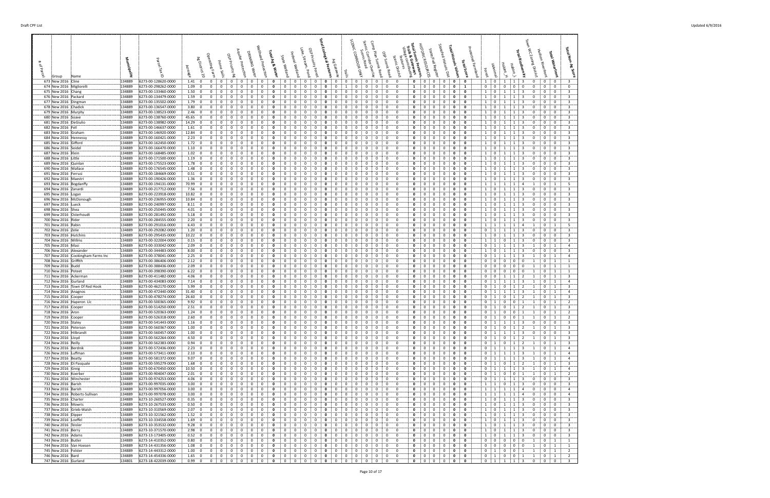| # of Parcel | Group | Name | Municipality | Parcel Tax ID | Acreage | Ag District 20 | Operating Farm | Prime Soils | OSP Priority Ag | Aquifer Protection | Drinking Water | Wellhead Protection | Total Ag & Water | State Wetland | Federal Wetland | Lake, Stream, Pond | OSP Priority Forest | Total Ecological Features | Ag Gateway | Trails | SCENIC CORRIDOR ONLY | Scenic Road | Scenic Corridor Overlay | Comp Plan Scenic Road | OSP Scenic Road | Scenic District | Village communities features | Total Scenic Features, Trails & Gateways | HISTORIC RESOURCES | State Fed Register | Stateful Historic Dist | Total Historic Values | Total Score | Protected Farmland | Forest | iAnimal | Habitat_H | Habitat_L | Total Biodiversity | Town WC Zoning District | Hudson Riverfront | Total Waterfront | Total Non-Ag Score |
|---|---|---|---|---|---|---|---|---|---|---|---|---|---|---|---|---|---|---|---|---|---|---|---|---|---|---|---|---|---|---|---|---|---|---|---|---|---|---|---|---|---|---|---|
| 673 | New 2016 | Cline | 134889 | 6273-00-128620-0000 | 1.41 | 0 | 0 | 0 | 0 | 0 | 0 | 0 | 0 | 0 | 0 | 0 | 0 | 0 | 0 | 0 | 0 | 0 | 0 | 0 | 0 | 0 | 0 | 0 | 0 | 0 | 0 | 0 | 0 | | 1 | 0 | 1 | 1 | 3 | 0 | 0 | 0 | 3 |
| 674 | New 2016 | Migliorelli | 134889 | 6273-00-298262-0000 | 1.09 | 0 | 0 | 0 | 0 | 0 | 0 | 0 | 0 | 0 | 0 | 0 | 0 | 0 | 0 | 1 | 0 | 0 | 0 | 0 | 0 | 0 | 0 | 1 | 0 | 0 | 0 | 0 | 1 | | 0 | 0 | 0 | 0 | 0 | 0 | 0 | 0 | 0 |
| 675 | New 2016 | Chang | 134889 | 6273-00-133460-0000 | 1.50 | 0 | 0 | 0 | 0 | 0 | 0 | 0 | 0 | 0 | 0 | 0 | 0 | 0 | 0 | 0 | 0 | 0 | 0 | 0 | 0 | 0 | 0 | 0 | 0 | 0 | 0 | 0 | 0 | | 1 | 0 | 1 | 1 | 3 | 0 | 0 | 0 | 3 |
| 676 | New 2016 | Packard | 134889 | 6273-00-134479-0000 | 1.59 | 0 | 0 | 0 | 0 | 0 | 0 | 0 | 0 | 0 | 0 | 0 | 0 | 0 | 0 | 0 | 0 | 0 | 0 | 0 | 0 | 0 | 0 | 0 | 0 | 0 | 0 | 0 | 0 | | 1 | 0 | 1 | 1 | 3 | 0 | 0 | 0 | 3 |
| 677 | New 2016 | Dingman | 134889 | 6273-00-135502-0000 | 1.79 | 0 | 0 | 0 | 0 | 0 | 0 | 0 | 0 | 0 | 0 | 0 | 0 | 0 | 0 | 0 | 0 | 0 | 0 | 0 | 0 | 0 | 0 | 0 | 0 | 0 | 0 | 0 | 0 | | 1 | 0 | 1 | 1 | 3 | 0 | 0 | 0 | 3 |
| 678 | New 2016 | Chadick | 134889 | 6273-00-136547-0000 | 3.80 | 0 | 0 | 0 | 0 | 0 | 0 | 0 | 0 | 0 | 0 | 0 | 0 | 0 | 0 | 0 | 0 | 0 | 0 | 0 | 0 | 0 | 0 | 0 | 0 | 0 | 0 | 0 | 0 | | 1 | 0 | 1 | 1 | 3 | 0 | 0 | 0 | 3 |
| 679 | New 2016 | Murphy | 134889 | 6273-00-138523-0000 | 2.46 | 0 | 0 | 0 | 0 | 0 | 0 | 0 | 0 | 0 | 0 | 0 | 0 | 0 | 0 | 0 | 0 | 0 | 0 | 0 | 0 | 0 | 0 | 0 | 0 | 0 | 0 | 0 | 0 | | 1 | 0 | 1 | 1 | 3 | 0 | 0 | 0 | 3 |
| 680 | New 2016 | Soave | 134889 | 6273-00-138760-0000 | 45.65 | 0 | 0 | 0 | 0 | 0 | 0 | 0 | 0 | 0 | 0 | 0 | 0 | 0 | 0 | 0 | 0 | 0 | 0 | 0 | 0 | 0 | 0 | 0 | 0 | 0 | 0 | 0 | 0 | | 1 | 0 | 1 | 1 | 3 | 0 | 0 | 0 | 3 |
| 681 | New 2016 | DeGiulio | 134889 | 6273-00-138982-0000 | 14.29 | 0 | 0 | 0 | 0 | 0 | 0 | 0 | 0 | 0 | 0 | 0 | 0 | 0 | 0 | 0 | 0 | 0 | 0 | 0 | 0 | 0 | 0 | 0 | 0 | 0 | 0 | 0 | 0 | | 1 | 0 | 1 | 1 | 3 | 0 | 0 | 0 | 3 |
| 682 | New 2016 | Feil | 134889 | 6273-00-146637-0000 | 1.61 | 0 | 0 | 0 | 0 | 0 | 0 | 0 | 0 | 0 | 0 | 0 | 0 | 0 | 0 | 0 | 0 | 0 | 0 | 0 | 0 | 0 | 0 | 0 | 0 | 0 | 0 | 0 | 0 | | 1 | 0 | 1 | 1 | 3 | 0 | 0 | 0 | 3 |
| 683 | New 2016 | Graham | 134889 | 6273-00-146920-0000 | 12.84 | 0 | 0 | 0 | 0 | 0 | 0 | 0 | 0 | 0 | 0 | 0 | 0 | 0 | 0 | 0 | 0 | 0 | 0 | 0 | 0 | 0 | 0 | 0 | 0 | 0 | 0 | 0 | 0 | | 1 | 0 | 1 | 1 | 3 | 0 | 0 | 0 | 3 |
| 684 | New 2016 | Hennessy | 134889 | 6273-00-160421-0000 | 2.23 | 0 | 0 | 0 | 0 | 0 | 0 | 0 | 0 | 0 | 0 | 0 | 0 | 0 | 0 | 0 | 0 | 0 | 0 | 0 | 0 | 0 | 0 | 0 | 0 | 0 | 0 | 0 | 0 | | 1 | 0 | 1 | 1 | 3 | 0 | 0 | 0 | 3 |
| 685 | New 2016 | Gifford | 134889 | 6273-00-162450-0000 | 1.72 | 0 | 0 | 0 | 0 | 0 | 0 | 0 | 0 | 0 | 0 | 0 | 0 | 0 | 0 | 0 | 0 | 0 | 0 | 0 | 0 | 0 | 0 | 0 | 0 | 0 | 0 | 0 | 0 | | 1 | 0 | 1 | 1 | 3 | 0 | 0 | 0 | 3 |
| 686 | New 2016 | Seidel | 134889 | 6273-00-166470-0000 | 1.10 | 0 | 0 | 0 | 0 | 0 | 0 | 0 | 0 | 0 | 0 | 0 | 0 | 0 | 0 | 0 | 0 | 0 | 0 | 0 | 0 | 0 | 0 | 0 | 0 | 0 | 0 | 0 | 0 | | 1 | 0 | 1 | 1 | 3 | 0 | 0 | 0 | 3 |
| 687 | New 2016 | Klein | 134889 | 6273-00-168485-0000 | 1.02 | 0 | 0 | 0 | 0 | 0 | 0 | 0 | 0 | 0 | 0 | 0 | 0 | 0 | 0 | 0 | 0 | 0 | 0 | 0 | 0 | 0 | 0 | 0 | 0 | 0 | 0 | 0 | 0 | | 1 | 0 | 1 | 1 | 3 | 0 | 0 | 0 | 3 |
| 688 | New 2016 | Little | 134889 | 6273-00-171500-0000 | 1.19 | 0 | 0 | 0 | 0 | 0 | 0 | 0 | 0 | 0 | 0 | 0 | 0 | 0 | 0 | 0 | 0 | 0 | 0 | 0 | 0 | 0 | 0 | 0 | 0 | 0 | 0 | 0 | 0 | | 1 | 0 | 1 | 1 | 3 | 0 | 0 | 0 | 3 |
| 689 | New 2016 | Quinlan | 134889 | 6273-00-175523-0000 | 1.78 | 0 | 0 | 0 | 0 | 0 | 0 | 0 | 0 | 0 | 0 | 0 | 0 | 0 | 0 | 0 | 0 | 0 | 0 | 0 | 0 | 0 | 0 | 0 | 0 | 0 | 0 | 0 | 0 | | 1 | 0 | 1 | 1 | 3 | 0 | 0 | 0 | 3 |
| 690 | New 2016 | Wallace | 134889 | 6273-00-176545-0000 | 1.48 | 0 | 0 | 0 | 0 | 0 | 0 | 0 | 0 | 0 | 0 | 0 | 0 | 0 | 0 | 0 | 0 | 0 | 0 | 0 | 0 | 0 | 0 | 0 | 0 | 0 | 0 | 0 | 0 | | 1 | 0 | 1 | 1 | 3 | 0 | 0 | 0 | 3 |
| 691 | New 2016 | Ferrusi | 134889 | 6273-00-184669-0000 | 0.51 | 0 | 0 | 0 | 0 | 0 | 0 | 0 | 0 | 0 | 0 | 0 | 0 | 0 | 0 | 0 | 0 | 0 | 0 | 0 | 0 | 0 | 0 | 0 | 0 | 0 | 0 | 0 | 0 | | 1 | 0 | 1 | 1 | 3 | 0 | 0 | 0 | 3 |
| 692 | New 2016 | Maestri | 134889 | 6273-00-190426-0000 | 1.36 | 0 | 0 | 0 | 0 | 0 | 0 | 0 | 0 | 0 | 0 | 0 | 0 | 0 | 0 | 0 | 0 | 0 | 0 | 0 | 0 | 0 | 0 | 0 | 0 | 0 | 0 | 0 | 0 | | 1 | 0 | 1 | 1 | 3 | 0 | 0 | 0 | 3 |
| 693 | New 2016 | Bogdanffy | 134889 | 6273-00-194131-0000 | 70.99 | 0 | 0 | 0 | 0 | 0 | 0 | 0 | 0 | 0 | 0 | 0 | 0 | 0 | 0 | 0 | 0 | 0 | 0 | 0 | 0 | 0 | 0 | 0 | 0 | 0 | 0 | 0 | 0 | | 1 | 1 | 1 | 1 | 4 | 1 | 0 | 1 | 5 |
| 694 | New 2016 | Zanardi | 134889 | 6273-00-217712-0000 | 7.56 | 0 | 0 | 0 | 0 | 0 | 0 | 0 | 0 | 0 | 0 | 0 | 0 | 0 | 0 | 0 | 0 | 0 | 0 | 0 | 0 | 0 | 0 | 0 | 0 | 0 | 0 | 0 | 0 | | 1 | 0 | 1 | 1 | 3 | 0 | 0 | 0 | 3 |
| 695 | New 2016 | Logan | 134889 | 6273-00-223918-0000 | 10.82 | 0 | 0 | 0 | 0 | 0 | 0 | 0 | 0 | 0 | 0 | 0 | 0 | 0 | 0 | 0 | 0 | 0 | 0 | 0 | 0 | 0 | 0 | 0 | 0 | 0 | 0 | 0 | 0 | | 1 | 0 | 1 | 1 | 3 | 0 | 0 | 0 | 3 |
| 696 | New 2016 | McDonough | 134889 | 6273-00-236955-0000 | 10.84 | 0 | 0 | 0 | 0 | 0 | 0 | 0 | 0 | 0 | 0 | 0 | 0 | 0 | 0 | 0 | 0 | 0 | 0 | 0 | 0 | 0 | 0 | 0 | 0 | 0 | 0 | 0 | 0 | | 1 | 0 | 1 | 1 | 3 | 0 | 0 | 0 | 3 |
| 697 | New 2016 | Lueck | 134889 | 6273-00-240997-0000 | 8.11 | 0 | 0 | 0 | 0 | 0 | 0 | 0 | 0 | 0 | 0 | 0 | 0 | 0 | 0 | 0 | 0 | 0 | 0 | 0 | 0 | 0 | 0 | 0 | 0 | 0 | 0 | 0 | 0 | | 1 | 0 | 1 | 1 | 3 | 0 | 0 | 0 | 3 |
| 698 | New 2016 | Shea | 134889 | 6273-00-250445-0000 | 4.01 | 0 | 0 | 0 | 0 | 0 | 0 | 0 | 0 | 0 | 0 | 0 | 0 | 0 | 0 | 0 | 0 | 0 | 0 | 0 | 0 | 0 | 0 | 0 | 0 | 0 | 0 | 0 | 0 | | 1 | 0 | 1 | 1 | 3 | 0 | 0 | 0 | 3 |
| 699 | New 2016 | Osterhoudt | 134889 | 6273-00-281492-0000 | 5.18 | 0 | 0 | 0 | 0 | 0 | 0 | 0 | 0 | 0 | 0 | 0 | 0 | 0 | 0 | 0 | 0 | 0 | 0 | 0 | 0 | 0 | 0 | 0 | 0 | 0 | 0 | 0 | 0 | | 1 | 0 | 1 | 1 | 3 | 0 | 0 | 0 | 3 |
| 700 | New 2016 | Rider | 134889 | 6273-00-284555-0000 | 2.20 | 0 | 0 | 0 | 0 | 0 | 0 | 0 | 0 | 0 | 0 | 0 | 0 | 0 | 0 | 0 | 0 | 0 | 0 | 0 | 0 | 0 | 0 | 0 | 0 | 0 | 0 | 0 | 0 | | 1 | 0 | 1 | 1 | 3 | 0 | 0 | 0 | 3 |
| 701 | New 2016 | Rabin | 134889 | 6273-00-291016-0000 | 6.43 | 0 | 0 | 0 | 0 | 0 | 0 | 0 | 0 | 0 | 0 | 0 | 0 | 0 | 0 | 0 | 0 | 0 | 0 | 0 | 0 | 0 | 0 | 0 | 0 | 0 | 0 | 0 | 0 | | 1 | 1 | 1 | 1 | 4 | 1 | 0 | 1 | 5 |
| 702 | New 2016 | Zolie | 134889 | 6273-00-292082-0000 | 1.20 | 0 | 0 | 0 | 0 | 0 | 0 | 0 | 0 | 0 | 0 | 0 | 0 | 0 | 0 | 0 | 0 | 0 | 0 | 0 | 0 | 0 | 0 | 0 | 0 | 0 | 0 | 0 | 0 | | 0 | 1 | 1 | 1 | 3 | 0 | 0 | 0 | 3 |
| 703 | New 2016 | Hutchins | 134889 | 6273-00-295435-0000 | 10.22 | 0 | 0 | 0 | 0 | 0 | 0 | 0 | 0 | 0 | 0 | 0 | 0 | 0 | 0 | 0 | 0 | 0 | 0 | 0 | 0 | 0 | 0 | 0 | 0 | 0 | 0 | 0 | 0 | | 1 | 0 | 1 | 1 | 3 | 0 | 0 | 0 | 3 |
| 704 | New 2016 | Willms | 134889 | 6273-00-322004-0000 | 0.15 | 0 | 0 | 0 | 0 | 0 | 0 | 0 | 0 | 0 | 0 | 0 | 0 | 0 | 0 | 0 | 0 | 0 | 0 | 0 | 0 | 0 | 0 | 0 | 0 | 0 | 0 | 0 | 0 | | 1 | 1 | 0 | 1 | 3 | 0 | 0 | 0 | 3 |
| 705 | New 2016 | Masi | 134889 | 6273-00-333042-0000 | 2.09 | 0 | 0 | 0 | 0 | 0 | 0 | 0 | 0 | 0 | 0 | 0 | 0 | 0 | 0 | 0 | 0 | 0 | 0 | 0 | 0 | 0 | 0 | 0 | 0 | 0 | 0 | 0 | 0 | | 0 | 1 | 1 | 1 | 3 | 1 | 0 | 1 | 4 |
| 706 | New 2016 | Alexander | 134889 | 6273-00-344483-0000 | 8.00 | 0 | 0 | 0 | 0 | 0 | 0 | 0 | 0 | 0 | 0 | 0 | 0 | 0 | 0 | 0 | 0 | 0 | 0 | 0 | 0 | 0 | 0 | 0 | 0 | 0 | 0 | 0 | 0 | | 1 | 0 | 1 | 1 | 3 | 0 | 0 | 0 | 3 |
| 707 | New 2016 | Cookingham Farms Inc | 134889 | 6273-00-378041-0000 | 2.25 | 0 | 0 | 0 | 0 | 0 | 0 | 0 | 0 | 0 | 0 | 0 | 0 | 0 | 0 | 0 | 0 | 0 | 0 | 0 | 0 | 0 | 0 | 0 | 0 | 0 | 0 | 0 | 0 | | 0 | 1 | 1 | 1 | 3 | 1 | 0 | 1 | 4 |
| 708 | New 2016 | Griffith | 134889 | 6273-00-386406-0000 | 2.12 | 0 | 0 | 0 | 0 | 0 | 0 | 0 | 0 | 0 | 0 | 0 | 0 | 0 | 0 | 0 | 0 | 0 | 0 | 0 | 0 | 0 | 0 | 0 | 0 | 0 | 0 | 0 | 0 | | 0 | 0 | 0 | 0 | 0 | 1 | 0 | 1 | 1 |
| 709 | New 2016 | Budd | 134889 | 6273-00-388436-0000 | 2.09 | 0 | 0 | 0 | 0 | 0 | 0 | 0 | 0 | 0 | 0 | 0 | 0 | 0 | 0 | 0 | 0 | 0 | 0 | 0 | 0 | 0 | 0 | 0 | 0 | 0 | 0 | 0 | 0 | | 0 | 0 | 0 | 0 | 0 | 1 | 0 | 1 | 1 |
| 710 | New 2016 | Poteet | 134889 | 6273-00-398390-0000 | 6.22 | 0 | 0 | 0 | 0 | 0 | 0 | 0 | 0 | 0 | 0 | 0 | 0 | 0 | 0 | 0 | 0 | 0 | 0 | 0 | 0 | 0 | 0 | 0 | 0 | 0 | 0 | 0 | 0 | | 0 | 0 | 0 | 0 | 0 | 1 | 0 | 1 | 1 |
| 711 | New 2016 | Ackerman | 134889 | 6273-00-411482-0000 | 4.06 | 0 | 0 | 0 | 0 | 0 | 0 | 0 | 0 | 0 | 0 | 0 | 0 | 0 | 0 | 0 | 0 | 0 | 0 | 0 | 0 | 0 | 0 | 0 | 0 | 0 | 0 | 0 | 0 | | 0 | 0 | 1 | 1 | 2 | 1 | 0 | 1 | 3 |
| 712 | New 2016 | Gurland | 134889 | 6273-00-434083-0000 | 7.14 | 0 | 0 | 0 | 0 | 0 | 0 | 0 | 0 | 0 | 0 | 0 | 0 | 0 | 0 | 0 | 0 | 0 | 0 | 0 | 0 | 0 | 0 | 0 | 0 | 0 | 0 | 0 | 0 | | 0 | 1 | 1 | 1 | 3 | 1 | 0 | 1 | 4 |
| 713 | New 2016 | Town Of Red Hook | 134889 | 6273-00-462170-0000 | 5.99 | 0 | 0 | 0 | 0 | 0 | 0 | 0 | 0 | 0 | 0 | 0 | 0 | 0 | 0 | 0 | 0 | 0 | 0 | 0 | 0 | 0 | 0 | 0 | 0 | 0 | 0 | 0 | 0 | | 0 | 1 | 0 | 1 | 2 | 1 | 0 | 1 | 3 |
| 714 | New 2016 | Anagnos | 134889 | 6273-00-472440-0000 | 31.40 | 0 | 0 | 0 | 0 | 0 | 0 | 0 | 0 | 0 | 0 | 0 | 0 | 0 | 0 | 0 | 0 | 0 | 0 | 0 | 0 | 0 | 0 | 0 | 0 | 0 | 0 | 0 | 0 | | 0 | 1 | 1 | 1 | 3 | 1 | 0 | 1 | 4 |
| 715 | New 2016 | Cooper | 134889 | 6273-00-478274-0000 | 26.60 | 0 | 0 | 0 | 0 | 0 | 0 | 0 | 0 | 0 | 0 | 0 | 0 | 0 | 0 | 0 | 0 | 0 | 0 | 0 | 0 | 0 | 0 | 0 | 0 | 0 | 0 | 0 | 0 | | 0 | 1 | 0 | 1 | 2 | 1 | 0 | 1 | 3 |
| 716 | New 2016 | Haperon Llc | 134889 | 6273-00-500365-0000 | 9.92 | 0 | 0 | 0 | 0 | 0 | 0 | 0 | 0 | 0 | 0 | 0 | 0 | 0 | 0 | 0 | 0 | 0 | 0 | 0 | 0 | 0 | 0 | 0 | 0 | 0 | 0 | 0 | 0 | | 0 | 1 | 0 | 0 | 1 | 1 | 0 | 1 | 2 |
| 717 | New 2016 | Cooper | 134889 | 6273-00-514250-0000 | 2.51 | 0 | 0 | 0 | 0 | 0 | 0 | 0 | 0 | 0 | 0 | 0 | 0 | 0 | 0 | 0 | 0 | 0 | 0 | 0 | 0 | 0 | 0 | 0 | 0 | 0 | 0 | 0 | 0 | | 0 | 1 | 0 | 1 | 2 | 1 | 0 | 1 | 3 |
| 718 | New 2016 | Aron | 134889 | 6273-00-520363-0000 | 1.24 | 0 | 0 | 0 | 0 | 0 | 0 | 0 | 0 | 0 | 0 | 0 | 0 | 0 | 0 | 0 | 0 | 0 | 0 | 0 | 0 | 0 | 0 | 0 | 0 | 0 | 0 | 0 | 0 | | 0 | 1 | 0 | 0 | 1 | 1 | 0 | 1 | 2 |
| 719 | New 2016 | Cooper | 134889 | 6273-00-526318-0000 | 2.60 | 0 | 0 | 0 | 0 | 0 | 0 | 0 | 0 | 0 | 0 | 0 | 0 | 0 | 0 | 0 | 0 | 0 | 0 | 0 | 0 | 0 | 0 | 0 | 0 | 0 | 0 | 0 | 0 | | 0 | 1 | 0 | 0 | 1 | 1 | 0 | 1 | 2 |
| 720 | New 2016 | Staley | 134889 | 6273-00-541443-0000 | 1.16 | 0 | 0 | 0 | 0 | 0 | 0 | 0 | 0 | 0 | 0 | 0 | 0 | 0 | 0 | 0 | 0 | 0 | 0 | 0 | 0 | 0 | 0 | 0 | 0 | 0 | 0 | 0 | 0 | | 0 | 1 | 1 | 1 | 3 | 0 | 0 | 0 | 3 |
| 721 | New 2016 | Peterson | 134889 | 6273-00-560367-0000 | 1.00 | 0 | 0 | 0 | 0 | 0 | 0 | 0 | 0 | 0 | 0 | 0 | 0 | 0 | 0 | 0 | 0 | 0 | 0 | 0 | 0 | 0 | 0 | 0 | 0 | 0 | 0 | 0 | 0 | | 0 | 1 | 0 | 1 | 2 | 1 | 0 | 1 | 3 |
| 722 | New 2016 | Hilbrandt | 134889 | 6273-00-560457-0000 | 1.00 | 0 | 0 | 0 | 0 | 0 | 0 | 0 | 0 | 0 | 0 | 0 | 0 | 0 | 0 | 0 | 0 | 0 | 0 | 0 | 0 | 0 | 0 | 0 | 0 | 0 | 0 | 0 | 0 | | 0 | 1 | 1 | 1 | 3 | 0 | 0 | 0 | 3 |
| 723 | New 2016 | Lloyd | 134889 | 6273-00-562264-0000 | 4.50 | 0 | 0 | 0 | 0 | 0 | 0 | 0 | 0 | 0 | 0 | 0 | 0 | 0 | 0 | 0 | 0 | 0 | 0 | 0 | 0 | 0 | 0 | 0 | 0 | 0 | 0 | 0 | 0 | | 0 | 1 | 0 | 1 | 2 | 1 | 0 | 1 | 3 |
| 724 | New 2016 | Reilly | 134889 | 6273-00-562383-0000 | 0.94 | 0 | 0 | 0 | 0 | 0 | 0 | 0 | 0 | 0 | 0 | 0 | 0 | 0 | 0 | 0 | 0 | 0 | 0 | 0 | 0 | 0 | 0 | 0 | 0 | 0 | 0 | 0 | 0 | | 0 | 1 | 0 | 1 | 2 | 1 | 0 | 1 | 3 |
| 725 | New 2016 | Berdnik | 134889 | 6273-00-572436-0000 | 2.23 | 0 | 0 | 0 | 0 | 0 | 0 | 0 | 0 | 0 | 0 | 0 | 0 | 0 | 0 | 0 | 0 | 0 | 0 | 0 | 0 | 0 | 0 | 0 | 0 | 0 | 0 | 0 | 0 | | 0 | 1 | 1 | 1 | 3 | 1 | 0 | 1 | 4 |
| 726 | New 2016 | Luffman | 134889 | 6273-00-573411-0000 | 2.10 | 0 | 0 | 0 | 0 | 0 | 0 | 0 | 0 | 0 | 0 | 0 | 0 | 0 | 0 | 0 | 0 | 0 | 0 | 0 | 0 | 0 | 0 | 0 | 0 | 0 | 0 | 0 | 0 | | 0 | 1 | 1 | 1 | 3 | 1 | 0 | 1 | 4 |
| 727 | New 2016 | Beatty | 134889 | 6273-00-581372-0000 | 9.07 | 0 | 0 | 0 | 0 | 0 | 0 | 0 | 0 | 0 | 0 | 0 | 0 | 0 | 0 | 0 | 0 | 0 | 0 | 0 | 0 | 0 | 0 | 0 | 0 | 0 | 0 | 0 | 0 | | 0 | 1 | 1 | 1 | 3 | 1 | 0 | 1 | 4 |
| 728 | New 2016 | Di Pasquale | 134889 | 6273-00-595279-0000 | 1.68 | 0 | 0 | 0 | 0 | 0 | 0 | 0 | 0 | 0 | 0 | 0 | 0 | 0 | 0 | 0 | 0 | 0 | 0 | 0 | 0 | 0 | 0 | 0 | 0 | 0 | 0 | 0 | 0 | | 0 | 1 | 0 | 1 | 2 | 1 | 0 | 1 | 3 |
| 729 | New 2016 | Greig | 134889 | 6273-00-670450-0000 | 10.50 | 0 | 0 | 0 | 0 | 0 | 0 | 0 | 0 | 0 | 0 | 0 | 0 | 0 | 0 | 0 | 0 | 0 | 0 | 0 | 0 | 0 | 0 | 0 | 0 | 0 | 0 | 0 | 0 | | 0 | 1 | 1 | 1 | 3 | 1 | 0 | 1 | 4 |
| 730 | New 2016 | Koerber | 134889 | 6273-00-904047-0000 | 2.01 | 0 | 0 | 0 | 0 | 0 | 0 | 0 | 0 | 0 | 0 | 0 | 0 | 0 | 0 | 0 | 0 | 0 | 0 | 0 | 0 | 0 | 0 | 0 | 0 | 0 | 0 | 0 | 0 | | 0 | 1 | 0 | 0 | 1 | 1 | 0 | 1 | 2 |
| 731 | New 2016 | Winchester | 134889 | 6273-00-974253-0000 | 4.06 | 0 | 0 | 0 | 0 | 0 | 0 | 0 | 0 | 0 | 0 | 0 | 0 | 0 | 0 | 0 | 0 | 0 | 0 | 0 | 0 | 0 | 0 | 0 | 0 | 0 | 0 | 0 | 0 | | 0 | 1 | 1 | 1 | 3 | 0 | 0 | 0 | 3 |
| 732 | New 2016 | Barish | 134889 | 6273-00-997035-0000 | 3.00 | 0 | 0 | 0 | 0 | 0 | 0 | 0 | 0 | 0 | 0 | 0 | 0 | 0 | 0 | 0 | 0 | 0 | 0 | 0 | 0 | 0 | 0 | 0 | 0 | 0 | 0 | 0 | 0 | | 1 | 1 | 0 | 1 | 3 | 0 | 0 | 0 | 3 |
| 733 | New 2016 | Barish | 134889 | 6273-00-997056-0000 | 3.00 | 0 | 0 | 0 | 0 | 0 | 0 | 0 | 0 | 0 | 0 | 0 | 0 | 0 | 0 | 0 | 0 | 0 | 0 | 0 | 0 | 0 | 0 | 0 | 0 | 0 | 0 | 0 | 0 | | 1 | 1 | 1 | 1 | 4 | 0 | 0 | 0 | 4 |
| 734 | New 2016 | Roberts-Sullivan | 134889 | 6273-00-997078-0000 | 3.00 | 0 | 0 | 0 | 0 | 0 | 0 | 0 | 0 | 0 | 0 | 0 | 0 | 0 | 0 | 0 | 0 | 0 | 0 | 0 | 0 | 0 | 0 | 0 | 0 | 0 | 0 | 0 | 0 | | 1 | 1 | 1 | 1 | 4 | 0 | 0 | 0 | 4 |
| 735 | New 2016 | Charter | 134889 | 6273-10-260527-0000 | 0.35 | 0 | 0 | 0 | 0 | 0 | 0 | 0 | 0 | 0 | 0 | 0 | 0 | 0 | 0 | 0 | 0 | 0 | 0 | 0 | 0 | 0 | 0 | 0 | 0 | 0 | 0 | 0 | 0 | | 1 | 0 | 1 | 1 | 3 | 0 | 0 | 0 | 3 |
| 736 | New 2016 | Mowris | 134889 | 6273-10-267533-0000 | 0.50 | 0 | 0 | 0 | 0 | 0 | 0 | 0 | 0 | 0 | 0 | 0 | 0 | 0 | 0 | 0 | 0 | 0 | 0 | 0 | 0 | 0 | 0 | 0 | 0 | 0 | 0 | 0 | 0 | | 1 | 0 | 1 | 1 | 3 | 0 | 0 | 0 | 3 |
| 737 | New 2016 | Grieb-Walsh | 134889 | 6273-10-310569-0000 | 2.27 | 0 | 0 | 0 | 0 | 0 | 0 | 0 | 0 | 0 | 0 | 0 | 0 | 0 | 0 | 0 | 0 | 0 | 0 | 0 | 0 | 0 | 0 | 0 | 0 | 0 | 0 | 0 | 0 | | 1 | 0 | 1 | 1 | 3 | 0 | 0 | 0 | 3 |
| 738 | New 2016 | Dipper | 134889 | 6273-10-321562-0000 | 1.52 | 0 | 0 | 0 | 0 | 0 | 0 | 0 | 0 | 0 | 0 | 0 | 0 | 0 | 0 | 0 | 0 | 0 | 0 | 0 | 0 | 0 | 0 | 0 | 0 | 0 | 0 | 0 | 0 | | 1 | 0 | 1 | 1 | 3 | 0 | 0 | 0 | 3 |
| 739 | New 2016 | Loeffel | 134889 | 6273-10-334558-0000 | 1.69 | 0 | 0 | 0 | 0 | 0 | 0 | 0 | 0 | 0 | 0 | 0 | 0 | 0 | 0 | 0 | 0 | 0 | 0 | 0 | 0 | 0 | 0 | 0 | 0 | 0 | 0 | 0 | 0 | | 1 | 0 | 1 | 1 | 3 | 0 | 0 | 0 | 3 |
| 740 | New 2016 | Teisler | 134889 | 6273-10-353532-0000 | 9.28 | 0 | 0 | 0 | 0 | 0 | 0 | 0 | 0 | 0 | 0 | 0 | 0 | 0 | 0 | 0 | 0 | 0 | 0 | 0 | 0 | 0 | 0 | 0 | 0 | 0 | 0 | 0 | 0 | | 1 | 0 | 1 | 1 | 3 | 0 | 0 | 0 | 3 |
| 741 | New 2016 | Berry | 134889 | 6273-10-371570-0000 | 2.98 | 0 | 0 | 0 | 0 | 0 | 0 | 0 | 0 | 0 | 0 | 0 | 0 | 0 | 0 | 0 | 0 | 0 | 0 | 0 | 0 | 0 | 0 | 0 | 0 | 0 | 0 | 0 | 0 | | 1 | 0 | 1 | 1 | 3 | 0 | 0 | 0 | 3 |
| 742 | New 2016 | Adams | 134889 | 6273-13-173405-0000 | 0.52 | 0 | 0 | 0 | 0 | 0 | 0 | 0 | 0 | 0 | 0 | 0 | 0 | 0 | 0 | 0 | 0 | 0 | 0 | 0 | 0 | 0 | 0 | 0 | 0 | 0 | 0 | 0 | 0 | | 1 | 0 | 1 | 1 | 3 | 0 | 0 | 0 | 3 |
| 743 | New 2016 | Butler | 134889 | 6273-14-410352-0000 | 0.80 | 0 | 0 | 0 | 0 | 0 | 0 | 0 | 0 | 0 | 0 | 0 | 0 | 0 | 0 | 0 | 0 | 0 | 0 | 0 | 0 | 0 | 0 | 0 | 0 | 0 | 0 | 0 | 0 | | 0 | 0 | 0 | 0 | 0 | 1 | 0 | 1 | 1 |
| 744 | New 2016 | Van Hoesen | 134889 | 6273-14-431356-0000 | 1.08 | 0 | 0 | 0 | 0 | 0 | 0 | 0 | 0 | 0 | 0 | 0 | 0 | 0 | 0 | 0 | 0 | 0 | 0 | 0 | 0 | 0 | 0 | 0 | 0 | 0 | 0 | 0 | 0 | | 0 | 0 | 0 | 0 | 0 | 1 | 0 | 1 | 1 |
| 745 | New 2016 | Polster | 134889 | 6273-14-443312-0000 | 1.00 | 0 | 0 | 0 | 0 | 0 | 0 | 0 | 0 | 0 | 0 | 0 | 0 | 0 | 0 | 0 | 0 | 0 | 0 | 0 | 0 | 0 | 0 | 0 | 0 | 0 | 0 | 0 | 0 | | 0 | 1 | 0 | 0 | 1 | 1 | 0 | 1 | 2 |
| 746 | New 2016 | Bard | 134889 | 6273-14-454336-0000 | 1.65 | 0 | 0 | 0 | 0 | 0 | 0 | 0 | 0 | 0 | 0 | 0 | 0 | 0 | 0 | 0 | 0 | 0 | 0 | 0 | 0 | 0 | 0 | 0 | 0 | 0 | 0 | 0 | 0 | | 0 | 1 | 0 | 0 | 1 | 1 | 0 | 1 | 2 |
| 747 | New 2016 | Gurland | 134801 | 6273-18-422039-0000 | 0.99 | 0 | 0 | 0 | 0 | 0 | 0 | 0 | 0 | 0 | 0 | 0 | 0 | 0 | 0 | 0 | 0 | 0 | 0 | 0 | 0 | 0 | 0 | 0 | 0 | 0 | 0 | 0 | 0 | | 0 | 1 | 1 | 1 | 3 | 0 | 0 | 0 | 3 |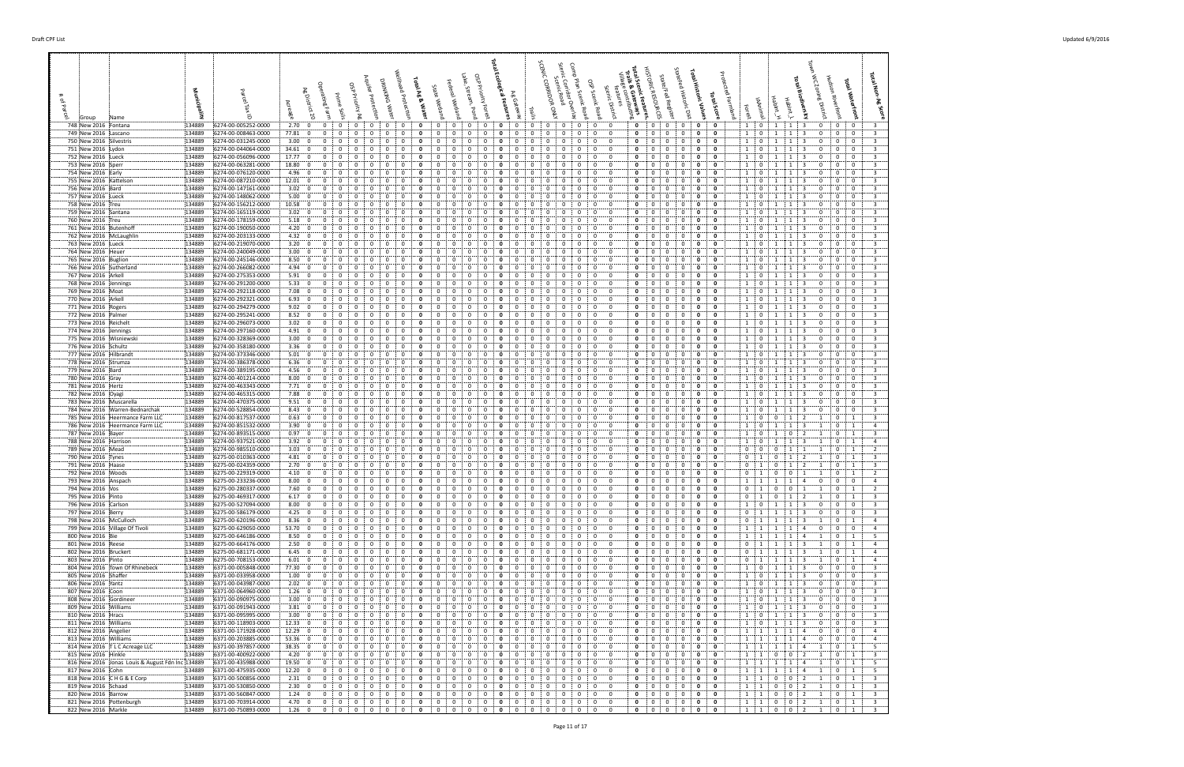| # of Parcel | Group | Name | Municipality | Parcel Tax ID | Acreage | Ag District 20 | Operating Farm | Prime Soils | OSP Priority Ag | Aquifer Protection | Drinking Water | Wellhead Protection | Total Ag & Water | State Wetland | Federal Wetland | Lake, Stream, Pond | OSP Priority Forest | Total Ecological Features | Ag Easement | Trails | SCENIC CORRIDOR ONLY | Scenic Road | Scenic Corridor Overlay | Camp Plan Scenic Road | OSP Scenic Road | Scenic District | Village communities features | Total Scenic Features, Trails & Gateways | HISTORIC RESOURCES | State Fed Register | Stanford Historic Dist | Total Historic Values | Total Score | Protected Farmland | Forest | IAnimal | Habitat_H | Habitat_I | Total Biodiversity | Town WC Zoning District | Hudson Riverfront | Total Waterfront | Total Non-Ag Score |
|---|---|---|---|---|---|---|---|---|---|---|---|---|---|---|---|---|---|---|---|---|---|---|---|---|---|---|---|---|---|---|---|---|---|---|---|---|---|---|---|---|---|---|---|
| 748 | New 2016 | Fontana | 134889 | 6274-00-005252-0000 | 2.70 | 0 | 0 | 0 | 0 | 0 | 0 | 0 | **0** | 0 | 0 | 0 | 0 | **0** | 0 | 0 | 0 | 0 | 0 | 0 | 0 | 0 | 0 | **0** | 0 | 0 | 0 | **0** | **0** | | 1 | 0 | 1 | 1 | 3 | 0 | 0 | 0 | 3 |
| 749 | New 2016 | Lascano | 134889 | 6274-00-008463-0000 | 77.81 | 0 | 0 | 0 | 0 | 0 | 0 | 0 | **0** | 0 | 0 | 0 | 0 | **0** | 0 | 0 | 0 | 0 | 0 | 0 | 0 | 0 | 0 | **0** | 0 | 0 | 0 | **0** | **0** | | 1 | 0 | 1 | 1 | 3 | 0 | 0 | 0 | 3 |
| 750 | New 2016 | Silvestris | 134889 | 6274-00-031245-0000 | 3.00 | 0 | 0 | 0 | 0 | 0 | 0 | 0 | **0** | 0 | 0 | 0 | 0 | **0** | 0 | 0 | 0 | 0 | 0 | 0 | 0 | 0 | 0 | **0** | 0 | 0 | 0 | **0** | **0** | | 1 | 0 | 1 | 1 | 3 | 0 | 0 | 0 | 3 |
| 751 | New 2016 | Lydon | 134889 | 6274-00-044064-0000 | 34.61 | 0 | 0 | 0 | 0 | 0 | 0 | 0 | **0** | 0 | 0 | 0 | 0 | **0** | 0 | 0 | 0 | 0 | 0 | 0 | 0 | 0 | 0 | **0** | 0 | 0 | 0 | **0** | **0** | | 1 | 0 | 1 | 1 | 3 | 0 | 0 | 0 | 3 |
| 752 | New 2016 | Lueck | 134889 | 6274-00-056096-0000 | 17.77 | 0 | 0 | 0 | 0 | 0 | 0 | 0 | **0** | 0 | 0 | 0 | 0 | **0** | 0 | 0 | 0 | 0 | 0 | 0 | 0 | 0 | 0 | **0** | 0 | 0 | 0 | **0** | **0** | | 1 | 0 | 1 | 1 | 3 | 0 | 0 | 0 | 3 |
| 753 | New 2016 | Sperr | 134889 | 6274-00-063281-0000 | 18.80 | 0 | 0 | 0 | 0 | 0 | 0 | 0 | **0** | 0 | 0 | 0 | 0 | **0** | 0 | 0 | 0 | 0 | 0 | 0 | 0 | 0 | 0 | **0** | 0 | 0 | 0 | **0** | **0** | | 1 | 0 | 1 | 1 | 3 | 0 | 0 | 0 | 3 |
| 754 | New 2016 | Early | 134889 | 6274-00-076120-0000 | 4.96 | 0 | 0 | 0 | 0 | 0 | 0 | 0 | **0** | 0 | 0 | 0 | 0 | **0** | 0 | 0 | 0 | 0 | 0 | 0 | 0 | 0 | 0 | **0** | 0 | 0 | 0 | **0** | **0** | | 1 | 0 | 1 | 1 | 3 | 0 | 0 | 0 | 3 |
| 755 | New 2016 | Kattelson | 134889 | 6274-00-087210-0000 | 12.01 | 0 | 0 | 0 | 0 | 0 | 0 | 0 | **0** | 0 | 0 | 0 | 0 | **0** | 0 | 0 | 0 | 0 | 0 | 0 | 0 | 0 | 0 | **0** | 0 | 0 | 0 | **0** | **0** | | 1 | 0 | 1 | 1 | 3 | 0 | 0 | 0 | 3 |
| 756 | New 2016 | Bard | 134889 | 6274-00-147161-0000 | 3.02 | 0 | 0 | 0 | 0 | 0 | 0 | 0 | **0** | 0 | 0 | 0 | 0 | **0** | 0 | 0 | 0 | 0 | 0 | 0 | 0 | 0 | 0 | **0** | 0 | 0 | 0 | **0** | **0** | | 1 | 0 | 1 | 1 | 3 | 0 | 0 | 0 | 3 |
| 757 | New 2016 | Lueck | 134889 | 6274-00-148062-0000 | 5.00 | 0 | 0 | 0 | 0 | 0 | 0 | 0 | **0** | 0 | 0 | 0 | 0 | **0** | 0 | 0 | 0 | 0 | 0 | 0 | 0 | 0 | 0 | **0** | 0 | 0 | 0 | **0** | **0** | | 1 | 0 | 1 | 1 | 3 | 0 | 0 | 0 | 3 |
| 758 | New 2016 | Treu | 134889 | 6274-00-156212-0000 | 10.58 | 0 | 0 | 0 | 0 | 0 | 0 | 0 | **0** | 0 | 0 | 0 | 0 | **0** | 0 | 0 | 0 | 0 | 0 | 0 | 0 | 0 | 0 | **0** | 0 | 0 | 0 | **0** | **0** | | 1 | 0 | 1 | 1 | 3 | 0 | 0 | 0 | 3 |
| 759 | New 2016 | Santana | 134889 | 6274-00-165119-0000 | 3.02 | 0 | 0 | 0 | 0 | 0 | 0 | 0 | **0** | 0 | 0 | 0 | 0 | **0** | 0 | 0 | 0 | 0 | 0 | 0 | 0 | 0 | 0 | **0** | 0 | 0 | 0 | **0** | **0** | | 1 | 0 | 1 | 1 | 3 | 0 | 0 | 0 | 3 |
| 760 | New 2016 | Treu | 134889 | 6274-00-178159-0000 | 5.18 | 0 | 0 | 0 | 0 | 0 | 0 | 0 | **0** | 0 | 0 | 0 | 0 | **0** | 0 | 0 | 0 | 0 | 0 | 0 | 0 | 0 | 0 | **0** | 0 | 0 | 0 | **0** | **0** | | 1 | 0 | 1 | 1 | 3 | 0 | 0 | 0 | 3 |
| 761 | New 2016 | Butenhoff | 134889 | 6274-00-190050-0000 | 4.20 | 0 | 0 | 0 | 0 | 0 | 0 | 0 | **0** | 0 | 0 | 0 | 0 | **0** | 0 | 0 | 0 | 0 | 0 | 0 | 0 | 0 | 0 | **0** | 0 | 0 | 0 | **0** | **0** | | 1 | 0 | 1 | 1 | 3 | 0 | 0 | 0 | 3 |
| 762 | New 2016 | McLaughlin | 134889 | 6274-00-203133-0000 | 4.32 | 0 | 0 | 0 | 0 | 0 | 0 | 0 | **0** | 0 | 0 | 0 | 0 | **0** | 0 | 0 | 0 | 0 | 0 | 0 | 0 | 0 | 0 | **0** | 0 | 0 | 0 | **0** | **0** | | 1 | 0 | 1 | 1 | 3 | 0 | 0 | 0 | 3 |
| 763 | New 2016 | Lueck | 134889 | 6274-00-219070-0000 | 3.20 | 0 | 0 | 0 | 0 | 0 | 0 | 0 | **0** | 0 | 0 | 0 | 0 | **0** | 0 | 0 | 0 | 0 | 0 | 0 | 0 | 0 | 0 | **0** | 0 | 0 | 0 | **0** | **0** | | 1 | 0 | 1 | 1 | 3 | 0 | 0 | 0 | 3 |
| 764 | New 2016 | Heuer | 134889 | 6274-00-240049-0000 | 3.00 | 0 | 0 | 0 | 0 | 0 | 0 | 0 | **0** | 0 | 0 | 0 | 0 | **0** | 0 | 0 | 0 | 0 | 0 | 0 | 0 | 0 | 0 | **0** | 0 | 0 | 0 | **0** | **0** | | 1 | 0 | 1 | 1 | 3 | 0 | 0 | 0 | 3 |
| 765 | New 2016 | Buglion | 134889 | 6274-00-245146-0000 | 8.50 | 0 | 0 | 0 | 0 | 0 | 0 | 0 | **0** | 0 | 0 | 0 | 0 | **0** | 0 | 0 | 0 | 0 | 0 | 0 | 0 | 0 | 0 | **0** | 0 | 0 | 0 | **0** | **0** | | 1 | 0 | 1 | 1 | 3 | 0 | 0 | 0 | 3 |
| 766 | New 2016 | Sutherland | 134889 | 6274-00-266082-0000 | 4.94 | 0 | 0 | 0 | 0 | 0 | 0 | 0 | **0** | 0 | 0 | 0 | 0 | **0** | 0 | 0 | 0 | 0 | 0 | 0 | 0 | 0 | 0 | **0** | 0 | 0 | 0 | **0** | **0** | | 1 | 0 | 1 | 1 | 3 | 0 | 0 | 0 | 3 |
| 767 | New 2016 | Arkell | 134889 | 6274-00-275353-0000 | 5.91 | 0 | 0 | 0 | 0 | 0 | 0 | 0 | **0** | 0 | 0 | 0 | 0 | **0** | 0 | 0 | 0 | 0 | 0 | 0 | 0 | 0 | 0 | **0** | 0 | 0 | 0 | **0** | **0** | | 1 | 0 | 1 | 1 | 3 | 0 | 0 | 0 | 3 |
| 768 | New 2016 | Jennings | 134889 | 6274-00-291200-0000 | 5.33 | 0 | 0 | 0 | 0 | 0 | 0 | 0 | **0** | 0 | 0 | 0 | 0 | **0** | 0 | 0 | 0 | 0 | 0 | 0 | 0 | 0 | 0 | **0** | 0 | 0 | 0 | **0** | **0** | | 1 | 0 | 1 | 1 | 3 | 0 | 0 | 0 | 3 |
| 769 | New 2016 | Moat | 134889 | 6274-00-292118-0000 | 7.08 | 0 | 0 | 0 | 0 | 0 | 0 | 0 | **0** | 0 | 0 | 0 | 0 | **0** | 0 | 0 | 0 | 0 | 0 | 0 | 0 | 0 | 0 | **0** | 0 | 0 | 0 | **0** | **0** | | 1 | 0 | 1 | 1 | 3 | 0 | 0 | 0 | 3 |
| 770 | New 2016 | Arkell | 134889 | 6274-00-292321-0000 | 6.93 | 0 | 0 | 0 | 0 | 0 | 0 | 0 | **0** | 0 | 0 | 0 | 0 | **0** | 0 | 0 | 0 | 0 | 0 | 0 | 0 | 0 | 0 | **0** | 0 | 0 | 0 | **0** | **0** | | 1 | 0 | 1 | 1 | 3 | 0 | 0 | 0 | 3 |
| 771 | New 2016 | Rogers | 134889 | 6274-00-294279-0000 | 9.02 | 0 | 0 | 0 | 0 | 0 | 0 | 0 | **0** | 0 | 0 | 0 | 0 | **0** | 0 | 0 | 0 | 0 | 0 | 0 | 0 | 0 | 0 | **0** | 0 | 0 | 0 | **0** | **0** | | 1 | 0 | 1 | 1 | 3 | 0 | 0 | 0 | 3 |
| 772 | New 2016 | Palmer | 134889 | 6274-00-295241-0000 | 8.52 | 0 | 0 | 0 | 0 | 0 | 0 | 0 | **0** | 0 | 0 | 0 | 0 | **0** | 0 | 0 | 0 | 0 | 0 | 0 | 0 | 0 | 0 | **0** | 0 | 0 | 0 | **0** | **0** | | 1 | 0 | 1 | 1 | 3 | 0 | 0 | 0 | 3 |
| 773 | New 2016 | Reicholt | 134889 | 6274-00-296073-0000 | 3.02 | 0 | 0 | 0 | 0 | 0 | 0 | 0 | **0** | 0 | 0 | 0 | 0 | **0** | 0 | 0 | 0 | 0 | 0 | 0 | 0 | 0 | 0 | **0** | 0 | 0 | 0 | **0** | **0** | | 1 | 0 | 1 | 1 | 3 | 0 | 0 | 0 | 3 |
| 774 | New 2016 | Jennings | 134889 | 6274-00-297160-0000 | 4.91 | 0 | 0 | 0 | 0 | 0 | 0 | 0 | **0** | 0 | 0 | 0 | 0 | **0** | 0 | 0 | 0 | 0 | 0 | 0 | 0 | 0 | 0 | **0** | 0 | 0 | 0 | **0** | **0** | | 1 | 0 | 1 | 1 | 3 | 0 | 0 | 0 | 3 |
| 775 | New 2016 | Wisniewski | 134889 | 6274-00-328369-0000 | 3.00 | 0 | 0 | 0 | 0 | 0 | 0 | 0 | **0** | 0 | 0 | 0 | 0 | **0** | 0 | 0 | 0 | 0 | 0 | 0 | 0 | 0 | 0 | **0** | 0 | 0 | 0 | **0** | **0** | | 1 | 0 | 1 | 1 | 3 | 0 | 0 | 0 | 3 |
| 776 | New 2016 | Schultz | 134889 | 6274-00-358180-0000 | 3.36 | 0 | 0 | 0 | 0 | 0 | 0 | 0 | **0** | 0 | 0 | 0 | 0 | **0** | 0 | 0 | 0 | 0 | 0 | 0 | 0 | 0 | 0 | **0** | 0 | 0 | 0 | **0** | **0** | | 1 | 0 | 1 | 1 | 3 | 0 | 0 | 0 | 3 |
| 777 | New 2016 | Hilbrandt | 134889 | 6274-00-373346-0000 | 5.01 | 0 | 0 | 0 | 0 | 0 | 0 | 0 | **0** | 0 | 0 | 0 | 0 | **0** | 0 | 0 | 0 | 0 | 0 | 0 | 0 | 0 | 0 | **0** | 0 | 0 | 0 | **0** | **0** | | 1 | 0 | 1 | 1 | 3 | 0 | 0 | 0 | 3 |
| 778 | New 2016 | Strumza | 134889 | 6274-00-386378-0000 | 6.36 | 0 | 0 | 0 | 0 | 0 | 0 | 0 | **0** | 0 | 0 | 0 | 0 | **0** | 0 | 0 | 0 | 0 | 0 | 0 | 0 | 0 | 0 | **0** | 0 | 0 | 0 | **0** | **0** | | 1 | 0 | 1 | 1 | 3 | 0 | 0 | 0 | 3 |
| 779 | New 2016 | Bard | 134889 | 6274-00-389195-0000 | 4.56 | 0 | 0 | 0 | 0 | 0 | 0 | 0 | **0** | 0 | 0 | 0 | 0 | **0** | 0 | 0 | 0 | 0 | 0 | 0 | 0 | 0 | 0 | **0** | 0 | 0 | 0 | **0** | **0** | | 1 | 0 | 1 | 1 | 3 | 0 | 0 | 0 | 3 |
| 780 | New 2016 | Gray | 134889 | 6274-00-401214-0000 | 8.00 | 0 | 0 | 0 | 0 | 0 | 0 | 0 | **0** | 0 | 0 | 0 | 0 | **0** | 0 | 0 | 0 | 0 | 0 | 0 | 0 | 0 | 0 | **0** | 0 | 0 | 0 | **0** | **0** | | 1 | 0 | 1 | 1 | 3 | 0 | 0 | 0 | 3 |
| 781 | New 2016 | Hertz | 134889 | 6274-00-463343-0000 | 7.71 | 0 | 0 | 0 | 0 | 0 | 0 | 0 | **0** | 0 | 0 | 0 | 0 | **0** | 0 | 0 | 0 | 0 | 0 | 0 | 0 | 0 | 0 | **0** | 0 | 0 | 0 | **0** | **0** | | 1 | 0 | 1 | 1 | 3 | 0 | 0 | 0 | 3 |
| 782 | New 2016 | Dyagi | 134889 | 6274-00-465315-0000 | 7.88 | 0 | 0 | 0 | 0 | 0 | 0 | 0 | **0** | 0 | 0 | 0 | 0 | **0** | 0 | 0 | 0 | 0 | 0 | 0 | 0 | 0 | 0 | **0** | 0 | 0 | 0 | **0** | **0** | | 1 | 0 | 1 | 1 | 3 | 0 | 0 | 0 | 3 |
| 783 | New 2016 | Muscarella | 134889 | 6274-00-470375-0000 | 9.51 | 0 | 0 | 0 | 0 | 0 | 0 | 0 | **0** | 0 | 0 | 0 | 0 | **0** | 0 | 0 | 0 | 0 | 0 | 0 | 0 | 0 | 0 | **0** | 0 | 0 | 0 | **0** | **0** | | 1 | 0 | 1 | 1 | 3 | 0 | 0 | 0 | 3 |
| 784 | New 2016 | Warren-Bednarchak | 134889 | 6274-00-528854-0000 | 8.43 | 0 | 0 | 0 | 0 | 0 | 0 | 0 | **0** | 0 | 0 | 0 | 0 | **0** | 0 | 0 | 0 | 0 | 0 | 0 | 0 | 0 | 0 | **0** | 0 | 0 | 0 | **0** | **0** | | 1 | 0 | 1 | 1 | 3 | 0 | 0 | 0 | 3 |
| 785 | New 2016 | Heermance Farm LLC | 134889 | 6274-00-817537-0000 | 0.63 | 0 | 0 | 0 | 0 | 0 | 0 | 0 | **0** | 0 | 0 | 0 | 0 | **0** | 0 | 0 | 0 | 0 | 0 | 0 | 0 | 0 | 0 | **0** | 0 | 0 | 0 | **0** | **0** | | 1 | 0 | 0 | 1 | 2 | 1 | 0 | 1 | 3 |
| 786 | New 2016 | Heermance Farm LLC | 134889 | 6274-00-851532-0000 | 3.90 | 0 | 0 | 0 | 0 | 0 | 0 | 0 | **0** | 0 | 0 | 0 | 0 | **0** | 0 | 0 | 0 | 0 | 0 | 0 | 0 | 0 | 0 | **0** | 0 | 0 | 0 | **0** | **0** | | 1 | 0 | 1 | 1 | 3 | 1 | 0 | 1 | 4 |
| 787 | New 2016 | Bayer | 134889 | 6274-00-893515-0000 | 0.97 | 0 | 0 | 0 | 0 | 0 | 0 | 0 | **0** | 0 | 0 | 0 | 0 | **0** | 0 | 0 | 0 | 0 | 0 | 0 | 0 | 0 | 0 | **0** | 0 | 0 | 0 | **0** | **0** | | 1 | 0 | 1 | 0 | 2 | 1 | 0 | 1 | 3 |
| 788 | New 2016 | Harrison | 134889 | 6274-00-937521-0000 | 3.92 | 0 | 0 | 0 | 0 | 0 | 0 | 0 | **0** | 0 | 0 | 0 | 0 | **0** | 0 | 0 | 0 | 0 | 0 | 0 | 0 | 0 | 0 | **0** | 0 | 0 | 0 | **0** | **0** | | 1 | 0 | 1 | 1 | 3 | 1 | 0 | 1 | 4 |
| 789 | New 2016 | Mead | 134889 | 6274-00-985510-0000 | 3.03 | 0 | 0 | 0 | 0 | 0 | 0 | 0 | **0** | 0 | 0 | 0 | 0 | **0** | 0 | 0 | 0 | 0 | 0 | 0 | 0 | 0 | 0 | **0** | 0 | 0 | 0 | **0** | **0** | | 0 | 0 | 0 | 1 | 1 | 1 | 0 | 1 | 2 |
| 790 | New 2016 | Tynes | 134889 | 6275-00-010363-0000 | 4.81 | 0 | 0 | 0 | 0 | 0 | 0 | 0 | **0** | 0 | 0 | 0 | 0 | **0** | 0 | 0 | 0 | 0 | 0 | 0 | 0 | 0 | 0 | **0** | 0 | 0 | 0 | **0** | **0** | | 0 | 1 | 0 | 1 | 2 | 1 | 0 | 1 | 3 |
| 791 | New 2016 | Haase | 134889 | 6275-00-024359-0000 | 2.70 | 0 | 0 | 0 | 0 | 0 | 0 | 0 | **0** | 0 | 0 | 0 | 0 | **0** | 0 | 0 | 0 | 0 | 0 | 0 | 0 | 0 | 0 | **0** | 0 | 0 | 0 | **0** | **0** | | 0 | 1 | 0 | 1 | 2 | 1 | 0 | 1 | 3 |
| 792 | New 2016 | Woods | 134889 | 6275-00-229319-0000 | 4.10 | 0 | 0 | 0 | 0 | 0 | 0 | 0 | **0** | 0 | 0 | 0 | 0 | **0** | 0 | 0 | 0 | 0 | 0 | 0 | 0 | 0 | 0 | **0** | 0 | 0 | 0 | **0** | **0** | | 0 | 1 | 0 | 0 | 1 | 1 | 0 | 1 | 2 |
| 793 | New 2016 | Anspach | 134889 | 6275-00-233236-0000 | 8.00 | 0 | 0 | 0 | 0 | 0 | 0 | 0 | **0** | 0 | 0 | 0 | 0 | **0** | 0 | 0 | 0 | 0 | 0 | 0 | 0 | 0 | 0 | **0** | 0 | 0 | 0 | **0** | **0** | | 1 | 1 | 1 | 1 | 4 | 0 | 0 | 0 | 4 |
| 794 | New 2016 | Vos | 134889 | 6275-00-280337-0000 | 7.60 | 0 | 0 | 0 | 0 | 0 | 0 | 0 | **0** | 0 | 0 | 0 | 0 | **0** | 0 | 0 | 0 | 0 | 0 | 0 | 0 | 0 | 0 | **0** | 0 | 0 | 0 | **0** | **0** | | 0 | 1 | 0 | 0 | 1 | 1 | 0 | 1 | 2 |
| 795 | New 2016 | Pinto | 134889 | 6275-00-469317-0000 | 6.17 | 0 | 0 | 0 | 0 | 0 | 0 | 0 | **0** | 0 | 0 | 0 | 0 | **0** | 0 | 0 | 0 | 0 | 0 | 0 | 0 | 0 | 0 | **0** | 0 | 0 | 0 | **0** | **0** | | 0 | 1 | 0 | 1 | 2 | 1 | 0 | 1 | 3 |
| 796 | New 2016 | Carlson | 134889 | 6275-00-527094-0000 | 8.00 | 0 | 0 | 0 | 0 | 0 | 0 | 0 | **0** | 0 | 0 | 0 | 0 | **0** | 0 | 0 | 0 | 0 | 0 | 0 | 0 | 0 | 0 | **0** | 0 | 0 | 0 | **0** | **0** | | 1 | 0 | 1 | 1 | 3 | 0 | 0 | 0 | 3 |
| 797 | New 2016 | Berry | 134889 | 6275-00-586179-0000 | 4.25 | 0 | 0 | 0 | 0 | 0 | 0 | 0 | **0** | 0 | 0 | 0 | 0 | **0** | 0 | 0 | 0 | 0 | 0 | 0 | 0 | 0 | 0 | **0** | 0 | 0 | 0 | **0** | **0** | | 0 | 1 | 1 | 1 | 3 | 0 | 0 | 0 | 3 |
| 798 | New 2016 | McCulloch | 134889 | 6275-00-620196-0000 | 8.36 | 0 | 0 | 0 | 0 | 0 | 0 | 0 | **0** | 0 | 0 | 0 | 0 | **0** | 0 | 0 | 0 | 0 | 0 | 0 | 0 | 0 | 0 | **0** | 0 | 0 | 0 | **0** | **0** | | 0 | 1 | 1 | 1 | 3 | 1 | 0 | 1 | 4 |
| 799 | New 2016 | Village Of Tivoli | 134889 | 6275-00-629050-0000 | 53.70 | 0 | 0 | 0 | 0 | 0 | 0 | 0 | **0** | 0 | 0 | 0 | 0 | **0** | 0 | 0 | 0 | 0 | 0 | 0 | 0 | 0 | 0 | **0** | 0 | 0 | 0 | **0** | **0** | | 1 | 1 | 1 | 1 | 4 | 0 | 0 | 0 | 4 |
| 800 | New 2016 | Bie | 134889 | 6275-00-646186-0000 | 8.50 | 0 | 0 | 0 | 0 | 0 | 0 | 0 | **0** | 0 | 0 | 0 | 0 | **0** | 0 | 0 | 0 | 0 | 0 | 0 | 0 | 0 | 0 | **0** | 0 | 0 | 0 | **0** | **0** | | 1 | 1 | 1 | 1 | 4 | 1 | 0 | 1 | 5 |
| 801 | New 2016 | Reese | 134889 | 6275-00-664176-0000 | 2.50 | 0 | 0 | 0 | 0 | 0 | 0 | 0 | **0** | 0 | 0 | 0 | 0 | **0** | 0 | 0 | 0 | 0 | 0 | 0 | 0 | 0 | 0 | **0** | 0 | 0 | 0 | **0** | **0** | | 0 | 1 | 1 | 1 | 3 | 1 | 0 | 1 | 4 |
| 802 | New 2016 | Bruckert | 134889 | 6275-00-681171-0000 | 6.45 | 0 | 0 | 0 | 0 | 0 | 0 | 0 | **0** | 0 | 0 | 0 | 0 | **0** | 0 | 0 | 0 | 0 | 0 | 0 | 0 | 0 | 0 | **0** | 0 | 0 | 0 | **0** | **0** | | 0 | 1 | 1 | 1 | 3 | 1 | 0 | 1 | 4 |
| 803 | New 2016 | Pinto | 134889 | 6275-00-708153-0000 | 6.01 | 0 | 0 | 0 | 0 | 0 | 0 | 0 | **0** | 0 | 0 | 0 | 0 | **0** | 0 | 0 | 0 | 0 | 0 | 0 | 0 | 0 | 0 | **0** | 0 | 0 | 0 | **0** | **0** | | 0 | 1 | 1 | 1 | 3 | 1 | 0 | 1 | 4 |
| 804 | New 2016 | Town Of Rhinebeck | 134889 | 6371-00-005848-0000 | 77.30 | 0 | 0 | 0 | 0 | 0 | 0 | 0 | **0** | 0 | 0 | 0 | 0 | **0** | 0 | 0 | 0 | 0 | 0 | 0 | 0 | 0 | 0 | **0** | 0 | 0 | 0 | **0** | **0** | | 1 | 0 | 1 | 1 | 3 | 0 | 0 | 0 | 3 |
| 805 | New 2016 | Shaffer | 134889 | 6371-00-033958-0000 | 1.00 | 0 | 0 | 0 | 0 | 0 | 0 | 0 | **0** | 0 | 0 | 0 | 0 | **0** | 0 | 0 | 0 | 0 | 0 | 0 | 0 | 0 | 0 | **0** | 0 | 0 | 0 | **0** | **0** | | 1 | 0 | 1 | 1 | 3 | 0 | 0 | 0 | 3 |
| 806 | New 2016 | Yantz | 134889 | 6371-00-043987-0000 | 2.02 | 0 | 0 | 0 | 0 | 0 | 0 | 0 | **0** | 0 | 0 | 0 | 0 | **0** | 0 | 0 | 0 | 0 | 0 | 0 | 0 | 0 | 0 | **0** | 0 | 0 | 0 | **0** | **0** | | 1 | 0 | 1 | 1 | 3 | 0 | 0 | 0 | 3 |
| 807 | New 2016 | Coon | 134889 | 6371-00-064960-0000 | 1.26 | 0 | 0 | 0 | 0 | 0 | 0 | 0 | **0** | 0 | 0 | 0 | 0 | **0** | 0 | 0 | 0 | 0 | 0 | 0 | 0 | 0 | 0 | **0** | 0 | 0 | 0 | **0** | **0** | | 1 | 0 | 1 | 1 | 3 | 0 | 0 | 0 | 3 |
| 808 | New 2016 | Gordineer | 134889 | 6371-00-090975-0000 | 3.00 | 0 | 0 | 0 | 0 | 0 | 0 | 0 | **0** | 0 | 0 | 0 | 0 | **0** | 0 | 0 | 0 | 0 | 0 | 0 | 0 | 0 | 0 | **0** | 0 | 0 | 0 | **0** | **0** | | 1 | 0 | 1 | 1 | 3 | 0 | 0 | 0 | 3 |
| 809 | New 2016 | Williams | 134889 | 6371-00-091943-0000 | 3.81 | 0 | 0 | 0 | 0 | 0 | 0 | 0 | **0** | 0 | 0 | 0 | 0 | **0** | 0 | 0 | 0 | 0 | 0 | 0 | 0 | 0 | 0 | **0** | 0 | 0 | 0 | **0** | **0** | | 1 | 0 | 1 | 1 | 3 | 0 | 0 | 0 | 3 |
| 810 | New 2016 | Hracs | 134889 | 6371-00-095995-0000 | 3.00 | 0 | 0 | 0 | 0 | 0 | 0 | 0 | **0** | 0 | 0 | 0 | 0 | **0** | 0 | 0 | 0 | 0 | 0 | 0 | 0 | 0 | 0 | **0** | 0 | 0 | 0 | **0** | **0** | | 1 | 0 | 1 | 1 | 3 | 0 | 0 | 0 | 3 |
| 811 | New 2016 | Williams | 134889 | 6371-00-118903-0000 | 12.33 | 0 | 0 | 0 | 0 | 0 | 0 | 0 | **0** | 0 | 0 | 0 | 0 | **0** | 0 | 0 | 0 | 0 | 0 | 0 | 0 | 0 | 0 | **0** | 0 | 0 | 0 | **0** | **0** | | 1 | 0 | 1 | 1 | 3 | 0 | 0 | 0 | 3 |
| 812 | New 2016 | Angelier | 134889 | 6371-00-171928-0000 | 12.25 | 0 | 0 | 0 | 0 | 0 | 0 | 0 | **0** | 0 | 0 | 0 | 0 | **0** | 0 | 0 | 0 | 0 | 0 | 0 | 0 | 0 | 0 | **0** | 0 | 0 | 0 | **0** | **0** | | 1 | 1 | 1 | 1 | 4 | 0 | 0 | 0 | 4 |
| 813 | New 2016 | Williams | 134889 | 6371-00-203885-0000 | 53.36 | 0 | 0 | 0 | 0 | 0 | 0 | 0 | **0** | 0 | 0 | 0 | 0 | **0** | 0 | 0 | 0 | 0 | 0 | 0 | 0 | 0 | 0 | **0** | 0 | 0 | 0 | **0** | **0** | | 1 | 1 | 1 | 1 | 4 | 0 | 0 | 0 | 4 |
| 814 | New 2016 | T L C Acreage LLC | 134889 | 6371-00-397857-0000 | 38.35 | 0 | 0 | 0 | 0 | 0 | 0 | 0 | **0** | 0 | 0 | 0 | 0 | **0** | 0 | 0 | 0 | 0 | 0 | 0 | 0 | 0 | 0 | **0** | 0 | 0 | 0 | **0** | **0** | | 1 | 1 | 1 | 1 | 4 | 1 | 0 | 1 | 5 |
| 815 | New 2016 | Hinkle | 134889 | 6371-00-400922-0000 | 4.20 | 0 | 0 | 0 | 0 | 0 | 0 | 0 | **0** | 0 | 0 | 0 | 0 | **0** | 0 | 0 | 0 | 0 | 0 | 0 | 0 | 0 | 0 | **0** | 0 | 0 | 0 | **0** | **0** | | 1 | 1 | 0 | 0 | 2 | 1 | 0 | 1 | 3 |
| 816 | New 2016 | Jonas Louis & August Fdn Inc | 134889 | 6371-00-435988-0000 | 19.50 | 0 | 0 | 0 | 0 | 0 | 0 | 0 | **0** | 0 | 0 | 0 | 0 | **0** | 0 | 0 | 0 | 0 | 0 | 0 | 0 | 0 | 0 | **0** | 0 | 0 | 0 | **0** | **0** | | 1 | 1 | 1 | 1 | 4 | 1 | 0 | 1 | 5 |
| 817 | New 2016 | Cohn | 134889 | 6371-00-475935-0000 | 12.20 | 0 | 0 | 0 | 0 | 0 | 0 | 0 | **0** | 0 | 0 | 0 | 0 | **0** | 0 | 0 | 0 | 0 | 0 | 0 | 0 | 0 | 0 | **0** | 0 | 0 | 0 | **0** | **0** | | 1 | 1 | 1 | 1 | 4 | 1 | 0 | 1 | 5 |
| 818 | New 2016 | C H G & E Corp | 134889 | 6371-00-500856-0000 | 2.31 | 0 | 0 | 0 | 0 | 0 | 0 | 0 | **0** | 0 | 0 | 0 | 0 | **0** | 0 | 0 | 0 | 0 | 0 | 0 | 0 | 0 | 0 | **0** | 0 | 0 | 0 | **0** | **0** | | 1 | 1 | 0 | 0 | 2 | 1 | 0 | 1 | 3 |
| 819 | New 2016 | Schaad | 134889 | 6371-00-530850-0000 | 2.30 | 0 | 0 | 0 | 0 | 0 | 0 | 0 | **0** | 0 | 0 | 0 | 0 | **0** | 0 | 0 | 0 | 0 | 0 | 0 | 0 | 0 | 0 | **0** | 0 | 0 | 0 | **0** | **0** | | 1 | 1 | 0 | 0 | 2 | 1 | 0 | 1 | 3 |
| 820 | New 2016 | Barrow | 134889 | 6371-00-560847-0000 | 1.24 | 0 | 0 | 0 | 0 | 0 | 0 | 0 | **0** | 0 | 0 | 0 | 0 | **0** | 0 | 0 | 0 | 0 | 0 | 0 | 0 | 0 | 0 | **0** | 0 | 0 | 0 | **0** | **0** | | 1 | 1 | 0 | 0 | 2 | 1 | 0 | 1 | 3 |
| 821 | New 2016 | Pottenburgh | 134889 | 6371-00-703914-0000 | 4.70 | 0 | 0 | 0 | 0 | 0 | 0 | 0 | **0** | 0 | 0 | 0 | 0 | **0** | 0 | 0 | 0 | 0 | 0 | 0 | 0 | 0 | 0 | **0** | 0 | 0 | 0 | **0** | **0** | | 1 | 1 | 0 | 0 | 2 | 1 | 0 | 1 | 3 |
| 822 | New 2016 | Markle | 134889 | 6371-00-750893-0000 | 1.26 | 0 | 0 | 0 | 0 | 0 | 0 | 0 | **0** | 0 | 0 | 0 | 0 | **0** | 0 | 0 | 0 | 0 | 0 | 0 | 0 | 0 | 0 | **0** | 0 | 0 | 0 | **0** | **0** | | 1 | 1 | 0 | 0 | 2 | 1 | 0 | 1 | 3 |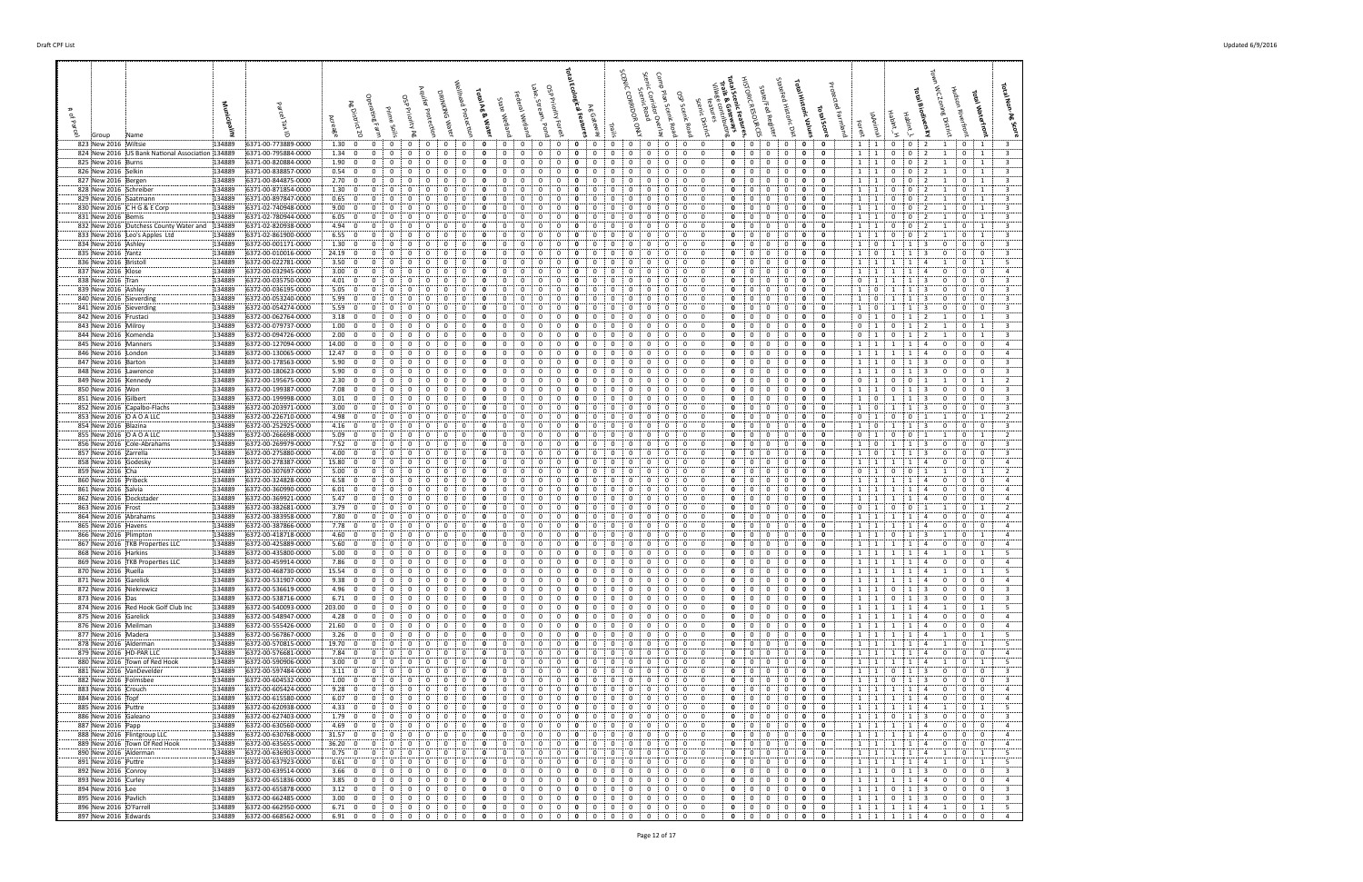| # of Parcel | Group | Name | Municipality | Parcel Tax ID | Acreage | Ag District 20 | Operating Farm | Prime Soils | OSP Priority Ag | Aquifer Protection | Drinking Water | Wellhead Protection | Total Ag & Water | State Wetland | Federal Wetland | Lake, Stream, Pond | OSP Priority Forest | Total Ecological Features | Ag Gateway | Trails | SCENIC CORRIDOR ONLY | Scenic Corridor Overlay | Scenic Road | Camp Plan Scenic Road | OSP Scenic Road | Scenic District | Village communities features | Total Scenic Features, Trails & Gateways | HISTORIC RESOURCES | State Fed Register | State Fed Historic Dist | Total Historic Values | Total Score | Protected Farmland | Forest | IAnimal | Habitat_H | Habitat_L | Total Biodiversity | Town WC Zoning District | Hudson Riverfront | Total Waterfront | Total Non-Ag Score |
|---|---|---|---|---|---|---|---|---|---|---|---|---|---|---|---|---|---|---|---|---|---|---|---|---|---|---|---|---|---|---|---|---|---|---|---|---|---|---|---|---|---|---|---|
| 823 | New 2016 | Wiltsie | 134889 | 6371-00-773889-0000 | 1.30 | 0 | 0 | 0 | 0 | 0 | 0 | 0 | 0 | 0 | 0 | 0 | 0 | 0 | 0 | 0 | 0 | 0 | 0 | 0 | 0 | 0 | 0 | 0 | 0 | 0 | 0 | 0 | 0 | | 1 | 1 | 0 | 0 | 2 | 1 | 0 | 1 | 3 |
| 824 | New 2016 | US Bank National Association | 134889 | 6371-00-795884-0000 | 1.34 | 0 | 0 | 0 | 0 | 0 | 0 | 0 | 0 | 0 | 0 | 0 | 0 | 0 | 0 | 0 | 0 | 0 | 0 | 0 | 0 | 0 | 0 | 0 | 0 | 0 | 0 | 0 | 0 | | 1 | 1 | 0 | 0 | 2 | 1 | 0 | 1 | 3 |
| 825 | New 2016 | Burns | 134889 | 6371-00-820884-0000 | 1.90 | 0 | 0 | 0 | 0 | 0 | 0 | 0 | 0 | 0 | 0 | 0 | 0 | 0 | 0 | 0 | 0 | 0 | 0 | 0 | 0 | 0 | 0 | 0 | 0 | 0 | 0 | 0 | 0 | | 1 | 1 | 0 | 0 | 2 | 1 | 0 | 1 | 3 |
| 826 | New 2016 | Selkin | 134889 | 6371-00-838857-0000 | 0.54 | 0 | 0 | 0 | 0 | 0 | 0 | 0 | 0 | 0 | 0 | 0 | 0 | 0 | 0 | 0 | 0 | 0 | 0 | 0 | 0 | 0 | 0 | 0 | 0 | 0 | 0 | 0 | 0 | | 1 | 1 | 0 | 0 | 2 | 1 | 0 | 1 | 3 |
| 827 | New 2016 | Bergen | 134889 | 6371-00-844875-0000 | 2.70 | 0 | 0 | 0 | 0 | 0 | 0 | 0 | 0 | 0 | 0 | 0 | 0 | 0 | 0 | 0 | 0 | 0 | 0 | 0 | 0 | 0 | 0 | 0 | 0 | 0 | 0 | 0 | 0 | | 1 | 1 | 0 | 0 | 2 | 1 | 0 | 1 | 3 |
| 828 | New 2016 | Schreiber | 134889 | 6371-00-871854-0000 | 1.30 | 0 | 0 | 0 | 0 | 0 | 0 | 0 | 0 | 0 | 0 | 0 | 0 | 0 | 0 | 0 | 0 | 0 | 0 | 0 | 0 | 0 | 0 | 0 | 0 | 0 | 0 | 0 | 0 | | 1 | 1 | 0 | 0 | 2 | 1 | 0 | 1 | 3 |
| 829 | New 2016 | Saatmann | 134889 | 6371-00-897847-0000 | 0.65 | 0 | 0 | 0 | 0 | 0 | 0 | 0 | 0 | 0 | 0 | 0 | 0 | 0 | 0 | 0 | 0 | 0 | 0 | 0 | 0 | 0 | 0 | 0 | 0 | 0 | 0 | 0 | 0 | | 1 | 1 | 0 | 0 | 2 | 1 | 0 | 1 | 3 |
| 830 | New 2016 | C H G & E Corp | 134889 | 6371-00-740948-0000 | 9.00 | 0 | 0 | 0 | 0 | 0 | 0 | 0 | 0 | 0 | 0 | 0 | 0 | 0 | 0 | 0 | 0 | 0 | 0 | 0 | 0 | 0 | 0 | 0 | 0 | 0 | 0 | 0 | 0 | | 1 | 1 | 0 | 0 | 2 | 1 | 0 | 1 | 3 |
| 831 | New 2016 | Bemis | 134889 | 6371-02-780944-0000 | 6.05 | 0 | 0 | 0 | 0 | 0 | 0 | 0 | 0 | 0 | 0 | 0 | 0 | 0 | 0 | 0 | 0 | 0 | 0 | 0 | 0 | 0 | 0 | 0 | 0 | 0 | 0 | 0 | 0 | | 1 | 1 | 0 | 0 | 2 | 1 | 0 | 1 | 3 |
| 832 | New 2016 | Dutchess County Water and | 134889 | 6371-02-820938-0000 | 4.94 | 0 | 0 | 0 | 0 | 0 | 0 | 0 | 0 | 0 | 0 | 0 | 0 | 0 | 0 | 0 | 0 | 0 | 0 | 0 | 0 | 0 | 0 | 0 | 0 | 0 | 0 | 0 | 0 | | 1 | 1 | 0 | 0 | 2 | 1 | 0 | 1 | 3 |
| 833 | New 2016 | Leo's Apples Ltd | 134889 | 6371-02-861900-0000 | 6.55 | 0 | 0 | 0 | 0 | 0 | 0 | 0 | 0 | 0 | 0 | 0 | 0 | 0 | 0 | 0 | 0 | 0 | 0 | 0 | 0 | 0 | 0 | 0 | 0 | 0 | 0 | 0 | 0 | | 1 | 1 | 0 | 0 | 2 | 1 | 0 | 1 | 3 |
| 834 | New 2016 | Ashley | 134889 | 6372-00-001171-0000 | 1.30 | 0 | 0 | 0 | 0 | 0 | 0 | 0 | 0 | 0 | 0 | 0 | 0 | 0 | 0 | 0 | 0 | 0 | 0 | 0 | 0 | 0 | 0 | 0 | 0 | 0 | 0 | 0 | 0 | | 1 | 0 | 1 | 1 | 3 | 0 | 0 | 0 | 3 |
| 835 | New 2016 | Yantz | 134889 | 6372-00-010016-0000 | 24.19 | 0 | 0 | 0 | 0 | 0 | 0 | 0 | 0 | 0 | 0 | 0 | 0 | 0 | 0 | 0 | 0 | 0 | 0 | 0 | 0 | 0 | 0 | 0 | 0 | 0 | 0 | 0 | 0 | | 1 | 0 | 1 | 1 | 3 | 0 | 0 | 0 | 3 |
| 836 | New 2016 | Bristoll | 134889 | 6372-00-022781-0000 | 3.50 | 0 | 0 | 0 | 0 | 0 | 0 | 0 | 0 | 0 | 0 | 0 | 0 | 0 | 0 | 0 | 0 | 0 | 0 | 0 | 0 | 0 | 0 | 0 | 0 | 0 | 0 | 0 | 0 | | 1 | 1 | 1 | 1 | 4 | 1 | 0 | 1 | 5 |
| 837 | New 2016 | Klose | 134889 | 6372-00-032945-0000 | 3.00 | 0 | 0 | 0 | 0 | 0 | 0 | 0 | 0 | 0 | 0 | 0 | 0 | 0 | 0 | 0 | 0 | 0 | 0 | 0 | 0 | 0 | 0 | 0 | 0 | 0 | 0 | 0 | 0 | | 1 | 1 | 1 | 1 | 4 | 0 | 0 | 0 | 4 |
| 838 | New 2016 | Tran | 134889 | 6372-00-035750-0000 | 4.01 | 0 | 0 | 0 | 0 | 0 | 0 | 0 | 0 | 0 | 0 | 0 | 0 | 0 | 0 | 0 | 0 | 0 | 0 | 0 | 0 | 0 | 0 | 0 | 0 | 0 | 0 | 0 | 0 | | 0 | 1 | 1 | 1 | 3 | 0 | 0 | 0 | 3 |
| 839 | New 2016 | Ashley | 134889 | 6372-00-036195-0000 | 5.05 | 0 | 0 | 0 | 0 | 0 | 0 | 0 | 0 | 0 | 0 | 0 | 0 | 0 | 0 | 0 | 0 | 0 | 0 | 0 | 0 | 0 | 0 | 0 | 0 | 0 | 0 | 0 | 0 | | 1 | 0 | 1 | 1 | 3 | 0 | 0 | 0 | 3 |
| 840 | New 2016 | Sieverding | 134889 | 6372-00-053240-0000 | 5.99 | 0 | 0 | 0 | 0 | 0 | 0 | 0 | 0 | 0 | 0 | 0 | 0 | 0 | 0 | 0 | 0 | 0 | 0 | 0 | 0 | 0 | 0 | 0 | 0 | 0 | 0 | 0 | 0 | | 1 | 0 | 1 | 1 | 3 | 0 | 0 | 0 | 3 |
| 841 | New 2016 | Sieverding | 134889 | 6372-00-054274-0000 | 5.59 | 0 | 0 | 0 | 0 | 0 | 0 | 0 | 0 | 0 | 0 | 0 | 0 | 0 | 0 | 0 | 0 | 0 | 0 | 0 | 0 | 0 | 0 | 0 | 0 | 0 | 0 | 0 | 0 | | 1 | 0 | 1 | 1 | 3 | 0 | 0 | 0 | 3 |
| 842 | New 2016 | Frustaci | 134889 | 6372-00-062764-0000 | 3.18 | 0 | 0 | 0 | 0 | 0 | 0 | 0 | 0 | 0 | 0 | 0 | 0 | 0 | 0 | 0 | 0 | 0 | 0 | 0 | 0 | 0 | 0 | 0 | 0 | 0 | 0 | 0 | 0 | | 0 | 1 | 0 | 1 | 2 | 1 | 0 | 1 | 3 |
| 843 | New 2016 | Milroy | 134889 | 6372-00-079737-0000 | 1.00 | 0 | 0 | 0 | 0 | 0 | 0 | 0 | 0 | 0 | 0 | 0 | 0 | 0 | 0 | 0 | 0 | 0 | 0 | 0 | 0 | 0 | 0 | 0 | 0 | 0 | 0 | 0 | 0 | | 0 | 1 | 0 | 1 | 2 | 1 | 0 | 1 | 3 |
| 844 | New 2016 | Komenda | 134889 | 6372-00-094726-0000 | 2.00 | 0 | 0 | 0 | 0 | 0 | 0 | 0 | 0 | 0 | 0 | 0 | 0 | 0 | 0 | 0 | 0 | 0 | 0 | 0 | 0 | 0 | 0 | 0 | 0 | 0 | 0 | 0 | 0 | | 0 | 1 | 0 | 1 | 2 | 1 | 0 | 1 | 3 |
| 845 | New 2016 | Manners | 134889 | 6372-00-127094-0000 | 14.00 | 0 | 0 | 0 | 0 | 0 | 0 | 0 | 0 | 0 | 0 | 0 | 0 | 0 | 0 | 0 | 0 | 0 | 0 | 0 | 0 | 0 | 0 | 0 | 0 | 0 | 0 | 0 | 0 | | 1 | 1 | 1 | 1 | 4 | 0 | 0 | 0 | 4 |
| 846 | New 2016 | London | 134889 | 6372-00-130065-0000 | 12.47 | 0 | 0 | 0 | 0 | 0 | 0 | 0 | 0 | 0 | 0 | 0 | 0 | 0 | 0 | 0 | 0 | 0 | 0 | 0 | 0 | 0 | 0 | 0 | 0 | 0 | 0 | 0 | 0 | | 1 | 1 | 1 | 1 | 4 | 0 | 0 | 0 | 4 |
| 847 | New 2016 | Barton | 134889 | 6372-00-178563-0000 | 5.90 | 0 | 0 | 0 | 0 | 0 | 0 | 0 | 0 | 0 | 0 | 0 | 0 | 0 | 0 | 0 | 0 | 0 | 0 | 0 | 0 | 0 | 0 | 0 | 0 | 0 | 0 | 0 | 0 | | 1 | 1 | 0 | 1 | 3 | 0 | 0 | 0 | 3 |
| 848 | New 2016 | Lawrence | 134889 | 6372-00-180623-0000 | 5.90 | 0 | 0 | 0 | 0 | 0 | 0 | 0 | 0 | 0 | 0 | 0 | 0 | 0 | 0 | 0 | 0 | 0 | 0 | 0 | 0 | 0 | 0 | 0 | 0 | 0 | 0 | 0 | 0 | | 1 | 1 | 0 | 1 | 3 | 0 | 0 | 0 | 3 |
| 849 | New 2016 | Kennedy | 134889 | 6372-00-195675-0000 | 2.30 | 0 | 0 | 0 | 0 | 0 | 0 | 0 | 0 | 0 | 0 | 0 | 0 | 0 | 0 | 0 | 0 | 0 | 0 | 0 | 0 | 0 | 0 | 0 | 0 | 0 | 0 | 0 | 0 | | 0 | 1 | 0 | 0 | 1 | 1 | 0 | 1 | 2 |
| 850 | New 2016 | Won | 134889 | 6372-00-199387-0000 | 7.08 | 0 | 0 | 0 | 0 | 0 | 0 | 0 | 0 | 0 | 0 | 0 | 0 | 0 | 0 | 0 | 0 | 0 | 0 | 0 | 0 | 0 | 0 | 0 | 0 | 0 | 0 | 0 | 0 | | 1 | 1 | 0 | 1 | 3 | 0 | 0 | 0 | 3 |
| 851 | New 2016 | Gilbert | 134889 | 6372-00-199998-0000 | 3.01 | 0 | 0 | 0 | 0 | 0 | 0 | 0 | 0 | 0 | 0 | 0 | 0 | 0 | 0 | 0 | 0 | 0 | 0 | 0 | 0 | 0 | 0 | 0 | 0 | 0 | 0 | 0 | 0 | | 1 | 0 | 1 | 1 | 3 | 0 | 0 | 0 | 3 |
| 852 | New 2016 | Capalbo-Flachs | 134889 | 6372-00-203971-0000 | 3.00 | 0 | 0 | 0 | 0 | 0 | 0 | 0 | 0 | 0 | 0 | 0 | 0 | 0 | 0 | 0 | 0 | 0 | 0 | 0 | 0 | 0 | 0 | 0 | 0 | 0 | 0 | 0 | 0 | | 1 | 0 | 1 | 1 | 3 | 0 | 0 | 0 | 3 |
| 853 | New 2016 | O A O A LLC | 134889 | 6372-00-226710-0000 | 4.98 | 0 | 0 | 0 | 0 | 0 | 0 | 0 | 0 | 0 | 0 | 0 | 0 | 0 | 0 | 0 | 0 | 0 | 0 | 0 | 0 | 0 | 0 | 0 | 0 | 0 | 0 | 0 | 0 | | 0 | 1 | 0 | 0 | 1 | 1 | 0 | 1 | 2 |
| 854 | New 2016 | Blazina | 134889 | 6372-00-252925-0000 | 4.16 | 0 | 0 | 0 | 0 | 0 | 0 | 0 | 0 | 0 | 0 | 0 | 0 | 0 | 0 | 0 | 0 | 0 | 0 | 0 | 0 | 0 | 0 | 0 | 0 | 0 | 0 | 0 | 0 | | 1 | 0 | 1 | 1 | 3 | 0 | 0 | 0 | 3 |
| 855 | New 2016 | O A O A LLC | 134889 | 6372-00-266698-0000 | 5.09 | 0 | 0 | 0 | 0 | 0 | 0 | 0 | 0 | 0 | 0 | 0 | 0 | 0 | 0 | 0 | 0 | 0 | 0 | 0 | 0 | 0 | 0 | 0 | 0 | 0 | 0 | 0 | 0 | | 0 | 1 | 0 | 0 | 1 | 1 | 0 | 1 | 2 |
| 856 | New 2016 | Cole-Abrahams | 134889 | 6372-00-269979-0000 | 7.52 | 0 | 0 | 0 | 0 | 0 | 0 | 0 | 0 | 0 | 0 | 0 | 0 | 0 | 0 | 0 | 0 | 0 | 0 | 0 | 0 | 0 | 0 | 0 | 0 | 0 | 0 | 0 | 0 | | 1 | 0 | 1 | 1 | 3 | 0 | 0 | 0 | 3 |
| 857 | New 2016 | Zarrella | 134889 | 6372-00-275880-0000 | 4.00 | 0 | 0 | 0 | 0 | 0 | 0 | 0 | 0 | 0 | 0 | 0 | 0 | 0 | 0 | 0 | 0 | 0 | 0 | 0 | 0 | 0 | 0 | 0 | 0 | 0 | 0 | 0 | 0 | | 1 | 0 | 1 | 1 | 3 | 0 | 0 | 0 | 3 |
| 858 | New 2016 | Sodesky | 134889 | 6372-00-278387-0000 | 15.80 | 0 | 0 | 0 | 0 | 0 | 0 | 0 | 0 | 0 | 0 | 0 | 0 | 0 | 0 | 0 | 0 | 0 | 0 | 0 | 0 | 0 | 0 | 0 | 0 | 0 | 0 | 0 | 0 | | 1 | 1 | 1 | 1 | 4 | 0 | 0 | 0 | 4 |
| 859 | New 2016 | Cha | 134889 | 6372-00-307697-0000 | 5.00 | 0 | 0 | 0 | 0 | 0 | 0 | 0 | 0 | 0 | 0 | 0 | 0 | 0 | 0 | 0 | 0 | 0 | 0 | 0 | 0 | 0 | 0 | 0 | 0 | 0 | 0 | 0 | 0 | | 0 | 1 | 0 | 0 | 1 | 1 | 0 | 1 | 2 |
| 860 | New 2016 | Pribeck | 134889 | 6372-00-324828-0000 | 6.58 | 0 | 0 | 0 | 0 | 0 | 0 | 0 | 0 | 0 | 0 | 0 | 0 | 0 | 0 | 0 | 0 | 0 | 0 | 0 | 0 | 0 | 0 | 0 | 0 | 0 | 0 | 0 | 0 | | 1 | 1 | 1 | 1 | 4 | 0 | 0 | 0 | 4 |
| 861 | New 2016 | Salvia | 134889 | 6372-00-360990-0000 | 6.01 | 0 | 0 | 0 | 0 | 0 | 0 | 0 | 0 | 0 | 0 | 0 | 0 | 0 | 0 | 0 | 0 | 0 | 0 | 0 | 0 | 0 | 0 | 0 | 0 | 0 | 0 | 0 | 0 | | 1 | 1 | 1 | 1 | 4 | 0 | 0 | 0 | 4 |
| 862 | New 2016 | Dockstader | 134889 | 6372-00-369921-0000 | 5.47 | 0 | 0 | 0 | 0 | 0 | 0 | 0 | 0 | 0 | 0 | 0 | 0 | 0 | 0 | 0 | 0 | 0 | 0 | 0 | 0 | 0 | 0 | 0 | 0 | 0 | 0 | 0 | 0 | | 1 | 1 | 1 | 1 | 4 | 0 | 0 | 0 | 4 |
| 863 | New 2016 | Frost | 134889 | 6372-00-382681-0000 | 3.79 | 0 | 0 | 0 | 0 | 0 | 0 | 0 | 0 | 0 | 0 | 0 | 0 | 0 | 0 | 0 | 0 | 0 | 0 | 0 | 0 | 0 | 0 | 0 | 0 | 0 | 0 | 0 | 0 | | 0 | 1 | 0 | 0 | 1 | 1 | 0 | 1 | 2 |
| 864 | New 2016 | Abrahams | 134889 | 6372-00-383958-0000 | 7.80 | 0 | 0 | 0 | 0 | 0 | 0 | 0 | 0 | 0 | 0 | 0 | 0 | 0 | 0 | 0 | 0 | 0 | 0 | 0 | 0 | 0 | 0 | 0 | 0 | 0 | 0 | 0 | 0 | | 1 | 1 | 1 | 1 | 4 | 0 | 0 | 0 | 4 |
| 865 | New 2016 | Havens | 134889 | 6372-00-387866-0000 | 7.78 | 0 | 0 | 0 | 0 | 0 | 0 | 0 | 0 | 0 | 0 | 0 | 0 | 0 | 0 | 0 | 0 | 0 | 0 | 0 | 0 | 0 | 0 | 0 | 0 | 0 | 0 | 0 | 0 | | 1 | 1 | 1 | 1 | 4 | 0 | 0 | 0 | 4 |
| 866 | New 2016 | Plimpton | 134889 | 6372-00-418718-0000 | 4.60 | 0 | 0 | 0 | 0 | 0 | 0 | 0 | 0 | 0 | 0 | 0 | 0 | 0 | 0 | 0 | 0 | 0 | 0 | 0 | 0 | 0 | 0 | 0 | 0 | 0 | 0 | 0 | 0 | | 1 | 1 | 0 | 1 | 3 | 1 | 0 | 1 | 4 |
| 867 | New 2016 | TKB Properties LLC | 134889 | 6372-00-425889-0000 | 5.60 | 0 | 0 | 0 | 0 | 0 | 0 | 0 | 0 | 0 | 0 | 0 | 0 | 0 | 0 | 0 | 0 | 0 | 0 | 0 | 0 | 0 | 0 | 0 | 0 | 0 | 0 | 0 | 0 | | 1 | 1 | 1 | 1 | 4 | 0 | 0 | 0 | 4 |
| 868 | New 2016 | Harkins | 134889 | 6372-00-435800-0000 | 5.00 | 0 | 0 | 0 | 0 | 0 | 0 | 0 | 0 | 0 | 0 | 0 | 0 | 0 | 0 | 0 | 0 | 0 | 0 | 0 | 0 | 0 | 0 | 0 | 0 | 0 | 0 | 0 | 0 | | 1 | 1 | 1 | 1 | 4 | 1 | 0 | 1 | 5 |
| 869 | New 2016 | TKB Properties LLC | 134889 | 6372-00-459914-0000 | 7.86 | 0 | 0 | 0 | 0 | 0 | 0 | 0 | 0 | 0 | 0 | 0 | 0 | 0 | 0 | 0 | 0 | 0 | 0 | 0 | 0 | 0 | 0 | 0 | 0 | 0 | 0 | 0 | 0 | | 1 | 1 | 1 | 1 | 4 | 0 | 0 | 0 | 4 |
| 870 | New 2016 | Ruella | 134889 | 6372-00-468730-0000 | 15.54 | 0 | 0 | 0 | 0 | 0 | 0 | 0 | 0 | 0 | 0 | 0 | 0 | 0 | 0 | 0 | 0 | 0 | 0 | 0 | 0 | 0 | 0 | 0 | 0 | 0 | 0 | 0 | 0 | | 1 | 1 | 1 | 1 | 4 | 1 | 0 | 1 | 5 |
| 871 | New 2016 | Garelick | 134889 | 6372-00-531907-0000 | 9.38 | 0 | 0 | 0 | 0 | 0 | 0 | 0 | 0 | 0 | 0 | 0 | 0 | 0 | 0 | 0 | 0 | 0 | 0 | 0 | 0 | 0 | 0 | 0 | 0 | 0 | 0 | 0 | 0 | | 1 | 1 | 1 | 1 | 4 | 0 | 0 | 0 | 4 |
| 872 | New 2016 | Niekrewicz | 134889 | 6372-00-536619-0000 | 4.96 | 0 | 0 | 0 | 0 | 0 | 0 | 0 | 0 | 0 | 0 | 0 | 0 | 0 | 0 | 0 | 0 | 0 | 0 | 0 | 0 | 0 | 0 | 0 | 0 | 0 | 0 | 0 | 0 | | 1 | 1 | 0 | 1 | 3 | 0 | 0 | 0 | 3 |
| 873 | New 2016 | Das | 134889 | 6372-00-538716-0000 | 6.71 | 0 | 0 | 0 | 0 | 0 | 0 | 0 | 0 | 0 | 0 | 0 | 0 | 0 | 0 | 0 | 0 | 0 | 0 | 0 | 0 | 0 | 0 | 0 | 0 | 0 | 0 | 0 | 0 | | 1 | 1 | 0 | 1 | 3 | 0 | 0 | 0 | 3 |
| 874 | New 2016 | Red Hook Golf Club Inc | 134889 | 6372-00-540093-0000 | 203.00 | 0 | 0 | 0 | 0 | 0 | 0 | 0 | 0 | 0 | 0 | 0 | 0 | 0 | 0 | 0 | 0 | 0 | 0 | 0 | 0 | 0 | 0 | 0 | 0 | 0 | 0 | 0 | 0 | | 1 | 1 | 1 | 1 | 4 | 1 | 0 | 1 | 5 |
| 875 | New 2016 | Garelick | 134889 | 6372-00-548947-0000 | 4.28 | 0 | 0 | 0 | 0 | 0 | 0 | 0 | 0 | 0 | 0 | 0 | 0 | 0 | 0 | 0 | 0 | 0 | 0 | 0 | 0 | 0 | 0 | 0 | 0 | 0 | 0 | 0 | 0 | | 1 | 1 | 1 | 1 | 4 | 0 | 0 | 0 | 4 |
| 876 | New 2016 | Meilman | 134889 | 6372-00-555426-0000 | 21.60 | 0 | 0 | 0 | 0 | 0 | 0 | 0 | 0 | 0 | 0 | 0 | 0 | 0 | 0 | 0 | 0 | 0 | 0 | 0 | 0 | 0 | 0 | 0 | 0 | 0 | 0 | 0 | 0 | | 1 | 1 | 1 | 1 | 4 | 0 | 0 | 0 | 4 |
| 877 | New 2016 | Madera | 134889 | 6372-00-567867-0000 | 3.26 | 0 | 0 | 0 | 0 | 0 | 0 | 0 | 0 | 0 | 0 | 0 | 0 | 0 | 0 | 0 | 0 | 0 | 0 | 0 | 0 | 0 | 0 | 0 | 0 | 0 | 0 | 0 | 0 | | 1 | 1 | 1 | 1 | 4 | 1 | 0 | 1 | 5 |
| 878 | New 2016 | Alderman | 134889 | 6372-00-570815-0000 | 19.70 | 0 | 0 | 0 | 0 | 0 | 0 | 0 | 0 | 0 | 0 | 0 | 0 | 0 | 0 | 0 | 0 | 0 | 0 | 0 | 0 | 0 | 0 | 0 | 0 | 0 | 0 | 0 | 0 | | 1 | 1 | 1 | 1 | 4 | 1 | 0 | 1 | 5 |
| 879 | New 2016 | HD-PAR LLC | 134889 | 6372-00-576681-0000 | 7.84 | 0 | 0 | 0 | 0 | 0 | 0 | 0 | 0 | 0 | 0 | 0 | 0 | 0 | 0 | 0 | 0 | 0 | 0 | 0 | 0 | 0 | 0 | 0 | 0 | 0 | 0 | 0 | 0 | | 1 | 1 | 1 | 1 | 4 | 0 | 0 | 0 | 4 |
| 880 | New 2016 | Town of Red Hook | 134889 | 6372-00-590906-0000 | 3.00 | 0 | 0 | 0 | 0 | 0 | 0 | 0 | 0 | 0 | 0 | 0 | 0 | 0 | 0 | 0 | 0 | 0 | 0 | 0 | 0 | 0 | 0 | 0 | 0 | 0 | 0 | 0 | 0 | | 1 | 1 | 1 | 1 | 4 | 1 | 0 | 1 | 5 |
| 881 | New 2016 | Vandevelder | 134889 | 6372-00-597484-0000 | 3.11 | 0 | 0 | 0 | 0 | 0 | 0 | 0 | 0 | 0 | 0 | 0 | 0 | 0 | 0 | 0 | 0 | 0 | 0 | 0 | 0 | 0 | 0 | 0 | 0 | 0 | 0 | 0 | 0 | | 1 | 1 | 0 | 1 | 3 | 0 | 0 | 0 | 3 |
| 882 | New 2016 | Folmsbee | 134889 | 6372-00-604532-0000 | 1.00 | 0 | 0 | 0 | 0 | 0 | 0 | 0 | 0 | 0 | 0 | 0 | 0 | 0 | 0 | 0 | 0 | 0 | 0 | 0 | 0 | 0 | 0 | 0 | 0 | 0 | 0 | 0 | 0 | | 1 | 1 | 0 | 1 | 3 | 0 | 0 | 0 | 3 |
| 883 | New 2016 | Crouch | 134889 | 6372-00-605424-0000 | 9.28 | 0 | 0 | 0 | 0 | 0 | 0 | 0 | 0 | 0 | 0 | 0 | 0 | 0 | 0 | 0 | 0 | 0 | 0 | 0 | 0 | 0 | 0 | 0 | 0 | 0 | 0 | 0 | 0 | | 1 | 1 | 1 | 1 | 4 | 0 | 0 | 0 | 4 |
| 884 | New 2016 | Topf | 134889 | 6372-00-615580-0000 | 6.07 | 0 | 0 | 0 | 0 | 0 | 0 | 0 | 0 | 0 | 0 | 0 | 0 | 0 | 0 | 0 | 0 | 0 | 0 | 0 | 0 | 0 | 0 | 0 | 0 | 0 | 0 | 0 | 0 | | 1 | 1 | 1 | 1 | 4 | 0 | 0 | 0 | 4 |
| 885 | New 2016 | Puttre | 134889 | 6372-00-620938-0000 | 4.33 | 0 | 0 | 0 | 0 | 0 | 0 | 0 | 0 | 0 | 0 | 0 | 0 | 0 | 0 | 0 | 0 | 0 | 0 | 0 | 0 | 0 | 0 | 0 | 0 | 0 | 0 | 0 | 0 | | 1 | 1 | 1 | 1 | 4 | 1 | 0 | 1 | 5 |
| 886 | New 2016 | Galeano | 134889 | 6372-00-627403-0000 | 1.79 | 0 | 0 | 0 | 0 | 0 | 0 | 0 | 0 | 0 | 0 | 0 | 0 | 0 | 0 | 0 | 0 | 0 | 0 | 0 | 0 | 0 | 0 | 0 | 0 | 0 | 0 | 0 | 0 | | 1 | 1 | 0 | 1 | 3 | 0 | 0 | 0 | 3 |
| 887 | New 2016 | Papp | 134889 | 6372-00-630560-0000 | 4.69 | 0 | 0 | 0 | 0 | 0 | 0 | 0 | 0 | 0 | 0 | 0 | 0 | 0 | 0 | 0 | 0 | 0 | 0 | 0 | 0 | 0 | 0 | 0 | 0 | 0 | 0 | 0 | 0 | | 1 | 1 | 1 | 1 | 4 | 0 | 0 | 0 | 4 |
| 888 | New 2016 | Flingroup LLC | 134889 | 6372-00-630768-0000 | 31.57 | 0 | 0 | 0 | 0 | 0 | 0 | 0 | 0 | 0 | 0 | 0 | 0 | 0 | 0 | 0 | 0 | 0 | 0 | 0 | 0 | 0 | 0 | 0 | 0 | 0 | 0 | 0 | 0 | | 1 | 1 | 1 | 1 | 4 | 0 | 0 | 0 | 4 |
| 889 | New 2016 | Town Of Red Hook | 134889 | 6372-00-635655-0000 | 36.20 | 0 | 0 | 0 | 0 | 0 | 0 | 0 | 0 | 0 | 0 | 0 | 0 | 0 | 0 | 0 | 0 | 0 | 0 | 0 | 0 | 0 | 0 | 0 | 0 | 0 | 0 | 0 | 0 | | 1 | 1 | 1 | 1 | 4 | 0 | 0 | 0 | 4 |
| 890 | New 2016 | Alderman | 134889 | 6372-00-636903-0000 | 0.75 | 0 | 0 | 0 | 0 | 0 | 0 | 0 | 0 | 0 | 0 | 0 | 0 | 0 | 0 | 0 | 0 | 0 | 0 | 0 | 0 | 0 | 0 | 0 | 0 | 0 | 0 | 0 | 0 | | 1 | 1 | 1 | 1 | 4 | 1 | 0 | 1 | 5 |
| 891 | New 2016 | Puttre | 134889 | 6372-00-637923-0000 | 0.61 | 0 | 0 | 0 | 0 | 0 | 0 | 0 | 0 | 0 | 0 | 0 | 0 | 0 | 0 | 0 | 0 | 0 | 0 | 0 | 0 | 0 | 0 | 0 | 0 | 0 | 0 | 0 | 0 | | 1 | 1 | 1 | 1 | 4 | 1 | 0 | 1 | 5 |
| 892 | New 2016 | Conroy | 134889 | 6372-00-639514-0000 | 3.66 | 0 | 0 | 0 | 0 | 0 | 0 | 0 | 0 | 0 | 0 | 0 | 0 | 0 | 0 | 0 | 0 | 0 | 0 | 0 | 0 | 0 | 0 | 0 | 0 | 0 | 0 | 0 | 0 | | 1 | 1 | 0 | 1 | 3 | 0 | 0 | 0 | 3 |
| 893 | New 2016 | Curley | 134889 | 6372-00-651836-0000 | 3.85 | 0 | 0 | 0 | 0 | 0 | 0 | 0 | 0 | 0 | 0 | 0 | 0 | 0 | 0 | 0 | 0 | 0 | 0 | 0 | 0 | 0 | 0 | 0 | 0 | 0 | 0 | 0 | 0 | | 1 | 1 | 1 | 1 | 4 | 0 | 0 | 0 | 4 |
| 894 | New 2016 | Lee | 134889 | 6372-00-655878-0000 | 3.12 | 0 | 0 | 0 | 0 | 0 | 0 | 0 | 0 | 0 | 0 | 0 | 0 | 0 | 0 | 0 | 0 | 0 | 0 | 0 | 0 | 0 | 0 | 0 | 0 | 0 | 0 | 0 | 0 | | 1 | 1 | 0 | 1 | 3 | 0 | 0 | 0 | 3 |
| 895 | New 2016 | Pavlich | 134889 | 6372-00-662485-0000 | 3.00 | 0 | 0 | 0 | 0 | 0 | 0 | 0 | 0 | 0 | 0 | 0 | 0 | 0 | 0 | 0 | 0 | 0 | 0 | 0 | 0 | 0 | 0 | 0 | 0 | 0 | 0 | 0 | 0 | | 1 | 1 | 0 | 1 | 3 | 0 | 0 | 0 | 3 |
| 896 | New 2016 | O'Farrell | 134889 | 6372-00-662950-0000 | 6.71 | 0 | 0 | 0 | 0 | 0 | 0 | 0 | 0 | 0 | 0 | 0 | 0 | 0 | 0 | 0 | 0 | 0 | 0 | 0 | 0 | 0 | 0 | 0 | 0 | 0 | 0 | 0 | 0 | | 1 | 1 | 1 | 1 | 4 | 1 | 0 | 1 | 5 |
| 897 | New 2016 | Edwards | 134889 | 6372-00-668562-0000 | 6.91 | 0 | 0 | 0 | 0 | 0 | 0 | 0 | 0 | 0 | 0 | 0 | 0 | 0 | 0 | 0 | 0 | 0 | 0 | 0 | 0 | 0 | 0 | 0 | 0 | 0 | 0 | 0 | 0 | | 1 | 1 | 1 | 1 | 4 | 0 | 0 | 0 | 4 |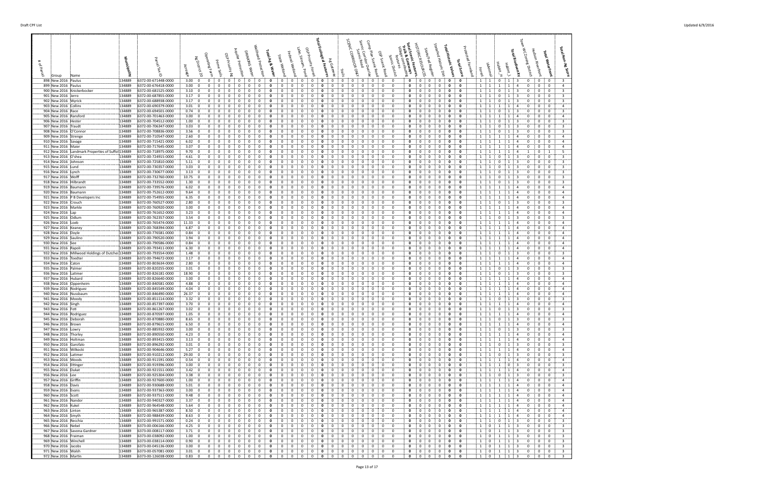Draft CPF List

Updated 6/9/2016

| # of Parcel | Group | Name | Municipality | Parcel Tax ID | Acreage | Ag District 20 | Operating Farm | Prime Soils | OSP Priority Ag | Aquifer Protection | Drinking Water | Wellhead Protection | Total Ag & Water | State Wetland | Federal Wetland | Lake, Stream, Pond | OSP Priority Forest | Total Ecological Features | Ag Gateway | Trails | SCENIC CORRIDOR ONLY | Scenic Corridor Overlay | Scenic Road | Camp Plan Scenic Road | OSP Scenic Road | Scenic District | Village commercial features | Total Scenic Features, Trails & Gateways | HISTORIC RESOURCES | State Fed Register | Stanford Historic Dist | Total Historic Values | Total Score | Protected Farmland | Forest | iAnimal | Habitat_H | Habitat_L | Total Biodiversity | Town WC Zoning District | Hudson Riverfront | Total Waterfront | Total Non-Ag Score |
|---|---|---|---|---|---|---|---|---|---|---|---|---|---|---|---|---|---|---|---|---|---|---|---|---|---|---|---|---|---|---|---|---|---|---|---|---|---|---|---|---|---|---|---|
| 898 | New 2016 | Paulus | 134889 | 6372-00-671448-0000 | 3.00 | 0 | 0 | 0 | 0 | 0 | 0 | 0 | 0 | 0 | 0 | 0 | 0 | 0 | 0 | 0 | 0 | 0 | 0 | 0 | 0 | 0 | 0 | 0 | 0 | 0 | 0 | 0 | 0 |  | 1 | 1 | 0 | 1 | 3 | 0 | 0 | 0 | 3 |
| 899 | New 2016 | Paulus | 134889 | 6372-00-676418-0000 | 3.00 | 0 | 0 | 0 | 0 | 0 | 0 | 0 | 0 | 0 | 0 | 0 | 0 | 0 | 0 | 0 | 0 | 0 | 0 | 0 | 0 | 0 | 0 | 0 | 0 | 0 | 0 | 0 | 0 |  | 1 | 1 | 1 | 1 | 4 | 0 | 0 | 0 | 4 |
| 900 | New 2016 | Knickerbocker | 134889 | 6372-00-681525-0000 | 3.10 | 0 | 0 | 0 | 0 | 0 | 0 | 0 | 0 | 0 | 0 | 0 | 0 | 0 | 0 | 0 | 0 | 0 | 0 | 0 | 0 | 0 | 0 | 0 | 0 | 0 | 0 | 0 | 0 |  | 1 | 1 | 0 | 1 | 3 | 0 | 0 | 0 | 3 |
| 901 | New 2016 | Jerro | 134889 | 6372-00-687855-0000 | 3.17 | 0 | 0 | 0 | 0 | 0 | 0 | 0 | 0 | 0 | 0 | 0 | 0 | 0 | 0 | 0 | 0 | 0 | 0 | 0 | 0 | 0 | 0 | 0 | 0 | 0 | 0 | 0 | 0 |  | 1 | 1 | 0 | 1 | 3 | 0 | 0 | 0 | 3 |
| 902 | New 2016 | Myrick | 134889 | 6372-00-688938-0000 | 3.17 | 0 | 0 | 0 | 0 | 0 | 0 | 0 | 0 | 0 | 0 | 0 | 0 | 0 | 0 | 0 | 0 | 0 | 0 | 0 | 0 | 0 | 0 | 0 | 0 | 0 | 0 | 0 | 0 |  | 1 | 1 | 0 | 1 | 3 | 0 | 0 | 0 | 3 |
| 903 | New 2016 | Collins | 134889 | 6372-00-690379-0000 | 3.01 | 0 | 0 | 0 | 0 | 0 | 0 | 0 | 0 | 0 | 0 | 0 | 0 | 0 | 0 | 0 | 0 | 0 | 0 | 0 | 0 | 0 | 0 | 0 | 0 | 0 | 0 | 0 | 0 |  | 1 | 1 | 1 | 1 | 4 | 0 | 0 | 0 | 4 |
| 904 | New 2016 | Race | 134889 | 6372-00-694501-0000 | 0.74 | 0 | 0 | 0 | 0 | 0 | 0 | 0 | 0 | 0 | 0 | 0 | 0 | 0 | 0 | 0 | 0 | 0 | 0 | 0 | 0 | 0 | 0 | 0 | 0 | 0 | 0 | 0 | 0 |  | 1 | 1 | 0 | 1 | 3 | 0 | 0 | 0 | 3 |
| 905 | New 2016 | Ransford | 134889 | 6372-00-701463-0000 | 3.00 | 0 | 0 | 0 | 0 | 0 | 0 | 0 | 0 | 0 | 0 | 0 | 0 | 0 | 0 | 0 | 0 | 0 | 0 | 0 | 0 | 0 | 0 | 0 | 0 | 0 | 0 | 0 | 0 |  | 1 | 1 | 1 | 1 | 4 | 0 | 0 | 0 | 4 |
| 906 | New 2016 | Hester | 134889 | 6372-00-704512-0000 | 1.00 | 0 | 0 | 0 | 0 | 0 | 0 | 0 | 0 | 0 | 0 | 0 | 0 | 0 | 0 | 0 | 0 | 0 | 0 | 0 | 0 | 0 | 0 | 0 | 0 | 0 | 0 | 0 | 0 |  | 1 | 1 | 0 | 1 | 3 | 0 | 0 | 0 | 3 |
| 907 | New 2016 | Traudt | 134889 | 6372-00-706347-0000 | 3.03 | 0 | 0 | 0 | 0 | 0 | 0 | 0 | 0 | 0 | 0 | 0 | 0 | 0 | 0 | 0 | 0 | 0 | 0 | 0 | 0 | 0 | 0 | 0 | 0 | 0 | 0 | 0 | 0 |  | 1 | 1 | 0 | 1 | 3 | 0 | 0 | 0 | 3 |
| 908 | New 2016 | O'Connor | 134889 | 6372-00-708836-0000 | 3.56 | 0 | 0 | 0 | 0 | 0 | 0 | 0 | 0 | 0 | 0 | 0 | 0 | 0 | 0 | 0 | 0 | 0 | 0 | 0 | 0 | 0 | 0 | 0 | 0 | 0 | 0 | 0 | 0 |  | 1 | 1 | 0 | 1 | 3 | 0 | 0 | 0 | 3 |
| 909 | New 2016 | Strenge | 134889 | 6372-00-710547-0000 | 2.60 | 0 | 0 | 0 | 0 | 0 | 0 | 0 | 0 | 0 | 0 | 0 | 0 | 0 | 0 | 0 | 0 | 0 | 0 | 0 | 0 | 0 | 0 | 0 | 0 | 0 | 0 | 0 | 0 |  | 1 | 1 | 1 | 1 | 4 | 0 | 0 | 0 | 4 |
| 910 | New 2016 | Savage | 134889 | 6372-00-715421-0000 | 6.02 | 0 | 0 | 0 | 0 | 0 | 0 | 0 | 0 | 0 | 0 | 0 | 0 | 0 | 0 | 0 | 0 | 0 | 0 | 0 | 0 | 0 | 0 | 0 | 0 | 0 | 0 | 0 | 0 |  | 1 | 1 | 1 | 1 | 4 | 0 | 0 | 0 | 4 |
| 911 | New 2016 | Maier | 134889 | 6372-00-717645-0000 | 3.07 | 0 | 0 | 0 | 0 | 0 | 0 | 0 | 0 | 0 | 0 | 0 | 0 | 0 | 0 | 0 | 0 | 0 | 0 | 0 | 0 | 0 | 0 | 0 | 0 | 0 | 0 | 0 | 0 |  | 1 | 1 | 1 | 1 | 4 | 0 | 0 | 0 | 4 |
| 912 | New 2016 | Landmark Properties of Suffolk | 134889 | 6372-00-718975-0000 | 9.70 | 0 | 0 | 0 | 0 | 0 | 0 | 0 | 0 | 0 | 0 | 0 | 0 | 0 | 0 | 0 | 0 | 0 | 0 | 0 | 0 | 0 | 0 | 0 | 0 | 0 | 0 | 0 | 0 |  | 1 | 1 | 1 | 1 | 4 | 1 | 0 | 1 | 5 |
| 913 | New 2016 | O'shea | 134889 | 6372-00-724915-0000 | 4.61 | 0 | 0 | 0 | 0 | 0 | 0 | 0 | 0 | 0 | 0 | 0 | 0 | 0 | 0 | 0 | 0 | 0 | 0 | 0 | 0 | 0 | 0 | 0 | 0 | 0 | 0 | 0 | 0 |  | 1 | 1 | 0 | 1 | 3 | 0 | 0 | 0 | 3 |
| 914 | New 2016 | Johnson | 134889 | 6372-00-725810-0000 | 5.11 | 0 | 0 | 0 | 0 | 0 | 0 | 0 | 0 | 0 | 0 | 0 | 0 | 0 | 0 | 0 | 0 | 0 | 0 | 0 | 0 | 0 | 0 | 0 | 0 | 0 | 0 | 0 | 0 |  | 1 | 1 | 0 | 1 | 3 | 0 | 0 | 0 | 3 |
| 915 | New 2016 | Lund | 134889 | 6372-00-730357-0000 | 3.03 | 0 | 0 | 0 | 0 | 0 | 0 | 0 | 0 | 0 | 0 | 0 | 0 | 0 | 0 | 0 | 0 | 0 | 0 | 0 | 0 | 0 | 0 | 0 | 0 | 0 | 0 | 0 | 0 |  | 1 | 1 | 0 | 1 | 3 | 0 | 0 | 0 | 3 |
| 916 | New 2016 | Lynch | 134889 | 6372-00-730677-0000 | 3.13 | 0 | 0 | 0 | 0 | 0 | 0 | 0 | 0 | 0 | 0 | 0 | 0 | 0 | 0 | 0 | 0 | 0 | 0 | 0 | 0 | 0 | 0 | 0 | 0 | 0 | 0 | 0 | 0 |  | 1 | 1 | 0 | 1 | 3 | 0 | 0 | 0 | 3 |
| 917 | New 2016 | Wolff | 134889 | 6372-00-732760-0000 | 10.75 | 0 | 0 | 0 | 0 | 0 | 0 | 0 | 0 | 0 | 0 | 0 | 0 | 0 | 0 | 0 | 0 | 0 | 0 | 0 | 0 | 0 | 0 | 0 | 0 | 0 | 0 | 0 | 0 |  | 1 | 1 | 0 | 1 | 3 | 0 | 0 | 0 | 3 |
| 918 | New 2016 | Hilbrandt | 134889 | 6372-00-733552-0000 | 1.30 | 0 | 0 | 0 | 0 | 0 | 0 | 0 | 0 | 0 | 0 | 0 | 0 | 0 | 0 | 0 | 0 | 0 | 0 | 0 | 0 | 0 | 0 | 0 | 0 | 0 | 0 | 0 | 0 |  | 1 | 1 | 0 | 1 | 3 | 0 | 0 | 0 | 3 |
| 919 | New 2016 | Baumann | 134889 | 6372-00-739576-0000 | 6.02 | 0 | 0 | 0 | 0 | 0 | 0 | 0 | 0 | 0 | 0 | 0 | 0 | 0 | 0 | 0 | 0 | 0 | 0 | 0 | 0 | 0 | 0 | 0 | 0 | 0 | 0 | 0 | 0 |  | 1 | 1 | 1 | 1 | 4 | 0 | 0 | 0 | 4 |
| 920 | New 2016 | Baumann | 134889 | 6372-00-752612-0000 | 9.64 | 0 | 0 | 0 | 0 | 0 | 0 | 0 | 0 | 0 | 0 | 0 | 0 | 0 | 0 | 0 | 0 | 0 | 0 | 0 | 0 | 0 | 0 | 0 | 0 | 0 | 0 | 0 | 0 |  | 1 | 1 | 1 | 1 | 4 | 0 | 0 | 0 | 4 |
| 921 | New 2016 | P B Developers Inc | 134889 | 6372-00-754955-0000 | 6.35 | 0 | 0 | 0 | 0 | 0 | 0 | 0 | 0 | 0 | 0 | 0 | 0 | 0 | 0 | 0 | 0 | 0 | 0 | 0 | 0 | 0 | 0 | 0 | 0 | 0 | 0 | 0 | 0 |  | 1 | 1 | 1 | 1 | 4 | 0 | 0 | 0 | 4 |
| 922 | New 2016 | Crouch | 134889 | 6372-00-760527-0000 | 2.80 | 0 | 0 | 0 | 0 | 0 | 0 | 0 | 0 | 0 | 0 | 0 | 0 | 0 | 0 | 0 | 0 | 0 | 0 | 0 | 0 | 0 | 0 | 0 | 0 | 0 | 0 | 0 | 0 |  | 1 | 1 | 0 | 1 | 3 | 0 | 0 | 0 | 3 |
| 923 | New 2016 | Markle | 134889 | 6372-00-760920-0000 | 3.00 | 0 | 0 | 0 | 0 | 0 | 0 | 0 | 0 | 0 | 0 | 0 | 0 | 0 | 0 | 0 | 0 | 0 | 0 | 0 | 0 | 0 | 0 | 0 | 0 | 0 | 0 | 0 | 0 |  | 1 | 1 | 1 | 1 | 4 | 0 | 0 | 0 | 4 |
| 924 | New 2016 | Lap | 134889 | 6372-00-761652-0000 | 3.23 | 0 | 0 | 0 | 0 | 0 | 0 | 0 | 0 | 0 | 0 | 0 | 0 | 0 | 0 | 0 | 0 | 0 | 0 | 0 | 0 | 0 | 0 | 0 | 0 | 0 | 0 | 0 | 0 |  | 1 | 1 | 1 | 1 | 4 | 0 | 0 | 0 | 4 |
| 925 | New 2016 | Odlum | 134889 | 6372-00-762357-0000 | 3.54 | 0 | 0 | 0 | 0 | 0 | 0 | 0 | 0 | 0 | 0 | 0 | 0 | 0 | 0 | 0 | 0 | 0 | 0 | 0 | 0 | 0 | 0 | 0 | 0 | 0 | 0 | 0 | 0 |  | 1 | 1 | 0 | 1 | 3 | 0 | 0 | 0 | 3 |
| 926 | New 2016 | Loeb | 134889 | 6372-00-765474-0000 | 11.33 | 0 | 0 | 0 | 0 | 0 | 0 | 0 | 0 | 0 | 0 | 0 | 0 | 0 | 0 | 0 | 0 | 0 | 0 | 0 | 0 | 0 | 0 | 0 | 0 | 0 | 0 | 0 | 0 |  | 1 | 1 | 1 | 1 | 4 | 0 | 0 | 0 | 4 |
| 927 | New 2016 | Keaney | 134889 | 6372-00-768394-0000 | 6.87 | 0 | 0 | 0 | 0 | 0 | 0 | 0 | 0 | 0 | 0 | 0 | 0 | 0 | 0 | 0 | 0 | 0 | 0 | 0 | 0 | 0 | 0 | 0 | 0 | 0 | 0 | 0 | 0 |  | 1 | 1 | 1 | 1 | 4 | 0 | 0 | 0 | 4 |
| 928 | New 2016 | Doyle | 134889 | 6372-00-776581-0000 | 0.84 | 0 | 0 | 0 | 0 | 0 | 0 | 0 | 0 | 0 | 0 | 0 | 0 | 0 | 0 | 0 | 0 | 0 | 0 | 0 | 0 | 0 | 0 | 0 | 0 | 0 | 0 | 0 | 0 |  | 1 | 1 | 1 | 1 | 4 | 0 | 0 | 0 | 4 |
| 929 | New 2016 | Saulino | 134889 | 6372-00-790520-0000 | 3.94 | 0 | 0 | 0 | 0 | 0 | 0 | 0 | 0 | 0 | 0 | 0 | 0 | 0 | 0 | 0 | 0 | 0 | 0 | 0 | 0 | 0 | 0 | 0 | 0 | 0 | 0 | 0 | 0 |  | 1 | 1 | 1 | 1 | 4 | 0 | 0 | 0 | 4 |
| 930 | New 2016 | See | 134889 | 6372-00-790586-0000 | 0.84 | 0 | 0 | 0 | 0 | 0 | 0 | 0 | 0 | 0 | 0 | 0 | 0 | 0 | 0 | 0 | 0 | 0 | 0 | 0 | 0 | 0 | 0 | 0 | 0 | 0 | 0 | 0 | 0 |  | 1 | 1 | 1 | 1 | 4 | 0 | 0 | 0 | 4 |
| 931 | New 2016 | Rapoli | 134889 | 6372-00-793411-0000 | 6.30 | 0 | 0 | 0 | 0 | 0 | 0 | 0 | 0 | 0 | 0 | 0 | 0 | 0 | 0 | 0 | 0 | 0 | 0 | 0 | 0 | 0 | 0 | 0 | 0 | 0 | 0 | 0 | 0 |  | 1 | 1 | 1 | 1 | 4 | 0 | 0 | 0 | 4 |
| 932 | New 2016 | Millwood Holdings of Dutchess | 134889 | 6372-00-793554-0000 | 1.48 | 0 | 0 | 0 | 0 | 0 | 0 | 0 | 0 | 0 | 0 | 0 | 0 | 0 | 0 | 0 | 0 | 0 | 0 | 0 | 0 | 0 | 0 | 0 | 0 | 0 | 0 | 0 | 0 |  | 1 | 1 | 0 | 1 | 3 | 0 | 0 | 0 | 3 |
| 933 | New 2016 | Toedter | 134889 | 6372-00-794672-0000 | 3.17 | 0 | 0 | 0 | 0 | 0 | 0 | 0 | 0 | 0 | 0 | 0 | 0 | 0 | 0 | 0 | 0 | 0 | 0 | 0 | 0 | 0 | 0 | 0 | 0 | 0 | 0 | 0 | 0 |  | 1 | 1 | 1 | 1 | 4 | 0 | 0 | 0 | 4 |
| 934 | New 2016 | Caton | 134889 | 6372-00-803634-0000 | 2.80 | 0 | 0 | 0 | 0 | 0 | 0 | 0 | 0 | 0 | 0 | 0 | 0 | 0 | 0 | 0 | 0 | 0 | 0 | 0 | 0 | 0 | 0 | 0 | 0 | 0 | 0 | 0 | 0 |  | 1 | 1 | 1 | 1 | 4 | 0 | 0 | 0 | 4 |
| 935 | New 2016 | Palmer | 134889 | 6372-00-820255-0000 | 3.01 | 0 | 0 | 0 | 0 | 0 | 0 | 0 | 0 | 0 | 0 | 0 | 0 | 0 | 0 | 0 | 0 | 0 | 0 | 0 | 0 | 0 | 0 | 0 | 0 | 0 | 0 | 0 | 0 |  | 1 | 1 | 0 | 1 | 3 | 0 | 0 | 0 | 3 |
| 936 | New 2016 | Latimer | 134889 | 6372-00-826181-0000 | 18.90 | 0 | 0 | 0 | 0 | 0 | 0 | 0 | 0 | 0 | 0 | 0 | 0 | 0 | 0 | 0 | 0 | 0 | 0 | 0 | 0 | 0 | 0 | 0 | 0 | 0 | 0 | 0 | 0 |  | 1 | 1 | 0 | 1 | 3 | 0 | 0 | 0 | 3 |
| 937 | New 2016 | Hubard | 134889 | 6372-00-826640-0000 | 3.00 | 0 | 0 | 0 | 0 | 0 | 0 | 0 | 0 | 0 | 0 | 0 | 0 | 0 | 0 | 0 | 0 | 0 | 0 | 0 | 0 | 0 | 0 | 0 | 0 | 0 | 0 | 0 | 0 |  | 1 | 1 | 1 | 1 | 4 | 0 | 0 | 0 | 4 |
| 938 | New 2016 | Oppenheim | 134889 | 6372-00-840581-0000 | 4.88 | 0 | 0 | 0 | 0 | 0 | 0 | 0 | 0 | 0 | 0 | 0 | 0 | 0 | 0 | 0 | 0 | 0 | 0 | 0 | 0 | 0 | 0 | 0 | 0 | 0 | 0 | 0 | 0 |  | 1 | 1 | 1 | 1 | 4 | 0 | 0 | 0 | 4 |
| 939 | New 2016 | Rodriguez | 134889 | 6372-00-845549-0000 | 4.04 | 0 | 0 | 0 | 0 | 0 | 0 | 0 | 0 | 0 | 0 | 0 | 0 | 0 | 0 | 0 | 0 | 0 | 0 | 0 | 0 | 0 | 0 | 0 | 0 | 0 | 0 | 0 | 0 |  | 1 | 1 | 1 | 1 | 4 | 0 | 0 | 0 | 4 |
| 940 | New 2016 | Nussbaum | 134889 | 6372-00-846490-0000 | 26.37 | 0 | 0 | 0 | 0 | 0 | 0 | 0 | 0 | 0 | 0 | 0 | 0 | 0 | 0 | 0 | 0 | 0 | 0 | 0 | 0 | 0 | 0 | 0 | 0 | 0 | 0 | 0 | 0 |  | 1 | 1 | 1 | 1 | 4 | 0 | 0 | 0 | 4 |
| 941 | New 2016 | Moody | 134889 | 6372-00-851114-0000 | 3.32 | 0 | 0 | 0 | 0 | 0 | 0 | 0 | 0 | 0 | 0 | 0 | 0 | 0 | 0 | 0 | 0 | 0 | 0 | 0 | 0 | 0 | 0 | 0 | 0 | 0 | 0 | 0 | 0 |  | 1 | 1 | 0 | 1 | 3 | 0 | 0 | 0 | 3 |
| 942 | New 2016 | Singh | 134889 | 6372-00-857397-0000 | 3.70 | 0 | 0 | 0 | 0 | 0 | 0 | 0 | 0 | 0 | 0 | 0 | 0 | 0 | 0 | 0 | 0 | 0 | 0 | 0 | 0 | 0 | 0 | 0 | 0 | 0 | 0 | 0 | 0 |  | 1 | 1 | 1 | 1 | 4 | 0 | 0 | 0 | 4 |
| 943 | New 2016 | Foti | 134889 | 6372-00-861267-0000 | 3.02 | 0 | 0 | 0 | 0 | 0 | 0 | 0 | 0 | 0 | 0 | 0 | 0 | 0 | 0 | 0 | 0 | 0 | 0 | 0 | 0 | 0 | 0 | 0 | 0 | 0 | 0 | 0 | 0 |  | 1 | 1 | 0 | 1 | 3 | 0 | 0 | 0 | 3 |
| 944 | New 2016 | Rodriguez | 134889 | 6372-00-870597-0000 | 1.05 | 0 | 0 | 0 | 0 | 0 | 0 | 0 | 0 | 0 | 0 | 0 | 0 | 0 | 0 | 0 | 0 | 0 | 0 | 0 | 0 | 0 | 0 | 0 | 0 | 0 | 0 | 0 | 0 |  | 1 | 1 | 1 | 1 | 4 | 0 | 0 | 0 | 4 |
| 945 | New 2016 | Deborah | 134889 | 6372-00-870880-0000 | 8.65 | 0 | 0 | 0 | 0 | 0 | 0 | 0 | 0 | 0 | 0 | 0 | 0 | 0 | 0 | 0 | 0 | 0 | 0 | 0 | 0 | 0 | 0 | 0 | 0 | 0 | 0 | 0 | 0 |  | 1 | 1 | 0 | 1 | 3 | 0 | 0 | 0 | 3 |
| 946 | New 2016 | Brown | 134889 | 6372-00-879615-0000 | 6.50 | 0 | 0 | 0 | 0 | 0 | 0 | 0 | 0 | 0 | 0 | 0 | 0 | 0 | 0 | 0 | 0 | 0 | 0 | 0 | 0 | 0 | 0 | 0 | 0 | 0 | 0 | 0 | 0 |  | 1 | 1 | 1 | 1 | 4 | 0 | 0 | 0 | 4 |
| 947 | New 2016 | Lowry | 134889 | 6372-00-885932-0000 | 3.00 | 0 | 0 | 0 | 0 | 0 | 0 | 0 | 0 | 0 | 0 | 0 | 0 | 0 | 0 | 0 | 0 | 0 | 0 | 0 | 0 | 0 | 0 | 0 | 0 | 0 | 0 | 0 | 0 |  | 1 | 1 | 0 | 1 | 3 | 0 | 0 | 0 | 3 |
| 948 | New 2016 | Thorley | 134889 | 6372-00-890550-0000 | 4.23 | 0 | 0 | 0 | 0 | 0 | 0 | 0 | 0 | 0 | 0 | 0 | 0 | 0 | 0 | 0 | 0 | 0 | 0 | 0 | 0 | 0 | 0 | 0 | 0 | 0 | 0 | 0 | 0 |  | 1 | 1 | 1 | 1 | 4 | 0 | 0 | 0 | 4 |
| 949 | New 2016 | Holtman | 134889 | 6372-00-893415-0000 | 3.13 | 0 | 0 | 0 | 0 | 0 | 0 | 0 | 0 | 0 | 0 | 0 | 0 | 0 | 0 | 0 | 0 | 0 | 0 | 0 | 0 | 0 | 0 | 0 | 0 | 0 | 0 | 0 | 0 |  | 1 | 1 | 1 | 1 | 4 | 0 | 0 | 0 | 4 |
| 950 | New 2016 | Garofalo | 134889 | 6372-00-896292-0000 | 3.01 | 0 | 0 | 0 | 0 | 0 | 0 | 0 | 0 | 0 | 0 | 0 | 0 | 0 | 0 | 0 | 0 | 0 | 0 | 0 | 0 | 0 | 0 | 0 | 0 | 0 | 0 | 0 | 0 |  | 1 | 1 | 0 | 1 | 3 | 0 | 0 | 0 | 3 |
| 951 | New 2016 | Wilkocki | 134889 | 6372-00-904646-0000 | 5.27 | 0 | 0 | 0 | 0 | 0 | 0 | 0 | 0 | 0 | 0 | 0 | 0 | 0 | 0 | 0 | 0 | 0 | 0 | 0 | 0 | 0 | 0 | 0 | 0 | 0 | 0 | 0 | 0 |  | 1 | 1 | 1 | 1 | 4 | 0 | 0 | 0 | 4 |
| 952 | New 2016 | Latimer | 134889 | 6372-00-910212-0000 | 29.00 | 0 | 0 | 0 | 0 | 0 | 0 | 0 | 0 | 0 | 0 | 0 | 0 | 0 | 0 | 0 | 0 | 0 | 0 | 0 | 0 | 0 | 0 | 0 | 0 | 0 | 0 | 0 | 0 |  | 1 | 1 | 0 | 1 | 3 | 0 | 0 | 0 | 3 |
| 953 | New 2016 | Woods | 134889 | 6372-00-911591-0000 | 0.54 | 0 | 0 | 0 | 0 | 0 | 0 | 0 | 0 | 0 | 0 | 0 | 0 | 0 | 0 | 0 | 0 | 0 | 0 | 0 | 0 | 0 | 0 | 0 | 0 | 0 | 0 | 0 | 0 |  | 1 | 1 | 1 | 1 | 4 | 0 | 0 | 0 | 4 |
| 954 | New 2016 | Ettinger | 134889 | 6372-00-919396-0000 | 3.00 | 0 | 0 | 0 | 0 | 0 | 0 | 0 | 0 | 0 | 0 | 0 | 0 | 0 | 0 | 0 | 0 | 0 | 0 | 0 | 0 | 0 | 0 | 0 | 0 | 0 | 0 | 0 | 0 |  | 1 | 1 | 1 | 0 | 3 | 0 | 0 | 0 | 3 |
| 955 | New 2016 | Dukat | 134889 | 6372-00-921551-0000 | 3.42 | 0 | 0 | 0 | 0 | 0 | 0 | 0 | 0 | 0 | 0 | 0 | 0 | 0 | 0 | 0 | 0 | 0 | 0 | 0 | 0 | 0 | 0 | 0 | 0 | 0 | 0 | 0 | 0 |  | 1 | 1 | 1 | 1 | 4 | 0 | 0 | 0 | 4 |
| 956 | New 2016 | Lee | 134889 | 6372-00-925304-0000 | 3.38 | 0 | 0 | 0 | 0 | 0 | 0 | 0 | 0 | 0 | 0 | 0 | 0 | 0 | 0 | 0 | 0 | 0 | 0 | 0 | 0 | 0 | 0 | 0 | 0 | 0 | 0 | 0 | 0 |  | 1 | 1 | 0 | 1 | 3 | 0 | 0 | 0 | 3 |
| 957 | New 2016 | Griffin | 134889 | 6372-00-927600-0000 | 1.00 | 0 | 0 | 0 | 0 | 0 | 0 | 0 | 0 | 0 | 0 | 0 | 0 | 0 | 0 | 0 | 0 | 0 | 0 | 0 | 0 | 0 | 0 | 0 | 0 | 0 | 0 | 0 | 0 |  | 1 | 1 | 1 | 1 | 4 | 0 | 0 | 0 | 4 |
| 958 | New 2016 | Davis | 134889 | 6372-00-930688-0000 | 5.01 | 0 | 0 | 0 | 0 | 0 | 0 | 0 | 0 | 0 | 0 | 0 | 0 | 0 | 0 | 0 | 0 | 0 | 0 | 0 | 0 | 0 | 0 | 0 | 0 | 0 | 0 | 0 | 0 |  | 1 | 1 | 1 | 1 | 4 | 0 | 0 | 0 | 4 |
| 959 | New 2016 | Evans | 134889 | 6372-00-937363-0000 | 3.00 | 0 | 0 | 0 | 0 | 0 | 0 | 0 | 0 | 0 | 0 | 0 | 0 | 0 | 0 | 0 | 0 | 0 | 0 | 0 | 0 | 0 | 0 | 0 | 0 | 0 | 0 | 0 | 0 |  | 1 | 1 | 1 | 1 | 4 | 0 | 0 | 0 | 4 |
| 960 | New 2016 | Scott | 134889 | 6372-00-937511-0000 | 9.48 | 0 | 0 | 0 | 0 | 0 | 0 | 0 | 0 | 0 | 0 | 0 | 0 | 0 | 0 | 0 | 0 | 0 | 0 | 0 | 0 | 0 | 0 | 0 | 0 | 0 | 0 | 0 | 0 |  | 1 | 1 | 1 | 1 | 4 | 0 | 0 | 0 | 4 |
| 961 | New 2016 | Nandor | 134889 | 6372-00-940327-0000 | 3.37 | 0 | 0 | 0 | 0 | 0 | 0 | 0 | 0 | 0 | 0 | 0 | 0 | 0 | 0 | 0 | 0 | 0 | 0 | 0 | 0 | 0 | 0 | 0 | 0 | 0 | 0 | 0 | 0 |  | 1 | 1 | 1 | 1 | 4 | 0 | 0 | 0 | 4 |
| 962 | New 2016 | Kukel | 134889 | 6372-00-964548-0000 | 5.64 | 0 | 0 | 0 | 0 | 0 | 0 | 0 | 0 | 0 | 0 | 0 | 0 | 0 | 0 | 0 | 0 | 0 | 0 | 0 | 0 | 0 | 0 | 0 | 0 | 0 | 0 | 0 | 0 |  | 1 | 1 | 1 | 1 | 4 | 0 | 0 | 0 | 4 |
| 963 | New 2016 | Linton | 134889 | 6372-00-965367-0000 | 8.50 | 0 | 0 | 0 | 0 | 0 | 0 | 0 | 0 | 0 | 0 | 0 | 0 | 0 | 0 | 0 | 0 | 0 | 0 | 0 | 0 | 0 | 0 | 0 | 0 | 0 | 0 | 0 | 0 |  | 1 | 1 | 1 | 1 | 4 | 0 | 0 | 0 | 4 |
| 964 | New 2016 | Smyth | 134889 | 6372-00-988439-0000 | 8.63 | 0 | 0 | 0 | 0 | 0 | 0 | 0 | 0 | 0 | 0 | 0 | 0 | 0 | 0 | 0 | 0 | 0 | 0 | 0 | 0 | 0 | 0 | 0 | 0 | 0 | 0 | 0 | 0 |  | 1 | 1 | 1 | 1 | 4 | 0 | 0 | 0 | 4 |
| 965 | New 2016 | Recchia | 134889 | 6372-00-991571-0000 | 0.24 | 0 | 0 | 0 | 0 | 0 | 0 | 0 | 0 | 0 | 0 | 0 | 0 | 0 | 0 | 0 | 0 | 0 | 0 | 0 | 0 | 0 | 0 | 0 | 0 | 0 | 0 | 0 | 0 |  | 1 | 1 | 0 | 1 | 3 | 0 | 0 | 0 | 3 |
| 966 | New 2016 | Nebel | 134889 | 6373-00-006166-0000 | 4.25 | 0 | 0 | 0 | 0 | 0 | 0 | 0 | 0 | 0 | 0 | 0 | 0 | 0 | 0 | 0 | 0 | 0 | 0 | 0 | 0 | 0 | 0 | 0 | 0 | 0 | 0 | 0 | 0 |  | 1 | 0 | 1 | 1 | 3 | 0 | 0 | 0 | 3 |
| 967 | New 2016 | Savona-Gardner | 134889 | 6373-00-008117-0000 | 3.71 | 0 | 0 | 0 | 0 | 0 | 0 | 0 | 0 | 0 | 0 | 0 | 0 | 0 | 0 | 0 | 0 | 0 | 0 | 0 | 0 | 0 | 0 | 0 | 0 | 0 | 0 | 0 | 0 |  | 1 | 0 | 1 | 1 | 3 | 0 | 0 | 0 | 3 |
| 968 | New 2016 | Fraiman | 134889 | 6373-00-038092-0000 | 1.00 | 0 | 0 | 0 | 0 | 0 | 0 | 0 | 0 | 0 | 0 | 0 | 0 | 0 | 0 | 0 | 0 | 0 | 0 | 0 | 0 | 0 | 0 | 0 | 0 | 0 | 0 | 0 | 0 |  | 1 | 0 | 1 | 1 | 3 | 0 | 0 | 0 | 3 |
| 969 | New 2016 | Winchell | 134889 | 6373-00-038114-0000 | 0.90 | 0 | 0 | 0 | 0 | 0 | 0 | 0 | 0 | 0 | 0 | 0 | 0 | 0 | 0 | 0 | 0 | 0 | 0 | 0 | 0 | 0 | 0 | 0 | 0 | 0 | 0 | 0 | 0 |  | 1 | 0 | 1 | 1 | 3 | 0 | 0 | 0 | 3 |
| 970 | New 2016 | Jacobs | 134889 | 6373-00-045136-0000 | 3.00 | 0 | 0 | 0 | 0 | 0 | 0 | 0 | 0 | 0 | 0 | 0 | 0 | 0 | 0 | 0 | 0 | 0 | 0 | 0 | 0 | 0 | 0 | 0 | 0 | 0 | 0 | 0 | 0 |  | 1 | 0 | 1 | 1 | 3 | 0 | 0 | 0 | 3 |
| 971 | New 2016 | Walsh | 134889 | 6373-00-057081-0000 | 3.01 | 0 | 0 | 0 | 0 | 0 | 0 | 0 | 0 | 0 | 0 | 0 | 0 | 0 | 0 | 0 | 0 | 0 | 0 | 0 | 0 | 0 | 0 | 0 | 0 | 0 | 0 | 0 | 0 |  | 1 | 0 | 1 | 1 | 3 | 0 | 0 | 0 | 3 |
| 972 | New 2016 | Martin | 134889 | 6373-00-126038-0000 | 0.83 | 0 | 0 | 0 | 0 | 0 | 0 | 0 | 0 | 0 | 0 | 0 | 0 | 0 | 0 | 0 | 0 | 0 | 0 | 0 | 0 | 0 | 0 | 0 | 0 | 0 | 0 | 0 | 0 |  | 1 | 0 | 1 | 1 | 3 | 0 | 0 | 0 | 3 |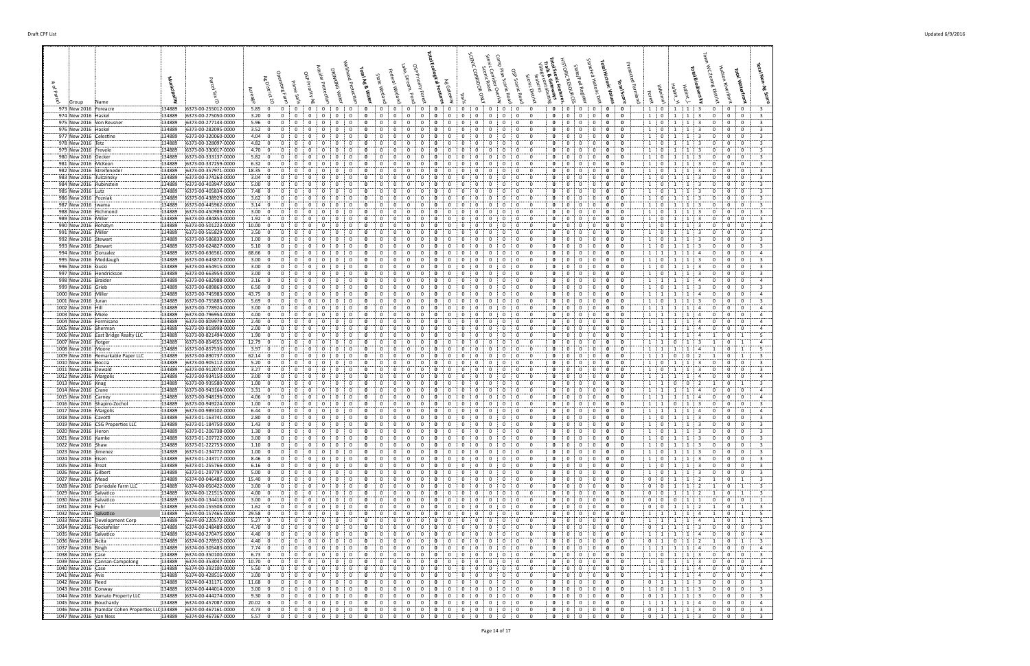| # of Parcel | Group | Name | Municipality | Parcel Tax ID | Acreage | Ag District 20 | Operating Farm | Prime Soils | OSP Priority Ag | Aquifer Protection | Drinking Water | Wellhead Protection | Total Ag & Water | State Wetland | Federal Wetland | Lake, Stream, Pond | OSP Priority Forest | Total Ecological Features | Ag Gateway | Trails | SCENIC CORRIDOR ONLY | Scenic Road | Scenic Corridor Overlay | Comp Plan Scenic Road | OSP Scenic Road | Scenic District | Village communities features | Total Scenic Features, Trails & Gateways | HISTORIC RESOURCES | State/Fed Register | State/Fed Historic Dist | Total Historic Values | Total Score | Protected Farmland | Forest | IAAnimal | Habitat_H | Habitat_L | Total Biodiversity | Town WC Zoning District | Hudson Riverfront | Total Waterfront | Total Non-Ag Score |
|---|---|---|---|---|---|---|---|---|---|---|---|---|---|---|---|---|---|---|---|---|---|---|---|---|---|---|---|---|---|---|---|---|---|---|---|---|---|---|---|---|---|---|---|
| 973 | New 2016 | Foreacre | 134889 | 6373-00-255012-0000 | 5.85 | 0 | 0 | 0 | 0 | 0 | 0 | 0 | 0 | 0 | 0 | 0 | 0 | 0 | 0 | 0 | 0 | 0 | 0 | 0 | 0 | 0 | 0 | 0 | 0 | 0 | 0 | 0 | 0 | | 1 | 0 | 1 | 1 | 3 | 0 | 0 | 0 | 3 |
| 974 | New 2016 | Haskel | 134889 | 6373-00-275050-0000 | 3.20 | 0 | 0 | 0 | 0 | 0 | 0 | 0 | 0 | 0 | 0 | 0 | 0 | 0 | 0 | 0 | 0 | 0 | 0 | 0 | 0 | 0 | 0 | 0 | 0 | 0 | 0 | 0 | 0 | | 1 | 0 | 1 | 1 | 3 | 0 | 0 | 0 | 3 |
| 975 | New 2016 | Von Reusner | 134889 | 6373-00-277143-0000 | 5.96 | 0 | 0 | 0 | 0 | 0 | 0 | 0 | 0 | 0 | 0 | 0 | 0 | 0 | 0 | 0 | 0 | 0 | 0 | 0 | 0 | 0 | 0 | 0 | 0 | 0 | 0 | 0 | 0 | | 1 | 0 | 1 | 1 | 3 | 0 | 0 | 0 | 3 |
| 976 | New 2016 | Haskel | 134889 | 6373-00-282095-0000 | 3.52 | 0 | 0 | 0 | 0 | 0 | 0 | 0 | 0 | 0 | 0 | 0 | 0 | 0 | 0 | 0 | 0 | 0 | 0 | 0 | 0 | 0 | 0 | 0 | 0 | 0 | 0 | 0 | 0 | | 1 | 0 | 1 | 1 | 3 | 0 | 0 | 0 | 3 |
| 977 | New 2016 | Celestine | 134889 | 6373-00-320060-0000 | 4.04 | 0 | 0 | 0 | 0 | 0 | 0 | 0 | 0 | 0 | 0 | 0 | 0 | 0 | 0 | 0 | 0 | 0 | 0 | 0 | 0 | 0 | 0 | 0 | 0 | 0 | 0 | 0 | 0 | | 1 | 0 | 1 | 1 | 3 | 0 | 0 | 0 | 3 |
| 978 | New 2016 | Fetz | 134889 | 6373-00-328097-0000 | 4.82 | 0 | 0 | 0 | 0 | 0 | 0 | 0 | 0 | 0 | 0 | 0 | 0 | 0 | 0 | 0 | 0 | 0 | 0 | 0 | 0 | 0 | 0 | 0 | 0 | 0 | 0 | 0 | 0 | | 1 | 0 | 1 | 1 | 3 | 0 | 0 | 0 | 3 |
| 979 | New 2016 | Frevele | 134889 | 6373-00-330017-0000 | 4.70 | 0 | 0 | 0 | 0 | 0 | 0 | 0 | 0 | 0 | 0 | 0 | 0 | 0 | 0 | 0 | 0 | 0 | 0 | 0 | 0 | 0 | 0 | 0 | 0 | 0 | 0 | 0 | 0 | | 1 | 0 | 1 | 1 | 3 | 0 | 0 | 0 | 3 |
| 980 | New 2016 | Decker | 134889 | 6373-00-333137-0000 | 5.82 | 0 | 0 | 0 | 0 | 0 | 0 | 0 | 0 | 0 | 0 | 0 | 0 | 0 | 0 | 0 | 0 | 0 | 0 | 0 | 0 | 0 | 0 | 0 | 0 | 0 | 0 | 0 | 0 | | 1 | 0 | 1 | 1 | 3 | 0 | 0 | 0 | 3 |
| 981 | New 2016 | McKeon | 134889 | 6373-00-337259-0000 | 6.32 | 0 | 0 | 0 | 0 | 0 | 0 | 0 | 0 | 0 | 0 | 0 | 0 | 0 | 0 | 0 | 0 | 0 | 0 | 0 | 0 | 0 | 0 | 0 | 0 | 0 | 0 | 0 | 0 | | 1 | 0 | 1 | 1 | 3 | 0 | 0 | 0 | 3 |
| 982 | New 2016 | Streifeneder | 134889 | 6373-00-357971-0000 | 18.35 | 0 | 0 | 0 | 0 | 0 | 0 | 0 | 0 | 0 | 0 | 0 | 0 | 0 | 0 | 0 | 0 | 0 | 0 | 0 | 0 | 0 | 0 | 0 | 0 | 0 | 0 | 0 | 0 | | 1 | 0 | 1 | 1 | 3 | 0 | 0 | 0 | 3 |
| 983 | New 2016 | Tulczinsky | 134889 | 6373-00-374263-0000 | 3.04 | 0 | 0 | 0 | 0 | 0 | 0 | 0 | 0 | 0 | 0 | 0 | 0 | 0 | 0 | 0 | 0 | 0 | 0 | 0 | 0 | 0 | 0 | 0 | 0 | 0 | 0 | 0 | 0 | | 1 | 0 | 1 | 1 | 3 | 0 | 0 | 0 | 3 |
| 984 | New 2016 | Rubinstein | 134889 | 6373-00-403947-0000 | 5.00 | 0 | 0 | 0 | 0 | 0 | 0 | 0 | 0 | 0 | 0 | 0 | 0 | 0 | 0 | 0 | 0 | 0 | 0 | 0 | 0 | 0 | 0 | 0 | 0 | 0 | 0 | 0 | 0 | | 1 | 0 | 1 | 1 | 3 | 0 | 0 | 0 | 3 |
| 985 | New 2016 | Lutz | 134889 | 6373-00-405834-0000 | 7.48 | 0 | 0 | 0 | 0 | 0 | 0 | 0 | 0 | 0 | 0 | 0 | 0 | 0 | 0 | 0 | 0 | 0 | 0 | 0 | 0 | 0 | 0 | 0 | 0 | 0 | 0 | 0 | 0 | | 1 | 0 | 1 | 1 | 3 | 0 | 0 | 0 | 3 |
| 986 | New 2016 | Pozniak | 134889 | 6373-00-438929-0000 | 3.62 | 0 | 0 | 0 | 0 | 0 | 0 | 0 | 0 | 0 | 0 | 0 | 0 | 0 | 0 | 0 | 0 | 0 | 0 | 0 | 0 | 0 | 0 | 0 | 0 | 0 | 0 | 0 | 0 | | 1 | 0 | 1 | 1 | 3 | 0 | 0 | 0 | 3 |
| 987 | New 2016 | Iwama | 134889 | 6373-00-445962-0000 | 3.14 | 0 | 0 | 0 | 0 | 0 | 0 | 0 | 0 | 0 | 0 | 0 | 0 | 0 | 0 | 0 | 0 | 0 | 0 | 0 | 0 | 0 | 0 | 0 | 0 | 0 | 0 | 0 | 0 | | 1 | 0 | 1 | 1 | 3 | 0 | 0 | 0 | 3 |
| 988 | New 2016 | Richmond | 134889 | 6373-00-450989-0000 | 3.00 | 0 | 0 | 0 | 0 | 0 | 0 | 0 | 0 | 0 | 0 | 0 | 0 | 0 | 0 | 0 | 0 | 0 | 0 | 0 | 0 | 0 | 0 | 0 | 0 | 0 | 0 | 0 | 0 | | 1 | 0 | 1 | 1 | 3 | 0 | 0 | 0 | 3 |
| 989 | New 2016 | Miller | 134889 | 6373-00-484854-0000 | 1.92 | 0 | 0 | 0 | 0 | 0 | 0 | 0 | 0 | 0 | 0 | 0 | 0 | 0 | 0 | 0 | 0 | 0 | 0 | 0 | 0 | 0 | 0 | 0 | 0 | 0 | 0 | 0 | 0 | | 1 | 0 | 1 | 1 | 3 | 0 | 0 | 0 | 3 |
| 990 | New 2016 | Rohatyn | 134889 | 6373-00-501223-0000 | 10.00 | 0 | 0 | 0 | 0 | 0 | 0 | 0 | 0 | 0 | 0 | 0 | 0 | 0 | 0 | 0 | 0 | 0 | 0 | 0 | 0 | 0 | 0 | 0 | 0 | 0 | 0 | 0 | 0 | | 1 | 0 | 1 | 1 | 3 | 0 | 0 | 0 | 3 |
| 991 | New 2016 | Miller | 134889 | 6373-00-565829-0000 | 3.50 | 0 | 0 | 0 | 0 | 0 | 0 | 0 | 0 | 0 | 0 | 0 | 0 | 0 | 0 | 0 | 0 | 0 | 0 | 0 | 0 | 0 | 0 | 0 | 0 | 0 | 0 | 0 | 0 | | 1 | 0 | 1 | 1 | 3 | 0 | 0 | 0 | 3 |
| 992 | New 2016 | Stewart | 134889 | 6373-00-586833-0000 | 1.00 | 0 | 0 | 0 | 0 | 0 | 0 | 0 | 0 | 0 | 0 | 0 | 0 | 0 | 0 | 0 | 0 | 0 | 0 | 0 | 0 | 0 | 0 | 0 | 0 | 0 | 0 | 0 | 0 | | 1 | 0 | 1 | 1 | 3 | 0 | 0 | 0 | 3 |
| 993 | New 2016 | Stewart | 134889 | 6373-00-624827-0000 | 5.10 | 0 | 0 | 0 | 0 | 0 | 0 | 0 | 0 | 0 | 0 | 0 | 0 | 0 | 0 | 0 | 0 | 0 | 0 | 0 | 0 | 0 | 0 | 0 | 0 | 0 | 0 | 0 | 0 | | 1 | 0 | 1 | 1 | 3 | 0 | 0 | 0 | 3 |
| 994 | New 2016 | Gonzalez | 134889 | 6373-00-636561-0000 | 68.66 | 0 | 0 | 0 | 0 | 0 | 0 | 0 | 0 | 0 | 0 | 0 | 0 | 0 | 0 | 0 | 0 | 0 | 0 | 0 | 0 | 0 | 0 | 0 | 0 | 0 | 0 | 0 | 0 | | 1 | 1 | 1 | 1 | 4 | 0 | 0 | 0 | 4 |
| 995 | New 2016 | Meddaugh | 134889 | 6373-00-643872-0000 | 3.00 | 0 | 0 | 0 | 0 | 0 | 0 | 0 | 0 | 0 | 0 | 0 | 0 | 0 | 0 | 0 | 0 | 0 | 0 | 0 | 0 | 0 | 0 | 0 | 0 | 0 | 0 | 0 | 0 | | 1 | 0 | 1 | 1 | 3 | 0 | 0 | 0 | 3 |
| 996 | New 2016 | Cuski | 134889 | 6373-00-654915-0000 | 3.00 | 0 | 0 | 0 | 0 | 0 | 0 | 0 | 0 | 0 | 0 | 0 | 0 | 0 | 0 | 0 | 0 | 0 | 0 | 0 | 0 | 0 | 0 | 0 | 0 | 0 | 0 | 0 | 0 | | 1 | 0 | 1 | 1 | 3 | 0 | 0 | 0 | 3 |
| 997 | New 2016 | Hendrickson | 134889 | 6373-00-663954-0000 | 3.00 | 0 | 0 | 0 | 0 | 0 | 0 | 0 | 0 | 0 | 0 | 0 | 0 | 0 | 0 | 0 | 0 | 0 | 0 | 0 | 0 | 0 | 0 | 0 | 0 | 0 | 0 | 0 | 0 | | 1 | 0 | 1 | 1 | 3 | 0 | 0 | 0 | 3 |
| 998 | New 2016 | Braider | 134889 | 6373-00-682988-0000 | 3.16 | 0 | 0 | 0 | 0 | 0 | 0 | 0 | 0 | 0 | 0 | 0 | 0 | 0 | 0 | 0 | 0 | 0 | 0 | 0 | 0 | 0 | 0 | 0 | 0 | 0 | 0 | 0 | 0 | | 1 | 1 | 1 | 1 | 4 | 0 | 0 | 0 | 4 |
| 999 | New 2016 | Grieb | 134889 | 6373-00-689863-0000 | 6.50 | 0 | 0 | 0 | 0 | 0 | 0 | 0 | 0 | 0 | 0 | 0 | 0 | 0 | 0 | 0 | 0 | 0 | 0 | 0 | 0 | 0 | 0 | 0 | 0 | 0 | 0 | 0 | 0 | | 1 | 0 | 1 | 1 | 3 | 0 | 0 | 0 | 3 |
| 1000 | New 2016 | Miller | 134889 | 6373-00-745983-0000 | 43.75 | 0 | 0 | 0 | 0 | 0 | 0 | 0 | 0 | 0 | 0 | 0 | 0 | 0 | 0 | 0 | 0 | 0 | 0 | 0 | 0 | 0 | 0 | 0 | 0 | 0 | 0 | 0 | 0 | | 1 | 1 | 1 | 1 | 4 | 0 | 0 | 0 | 4 |
| 1001 | New 2016 | Juran | 134889 | 6373-00-755885-0000 | 5.69 | 0 | 0 | 0 | 0 | 0 | 0 | 0 | 0 | 0 | 0 | 0 | 0 | 0 | 0 | 0 | 0 | 0 | 0 | 0 | 0 | 0 | 0 | 0 | 0 | 0 | 0 | 0 | 0 | | 1 | 0 | 1 | 1 | 3 | 0 | 0 | 0 | 3 |
| 1002 | New 2016 | Hill | 134889 | 6373-00-778924-0000 | 3.00 | 0 | 0 | 0 | 0 | 0 | 0 | 0 | 0 | 0 | 0 | 0 | 0 | 0 | 0 | 0 | 0 | 0 | 0 | 0 | 0 | 0 | 0 | 0 | 0 | 0 | 0 | 0 | 0 | | 1 | 1 | 1 | 1 | 4 | 0 | 0 | 0 | 4 |
| 1003 | New 2016 | Miele | 134889 | 6373-00-796954-0000 | 4.00 | 0 | 0 | 0 | 0 | 0 | 0 | 0 | 0 | 0 | 0 | 0 | 0 | 0 | 0 | 0 | 0 | 0 | 0 | 0 | 0 | 0 | 0 | 0 | 0 | 0 | 0 | 0 | 0 | | 1 | 1 | 1 | 1 | 4 | 0 | 0 | 0 | 4 |
| 1004 | New 2016 | Formisano | 134889 | 6373-00-809979-0000 | 2.40 | 0 | 0 | 0 | 0 | 0 | 0 | 0 | 0 | 0 | 0 | 0 | 0 | 0 | 0 | 0 | 0 | 0 | 0 | 0 | 0 | 0 | 0 | 0 | 0 | 0 | 0 | 0 | 0 | | 1 | 1 | 1 | 1 | 4 | 0 | 0 | 0 | 4 |
| 1005 | New 2016 | Sherman | 134889 | 6373-00-818998-0000 | 2.00 | 0 | 0 | 0 | 0 | 0 | 0 | 0 | 0 | 0 | 0 | 0 | 0 | 0 | 0 | 0 | 0 | 0 | 0 | 0 | 0 | 0 | 0 | 0 | 0 | 0 | 0 | 0 | 0 | | 1 | 1 | 1 | 1 | 4 | 0 | 0 | 0 | 4 |
| 1006 | New 2016 | East Bridge Realty LLC | 134889 | 6373-00-821494-0000 | 1.90 | 0 | 0 | 0 | 0 | 0 | 0 | 0 | 0 | 0 | 0 | 0 | 0 | 0 | 0 | 0 | 0 | 0 | 0 | 0 | 0 | 0 | 0 | 0 | 0 | 0 | 0 | 0 | 0 | | 1 | 1 | 1 | 1 | 4 | 1 | 0 | 1 | 5 |
| 1007 | New 2016 | Rotger | 134889 | 6373-00-854555-0000 | 12.79 | 0 | 0 | 0 | 0 | 0 | 0 | 0 | 0 | 0 | 0 | 0 | 0 | 0 | 0 | 0 | 0 | 0 | 0 | 0 | 0 | 0 | 0 | 0 | 0 | 0 | 0 | 0 | 0 | | 1 | 1 | 0 | 1 | 3 | 1 | 0 | 1 | 4 |
| 1008 | New 2016 | Moore | 134889 | 6373-00-857536-0000 | 3.97 | 0 | 0 | 0 | 0 | 0 | 0 | 0 | 0 | 0 | 0 | 0 | 0 | 0 | 0 | 0 | 0 | 0 | 0 | 0 | 0 | 0 | 0 | 0 | 0 | 0 | 0 | 0 | 0 | | 1 | 1 | 1 | 1 | 4 | 1 | 0 | 1 | 5 |
| 1009 | New 2016 | Remarkable Paper LLC | 134889 | 6373-00-890737-0000 | 62.14 | 0 | 0 | 0 | 0 | 0 | 0 | 0 | 0 | 0 | 0 | 0 | 0 | 0 | 0 | 0 | 0 | 0 | 0 | 0 | 0 | 0 | 0 | 0 | 0 | 0 | 0 | 0 | 0 | | 1 | 1 | 0 | 0 | 2 | 1 | 0 | 1 | 3 |
| 1010 | New 2016 | Boccia | 134889 | 6373-00-905112-0000 | 5.20 | 0 | 0 | 0 | 0 | 0 | 0 | 0 | 0 | 0 | 0 | 0 | 0 | 0 | 0 | 0 | 0 | 0 | 0 | 0 | 0 | 0 | 0 | 0 | 0 | 0 | 0 | 0 | 0 | | 1 | 0 | 1 | 1 | 3 | 0 | 0 | 0 | 3 |
| 1011 | New 2016 | Dewald | 134889 | 6373-00-912073-0000 | 3.27 | 0 | 0 | 0 | 0 | 0 | 0 | 0 | 0 | 0 | 0 | 0 | 0 | 0 | 0 | 0 | 0 | 0 | 0 | 0 | 0 | 0 | 0 | 0 | 0 | 0 | 0 | 0 | 0 | | 1 | 0 | 1 | 1 | 3 | 0 | 0 | 0 | 3 |
| 1012 | New 2016 | Margolis | 134889 | 6373-00-934150-0000 | 3.00 | 0 | 0 | 0 | 0 | 0 | 0 | 0 | 0 | 0 | 0 | 0 | 0 | 0 | 0 | 0 | 0 | 0 | 0 | 0 | 0 | 0 | 0 | 0 | 0 | 0 | 0 | 0 | 0 | | 1 | 1 | 1 | 1 | 4 | 0 | 0 | 0 | 4 |
| 1013 | New 2016 | Kraig | 134889 | 6373-00-935580-0000 | 1.00 | 0 | 0 | 0 | 0 | 0 | 0 | 0 | 0 | 0 | 0 | 0 | 0 | 0 | 0 | 0 | 0 | 0 | 0 | 0 | 0 | 0 | 0 | 0 | 0 | 0 | 0 | 0 | 0 | | 1 | 1 | 0 | 0 | 2 | 1 | 0 | 1 | 3 |
| 1014 | New 2016 | Crane | 134889 | 6373-00-943164-0000 | 3.31 | 0 | 0 | 0 | 0 | 0 | 0 | 0 | 0 | 0 | 0 | 0 | 0 | 0 | 0 | 0 | 0 | 0 | 0 | 0 | 0 | 0 | 0 | 0 | 0 | 0 | 0 | 0 | 0 | | 1 | 1 | 1 | 1 | 4 | 0 | 0 | 0 | 4 |
| 1015 | New 2016 | Carney | 134889 | 6373-00-948196-0000 | 4.06 | 0 | 0 | 0 | 0 | 0 | 0 | 0 | 0 | 0 | 0 | 0 | 0 | 0 | 0 | 0 | 0 | 0 | 0 | 0 | 0 | 0 | 0 | 0 | 0 | 0 | 0 | 0 | 0 | | 1 | 1 | 1 | 1 | 4 | 0 | 0 | 0 | 4 |
| 1016 | New 2016 | Shapiro-Zochol | 134889 | 6373-00-949224-0000 | 1.00 | 0 | 0 | 0 | 0 | 0 | 0 | 0 | 0 | 0 | 0 | 0 | 0 | 0 | 0 | 0 | 0 | 0 | 0 | 0 | 0 | 0 | 0 | 0 | 0 | 0 | 0 | 0 | 0 | | 1 | 1 | 0 | 1 | 3 | 0 | 0 | 0 | 3 |
| 1017 | New 2016 | Margolis | 134889 | 6373-00-989102-0000 | 6.44 | 0 | 0 | 0 | 0 | 0 | 0 | 0 | 0 | 0 | 0 | 0 | 0 | 0 | 0 | 0 | 0 | 0 | 0 | 0 | 0 | 0 | 0 | 0 | 0 | 0 | 0 | 0 | 0 | | 1 | 1 | 1 | 1 | 4 | 0 | 0 | 0 | 4 |
| 1018 | New 2016 | Cavotti | 134889 | 6373-01-163741-0000 | 2.80 | 0 | 0 | 0 | 0 | 0 | 0 | 0 | 0 | 0 | 0 | 0 | 0 | 0 | 0 | 0 | 0 | 0 | 0 | 0 | 0 | 0 | 0 | 0 | 0 | 0 | 0 | 0 | 0 | | 1 | 0 | 1 | 1 | 3 | 0 | 0 | 0 | 3 |
| 1019 | New 2016 | CSG Properties LLC | 134889 | 6373-01-184750-0000 | 1.43 | 0 | 0 | 0 | 0 | 0 | 0 | 0 | 0 | 0 | 0 | 0 | 0 | 0 | 0 | 0 | 0 | 0 | 0 | 0 | 0 | 0 | 0 | 0 | 0 | 0 | 0 | 0 | 0 | | 1 | 0 | 1 | 1 | 3 | 0 | 0 | 0 | 3 |
| 1020 | New 2016 | Heron | 134889 | 6373-01-206738-0000 | 1.30 | 0 | 0 | 0 | 0 | 0 | 0 | 0 | 0 | 0 | 0 | 0 | 0 | 0 | 0 | 0 | 0 | 0 | 0 | 0 | 0 | 0 | 0 | 0 | 0 | 0 | 0 | 0 | 0 | | 1 | 0 | 1 | 1 | 3 | 0 | 0 | 0 | 3 |
| 1021 | New 2016 | Kamke | 134889 | 6373-01-207722-0000 | 3.00 | 0 | 0 | 0 | 0 | 0 | 0 | 0 | 0 | 0 | 0 | 0 | 0 | 0 | 0 | 0 | 0 | 0 | 0 | 0 | 0 | 0 | 0 | 0 | 0 | 0 | 0 | 0 | 0 | | 1 | 0 | 1 | 1 | 3 | 0 | 0 | 0 | 3 |
| 1022 | New 2016 | Shaw | 134889 | 6373-01-222753-0000 | 1.10 | 0 | 0 | 0 | 0 | 0 | 0 | 0 | 0 | 0 | 0 | 0 | 0 | 0 | 0 | 0 | 0 | 0 | 0 | 0 | 0 | 0 | 0 | 0 | 0 | 0 | 0 | 0 | 0 | | 1 | 0 | 1 | 1 | 3 | 0 | 0 | 0 | 3 |
| 1023 | New 2016 | Jimenez | 134889 | 6373-01-234772-0000 | 1.00 | 0 | 0 | 0 | 0 | 0 | 0 | 0 | 0 | 0 | 0 | 0 | 0 | 0 | 0 | 0 | 0 | 0 | 0 | 0 | 0 | 0 | 0 | 0 | 0 | 0 | 0 | 0 | 0 | | 1 | 0 | 1 | 1 | 3 | 0 | 0 | 0 | 3 |
| 1024 | New 2016 | Eisen | 134889 | 6373-01-243717-0000 | 8.46 | 0 | 0 | 0 | 0 | 0 | 0 | 0 | 0 | 0 | 0 | 0 | 0 | 0 | 0 | 0 | 0 | 0 | 0 | 0 | 0 | 0 | 0 | 0 | 0 | 0 | 0 | 0 | 0 | | 1 | 0 | 1 | 1 | 3 | 0 | 0 | 0 | 3 |
| 1025 | New 2016 | Treat | 134889 | 6373-01-255766-0000 | 6.16 | 0 | 0 | 0 | 0 | 0 | 0 | 0 | 0 | 0 | 0 | 0 | 0 | 0 | 0 | 0 | 0 | 0 | 0 | 0 | 0 | 0 | 0 | 0 | 0 | 0 | 0 | 0 | 0 | | 1 | 0 | 1 | 1 | 3 | 0 | 0 | 0 | 3 |
| 1026 | New 2016 | Gilbert | 134889 | 6373-01-297797-0000 | 5.00 | 0 | 0 | 0 | 0 | 0 | 0 | 0 | 0 | 0 | 0 | 0 | 0 | 0 | 0 | 0 | 0 | 0 | 0 | 0 | 0 | 0 | 0 | 0 | 0 | 0 | 0 | 0 | 0 | | 1 | 0 | 1 | 1 | 3 | 0 | 0 | 0 | 3 |
| 1027 | New 2016 | Mead | 134889 | 6374-00-046485-0000 | 15.40 | 0 | 0 | 0 | 0 | 0 | 0 | 0 | 0 | 0 | 0 | 0 | 0 | 0 | 0 | 0 | 0 | 0 | 0 | 0 | 0 | 0 | 0 | 0 | 0 | 0 | 0 | 0 | 0 | | 0 | 0 | 1 | 1 | 2 | 1 | 0 | 1 | 3 |
| 1028 | New 2016 | Doriedale Farm LLC | 134889 | 6374-00-050422-0000 | 3.00 | 0 | 0 | 0 | 0 | 0 | 0 | 0 | 0 | 0 | 0 | 0 | 0 | 0 | 0 | 0 | 0 | 0 | 0 | 0 | 0 | 0 | 0 | 0 | 0 | 0 | 0 | 0 | 0 | | 0 | 0 | 1 | 1 | 2 | 1 | 0 | 1 | 3 |
| 1029 | New 2016 | Salvatico | 134889 | 6374-00-121515-0000 | 4.00 | 0 | 0 | 0 | 0 | 0 | 0 | 0 | 0 | 0 | 0 | 0 | 0 | 0 | 0 | 0 | 0 | 0 | 0 | 0 | 0 | 0 | 0 | 0 | 0 | 0 | 0 | 0 | 0 | | 0 | 0 | 1 | 1 | 2 | 1 | 0 | 1 | 3 |
| 1030 | New 2016 | Salvatico | 134889 | 6374-00-134418-0000 | 3.00 | 0 | 0 | 0 | 0 | 0 | 0 | 0 | 0 | 0 | 0 | 0 | 0 | 0 | 0 | 0 | 0 | 0 | 0 | 0 | 0 | 0 | 0 | 0 | 0 | 0 | 0 | 0 | 0 | | 0 | 0 | 0 | 1 | 1 | 0 | 0 | 0 | 1 |
| 1031 | New 2016 | Fuhr | 134889 | 6374-00-155508-0000 | 1.62 | 0 | 0 | 0 | 0 | 0 | 0 | 0 | 0 | 0 | 0 | 0 | 0 | 0 | 0 | 0 | 0 | 0 | 0 | 0 | 0 | 0 | 0 | 0 | 0 | 0 | 0 | 0 | 0 | | 0 | 0 | 1 | 1 | 2 | 1 | 0 | 1 | 3 |
| 1032 | New 2016 | Salvatico | 134889 | 6374-00-157465-0000 | 29.58 | 0 | 0 | 0 | 0 | 0 | 0 | 0 | 0 | 0 | 0 | 0 | 0 | 0 | 0 | 0 | 0 | 0 | 0 | 0 | 0 | 0 | 0 | 0 | 0 | 0 | 0 | 0 | 0 | | 1 | 1 | 1 | 1 | 4 | 1 | 0 | 1 | 5 |
| 1033 | New 2016 | Development Corp | 134889 | 6374-00-220572-0000 | 5.27 | 0 | 0 | 0 | 0 | 0 | 0 | 0 | 0 | 0 | 0 | 0 | 0 | 0 | 0 | 0 | 0 | 0 | 0 | 0 | 0 | 0 | 0 | 0 | 0 | 0 | 0 | 0 | 0 | | 1 | 1 | 1 | 1 | 4 | 1 | 0 | 1 | 5 |
| 1034 | New 2016 | Rockefeller | 134889 | 6374-00-248489-0000 | 4.70 | 0 | 0 | 0 | 0 | 0 | 0 | 0 | 0 | 0 | 0 | 0 | 0 | 0 | 0 | 0 | 0 | 0 | 0 | 0 | 0 | 0 | 0 | 0 | 0 | 0 | 0 | 0 | 0 | | 0 | 1 | 1 | 1 | 3 | 0 | 0 | 0 | 3 |
| 1035 | New 2016 | Salvatico | 134889 | 6374-00-270475-0000 | 4.40 | 0 | 0 | 0 | 0 | 0 | 0 | 0 | 0 | 0 | 0 | 0 | 0 | 0 | 0 | 0 | 0 | 0 | 0 | 0 | 0 | 0 | 0 | 0 | 0 | 0 | 0 | 0 | 0 | | 1 | 1 | 1 | 1 | 4 | 0 | 0 | 0 | 4 |
| 1036 | New 2016 | Acita | 134889 | 6374-00-278932-0000 | 4.40 | 0 | 0 | 0 | 0 | 0 | 0 | 0 | 0 | 0 | 0 | 0 | 0 | 0 | 0 | 0 | 0 | 0 | 0 | 0 | 0 | 0 | 0 | 0 | 0 | 0 | 0 | 0 | 0 | | 0 | 1 | 0 | 1 | 2 | 1 | 0 | 1 | 3 |
| 1037 | New 2016 | Singh | 134889 | 6374-00-305483-0000 | 7.74 | 0 | 0 | 0 | 0 | 0 | 0 | 0 | 0 | 0 | 0 | 0 | 0 | 0 | 0 | 0 | 0 | 0 | 0 | 0 | 0 | 0 | 0 | 0 | 0 | 0 | 0 | 0 | 0 | | 1 | 1 | 1 | 1 | 4 | 0 | 0 | 0 | 4 |
| 1038 | New 2016 | Case | 134889 | 6374-00-350100-0000 | 6.73 | 0 | 0 | 0 | 0 | 0 | 0 | 0 | 0 | 0 | 0 | 0 | 0 | 0 | 0 | 0 | 0 | 0 | 0 | 0 | 0 | 0 | 0 | 0 | 0 | 0 | 0 | 0 | 0 | | 1 | 0 | 1 | 1 | 3 | 0 | 0 | 0 | 3 |
| 1039 | New 2016 | Cannan-Campolong | 134889 | 6374-00-353047-0000 | 10.70 | 0 | 0 | 0 | 0 | 0 | 0 | 0 | 0 | 0 | 0 | 0 | 0 | 0 | 0 | 0 | 0 | 0 | 0 | 0 | 0 | 0 | 0 | 0 | 0 | 0 | 0 | 0 | 0 | | 1 | 0 | 1 | 1 | 3 | 0 | 0 | 0 | 3 |
| 1040 | New 2016 | Case | 134889 | 6374-00-392100-0000 | 5.50 | 0 | 0 | 0 | 0 | 0 | 0 | 0 | 0 | 0 | 0 | 0 | 0 | 0 | 0 | 0 | 0 | 0 | 0 | 0 | 0 | 0 | 0 | 0 | 0 | 0 | 0 | 0 | 0 | | 1 | 1 | 1 | 1 | 4 | 0 | 0 | 0 | 4 |
| 1041 | New 2016 | Avis | 134889 | 6374-00-428516-0000 | 3.00 | 0 | 0 | 0 | 0 | 0 | 0 | 0 | 0 | 0 | 0 | 0 | 0 | 0 | 0 | 0 | 0 | 0 | 0 | 0 | 0 | 0 | 0 | 0 | 0 | 0 | 0 | 0 | 0 | | 1 | 1 | 1 | 1 | 4 | 0 | 0 | 0 | 4 |
| 1042 | New 2016 | Reed | 134889 | 6374-00-431171-0000 | 11.68 | 0 | 0 | 0 | 0 | 0 | 0 | 0 | 0 | 0 | 0 | 0 | 0 | 0 | 0 | 0 | 0 | 0 | 0 | 0 | 0 | 0 | 0 | 0 | 0 | 0 | 0 | 0 | 0 | | 0 | 1 | 1 | 1 | 3 | 0 | 0 | 0 | 3 |
| 1043 | New 2016 | Conway | 134889 | 6374-00-444014-0000 | 3.00 | 0 | 0 | 0 | 0 | 0 | 0 | 0 | 0 | 0 | 0 | 0 | 0 | 0 | 0 | 0 | 0 | 0 | 0 | 0 | 0 | 0 | 0 | 0 | 0 | 0 | 0 | 0 | 0 | | 1 | 0 | 1 | 1 | 3 | 0 | 0 | 0 | 3 |
| 1044 | New 2016 | Yamato Property LLC | 134889 | 6374-00-444274-0000 | 9.30 | 0 | 0 | 0 | 0 | 0 | 0 | 0 | 0 | 0 | 0 | 0 | 0 | 0 | 0 | 0 | 0 | 0 | 0 | 0 | 0 | 0 | 0 | 0 | 0 | 0 | 0 | 0 | 0 | | 0 | 1 | 1 | 1 | 3 | 0 | 0 | 0 | 3 |
| 1045 | New 2016 | Bouchardy | 134889 | 6374-00-457087-0000 | 20.02 | 0 | 0 | 0 | 0 | 0 | 0 | 0 | 0 | 0 | 0 | 0 | 0 | 0 | 0 | 0 | 0 | 0 | 0 | 0 | 0 | 0 | 0 | 0 | 0 | 0 | 0 | 0 | 0 | | 1 | 1 | 1 | 1 | 4 | 0 | 0 | 0 | 4 |
| 1046 | New 2016 | Namdar Cohen Properties LLC | 134889 | 6374-00-467161-0000 | 4.73 | 0 | 0 | 0 | 0 | 0 | 0 | 0 | 0 | 0 | 0 | 0 | 0 | 0 | 0 | 0 | 0 | 0 | 0 | 0 | 0 | 0 | 0 | 0 | 0 | 0 | 0 | 0 | 0 | | 0 | 1 | 1 | 1 | 3 | 0 | 0 | 0 | 3 |
| 1047 | New 2016 | Van Ness | 134889 | 6374-00-467367-0000 | 5.57 | 0 | 0 | 0 | 0 | 0 | 0 | 0 | 0 | 0 | 0 | 0 | 0 | 0 | 0 | 0 | 0 | 0 | 0 | 0 | 0 | 0 | 0 | 0 | 0 | 0 | 0 | 0 | 0 | | 0 | 1 | 1 | 1 | 3 | 0 | 0 | 0 | 3 |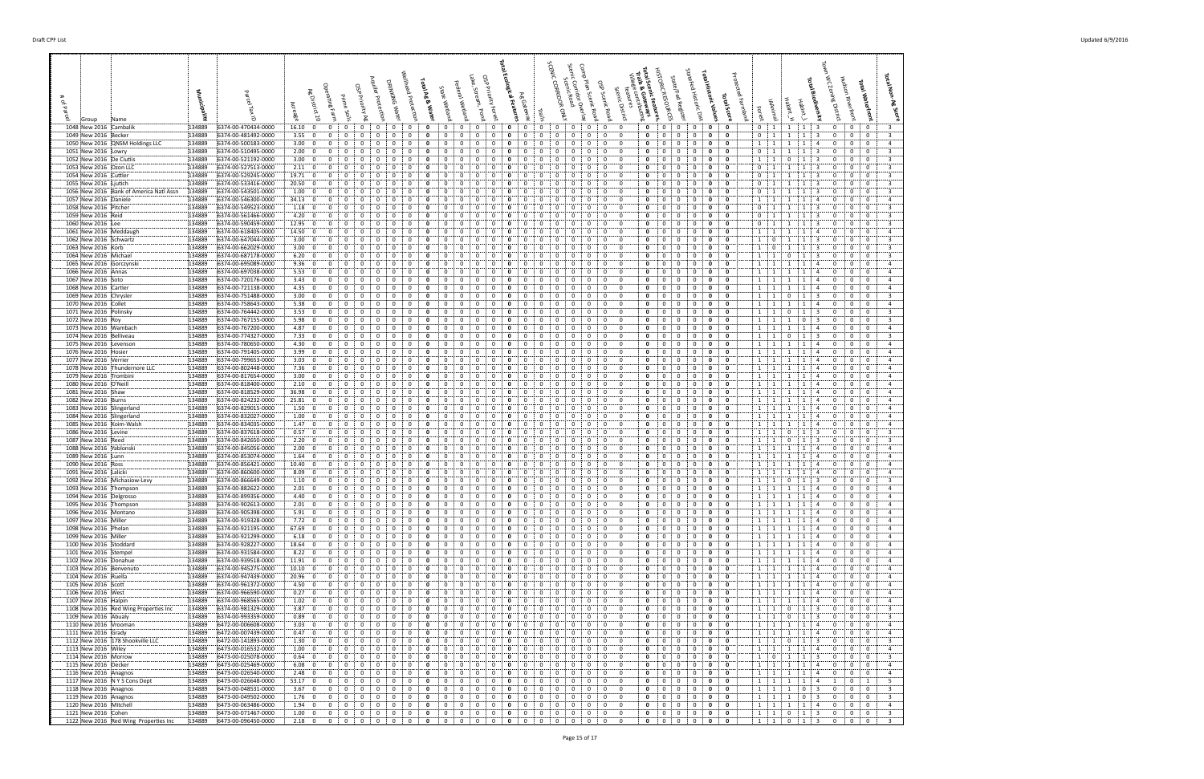| # of Parcel | Group | Name | Municipality | Parcel Tax ID | Acreage | Ag District 20 | Operating Farm | Prime Soils | OSP Priority Ag | Aquifer Protection | Drinking Water | Wellhead Protection | Total Ag & Water | State Wetland | Federal Wetland | Lake, Stream, Pond | OSP Priority Forest | Total Ecological Features | Ag Gateway | Trails | SCENIC CORRIDOR ONLY | Scenic Road | Scenic Corridor Overlay | Camp Plan Scenic Road | OSP Scenic Road | Scenic District | Village communities features | Total Scenic Features, Trails & Gateways | HISTORIC RESOURCES | State Fed Register | Stanford Historic Dist | Total Historic Values | Total Score | Protected Farmland | Forest | IAAnimal | Habitat_H | Habitat_L | Total Biodiversity | Town WC Zoning District | Hudson Riverfront | Total Waterfront | Total Non-Ag Score |
|---|---|---|---|---|---|---|---|---|---|---|---|---|---|---|---|---|---|---|---|---|---|---|---|---|---|---|---|---|---|---|---|---|---|---|---|---|---|---|---|---|---|---|---|
| 1048 | New 2016 | Cambalik | 134889 | 6374-00-470434-0000 | 16.10 | 0 | 0 | 0 | 0 | 0 | 0 | 0 | 0 | 0 | 0 | 0 | 0 | 0 | 0 | 0 | 0 | 0 | 0 | 0 | 0 | 0 | 0 | 0 | 0 | 0 | 0 | 0 | 0 | | 0 | 1 | 1 | 1 | 3 | 0 | 0 | 0 | 3 |
| 1049 | New 2016 | Becker | 134889 | 6374-00-481492-0000 | 3.55 | 0 | 0 | 0 | 0 | 0 | 0 | 0 | 0 | 0 | 0 | 0 | 0 | 0 | 0 | 0 | 0 | 0 | 0 | 0 | 0 | 0 | 0 | 0 | 0 | 0 | 0 | 0 | 0 | | 0 | 1 | 1 | 1 | 3 | 0 | 0 | 0 | 3 |
| 1050 | New 2016 | CJNSM Holdings LLC | 134889 | 6374-00-500183-0000 | 3.00 | 0 | 0 | 0 | 0 | 0 | 0 | 0 | 0 | 0 | 0 | 0 | 0 | 0 | 0 | 0 | 0 | 0 | 0 | 0 | 0 | 0 | 0 | 0 | 0 | 0 | 0 | 0 | 0 | | 1 | 1 | 1 | 1 | 4 | 0 | 0 | 0 | 4 |
| 1051 | New 2016 | Lowry | 134889 | 6374-00-510495-0000 | 2.00 | 0 | 0 | 0 | 0 | 0 | 0 | 0 | 0 | 0 | 0 | 0 | 0 | 0 | 0 | 0 | 0 | 0 | 0 | 0 | 0 | 0 | 0 | 0 | 0 | 0 | 0 | 0 | 0 | | 0 | 1 | 1 | 1 | 3 | 0 | 0 | 0 | 3 |
| 1052 | New 2016 | De Ciutiis | 134889 | 6374-00-521192-0000 | 3.00 | 0 | 0 | 0 | 0 | 0 | 0 | 0 | 0 | 0 | 0 | 0 | 0 | 0 | 0 | 0 | 0 | 0 | 0 | 0 | 0 | 0 | 0 | 0 | 0 | 0 | 0 | 0 | 0 | | 1 | 1 | 0 | 1 | 3 | 0 | 0 | 0 | 3 |
| 1053 | New 2016 | Kison LLC | 134889 | 6374-00-527513-0000 | 2.11 | 0 | 0 | 0 | 0 | 0 | 0 | 0 | 0 | 0 | 0 | 0 | 0 | 0 | 0 | 0 | 0 | 0 | 0 | 0 | 0 | 0 | 0 | 0 | 0 | 0 | 0 | 0 | 0 | | 0 | 1 | 1 | 1 | 3 | 0 | 0 | 0 | 3 |
| 1054 | New 2016 | Cuttler | 134889 | 6374-00-529245-0000 | 19.71 | 0 | 0 | 0 | 0 | 0 | 0 | 0 | 0 | 0 | 0 | 0 | 0 | 0 | 0 | 0 | 0 | 0 | 0 | 0 | 0 | 0 | 0 | 0 | 0 | 0 | 0 | 0 | 0 | | 0 | 1 | 1 | 1 | 3 | 0 | 0 | 0 | 3 |
| 1055 | New 2016 | Ljutich | 134889 | 6374-00-533416-0000 | 20.50 | 0 | 0 | 0 | 0 | 0 | 0 | 0 | 0 | 0 | 0 | 0 | 0 | 0 | 0 | 0 | 0 | 0 | 0 | 0 | 0 | 0 | 0 | 0 | 0 | 0 | 0 | 0 | 0 | | 0 | 1 | 1 | 1 | 3 | 0 | 0 | 0 | 3 |
| 1056 | New 2016 | Bank of America Natl Assn | 134889 | 6374-00-543501-0000 | 1.00 | 0 | 0 | 0 | 0 | 0 | 0 | 0 | 0 | 0 | 0 | 0 | 0 | 0 | 0 | 0 | 0 | 0 | 0 | 0 | 0 | 0 | 0 | 0 | 0 | 0 | 0 | 0 | 0 | | 0 | 1 | 1 | 1 | 3 | 0 | 0 | 0 | 3 |
| 1057 | New 2016 | Daniele | 134889 | 6374-00-546300-0000 | 34.13 | 0 | 0 | 0 | 0 | 0 | 0 | 0 | 0 | 0 | 0 | 0 | 0 | 0 | 0 | 0 | 0 | 0 | 0 | 0 | 0 | 0 | 0 | 0 | 0 | 0 | 0 | 0 | 0 | | 1 | 1 | 1 | 1 | 4 | 0 | 0 | 0 | 4 |
| 1058 | New 2016 | Pitcher | 134889 | 6374-00-549523-0000 | 1.18 | 0 | 0 | 0 | 0 | 0 | 0 | 0 | 0 | 0 | 0 | 0 | 0 | 0 | 0 | 0 | 0 | 0 | 0 | 0 | 0 | 0 | 0 | 0 | 0 | 0 | 0 | 0 | 0 | | 0 | 1 | 1 | 1 | 3 | 0 | 0 | 0 | 3 |
| 1059 | New 2016 | Reid | 134889 | 6374-00-561466-0000 | 4.20 | 0 | 0 | 0 | 0 | 0 | 0 | 0 | 0 | 0 | 0 | 0 | 0 | 0 | 0 | 0 | 0 | 0 | 0 | 0 | 0 | 0 | 0 | 0 | 0 | 0 | 0 | 0 | 0 | | 0 | 1 | 1 | 1 | 3 | 0 | 0 | 0 | 3 |
| 1060 | New 2016 | Lee | 134889 | 6374-00-590459-0000 | 12.95 | 0 | 0 | 0 | 0 | 0 | 0 | 0 | 0 | 0 | 0 | 0 | 0 | 0 | 0 | 0 | 0 | 0 | 0 | 0 | 0 | 0 | 0 | 0 | 0 | 0 | 0 | 0 | 0 | | 0 | 1 | 1 | 1 | 3 | 0 | 0 | 0 | 3 |
| 1061 | New 2016 | Meddaugh | 134889 | 6374-00-618405-0000 | 14.50 | 0 | 0 | 0 | 0 | 0 | 0 | 0 | 0 | 0 | 0 | 0 | 0 | 0 | 0 | 0 | 0 | 0 | 0 | 0 | 0 | 0 | 0 | 0 | 0 | 0 | 0 | 0 | 0 | | 1 | 1 | 1 | 1 | 4 | 0 | 0 | 0 | 4 |
| 1062 | New 2016 | Schwartz | 134889 | 6374-00-647044-0000 | 3.00 | 0 | 0 | 0 | 0 | 0 | 0 | 0 | 0 | 0 | 0 | 0 | 0 | 0 | 0 | 0 | 0 | 0 | 0 | 0 | 0 | 0 | 0 | 0 | 0 | 0 | 0 | 0 | 0 | | 1 | 0 | 1 | 1 | 3 | 0 | 0 | 0 | 3 |
| 1063 | New 2016 | Korb | 134889 | 6374-00-662029-0000 | 3.00 | 0 | 0 | 0 | 0 | 0 | 0 | 0 | 0 | 0 | 0 | 0 | 0 | 0 | 0 | 0 | 0 | 0 | 0 | 0 | 0 | 0 | 0 | 0 | 0 | 0 | 0 | 0 | 0 | | 1 | 0 | 1 | 1 | 3 | 0 | 0 | 0 | 3 |
| 1064 | New 2016 | Michael | 134889 | 6374-00-687178-0000 | 6.20 | 0 | 0 | 0 | 0 | 0 | 0 | 0 | 0 | 0 | 0 | 0 | 0 | 0 | 0 | 0 | 0 | 0 | 0 | 0 | 0 | 0 | 0 | 0 | 0 | 0 | 0 | 0 | 0 | | 1 | 1 | 0 | 1 | 3 | 0 | 0 | 0 | 3 |
| 1065 | New 2016 | Gorczynski | 134889 | 6374-00-695089-0000 | 9.36 | 0 | 0 | 0 | 0 | 0 | 0 | 0 | 0 | 0 | 0 | 0 | 0 | 0 | 0 | 0 | 0 | 0 | 0 | 0 | 0 | 0 | 0 | 0 | 0 | 0 | 0 | 0 | 0 | | 1 | 1 | 1 | 1 | 4 | 0 | 0 | 0 | 4 |
| 1066 | New 2016 | Annas | 134889 | 6374-00-697038-0000 | 5.53 | 0 | 0 | 0 | 0 | 0 | 0 | 0 | 0 | 0 | 0 | 0 | 0 | 0 | 0 | 0 | 0 | 0 | 0 | 0 | 0 | 0 | 0 | 0 | 0 | 0 | 0 | 0 | 0 | | 1 | 1 | 1 | 1 | 4 | 0 | 0 | 0 | 4 |
| 1067 | New 2016 | Soto | 134889 | 6374-00-720176-0000 | 3.43 | 0 | 0 | 0 | 0 | 0 | 0 | 0 | 0 | 0 | 0 | 0 | 0 | 0 | 0 | 0 | 0 | 0 | 0 | 0 | 0 | 0 | 0 | 0 | 0 | 0 | 0 | 0 | 0 | | 1 | 1 | 1 | 1 | 4 | 0 | 0 | 0 | 4 |
| 1068 | New 2016 | Cartier | 134889 | 6374-00-721138-0000 | 4.35 | 0 | 0 | 0 | 0 | 0 | 0 | 0 | 0 | 0 | 0 | 0 | 0 | 0 | 0 | 0 | 0 | 0 | 0 | 0 | 0 | 0 | 0 | 0 | 0 | 0 | 0 | 0 | 0 | | 1 | 1 | 1 | 1 | 4 | 0 | 0 | 0 | 4 |
| 1069 | New 2016 | Chrysler | 134889 | 6374-00-751488-0000 | 3.00 | 0 | 0 | 0 | 0 | 0 | 0 | 0 | 0 | 0 | 0 | 0 | 0 | 0 | 0 | 0 | 0 | 0 | 0 | 0 | 0 | 0 | 0 | 0 | 0 | 0 | 0 | 0 | 0 | | 1 | 1 | 0 | 1 | 3 | 0 | 0 | 0 | 3 |
| 1070 | New 2016 | Collet | 134889 | 6374-00-758643-0000 | 5.38 | 0 | 0 | 0 | 0 | 0 | 0 | 0 | 0 | 0 | 0 | 0 | 0 | 0 | 0 | 0 | 0 | 0 | 0 | 0 | 0 | 0 | 0 | 0 | 0 | 0 | 0 | 0 | 0 | | 1 | 1 | 1 | 1 | 4 | 0 | 0 | 0 | 4 |
| 1071 | New 2016 | Polinsky | 134889 | 6374-00-764442-0000 | 3.53 | 0 | 0 | 0 | 0 | 0 | 0 | 0 | 0 | 0 | 0 | 0 | 0 | 0 | 0 | 0 | 0 | 0 | 0 | 0 | 0 | 0 | 0 | 0 | 0 | 0 | 0 | 0 | 0 | | 1 | 1 | 0 | 1 | 3 | 0 | 0 | 0 | 3 |
| 1072 | New 2016 | Roy | 134889 | 6374-00-767155-0000 | 5.98 | 0 | 0 | 0 | 0 | 0 | 0 | 0 | 0 | 0 | 0 | 0 | 0 | 0 | 0 | 0 | 0 | 0 | 0 | 0 | 0 | 0 | 0 | 0 | 0 | 0 | 0 | 0 | 0 | | 1 | 1 | 1 | 0 | 3 | 0 | 0 | 0 | 3 |
| 1073 | New 2016 | Wambach | 134889 | 6374-00-767200-0000 | 4.87 | 0 | 0 | 0 | 0 | 0 | 0 | 0 | 0 | 0 | 0 | 0 | 0 | 0 | 0 | 0 | 0 | 0 | 0 | 0 | 0 | 0 | 0 | 0 | 0 | 0 | 0 | 0 | 0 | | 1 | 1 | 1 | 1 | 4 | 0 | 0 | 0 | 4 |
| 1074 | New 2016 | Belliveau | 134889 | 6374-00-774327-0000 | 7.33 | 0 | 0 | 0 | 0 | 0 | 0 | 0 | 0 | 0 | 0 | 0 | 0 | 0 | 0 | 0 | 0 | 0 | 0 | 0 | 0 | 0 | 0 | 0 | 0 | 0 | 0 | 0 | 0 | | 1 | 1 | 0 | 1 | 3 | 0 | 0 | 0 | 3 |
| 1075 | New 2016 | Levenson | 134889 | 6374-00-780650-0000 | 4.30 | 0 | 0 | 0 | 0 | 0 | 0 | 0 | 0 | 0 | 0 | 0 | 0 | 0 | 0 | 0 | 0 | 0 | 0 | 0 | 0 | 0 | 0 | 0 | 0 | 0 | 0 | 0 | 0 | | 1 | 1 | 1 | 1 | 4 | 0 | 0 | 0 | 4 |
| 1076 | New 2016 | Hosier | 134889 | 6374-00-791405-0000 | 3.99 | 0 | 0 | 0 | 0 | 0 | 0 | 0 | 0 | 0 | 0 | 0 | 0 | 0 | 0 | 0 | 0 | 0 | 0 | 0 | 0 | 0 | 0 | 0 | 0 | 0 | 0 | 0 | 0 | | 1 | 1 | 1 | 1 | 4 | 0 | 0 | 0 | 4 |
| 1077 | New 2016 | Verrier | 134889 | 6374-00-799653-0000 | 3.03 | 0 | 0 | 0 | 0 | 0 | 0 | 0 | 0 | 0 | 0 | 0 | 0 | 0 | 0 | 0 | 0 | 0 | 0 | 0 | 0 | 0 | 0 | 0 | 0 | 0 | 0 | 0 | 0 | | 1 | 1 | 1 | 1 | 4 | 0 | 0 | 0 | 4 |
| 1078 | New 2016 | Thundermore LLC | 134889 | 6374-00-802448-0000 | 7.36 | 0 | 0 | 0 | 0 | 0 | 0 | 0 | 0 | 0 | 0 | 0 | 0 | 0 | 0 | 0 | 0 | 0 | 0 | 0 | 0 | 0 | 0 | 0 | 0 | 0 | 0 | 0 | 0 | | 1 | 1 | 1 | 1 | 4 | 0 | 0 | 0 | 4 |
| 1079 | New 2016 | Trombini | 134889 | 6374-00-817654-0000 | 3.00 | 0 | 0 | 0 | 0 | 0 | 0 | 0 | 0 | 0 | 0 | 0 | 0 | 0 | 0 | 0 | 0 | 0 | 0 | 0 | 0 | 0 | 0 | 0 | 0 | 0 | 0 | 0 | 0 | | 1 | 1 | 1 | 1 | 4 | 0 | 0 | 0 | 4 |
| 1080 | New 2016 | O'Neill | 134889 | 6374-00-818400-0000 | 2.10 | 0 | 0 | 0 | 0 | 0 | 0 | 0 | 0 | 0 | 0 | 0 | 0 | 0 | 0 | 0 | 0 | 0 | 0 | 0 | 0 | 0 | 0 | 0 | 0 | 0 | 0 | 0 | 0 | | 1 | 1 | 1 | 1 | 4 | 0 | 0 | 0 | 4 |
| 1081 | New 2016 | Shaw | 134889 | 6374-00-818529-0000 | 36.98 | 0 | 0 | 0 | 0 | 0 | 0 | 0 | 0 | 0 | 0 | 0 | 0 | 0 | 0 | 0 | 0 | 0 | 0 | 0 | 0 | 0 | 0 | 0 | 0 | 0 | 0 | 0 | 0 | | 1 | 1 | 1 | 1 | 4 | 0 | 0 | 0 | 4 |
| 1082 | New 2016 | Burns | 134889 | 6374-00-824232-0000 | 25.81 | 0 | 0 | 0 | 0 | 0 | 0 | 0 | 0 | 0 | 0 | 0 | 0 | 0 | 0 | 0 | 0 | 0 | 0 | 0 | 0 | 0 | 0 | 0 | 0 | 0 | 0 | 0 | 0 | | 1 | 1 | 1 | 1 | 4 | 0 | 0 | 0 | 4 |
| 1083 | New 2016 | Slingerland | 134889 | 6374-00-829015-0000 | 1.50 | 0 | 0 | 0 | 0 | 0 | 0 | 0 | 0 | 0 | 0 | 0 | 0 | 0 | 0 | 0 | 0 | 0 | 0 | 0 | 0 | 0 | 0 | 0 | 0 | 0 | 0 | 0 | 0 | | 1 | 1 | 1 | 1 | 4 | 0 | 0 | 0 | 4 |
| 1084 | New 2016 | Slingerland | 134889 | 6374-00-832027-0000 | 1.00 | 0 | 0 | 0 | 0 | 0 | 0 | 0 | 0 | 0 | 0 | 0 | 0 | 0 | 0 | 0 | 0 | 0 | 0 | 0 | 0 | 0 | 0 | 0 | 0 | 0 | 0 | 0 | 0 | | 1 | 1 | 1 | 1 | 4 | 0 | 0 | 0 | 4 |
| 1085 | New 2016 | Korn-Walsh | 134889 | 6374-00-834035-0000 | 1.47 | 0 | 0 | 0 | 0 | 0 | 0 | 0 | 0 | 0 | 0 | 0 | 0 | 0 | 0 | 0 | 0 | 0 | 0 | 0 | 0 | 0 | 0 | 0 | 0 | 0 | 0 | 0 | 0 | | 1 | 1 | 1 | 1 | 4 | 0 | 0 | 0 | 4 |
| 1086 | New 2016 | Levine | 134889 | 6374-00-837618-0000 | 0.57 | 0 | 0 | 0 | 0 | 0 | 0 | 0 | 0 | 0 | 0 | 0 | 0 | 0 | 0 | 0 | 0 | 0 | 0 | 0 | 0 | 0 | 0 | 0 | 0 | 0 | 0 | 0 | 0 | | 1 | 1 | 0 | 1 | 3 | 0 | 0 | 0 | 3 |
| 1087 | New 2016 | Reed | 134889 | 6374-00-842650-0000 | 2.20 | 0 | 0 | 0 | 0 | 0 | 0 | 0 | 0 | 0 | 0 | 0 | 0 | 0 | 0 | 0 | 0 | 0 | 0 | 0 | 0 | 0 | 0 | 0 | 0 | 0 | 0 | 0 | 0 | | 1 | 1 | 0 | 1 | 3 | 0 | 0 | 0 | 3 |
| 1088 | New 2016 | Yablonski | 134889 | 6374-00-845056-0000 | 2.00 | 0 | 0 | 0 | 0 | 0 | 0 | 0 | 0 | 0 | 0 | 0 | 0 | 0 | 0 | 0 | 0 | 0 | 0 | 0 | 0 | 0 | 0 | 0 | 0 | 0 | 0 | 0 | 0 | | 1 | 1 | 1 | 1 | 4 | 0 | 0 | 0 | 4 |
| 1089 | New 2016 | Lunn | 134889 | 6374-00-853074-0000 | 1.64 | 0 | 0 | 0 | 0 | 0 | 0 | 0 | 0 | 0 | 0 | 0 | 0 | 0 | 0 | 0 | 0 | 0 | 0 | 0 | 0 | 0 | 0 | 0 | 0 | 0 | 0 | 0 | 0 | | 1 | 1 | 1 | 1 | 4 | 0 | 0 | 0 | 4 |
| 1090 | New 2016 | Ross | 134889 | 6374-00-856421-0000 | 10.40 | 0 | 0 | 0 | 0 | 0 | 0 | 0 | 0 | 0 | 0 | 0 | 0 | 0 | 0 | 0 | 0 | 0 | 0 | 0 | 0 | 0 | 0 | 0 | 0 | 0 | 0 | 0 | 0 | | 1 | 1 | 1 | 1 | 4 | 0 | 0 | 0 | 4 |
| 1091 | New 2016 | Lalicki | 134889 | 6374-00-860600-0000 | 8.09 | 0 | 0 | 0 | 0 | 0 | 0 | 0 | 0 | 0 | 0 | 0 | 0 | 0 | 0 | 0 | 0 | 0 | 0 | 0 | 0 | 0 | 0 | 0 | 0 | 0 | 0 | 0 | 0 | | 1 | 1 | 1 | 1 | 4 | 0 | 0 | 0 | 4 |
| 1092 | New 2016 | Michasiow-Levy | 134889 | 6374-00-866649-0000 | 1.10 | 0 | 0 | 0 | 0 | 0 | 0 | 0 | 0 | 0 | 0 | 0 | 0 | 0 | 0 | 0 | 0 | 0 | 0 | 0 | 0 | 0 | 0 | 0 | 0 | 0 | 0 | 0 | 0 | | 1 | 1 | 0 | 1 | 3 | 0 | 0 | 0 | 3 |
| 1093 | New 2016 | Thompson | 134889 | 6374-00-882622-0000 | 2.01 | 0 | 0 | 0 | 0 | 0 | 0 | 0 | 0 | 0 | 0 | 0 | 0 | 0 | 0 | 0 | 0 | 0 | 0 | 0 | 0 | 0 | 0 | 0 | 0 | 0 | 0 | 0 | 0 | | 1 | 1 | 1 | 1 | 4 | 0 | 0 | 0 | 4 |
| 1094 | New 2016 | Delgrosso | 134889 | 6374-00-899356-0000 | 4.40 | 0 | 0 | 0 | 0 | 0 | 0 | 0 | 0 | 0 | 0 | 0 | 0 | 0 | 0 | 0 | 0 | 0 | 0 | 0 | 0 | 0 | 0 | 0 | 0 | 0 | 0 | 0 | 0 | | 1 | 1 | 1 | 1 | 4 | 0 | 0 | 0 | 4 |
| 1095 | New 2016 | Thompson | 134889 | 6374-00-902613-0000 | 2.01 | 0 | 0 | 0 | 0 | 0 | 0 | 0 | 0 | 0 | 0 | 0 | 0 | 0 | 0 | 0 | 0 | 0 | 0 | 0 | 0 | 0 | 0 | 0 | 0 | 0 | 0 | 0 | 0 | | 1 | 1 | 1 | 1 | 4 | 0 | 0 | 0 | 4 |
| 1096 | New 2016 | Montano | 134889 | 6374-00-905398-0000 | 5.91 | 0 | 0 | 0 | 0 | 0 | 0 | 0 | 0 | 0 | 0 | 0 | 0 | 0 | 0 | 0 | 0 | 0 | 0 | 0 | 0 | 0 | 0 | 0 | 0 | 0 | 0 | 0 | 0 | | 1 | 1 | 1 | 1 | 4 | 0 | 0 | 0 | 4 |
| 1097 | New 2016 | Miller | 134889 | 6374-00-919328-0000 | 7.72 | 0 | 0 | 0 | 0 | 0 | 0 | 0 | 0 | 0 | 0 | 0 | 0 | 0 | 0 | 0 | 0 | 0 | 0 | 0 | 0 | 0 | 0 | 0 | 0 | 0 | 0 | 0 | 0 | | 1 | 1 | 1 | 1 | 4 | 0 | 0 | 0 | 4 |
| 1098 | New 2016 | Phelan | 134889 | 6374-00-921195-0000 | 67.69 | 0 | 0 | 0 | 0 | 0 | 0 | 0 | 0 | 0 | 0 | 0 | 0 | 0 | 0 | 0 | 0 | 0 | 0 | 0 | 0 | 0 | 0 | 0 | 0 | 0 | 0 | 0 | 0 | | 1 | 1 | 1 | 1 | 4 | 0 | 0 | 0 | 4 |
| 1099 | New 2016 | Miller | 134889 | 6374-00-921299-0000 | 6.18 | 0 | 0 | 0 | 0 | 0 | 0 | 0 | 0 | 0 | 0 | 0 | 0 | 0 | 0 | 0 | 0 | 0 | 0 | 0 | 0 | 0 | 0 | 0 | 0 | 0 | 0 | 0 | 0 | | 1 | 1 | 1 | 1 | 4 | 0 | 0 | 0 | 4 |
| 1100 | New 2016 | Stoddard | 134889 | 6374-00-928227-0000 | 18.64 | 0 | 0 | 0 | 0 | 0 | 0 | 0 | 0 | 0 | 0 | 0 | 0 | 0 | 0 | 0 | 0 | 0 | 0 | 0 | 0 | 0 | 0 | 0 | 0 | 0 | 0 | 0 | 0 | | 1 | 1 | 1 | 1 | 4 | 0 | 0 | 0 | 4 |
| 1101 | New 2016 | Stempel | 134889 | 6374-00-931584-0000 | 8.22 | 0 | 0 | 0 | 0 | 0 | 0 | 0 | 0 | 0 | 0 | 0 | 0 | 0 | 0 | 0 | 0 | 0 | 0 | 0 | 0 | 0 | 0 | 0 | 0 | 0 | 0 | 0 | 0 | | 1 | 1 | 1 | 1 | 4 | 0 | 0 | 0 | 4 |
| 1102 | New 2016 | Donahue | 134889 | 6374-00-939518-0000 | 11.91 | 0 | 0 | 0 | 0 | 0 | 0 | 0 | 0 | 0 | 0 | 0 | 0 | 0 | 0 | 0 | 0 | 0 | 0 | 0 | 0 | 0 | 0 | 0 | 0 | 0 | 0 | 0 | 0 | | 1 | 1 | 1 | 1 | 4 | 0 | 0 | 0 | 4 |
| 1103 | New 2016 | Benvenuto | 134889 | 6374-00-945275-0000 | 10.10 | 0 | 0 | 0 | 0 | 0 | 0 | 0 | 0 | 0 | 0 | 0 | 0 | 0 | 0 | 0 | 0 | 0 | 0 | 0 | 0 | 0 | 0 | 0 | 0 | 0 | 0 | 0 | 0 | | 1 | 1 | 1 | 1 | 4 | 0 | 0 | 0 | 4 |
| 1104 | New 2016 | Ruella | 134889 | 6374-00-947439-0000 | 20.96 | 0 | 0 | 0 | 0 | 0 | 0 | 0 | 0 | 0 | 0 | 0 | 0 | 0 | 0 | 0 | 0 | 0 | 0 | 0 | 0 | 0 | 0 | 0 | 0 | 0 | 0 | 0 | 0 | | 1 | 1 | 1 | 1 | 4 | 0 | 0 | 0 | 4 |
| 1105 | New 2016 | Scott | 134889 | 6374-00-961372-0000 | 4.50 | 0 | 0 | 0 | 0 | 0 | 0 | 0 | 0 | 0 | 0 | 0 | 0 | 0 | 0 | 0 | 0 | 0 | 0 | 0 | 0 | 0 | 0 | 0 | 0 | 0 | 0 | 0 | 0 | | 1 | 1 | 1 | 1 | 4 | 0 | 0 | 0 | 4 |
| 1106 | New 2016 | West | 134889 | 6374-00-966590-0000 | 0.27 | 0 | 0 | 0 | 0 | 0 | 0 | 0 | 0 | 0 | 0 | 0 | 0 | 0 | 0 | 0 | 0 | 0 | 0 | 0 | 0 | 0 | 0 | 0 | 0 | 0 | 0 | 0 | 0 | | 1 | 1 | 1 | 1 | 4 | 0 | 0 | 0 | 4 |
| 1107 | New 2016 | Halpin | 134889 | 6374-00-968565-0000 | 1.02 | 0 | 0 | 0 | 0 | 0 | 0 | 0 | 0 | 0 | 0 | 0 | 0 | 0 | 0 | 0 | 0 | 0 | 0 | 0 | 0 | 0 | 0 | 0 | 0 | 0 | 0 | 0 | 0 | | 1 | 1 | 1 | 1 | 4 | 0 | 0 | 0 | 4 |
| 1108 | New 2016 | Red Wing Properties Inc | 134889 | 6374-00-981329-0000 | 3.87 | 0 | 0 | 0 | 0 | 0 | 0 | 0 | 0 | 0 | 0 | 0 | 0 | 0 | 0 | 0 | 0 | 0 | 0 | 0 | 0 | 0 | 0 | 0 | 0 | 0 | 0 | 0 | 0 | | 1 | 1 | 0 | 1 | 3 | 0 | 0 | 0 | 3 |
| 1109 | New 2016 | Abualy | 134889 | 6374-00-993359-0000 | 0.89 | 0 | 0 | 0 | 0 | 0 | 0 | 0 | 0 | 0 | 0 | 0 | 0 | 0 | 0 | 0 | 0 | 0 | 0 | 0 | 0 | 0 | 0 | 0 | 0 | 0 | 0 | 0 | 0 | | 1 | 1 | 0 | 1 | 3 | 0 | 0 | 0 | 3 |
| 1110 | New 2016 | Vrooman | 134889 | 6472-00-006608-0000 | 3.03 | 0 | 0 | 0 | 0 | 0 | 0 | 0 | 0 | 0 | 0 | 0 | 0 | 0 | 0 | 0 | 0 | 0 | 0 | 0 | 0 | 0 | 0 | 0 | 0 | 0 | 0 | 0 | 0 | | 1 | 1 | 1 | 1 | 4 | 0 | 0 | 0 | 4 |
| 1111 | New 2016 | Grady | 134889 | 6472-00-007439-0000 | 0.47 | 0 | 0 | 0 | 0 | 0 | 0 | 0 | 0 | 0 | 0 | 0 | 0 | 0 | 0 | 0 | 0 | 0 | 0 | 0 | 0 | 0 | 0 | 0 | 0 | 0 | 0 | 0 | 0 | | 1 | 1 | 1 | 1 | 4 | 0 | 0 | 0 | 4 |
| 1112 | New 2016 | 178 Shookville LLC | 134889 | 6472-00-141893-0000 | 1.30 | 0 | 0 | 0 | 0 | 0 | 0 | 0 | 0 | 0 | 0 | 0 | 0 | 0 | 0 | 0 | 0 | 0 | 0 | 0 | 0 | 0 | 0 | 0 | 0 | 0 | 0 | 0 | 0 | | 1 | 1 | 0 | 1 | 3 | 0 | 0 | 0 | 3 |
| 1113 | New 2016 | Wiley | 134889 | 6473-00-016532-0000 | 1.00 | 0 | 0 | 0 | 0 | 0 | 0 | 0 | 0 | 0 | 0 | 0 | 0 | 0 | 0 | 0 | 0 | 0 | 0 | 0 | 0 | 0 | 0 | 0 | 0 | 0 | 0 | 0 | 0 | | 1 | 1 | 1 | 1 | 4 | 0 | 0 | 0 | 4 |
| 1114 | New 2016 | Morrow | 134889 | 6473-00-025078-0000 | 0.64 | 0 | 0 | 0 | 0 | 0 | 0 | 0 | 0 | 0 | 0 | 0 | 0 | 0 | 0 | 0 | 0 | 0 | 0 | 0 | 0 | 0 | 0 | 0 | 0 | 0 | 0 | 0 | 0 | | 1 | 0 | 1 | 1 | 3 | 0 | 0 | 0 | 3 |
| 1115 | New 2016 | Decker | 134889 | 6473-00-025469-0000 | 6.08 | 0 | 0 | 0 | 0 | 0 | 0 | 0 | 0 | 0 | 0 | 0 | 0 | 0 | 0 | 0 | 0 | 0 | 0 | 0 | 0 | 0 | 0 | 0 | 0 | 0 | 0 | 0 | 0 | | 1 | 1 | 1 | 1 | 4 | 0 | 0 | 0 | 4 |
| 1116 | New 2016 | Anagnos | 134889 | 6473-00-026540-0000 | 2.48 | 0 | 0 | 0 | 0 | 0 | 0 | 0 | 0 | 0 | 0 | 0 | 0 | 0 | 0 | 0 | 0 | 0 | 0 | 0 | 0 | 0 | 0 | 0 | 0 | 0 | 0 | 0 | 0 | | 1 | 1 | 1 | 1 | 4 | 0 | 0 | 0 | 4 |
| 1117 | New 2016 | N Y S Cons Dept | 134889 | 6473-00-026648-0000 | 53.17 | 0 | 0 | 0 | 0 | 0 | 0 | 0 | 0 | 0 | 0 | 0 | 0 | 0 | 0 | 0 | 0 | 0 | 0 | 0 | 0 | 0 | 0 | 0 | 0 | 0 | 0 | 0 | 0 | | 1 | 1 | 1 | 1 | 4 | 1 | 0 | 1 | 5 |
| 1118 | New 2016 | Anagnos | 134889 | 6473-00-048531-0000 | 3.67 | 0 | 0 | 0 | 0 | 0 | 0 | 0 | 0 | 0 | 0 | 0 | 0 | 0 | 0 | 0 | 0 | 0 | 0 | 0 | 0 | 0 | 0 | 0 | 0 | 0 | 0 | 0 | 0 | | 1 | 1 | 1 | 0 | 3 | 0 | 0 | 0 | 3 |
| 1119 | New 2016 | Anagnos | 134889 | 6473-00-049502-0000 | 1.76 | 0 | 0 | 0 | 0 | 0 | 0 | 0 | 0 | 0 | 0 | 0 | 0 | 0 | 0 | 0 | 0 | 0 | 0 | 0 | 0 | 0 | 0 | 0 | 0 | 0 | 0 | 0 | 0 | | 1 | 1 | 1 | 0 | 3 | 0 | 0 | 0 | 3 |
| 1120 | New 2016 | Mitchell | 134889 | 6473-00-063486-0000 | 1.94 | 0 | 0 | 0 | 0 | 0 | 0 | 0 | 0 | 0 | 0 | 0 | 0 | 0 | 0 | 0 | 0 | 0 | 0 | 0 | 0 | 0 | 0 | 0 | 0 | 0 | 0 | 0 | 0 | | 1 | 1 | 1 | 1 | 4 | 0 | 0 | 0 | 4 |
| 1121 | New 2016 | Cohen | 134889 | 6473-00-071467-0000 | 1.00 | 0 | 0 | 0 | 0 | 0 | 0 | 0 | 0 | 0 | 0 | 0 | 0 | 0 | 0 | 0 | 0 | 0 | 0 | 0 | 0 | 0 | 0 | 0 | 0 | 0 | 0 | 0 | 0 | | 1 | 1 | 0 | 1 | 3 | 0 | 0 | 0 | 3 |
| 1122 | New 2016 | Red Wing Properties Inc | 134889 | 6473-00-096450-0000 | 2.18 | 0 | 0 | 0 | 0 | 0 | 0 | 0 | 0 | 0 | 0 | 0 | 0 | 0 | 0 | 0 | 0 | 0 | 0 | 0 | 0 | 0 | 0 | 0 | 0 | 0 | 0 | 0 | 0 | | 1 | 1 | 0 | 1 | 3 | 0 | 0 | 0 | 3 |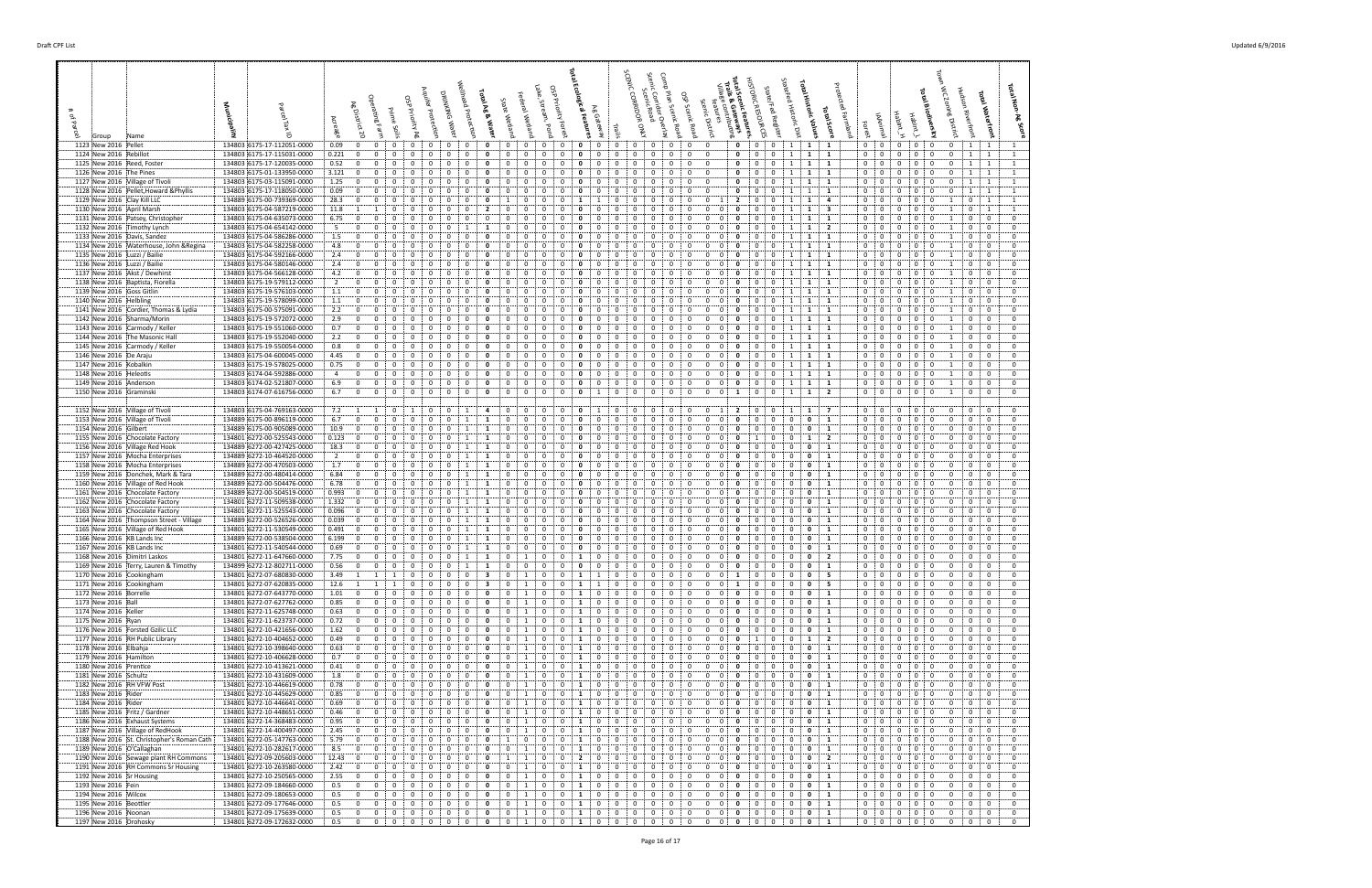| # of Parcel | Group | Name | Municipality | Parcel Tax ID | Acreage | Ag District 20 | Operating Farm | Prime Soils | OSP Priority Ag | Aquifer Protection | Drinking Water | Wellhead Protection | Total Ag & Water | State Wetland | Federal Wetland | Lake, Stream, Pond | OSP Priority Forest | Total Ecological Features | Ag Gateway | Trails | SCENIC CORRIDOR ONLY | Scenic Road | Scenic Corridor Overlook | Comp Plan Scenic Road | OSP Scenic Road | Scenic District | Village cores & features | Total Scenic Features, Trails & Gateways | HISTORIC RESOURCES | State/Fed Register | Historic Dist | Total Historic Values | Total Score | Protected Farmland | Forest | iAnimal | Habitat_H | Habitat_L | Total Biodiversity | Town WC Zoning District | Hudson Riverfront | Total Waterfront | Total Non-Ag Score |
|---|---|---|---|---|---|---|---|---|---|---|---|---|---|---|---|---|---|---|---|---|---|---|---|---|---|---|---|---|---|---|---|---|---|---|---|---|---|---|---|---|---|---|---|
| 1123 | New 2016 | Pellet | 134803 | 6175-17-112051-0000 | 0.09 | 0 | 0 | 0 | 0 | 0 | 0 | 0 | 0 | 0 | 0 | 0 | 0 | 0 | 0 | 0 | 0 | 0 | 0 | 0 | 0 | 0 | 0 | 0 | 0 | 0 | 1 | 1 | 1 | | 0 | 0 | 0 | 0 | 0 | 0 | 1 | 1 | 1 |
| 1124 | New 2016 | Rebillot | 134803 | 6175-17-115031-0000 | 0.221 | 0 | 0 | 0 | 0 | 0 | 0 | 0 | 0 | 0 | 0 | 0 | 0 | 0 | 0 | 0 | 0 | 0 | 0 | 0 | 0 | 0 | 0 | 0 | 0 | 0 | 1 | 1 | 1 | | 0 | 0 | 0 | 0 | 0 | 0 | 1 | 1 | 1 |
| 1125 | New 2016 | Reed, Foster | 134803 | 6175-17-120035-0000 | 0.52 | 0 | 0 | 0 | 0 | 0 | 0 | 0 | 0 | 0 | 0 | 0 | 0 | 0 | 0 | 0 | 0 | 0 | 0 | 0 | 0 | 0 | 0 | 0 | 0 | 0 | 1 | 1 | 1 | | 0 | 0 | 0 | 0 | 0 | 0 | 1 | 1 | 1 |
| 1126 | New 2016 | The Pines | 134803 | 6175-01-133950-0000 | 3.121 | 0 | 0 | 0 | 0 | 0 | 0 | 0 | 0 | 0 | 0 | 0 | 0 | 0 | 0 | 0 | 0 | 0 | 0 | 0 | 0 | 0 | 0 | 0 | 0 | 0 | 1 | 1 | 1 | | 0 | 0 | 0 | 0 | 0 | 0 | 1 | 1 | 1 |
| 1127 | New 2016 | Village of Tivoli | 134803 | 6175-03-115091-0000 | 1.25 | 0 | 0 | 0 | 0 | 0 | 0 | 0 | 0 | 0 | 0 | 0 | 0 | 0 | 0 | 0 | 0 | 0 | 0 | 0 | 0 | 0 | 0 | 0 | 0 | 0 | 1 | 1 | 1 | | 0 | 0 | 0 | 0 | 0 | 0 | 1 | 1 | 1 |
| 1128 | New 2016 | Pellet,Howard &Phyllis | 134803 | 6175-17-118050-0000 | 0.09 | 0 | 0 | 0 | 0 | 0 | 0 | 0 | 0 | 0 | 0 | 0 | 0 | 0 | 0 | 0 | 0 | 0 | 0 | 0 | 0 | 0 | 0 | 0 | 0 | 0 | 1 | 1 | 1 | | 0 | 0 | 0 | 0 | 0 | 0 | 1 | 1 | 1 |
| 1129 | New 2016 | Clay Kill LLC | 134889 | 6175-00-739369-0000 | 28.3 | 0 | 0 | 0 | 0 | 0 | 0 | 0 | 0 | 1 | 0 | 0 | 0 | 1 | 1 | 0 | 0 | 0 | 0 | 0 | 0 | 0 | 1 | 2 | 0 | 0 | 1 | 1 | 4 | | 0 | 0 | 0 | 0 | 0 | 1 | 0 | 1 | 1 |
| 1130 | New 2016 | April Marsh | 134803 | 6175-04-587219-0000 | 11.8 | 1 | 1 | 0 | 0 | 0 | 0 | 0 | 2 | 0 | 0 | 0 | 0 | 0 | 0 | 0 | 0 | 0 | 0 | 0 | 0 | 0 | 0 | 0 | 0 | 0 | 1 | 1 | 3 | | 0 | 0 | 0 | 0 | 0 | 0 | 1 | 1 | 1 |
| 1131 | New 2016 | Patsey, Christopher | 134803 | 6175-04-635075-0000 | 6.75 | 0 | 0 | 0 | 0 | 0 | 0 | 0 | 0 | 0 | 0 | 0 | 0 | 0 | 0 | 0 | 0 | 0 | 0 | 0 | 0 | 0 | 0 | 0 | 0 | 0 | 1 | 1 | 1 | | 0 | 0 | 0 | 0 | 0 | 1 | 0 | 0 | 0 |
| 1132 | New 2016 | Timothy Lynch | 134803 | 6175-04-654142-0000 | 5 | 0 | 0 | 0 | 0 | 0 | 0 | 1 | 1 | 0 | 0 | 0 | 0 | 0 | 0 | 0 | 0 | 0 | 0 | 0 | 0 | 0 | 0 | 0 | 0 | 0 | 1 | 1 | 2 | | 0 | 0 | 0 | 0 | 0 | 1 | 0 | 0 | 0 |
| 1133 | New 2016 | Davis, Sandez | 134803 | 6175-04-586286-0000 | 1.5 | 0 | 0 | 0 | 0 | 0 | 0 | 0 | 0 | 0 | 0 | 0 | 0 | 0 | 0 | 0 | 0 | 0 | 0 | 0 | 0 | 0 | 0 | 0 | 0 | 0 | 1 | 1 | 1 | | 0 | 0 | 0 | 0 | 0 | 1 | 0 | 0 | 0 |
| 1134 | New 2016 | Waterhouse, John &Regina | 134803 | 6175-04-582258-0000 | 4.8 | 0 | 0 | 0 | 0 | 0 | 0 | 0 | 0 | 0 | 0 | 0 | 0 | 0 | 0 | 0 | 0 | 0 | 0 | 0 | 0 | 0 | 0 | 0 | 0 | 0 | 1 | 1 | 1 | | 0 | 0 | 0 | 0 | 0 | 1 | 0 | 0 | 0 |
| 1135 | New 2016 | Luzzi / Bailie | 134803 | 6175-04-592166-0000 | 2.4 | 0 | 0 | 0 | 0 | 0 | 0 | 0 | 0 | 0 | 0 | 0 | 0 | 0 | 0 | 0 | 0 | 0 | 0 | 0 | 0 | 0 | 0 | 0 | 0 | 0 | 1 | 1 | 1 | | 0 | 0 | 0 | 0 | 0 | 1 | 0 | 0 | 0 |
| 1136 | New 2016 | Luzzi / Bailie | 134803 | 6175-04-580146-0000 | 2.4 | 0 | 0 | 0 | 0 | 0 | 0 | 0 | 0 | 0 | 0 | 0 | 0 | 0 | 0 | 0 | 0 | 0 | 0 | 0 | 0 | 0 | 0 | 0 | 0 | 0 | 1 | 1 | 1 | | 0 | 0 | 0 | 0 | 0 | 1 | 0 | 0 | 0 |
| 1137 | New 2016 | Akst / Dewhirst | 134803 | 6175-04-566128-0000 | 4.2 | 0 | 0 | 0 | 0 | 0 | 0 | 0 | 0 | 0 | 0 | 0 | 0 | 0 | 0 | 0 | 0 | 0 | 0 | 0 | 0 | 0 | 0 | 0 | 0 | 0 | 1 | 1 | 1 | | 0 | 0 | 0 | 0 | 0 | 1 | 0 | 0 | 0 |
| 1138 | New 2016 | Baptista, Fiorella | 134803 | 6175-19-579112-0000 | 2 | 0 | 0 | 0 | 0 | 0 | 0 | 0 | 0 | 0 | 0 | 0 | 0 | 0 | 0 | 0 | 0 | 0 | 0 | 0 | 0 | 0 | 0 | 0 | 0 | 0 | 1 | 1 | 1 | | 0 | 0 | 0 | 0 | 0 | 1 | 0 | 0 | 0 |
| 1139 | New 2016 | Goss Gitlin | 134803 | 6175-19-576103-0000 | 1.1 | 0 | 0 | 0 | 0 | 0 | 0 | 0 | 0 | 0 | 0 | 0 | 0 | 0 | 0 | 0 | 0 | 0 | 0 | 0 | 0 | 0 | 0 | 0 | 0 | 0 | 1 | 1 | 1 | | 0 | 0 | 0 | 0 | 0 | 1 | 0 | 0 | 0 |
| 1140 | New 2016 | Helbling | 134803 | 6175-19-578099-0000 | 1.1 | 0 | 0 | 0 | 0 | 0 | 0 | 0 | 0 | 0 | 0 | 0 | 0 | 0 | 0 | 0 | 0 | 0 | 0 | 0 | 0 | 0 | 0 | 0 | 0 | 0 | 1 | 1 | 1 | | 0 | 0 | 0 | 0 | 0 | 1 | 0 | 0 | 0 |
| 1141 | New 2016 | Cordier, Thomas & Lydia | 134803 | 6175-00-575091-0000 | 2.2 | 0 | 0 | 0 | 0 | 0 | 0 | 0 | 0 | 0 | 0 | 0 | 0 | 0 | 0 | 0 | 0 | 0 | 0 | 0 | 0 | 0 | 0 | 0 | 0 | 0 | 1 | 1 | 1 | | 0 | 0 | 0 | 0 | 0 | 1 | 0 | 0 | 0 |
| 1142 | New 2016 | Sharma/Morin | 134803 | 6175-19-572072-0000 | 2.9 | 0 | 0 | 0 | 0 | 0 | 0 | 0 | 0 | 0 | 0 | 0 | 0 | 0 | 0 | 0 | 0 | 0 | 0 | 0 | 0 | 0 | 0 | 0 | 0 | 0 | 1 | 1 | 1 | | 0 | 0 | 0 | 0 | 0 | 1 | 0 | 0 | 0 |
| 1143 | New 2016 | Carmody / Keller | 134803 | 6175-19-551060-0000 | 0.7 | 0 | 0 | 0 | 0 | 0 | 0 | 0 | 0 | 0 | 0 | 0 | 0 | 0 | 0 | 0 | 0 | 0 | 0 | 0 | 0 | 0 | 0 | 0 | 0 | 0 | 1 | 1 | 1 | | 0 | 0 | 0 | 0 | 0 | 1 | 0 | 0 | 0 |
| 1144 | New 2016 | The Masonic Hall | 134803 | 6175-19-552040-0000 | 2.2 | 0 | 0 | 0 | 0 | 0 | 0 | 0 | 0 | 0 | 0 | 0 | 0 | 0 | 0 | 0 | 0 | 0 | 0 | 0 | 0 | 0 | 0 | 0 | 0 | 0 | 1 | 1 | 1 | | 0 | 0 | 0 | 0 | 0 | 1 | 0 | 0 | 0 |
| 1145 | New 2016 | Carmody / Keller | 134803 | 6175-19-550054-0000 | 0.8 | 0 | 0 | 0 | 0 | 0 | 0 | 0 | 0 | 0 | 0 | 0 | 0 | 0 | 0 | 0 | 0 | 0 | 0 | 0 | 0 | 0 | 0 | 0 | 0 | 0 | 1 | 1 | 1 | | 0 | 0 | 0 | 0 | 0 | 1 | 0 | 0 | 0 |
| 1146 | New 2016 | De Araju | 134803 | 6175-04-600045-0000 | 4.45 | 0 | 0 | 0 | 0 | 0 | 0 | 0 | 0 | 0 | 0 | 0 | 0 | 0 | 0 | 0 | 0 | 0 | 0 | 0 | 0 | 0 | 0 | 0 | 0 | 0 | 1 | 1 | 1 | | 0 | 0 | 0 | 0 | 0 | 1 | 0 | 0 | 0 |
| 1147 | New 2016 | Kobalkin | 134803 | 6175-19-578025-0000 | 0.75 | 0 | 0 | 0 | 0 | 0 | 0 | 0 | 0 | 0 | 0 | 0 | 0 | 0 | 0 | 0 | 0 | 0 | 0 | 0 | 0 | 0 | 0 | 0 | 0 | 0 | 1 | 1 | 1 | | 0 | 0 | 0 | 0 | 0 | 1 | 0 | 0 | 0 |
| 1148 | New 2016 | Heleotis | 134803 | 6174-04-592886-0000 | 4 | 0 | 0 | 0 | 0 | 0 | 0 | 0 | 0 | 0 | 0 | 0 | 0 | 0 | 0 | 0 | 0 | 0 | 0 | 0 | 0 | 0 | 0 | 0 | 0 | 0 | 1 | 1 | 1 | | 0 | 0 | 0 | 0 | 0 | 1 | 0 | 0 | 0 |
| 1149 | New 2016 | Anderson | 134803 | 6174-02-521807-0000 | 6.9 | 0 | 0 | 0 | 0 | 0 | 0 | 0 | 0 | 0 | 0 | 0 | 0 | 0 | 0 | 0 | 0 | 0 | 0 | 0 | 0 | 0 | 0 | 0 | 0 | 0 | 1 | 1 | 1 | | 0 | 0 | 0 | 0 | 0 | 1 | 0 | 0 | 0 |
| 1150 | New 2016 | Graminski | 134803 | 6174-07-616756-0000 | 6.7 | 0 | 0 | 0 | 0 | 0 | 0 | 0 | 0 | 0 | 0 | 0 | 0 | 0 | 1 | 0 | 0 | 0 | 0 | 0 | 0 | 0 | 0 | 1 | 0 | 0 | 1 | 1 | 2 | | 0 | 0 | 0 | 0 | 0 | 1 | 0 | 0 | 0 |
| 1152 | New 2016 | Village of Tivoli | 134803 | 6175-04-769163-0000 | 7.2 | 1 | 1 | 0 | 1 | 0 | 0 | 1 | 4 | 0 | 0 | 0 | 0 | 0 | 1 | 0 | 0 | 0 | 0 | 0 | 0 | 0 | 1 | 2 | 0 | 0 | 1 | 1 | 7 | | 0 | 0 | 0 | 0 | 0 | 0 | 0 | 0 | 0 |
| 1153 | New 2016 | Village of Tivoli | 134803 | 6175-00-896119-0000 | 6.7 | 0 | 0 | 0 | 0 | 0 | 0 | 1 | 1 | 0 | 0 | 0 | 0 | 0 | 0 | 0 | 0 | 0 | 0 | 0 | 0 | 0 | 0 | 0 | 0 | 0 | 0 | 0 | 1 | | 0 | 0 | 0 | 0 | 0 | 0 | 0 | 0 | 0 |
| 1154 | New 2016 | Gilbert | 134889 | 6175-00-905089-0000 | 10.9 | 0 | 0 | 0 | 0 | 0 | 0 | 1 | 1 | 0 | 0 | 0 | 0 | 0 | 0 | 0 | 0 | 0 | 0 | 0 | 0 | 0 | 0 | 0 | 0 | 0 | 0 | 0 | 1 | | 0 | 0 | 0 | 0 | 0 | 0 | 0 | 0 | 0 |
| 1155 | New 2016 | Chocolate Factory | 134801 | 6272-00-525543-0000 | 0.123 | 0 | 0 | 0 | 0 | 0 | 0 | 1 | 1 | 0 | 0 | 0 | 0 | 0 | 0 | 0 | 0 | 0 | 0 | 0 | 0 | 0 | 0 | 0 | 1 | 0 | 0 | 1 | 2 | | 0 | 0 | 0 | 0 | 0 | 0 | 0 | 0 | 0 |
| 1156 | New 2016 | Village Red Hook | 134889 | 6272-00-427425-0000 | 18.3 | 0 | 0 | 0 | 0 | 0 | 0 | 1 | 1 | 0 | 0 | 0 | 0 | 0 | 0 | 0 | 0 | 0 | 0 | 0 | 0 | 0 | 0 | 0 | 0 | 0 | 0 | 0 | 1 | | 0 | 0 | 0 | 0 | 0 | 0 | 0 | 0 | 0 |
| 1157 | New 2016 | Mocha Enterprises | 134889 | 6272-10-464520-0000 | 2 | 0 | 0 | 0 | 0 | 0 | 0 | 1 | 1 | 0 | 0 | 0 | 0 | 0 | 0 | 0 | 0 | 0 | 0 | 0 | 0 | 0 | 0 | 0 | 0 | 0 | 0 | 0 | 1 | | 0 | 0 | 0 | 0 | 0 | 0 | 0 | 0 | 0 |
| 1158 | New 2016 | Mocha Enterprises | 134889 | 6272-00-470503-0000 | 1.7 | 0 | 0 | 0 | 0 | 0 | 0 | 1 | 1 | 0 | 0 | 0 | 0 | 0 | 0 | 0 | 0 | 0 | 0 | 0 | 0 | 0 | 0 | 0 | 0 | 0 | 0 | 0 | 1 | | 0 | 0 | 0 | 0 | 0 | 0 | 0 | 0 | 0 |
| 1159 | New 2016 | Donchek, Mark & Tara | 134889 | 6272-00-480414-0000 | 6.84 | 0 | 0 | 0 | 0 | 0 | 0 | 1 | 1 | 0 | 0 | 0 | 0 | 0 | 0 | 0 | 0 | 0 | 0 | 0 | 0 | 0 | 0 | 0 | 0 | 0 | 0 | 0 | 1 | | 0 | 0 | 0 | 0 | 0 | 0 | 0 | 0 | 0 |
| 1160 | New 2016 | Village of Red Hook | 134889 | 6272-00-504476-0000 | 6.78 | 0 | 0 | 0 | 0 | 0 | 0 | 1 | 1 | 0 | 0 | 0 | 0 | 0 | 0 | 0 | 0 | 0 | 0 | 0 | 0 | 0 | 0 | 0 | 0 | 0 | 0 | 0 | 1 | | 0 | 0 | 0 | 0 | 0 | 0 | 0 | 0 | 0 |
| 1161 | New 2016 | Chocolate Factory | 134889 | 6272-00-504519-0000 | 0.993 | 0 | 0 | 0 | 0 | 0 | 0 | 1 | 1 | 0 | 0 | 0 | 0 | 0 | 0 | 0 | 0 | 0 | 0 | 0 | 0 | 0 | 0 | 0 | 0 | 0 | 0 | 0 | 1 | | 0 | 0 | 0 | 0 | 0 | 0 | 0 | 0 | 0 |
| 1162 | New 2016 | Chocolate Factory | 134801 | 6272-11-509538-0000 | 1.332 | 0 | 0 | 0 | 0 | 0 | 0 | 1 | 1 | 0 | 0 | 0 | 0 | 0 | 0 | 0 | 0 | 0 | 0 | 0 | 0 | 0 | 0 | 0 | 0 | 0 | 0 | 0 | 1 | | 0 | 0 | 0 | 0 | 0 | 0 | 0 | 0 | 0 |
| 1163 | New 2016 | Chocolate Factory | 134801 | 6272-11-525543-0000 | 0.096 | 0 | 0 | 0 | 0 | 0 | 0 | 1 | 1 | 0 | 0 | 0 | 0 | 0 | 0 | 0 | 0 | 0 | 0 | 0 | 0 | 0 | 0 | 0 | 0 | 0 | 0 | 0 | 1 | | 0 | 0 | 0 | 0 | 0 | 0 | 0 | 0 | 0 |
| 1164 | New 2016 | Thompson Street - Village | 134889 | 6272-00-526526-0000 | 0.039 | 0 | 0 | 0 | 0 | 0 | 0 | 1 | 1 | 0 | 0 | 0 | 0 | 0 | 0 | 0 | 0 | 0 | 0 | 0 | 0 | 0 | 0 | 0 | 0 | 0 | 0 | 0 | 1 | | 0 | 0 | 0 | 0 | 0 | 0 | 0 | 0 | 0 |
| 1165 | New 2016 | Village of Red Hook | 134801 | 6272-11-530549-0000 | 0.491 | 0 | 0 | 0 | 0 | 0 | 0 | 1 | 1 | 0 | 0 | 0 | 0 | 0 | 0 | 0 | 0 | 0 | 0 | 0 | 0 | 0 | 0 | 0 | 0 | 0 | 0 | 0 | 1 | | 0 | 0 | 0 | 0 | 0 | 0 | 0 | 0 | 0 |
| 1166 | New 2016 | KB Lands Inc | 134889 | 6272-00-538504-0000 | 6.199 | 0 | 0 | 0 | 0 | 0 | 0 | 1 | 1 | 0 | 0 | 0 | 0 | 0 | 0 | 0 | 0 | 0 | 0 | 0 | 0 | 0 | 0 | 0 | 0 | 0 | 0 | 0 | 1 | | 0 | 0 | 0 | 0 | 0 | 0 | 0 | 0 | 0 |
| 1167 | New 2016 | KB Lands Inc | 134801 | 6272-11-540544-0000 | 0.69 | 0 | 0 | 0 | 0 | 0 | 0 | 1 | 1 | 0 | 0 | 0 | 0 | 0 | 0 | 0 | 0 | 0 | 0 | 0 | 0 | 0 | 0 | 0 | 0 | 0 | 0 | 0 | 1 | | 0 | 0 | 0 | 0 | 0 | 0 | 0 | 0 | 0 |
| 1168 | New 2016 | Dimitri Laskos | 134801 | 6272-11-647660-0000 | 7.75 | 0 | 0 | 0 | 0 | 0 | 0 | 1 | 1 | 0 | 1 | 0 | 0 | 1 | 0 | 0 | 0 | 0 | 0 | 0 | 0 | 0 | 0 | 0 | 0 | 0 | 0 | 0 | 2 | | 0 | 0 | 0 | 0 | 0 | 0 | 0 | 0 | 0 |
| 1169 | New 2016 | Terry, Lauren & Timothy | 134899 | 6272-12-802711-0000 | 0.56 | 0 | 0 | 0 | 0 | 0 | 0 | 1 | 1 | 0 | 0 | 0 | 0 | 0 | 0 | 0 | 0 | 0 | 0 | 0 | 0 | 0 | 0 | 0 | 0 | 0 | 0 | 0 | 1 | | 0 | 0 | 0 | 0 | 0 | 0 | 0 | 0 | 0 |
| 1170 | New 2016 | Kookingham | 134801 | 6272-00-680830-0000 | 3.49 | 1 | 1 | 1 | 0 | 0 | 0 | 0 | 3 | 0 | 1 | 0 | 0 | 1 | 1 | 0 | 0 | 0 | 0 | 0 | 0 | 0 | 0 | 1 | 0 | 0 | 0 | 0 | 5 | | 0 | 0 | 0 | 0 | 0 | 0 | 0 | 0 | 0 |
| 1171 | New 2016 | Kookingham | 134801 | 6272-07-620835-0000 | 12.6 | 1 | 1 | 1 | 0 | 0 | 0 | 0 | 3 | 0 | 1 | 0 | 0 | 1 | 1 | 0 | 0 | 0 | 0 | 0 | 0 | 0 | 0 | 1 | 0 | 0 | 0 | 0 | 5 | | 0 | 0 | 0 | 0 | 0 | 0 | 0 | 0 | 0 |
| 1172 | New 2016 | Borrelle | 134801 | 6272-07-643770-0000 | 1.01 | 0 | 0 | 0 | 0 | 0 | 0 | 0 | 0 | 0 | 0 | 0 | 0 | 0 | 0 | 0 | 0 | 0 | 0 | 0 | 0 | 0 | 0 | 0 | 0 | 0 | 0 | 0 | 1 | | 0 | 0 | 0 | 0 | 0 | 0 | 0 | 0 | 0 |
| 1173 | New 2016 | Ball | 134801 | 6272-07-627762-0000 | 0.85 | 0 | 0 | 0 | 0 | 0 | 0 | 0 | 0 | 0 | 1 | 0 | 0 | 1 | 0 | 0 | 0 | 0 | 0 | 0 | 0 | 0 | 0 | 0 | 0 | 0 | 0 | 0 | 1 | | 0 | 0 | 0 | 0 | 0 | 0 | 0 | 0 | 0 |
| 1174 | New 2016 | Keller | 134801 | 6272-11-625748-0000 | 0.63 | 0 | 0 | 0 | 0 | 0 | 0 | 0 | 0 | 0 | 1 | 0 | 0 | 1 | 0 | 0 | 0 | 0 | 0 | 0 | 0 | 0 | 0 | 0 | 0 | 0 | 0 | 0 | 1 | | 0 | 0 | 0 | 0 | 0 | 0 | 0 | 0 | 0 |
| 1175 | New 2016 | Ryan | 134801 | 6272-11-623737-0000 | 0.72 | 0 | 0 | 0 | 0 | 0 | 0 | 0 | 0 | 0 | 1 | 0 | 0 | 1 | 0 | 0 | 0 | 0 | 0 | 0 | 0 | 0 | 0 | 0 | 0 | 0 | 0 | 0 | 1 | | 0 | 0 | 0 | 0 | 0 | 0 | 0 | 0 | 0 |
| 1176 | New 2016 | Forsted Gzilic LLC | 134801 | 6272-10-421656-0000 | 1.62 | 0 | 0 | 0 | 0 | 0 | 0 | 0 | 0 | 0 | 1 | 0 | 0 | 1 | 0 | 0 | 0 | 0 | 0 | 0 | 0 | 0 | 0 | 0 | 0 | 0 | 0 | 0 | 1 | | 0 | 0 | 0 | 0 | 0 | 0 | 0 | 0 | 0 |
| 1177 | New 2016 | RH Public Library | 134801 | 6272-10-404652-0000 | 0.49 | 0 | 0 | 0 | 0 | 0 | 0 | 0 | 0 | 0 | 1 | 0 | 0 | 1 | 0 | 0 | 0 | 0 | 0 | 0 | 0 | 0 | 0 | 0 | 1 | 0 | 0 | 1 | 2 | | 0 | 0 | 0 | 0 | 0 | 0 | 0 | 0 | 0 |
| 1178 | New 2016 | Elbahja | 134801 | 6272-10-398640-0000 | 0.63 | 0 | 0 | 0 | 0 | 0 | 0 | 0 | 0 | 0 | 1 | 0 | 0 | 1 | 0 | 0 | 0 | 0 | 0 | 0 | 0 | 0 | 0 | 0 | 0 | 0 | 0 | 0 | 1 | | 0 | 0 | 0 | 0 | 0 | 0 | 0 | 0 | 0 |
| 1179 | New 2016 | Hamilton | 134801 | 6272-10-406628-0000 | 0.7 | 0 | 0 | 0 | 0 | 0 | 0 | 0 | 0 | 0 | 1 | 0 | 0 | 1 | 0 | 0 | 0 | 0 | 0 | 0 | 0 | 0 | 0 | 0 | 0 | 0 | 0 | 0 | 1 | | 0 | 0 | 0 | 0 | 0 | 0 | 0 | 0 | 0 |
| 1180 | New 2016 | Prentice | 134801 | 6272-10-413621-0000 | 0.41 | 0 | 0 | 0 | 0 | 0 | 0 | 0 | 0 | 0 | 1 | 0 | 0 | 1 | 0 | 0 | 0 | 0 | 0 | 0 | 0 | 0 | 0 | 0 | 0 | 0 | 0 | 0 | 1 | | 0 | 0 | 0 | 0 | 0 | 0 | 0 | 0 | 0 |
| 1181 | New 2016 | Schultz | 134801 | 6272-10-431609-0000 | 1.8 | 0 | 0 | 0 | 0 | 0 | 0 | 0 | 0 | 0 | 1 | 0 | 0 | 1 | 0 | 0 | 0 | 0 | 0 | 0 | 0 | 0 | 0 | 0 | 0 | 0 | 0 | 0 | 1 | | 0 | 0 | 0 | 0 | 0 | 0 | 0 | 0 | 0 |
| 1182 | New 2016 | RH VFW Post | 134801 | 6272-10-446619-0000 | 0.78 | 0 | 0 | 0 | 0 | 0 | 0 | 0 | 0 | 0 | 1 | 0 | 0 | 1 | 0 | 0 | 0 | 0 | 0 | 0 | 0 | 0 | 0 | 0 | 0 | 0 | 0 | 0 | 1 | | 0 | 0 | 0 | 0 | 0 | 0 | 0 | 0 | 0 |
| 1183 | New 2016 | Rider | 134801 | 6272-10-445629-0000 | 0.85 | 0 | 0 | 0 | 0 | 0 | 0 | 0 | 0 | 0 | 1 | 0 | 0 | 1 | 0 | 0 | 0 | 0 | 0 | 0 | 0 | 0 | 0 | 0 | 0 | 0 | 0 | 0 | 1 | | 0 | 0 | 0 | 0 | 0 | 0 | 0 | 0 | 0 |
| 1184 | New 2016 | Rider | 134801 | 6272-10-446641-0000 | 0.69 | 0 | 0 | 0 | 0 | 0 | 0 | 0 | 0 | 0 | 1 | 0 | 0 | 1 | 0 | 0 | 0 | 0 | 0 | 0 | 0 | 0 | 0 | 0 | 0 | 0 | 0 | 0 | 1 | | 0 | 0 | 0 | 0 | 0 | 0 | 0 | 0 | 0 |
| 1185 | New 2016 | Fritz / Gardner | 134801 | 6272-10-448651-0000 | 0.46 | 0 | 0 | 0 | 0 | 0 | 0 | 0 | 0 | 0 | 1 | 0 | 0 | 1 | 0 | 0 | 0 | 0 | 0 | 0 | 0 | 0 | 0 | 0 | 0 | 0 | 0 | 0 | 1 | | 0 | 0 | 0 | 0 | 0 | 0 | 0 | 0 | 0 |
| 1186 | New 2016 | Exhaust Systems | 134801 | 6272-14-368483-0000 | 0.95 | 0 | 0 | 0 | 0 | 0 | 0 | 0 | 0 | 0 | 1 | 0 | 0 | 1 | 0 | 0 | 0 | 0 | 0 | 0 | 0 | 0 | 0 | 0 | 0 | 0 | 0 | 0 | 1 | | 0 | 0 | 0 | 0 | 0 | 0 | 0 | 0 | 0 |
| 1187 | New 2016 | Village of RedHook | 134801 | 6272-14-400497-0000 | 2.45 | 0 | 0 | 0 | 0 | 0 | 0 | 0 | 0 | 0 | 1 | 0 | 0 | 1 | 0 | 0 | 0 | 0 | 0 | 0 | 0 | 0 | 0 | 0 | 0 | 0 | 0 | 0 | 1 | | 0 | 0 | 0 | 0 | 0 | 0 | 0 | 0 | 0 |
| 1188 | New 2016 | St. Christopher's Roman Cath | 134801 | 6272-05-147763-0000 | 5.79 | 0 | 0 | 0 | 0 | 0 | 0 | 0 | 0 | 0 | 1 | 0 | 0 | 1 | 0 | 0 | 0 | 0 | 0 | 0 | 0 | 0 | 0 | 0 | 0 | 0 | 0 | 0 | 1 | | 0 | 0 | 0 | 0 | 0 | 0 | 0 | 0 | 0 |
| 1189 | New 2016 | O'Callaghan | 134801 | 6272-10-282617-0000 | 8.5 | 0 | 0 | 0 | 0 | 0 | 0 | 0 | 0 | 0 | 1 | 0 | 0 | 1 | 0 | 0 | 0 | 0 | 0 | 0 | 0 | 0 | 0 | 0 | 0 | 0 | 0 | 0 | 1 | | 0 | 0 | 0 | 0 | 0 | 0 | 0 | 0 | 0 |
| 1190 | New 2016 | Sewage plant RH Commons | 134801 | 6272-09-205603-0000 | 12.43 | 0 | 0 | 0 | 0 | 0 | 0 | 0 | 0 | 1 | 1 | 0 | 0 | 2 | 0 | 0 | 0 | 0 | 0 | 0 | 0 | 0 | 0 | 0 | 0 | 0 | 0 | 0 | 2 | | 0 | 0 | 0 | 0 | 0 | 0 | 0 | 0 | 0 |
| 1191 | New 2016 | RH Commons Sr Housing | 134801 | 6272-10-263580-0000 | 2.42 | 0 | 0 | 0 | 0 | 0 | 0 | 0 | 0 | 0 | 1 | 0 | 0 | 1 | 0 | 0 | 0 | 0 | 0 | 0 | 0 | 0 | 0 | 0 | 0 | 0 | 0 | 0 | 1 | | 0 | 0 | 0 | 0 | 0 | 0 | 0 | 0 | 0 |
| 1192 | New 2016 | Sr Housing | 134801 | 6272-10-250565-0000 | 2.55 | 0 | 0 | 0 | 0 | 0 | 0 | 0 | 0 | 0 | 1 | 0 | 0 | 1 | 0 | 0 | 0 | 0 | 0 | 0 | 0 | 0 | 0 | 0 | 0 | 0 | 0 | 0 | 1 | | 0 | 0 | 0 | 0 | 0 | 0 | 0 | 0 | 0 |
| 1193 | New 2016 | Fein | 134801 | 6272-09-184660-0000 | 0.5 | 0 | 0 | 0 | 0 | 0 | 0 | 0 | 0 | 0 | 1 | 0 | 0 | 1 | 0 | 0 | 0 | 0 | 0 | 0 | 0 | 0 | 0 | 0 | 0 | 0 | 0 | 0 | 1 | | 0 | 0 | 0 | 0 | 0 | 0 | 0 | 0 | 0 |
| 1194 | New 2016 | Wilcox | 134801 | 6272-09-180653-0000 | 0.5 | 0 | 0 | 0 | 0 | 0 | 0 | 0 | 0 | 0 | 1 | 0 | 0 | 1 | 0 | 0 | 0 | 0 | 0 | 0 | 0 | 0 | 0 | 0 | 0 | 0 | 0 | 0 | 1 | | 0 | 0 | 0 | 0 | 0 | 0 | 0 | 0 | 0 |
| 1195 | New 2016 | Beottler | 134801 | 6272-09-177646-0000 | 0.5 | 0 | 0 | 0 | 0 | 0 | 0 | 0 | 0 | 0 | 1 | 0 | 0 | 1 | 0 | 0 | 0 | 0 | 0 | 0 | 0 | 0 | 0 | 0 | 0 | 0 | 0 | 0 | 1 | | 0 | 0 | 0 | 0 | 0 | 0 | 0 | 0 | 0 |
| 1196 | New 2016 | Noonan | 134801 | 6272-09-175639-0000 | 0.5 | 0 | 0 | 0 | 0 | 0 | 0 | 0 | 0 | 0 | 1 | 0 | 0 | 1 | 0 | 0 | 0 | 0 | 0 | 0 | 0 | 0 | 0 | 0 | 0 | 0 | 0 | 0 | 1 | | 0 | 0 | 0 | 0 | 0 | 0 | 0 | 0 | 0 |
| 1197 | New 2016 | Drohosky | 134801 | 6272-09-172632-0000 | 0.5 | 0 | 0 | 0 | 0 | 0 | 0 | 0 | 0 | 0 | 1 | 0 | 0 | 1 | 0 | 0 | 0 | 0 | 0 | 0 | 0 | 0 | 0 | 0 | 0 | 0 | 0 | 0 | 1 | | 0 | 0 | 0 | 0 | 0 | 0 | 0 | 0 | 0 |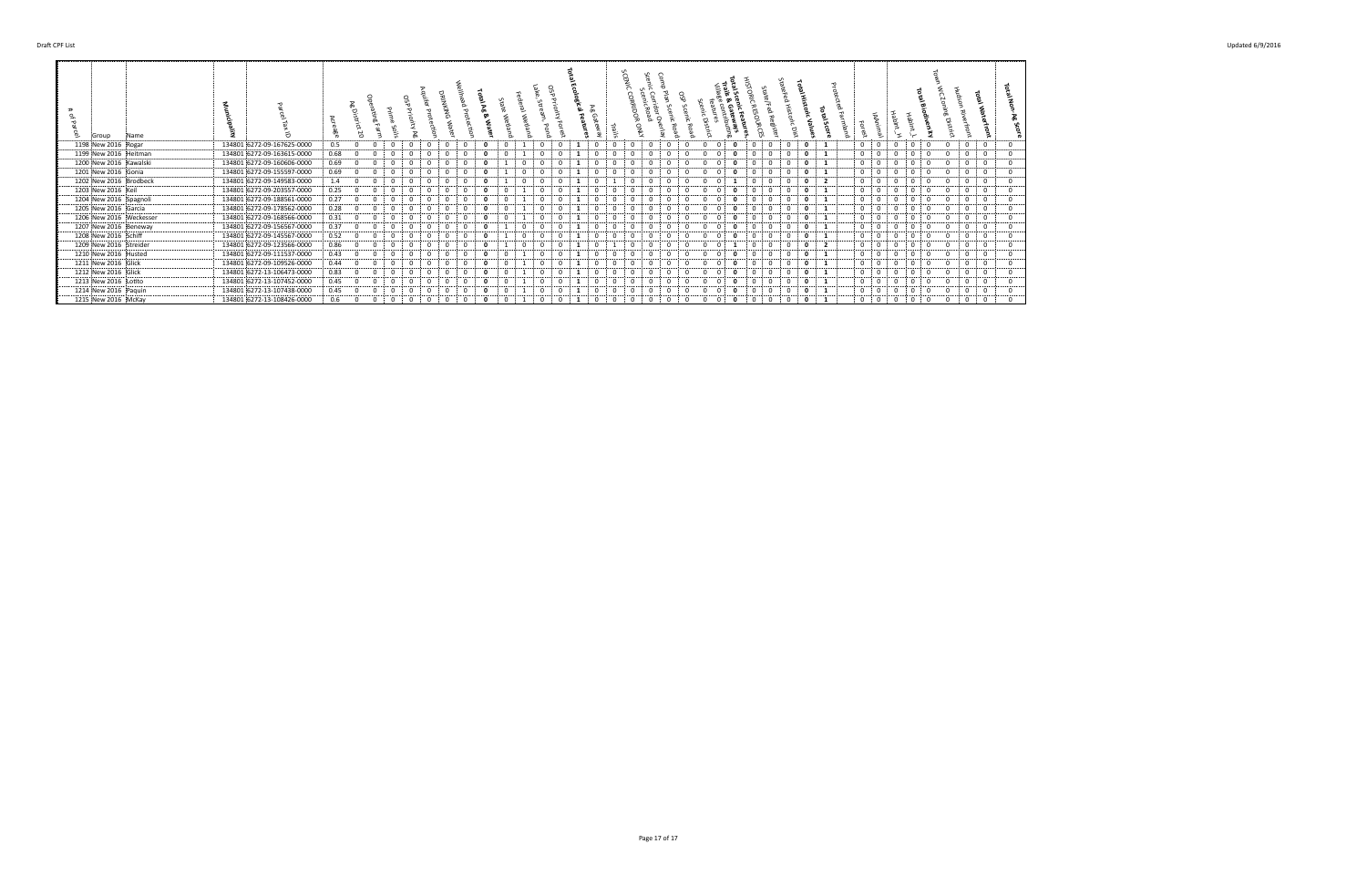Draft CPF List

Updated 6/9/2016

| # of Parcel | Group | Name | Municipality | Parcel Tax ID | Acreage | Ag District 20 | Operating Farm | Prime Soils | OSP Priority Ag | Aquifer Protection | Drinking Water | Wellhead Protection | **Total Ag & Water** | State Wetland | Federal Wetland | Lake, Stream, Pond | OSP Priority Forest | **Total Ecological Features** | Ag Gateway | Trails | SCENIC CORRIDOR ONLY | Scenic Corridor Overlay, Scenic Road | Comp Plan Scenic Road | OSP Scenic Road | Scenic District | Village contributing features | **Total Scenic Features, Trails & Gateways** | HISTORIC RESOURCES | State/Fed Register | State/Fed Historic Dist | **Total Historic Values** | **Total Score** | Protected Farmland | Forest | iAnimal | Habitat_H | Habitat_L | **Total Biodiversity** | Town WC Zoning District | Hudson Riverfront | **Total Waterfront** | **Total Non-Ag Score** |
|---|---|---|---|---|---|---|---|---|---|---|---|---|---|---|---|---|---|---|---|---|---|---|---|---|---|---|---|---|---|---|---|---|---|---|---|---|---|---|---|---|---|---|
| 1198 | New 2016 | Rogar | 134801 | 6272-09-167625-0000 | 0.5 | 0 | 0 | 0 | 0 | 0 | 0 | 0 | **0** | 0 | 1 | 0 | 0 | **1** | 0 | 0 | 0 | 0 | 0 | 0 | 0 | 0 | **0** | 0 | 0 | 0 | **0** | **1** | | 0 | 0 | 0 | 0 | 0 | 0 | 0 | 0 | 0 |
| 1199 | New 2016 | Heitman | 134801 | 6272-09-163615-0000 | 0.68 | 0 | 0 | 0 | 0 | 0 | 0 | 0 | **0** | 0 | 1 | 0 | 0 | **1** | 0 | 0 | 0 | 0 | 0 | 0 | 0 | 0 | **0** | 0 | 0 | 0 | **0** | **1** | | 0 | 0 | 0 | 0 | 0 | 0 | 0 | 0 | 0 |
| 1200 | New 2016 | Kawalski | 134801 | 6272-09-160606-0000 | 0.69 | 0 | 0 | 0 | 0 | 0 | 0 | 0 | **0** | 1 | 0 | 0 | 0 | **1** | 0 | 0 | 0 | 0 | 0 | 0 | 0 | 0 | **0** | 0 | 0 | 0 | **0** | **1** | | 0 | 0 | 0 | 0 | 0 | 0 | 0 | 0 | 0 |
| 1201 | New 2016 | Gonia | 134801 | 6272-09-155597-0000 | 0.69 | 0 | 0 | 0 | 0 | 0 | 0 | 0 | **0** | 1 | 0 | 0 | 0 | **1** | 0 | 0 | 0 | 0 | 0 | 0 | 0 | 0 | **0** | 0 | 0 | 0 | **0** | **1** | | 0 | 0 | 0 | 0 | 0 | 0 | 0 | 0 | 0 |
| 1202 | New 2016 | Brodbeck | 134801 | 6272-09-149583-0000 | 1.4 | 0 | 0 | 0 | 0 | 0 | 0 | 0 | **0** | 1 | 0 | 0 | 0 | **1** | 0 | 1 | 0 | 0 | 0 | 0 | 0 | 0 | **1** | 0 | 0 | 0 | **0** | **2** | | 0 | 0 | 0 | 0 | 0 | 0 | 0 | 0 | 0 |
| 1203 | New 2016 | Keil | 134801 | 6272-09-203557-0000 | 0.25 | 0 | 0 | 0 | 0 | 0 | 0 | 0 | **0** | 0 | 1 | 0 | 0 | **1** | 0 | 0 | 0 | 0 | 0 | 0 | 0 | 0 | **0** | 0 | 0 | 0 | **0** | **1** | | 0 | 0 | 0 | 0 | 0 | 0 | 0 | 0 | 0 |
| 1204 | New 2016 | Spagnoli | 134801 | 6272-09-188561-0000 | 0.27 | 0 | 0 | 0 | 0 | 0 | 0 | 0 | **0** | 0 | 1 | 0 | 0 | **1** | 0 | 0 | 0 | 0 | 0 | 0 | 0 | 0 | **0** | 0 | 0 | 0 | **0** | **1** | | 0 | 0 | 0 | 0 | 0 | 0 | 0 | 0 | 0 |
| 1205 | New 2016 | Garcia | 134801 | 6272-09-178562-0000 | 0.28 | 0 | 0 | 0 | 0 | 0 | 0 | 0 | **0** | 0 | 1 | 0 | 0 | **1** | 0 | 0 | 0 | 0 | 0 | 0 | 0 | 0 | **0** | 0 | 0 | 0 | **0** | **1** | | 0 | 0 | 0 | 0 | 0 | 0 | 0 | 0 | 0 |
| 1206 | New 2016 | Weckesser | 134801 | 6272-09-168566-0000 | 0.31 | 0 | 0 | 0 | 0 | 0 | 0 | 0 | **0** | 0 | 1 | 0 | 0 | **1** | 0 | 0 | 0 | 0 | 0 | 0 | 0 | 0 | **0** | 0 | 0 | 0 | **0** | **1** | | 0 | 0 | 0 | 0 | 0 | 0 | 0 | 0 | 0 |
| 1207 | New 2016 | Beneway | 134801 | 6272-09-156567-0000 | 0.37 | 0 | 0 | 0 | 0 | 0 | 0 | 0 | **0** | 1 | 0 | 0 | 0 | **1** | 0 | 0 | 0 | 0 | 0 | 0 | 0 | 0 | **0** | 0 | 0 | 0 | **0** | **1** | | 0 | 0 | 0 | 0 | 0 | 0 | 0 | 0 | 0 |
| 1208 | New 2016 | Schiff | 134801 | 6272-09-145567-0000 | 0.52 | 0 | 0 | 0 | 0 | 0 | 0 | 0 | **0** | 1 | 0 | 0 | 0 | **1** | 0 | 0 | 0 | 0 | 0 | 0 | 0 | 0 | **0** | 0 | 0 | 0 | **0** | **1** | | 0 | 0 | 0 | 0 | 0 | 0 | 0 | 0 | 0 |
| 1209 | New 2016 | Streider | 134801 | 6272-09-123566-0000 | 0.86 | 0 | 0 | 0 | 0 | 0 | 0 | 0 | **0** | 1 | 0 | 0 | 0 | **1** | 0 | 1 | 0 | 0 | 0 | 0 | 0 | 0 | **1** | 0 | 0 | 0 | **0** | **2** | | 0 | 0 | 0 | 0 | 0 | 0 | 0 | 0 | 0 |
| 1210 | New 2016 | Husted | 134801 | 6272-09-111537-0000 | 0.43 | 0 | 0 | 0 | 0 | 0 | 0 | 0 | **0** | 0 | 1 | 0 | 0 | **1** | 0 | 0 | 0 | 0 | 0 | 0 | 0 | 0 | **0** | 0 | 0 | 0 | **0** | **1** | | 0 | 0 | 0 | 0 | 0 | 0 | 0 | 0 | 0 |
| 1211 | New 2016 | Glick | 134801 | 6272-09-109526-0000 | 0.44 | 0 | 0 | 0 | 0 | 0 | 0 | 0 | **0** | 0 | 1 | 0 | 0 | **1** | 0 | 0 | 0 | 0 | 0 | 0 | 0 | 0 | **0** | 0 | 0 | 0 | **0** | **1** | | 0 | 0 | 0 | 0 | 0 | 0 | 0 | 0 | 0 |
| 1212 | New 2016 | Glick | 134801 | 6272-13-106473-0000 | 0.83 | 0 | 0 | 0 | 0 | 0 | 0 | 0 | **0** | 0 | 1 | 0 | 0 | **1** | 0 | 0 | 0 | 0 | 0 | 0 | 0 | 0 | **0** | 0 | 0 | 0 | **0** | **1** | | 0 | 0 | 0 | 0 | 0 | 0 | 0 | 0 | 0 |
| 1213 | New 2016 | Lotito | 134801 | 6272-13-107452-0000 | 0.45 | 0 | 0 | 0 | 0 | 0 | 0 | 0 | **0** | 0 | 1 | 0 | 0 | **1** | 0 | 0 | 0 | 0 | 0 | 0 | 0 | 0 | **0** | 0 | 0 | 0 | **0** | **1** | | 0 | 0 | 0 | 0 | 0 | 0 | 0 | 0 | 0 |
| 1214 | New 2016 | Paquin | 134801 | 6272-13-107438-0000 | 0.45 | 0 | 0 | 0 | 0 | 0 | 0 | 0 | **0** | 0 | 1 | 0 | 0 | **1** | 0 | 0 | 0 | 0 | 0 | 0 | 0 | 0 | **0** | 0 | 0 | 0 | **0** | **1** | | 0 | 0 | 0 | 0 | 0 | 0 | 0 | 0 | 0 |
| 1215 | New 2016 | McKay | 134801 | 6272-13-108426-0000 | 0.6 | 0 | 0 | 0 | 0 | 0 | 0 | 0 | **0** | 0 | 1 | 0 | 0 | **1** | 0 | 0 | 0 | 0 | 0 | 0 | 0 | 0 | **0** | 0 | 0 | 0 | **0** | **1** | | 0 | 0 | 0 | 0 | 0 | 0 | 0 | 0 | 0 |